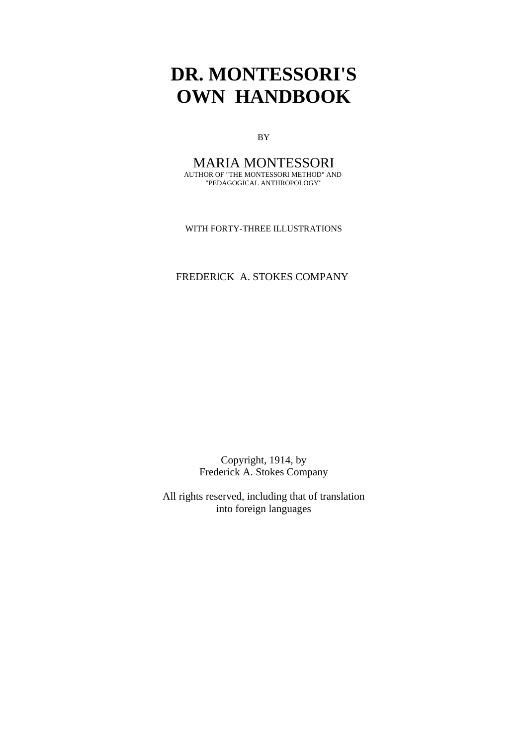# DR. MONTESSORI'S OWN HANDBOOK

BY

MARIA MONTESSORI

AUTHOR OF "THE MONTESSORI METHOD" AND "PEDAGOGICAL ANTHROPOLOGY"

WITH FORTY-THREE ILLUSTRATIONS

FREDERICK A. STOKES COMPANY

Copyright, 1914, by
Frederick A. Stokes Company

All rights reserved, including that of translation into foreign languages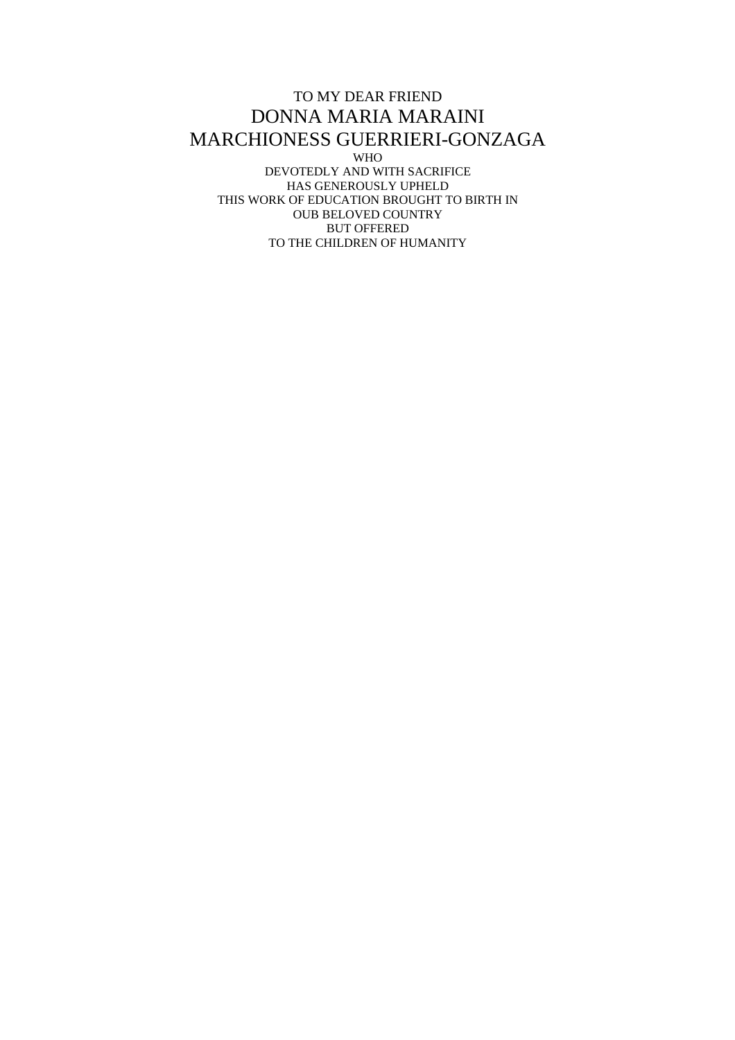TO MY DEAR FRIEND

DONNA MARIA MARAINI

MARCHIONESS GUERRIERI-GONZAGA

WHO

DEVOTEDLY AND WITH SACRIFICE

HAS GENEROUSLY UPHELD

THIS WORK OF EDUCATION BROUGHT TO BIRTH IN

OUB BELOVED COUNTRY

BUT OFFERED

TO THE CHILDREN OF HUMANITY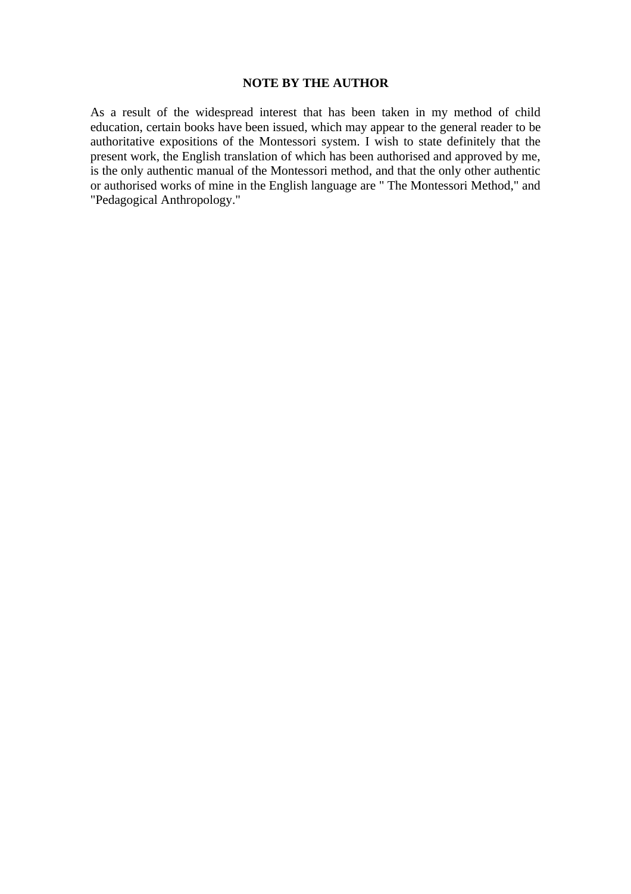## NOTE BY THE AUTHOR

As a result of the widespread interest that has been taken in my method of child education, certain books have been issued, which may appear to the general reader to be authoritative expositions of the Montessori system. I wish to state definitely that the present work, the English translation of which has been authorised and approved by me, is the only authentic manual of the Montessori method, and that the only other authentic or authorised works of mine in the English language are " The Montessori Method," and "Pedagogical Anthropology."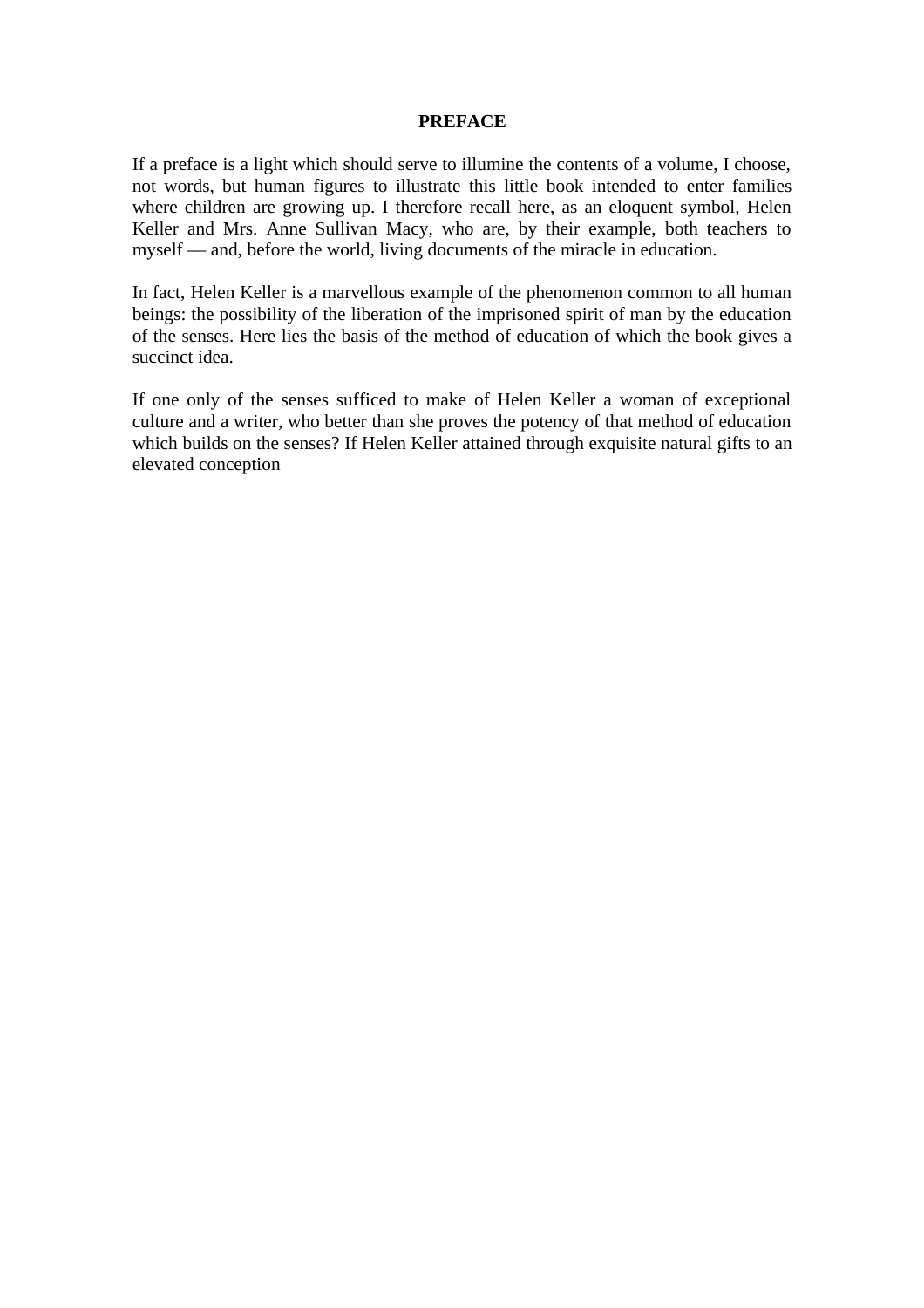# PREFACE

If a preface is a light which should serve to illumine the contents of a volume, I choose, not words, but human figures to illustrate this little book intended to enter families where children are growing up. I therefore recall here, as an eloquent symbol, Helen Keller and Mrs. Anne Sullivan Macy, who are, by their example, both teachers to myself — and, before the world, living documents of the miracle in education.

In fact, Helen Keller is a marvellous example of the phenomenon common to all human beings: the possibility of the liberation of the imprisoned spirit of man by the education of the senses. Here lies the basis of the method of education of which the book gives a succinct idea.

If one only of the senses sufficed to make of Helen Keller a woman of exceptional culture and a writer, who better than she proves the potency of that method of education which builds on the senses? If Helen Keller attained through exquisite natural gifts to an elevated conception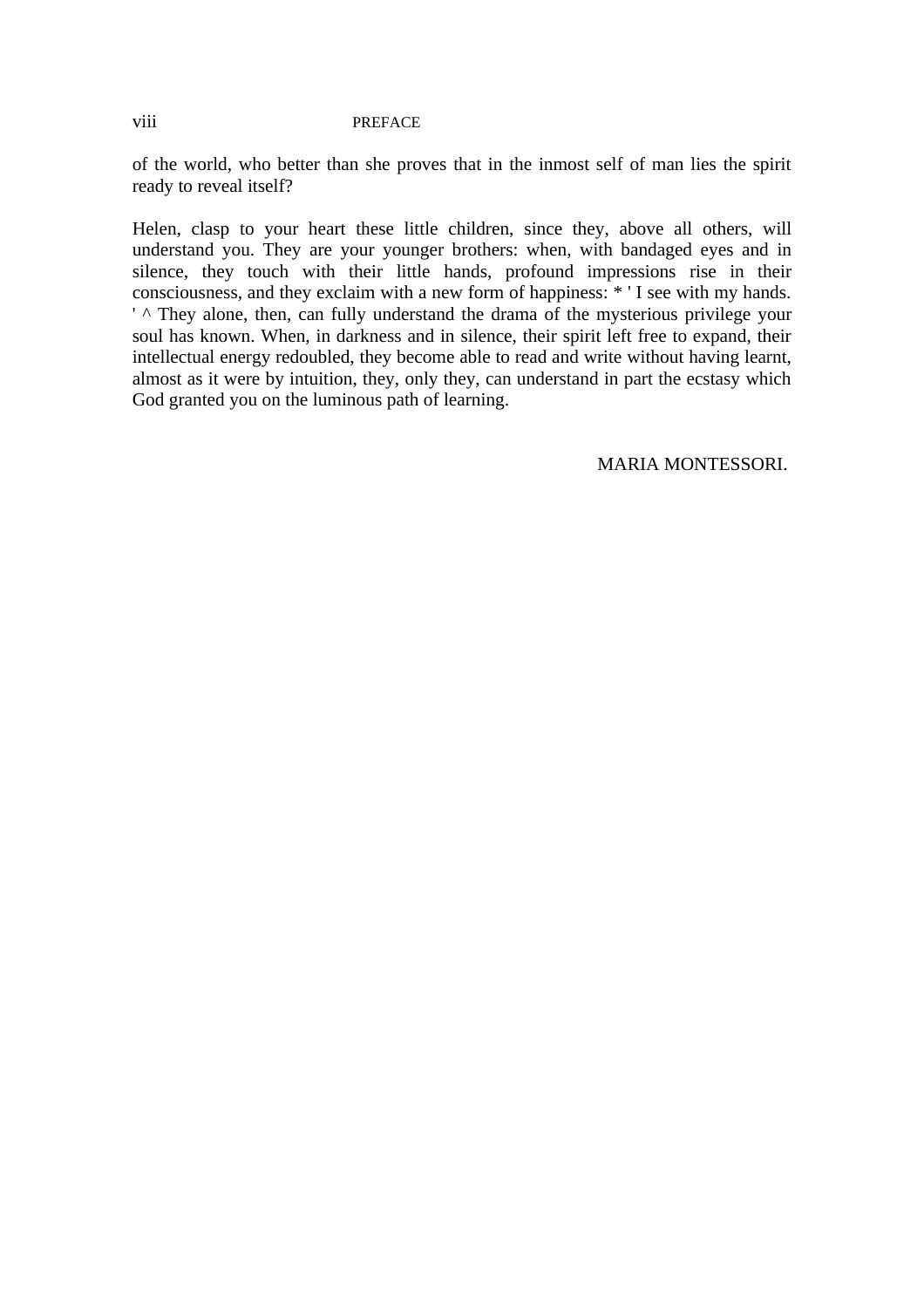of the world, who better than she proves that in the inmost self of man lies the spirit ready to reveal itself?

Helen, clasp to your heart these little children, since they, above all others, will understand you. They are your younger brothers: when, with bandaged eyes and in silence, they touch with their little hands, profound impressions rise in their consciousness, and they exclaim with a new form of happiness: * ' I see with my hands. ' ^ They alone, then, can fully understand the drama of the mysterious privilege your soul has known. When, in darkness and in silence, their spirit left free to expand, their intellectual energy redoubled, they become able to read and write without having learnt, almost as it were by intuition, they, only they, can understand in part the ecstasy which God granted you on the luminous path of learning.

MARIA MONTESSORI.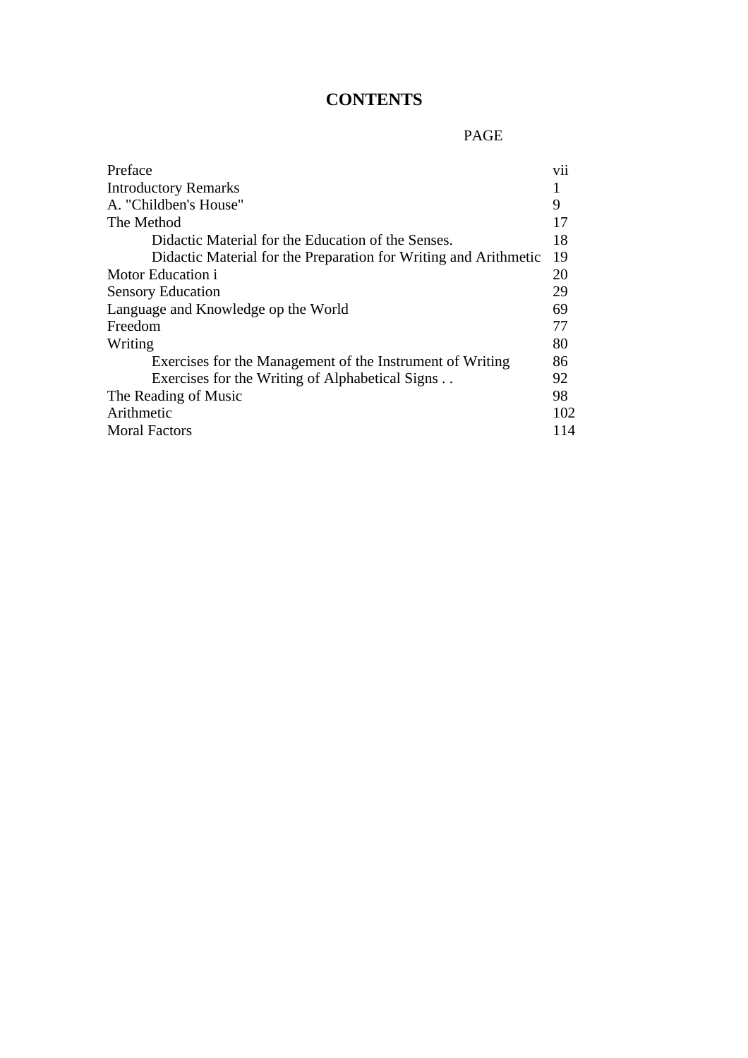# CONTENTS

| | PAGE |
|---|---|
| Preface | vii |
| Introductory Remarks | 1 |
| A. "Childben's House" | 9 |
| The Method | 17 |
| &nbsp;&nbsp;&nbsp;&nbsp;Didactic Material for the Education of the Senses. | 18 |
| &nbsp;&nbsp;&nbsp;&nbsp;Didactic Material for the Preparation for Writing and Arithmetic | 19 |
| Motor Education i | 20 |
| Sensory Education | 29 |
| Language and Knowledge op the World | 69 |
| Freedom | 77 |
| Writing | 80 |
| &nbsp;&nbsp;&nbsp;&nbsp;Exercises for the Management of the Instrument of Writing | 86 |
| &nbsp;&nbsp;&nbsp;&nbsp;Exercises for the Writing of Alphabetical Signs . . | 92 |
| The Reading of Music | 98 |
| Arithmetic | 102 |
| Moral Factors | 114 |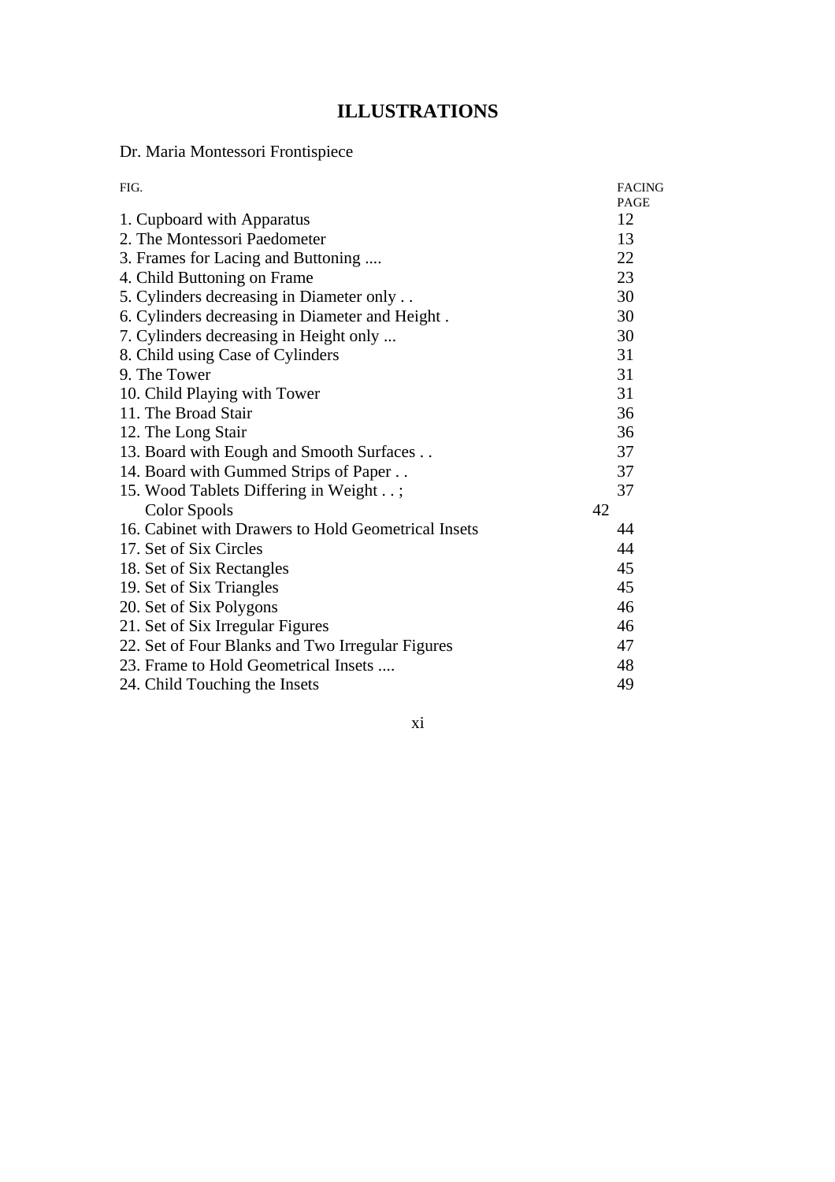# ILLUSTRATIONS

Dr. Maria Montessori Frontispiece

| FIG. | FACING PAGE |
|---|---|
| 1. Cupboard with Apparatus | 12 |
| 2. The Montessori Paedometer | 13 |
| 3. Frames for Lacing and Buttoning .... | 22 |
| 4. Child Buttoning on Frame | 23 |
| 5. Cylinders decreasing in Diameter only . . | 30 |
| 6. Cylinders decreasing in Diameter and Height . | 30 |
| 7. Cylinders decreasing in Height only ... | 30 |
| 8. Child using Case of Cylinders | 31 |
| 9. The Tower | 31 |
| 10. Child Playing with Tower | 31 |
| 11. The Broad Stair | 36 |
| 12. The Long Stair | 36 |
| 13. Board with Eough and Smooth Surfaces . . | 37 |
| 14. Board with Gummed Strips of Paper . . | 37 |
| 15. Wood Tablets Differing in Weight . . ; | 37 |
| Color Spools | 42 |
| 16. Cabinet with Drawers to Hold Geometrical Insets | 44 |
| 17. Set of Six Circles | 44 |
| 18. Set of Six Rectangles | 45 |
| 19. Set of Six Triangles | 45 |
| 20. Set of Six Polygons | 46 |
| 21. Set of Six Irregular Figures | 46 |
| 22. Set of Four Blanks and Two Irregular Figures | 47 |
| 23. Frame to Hold Geometrical Insets .... | 48 |
| 24. Child Touching the Insets | 49 |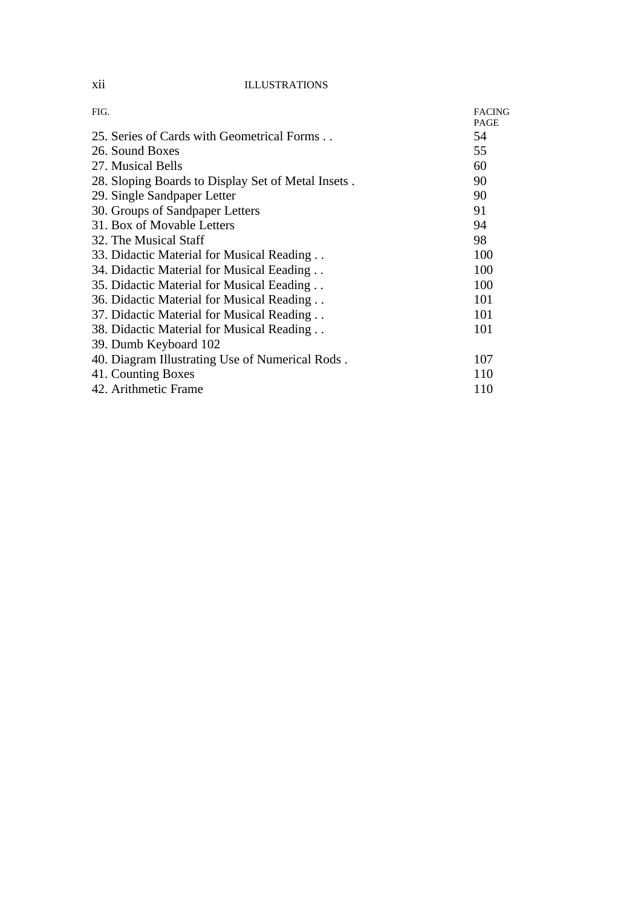| FIG. | FACING PAGE |
| --- | --- |
| 25. Series of Cards with Geometrical Forms . . | 54 |
| 26. Sound Boxes | 55 |
| 27. Musical Bells | 60 |
| 28. Sloping Boards to Display Set of Metal Insets . | 90 |
| 29. Single Sandpaper Letter | 90 |
| 30. Groups of Sandpaper Letters | 91 |
| 31. Box of Movable Letters | 94 |
| 32. The Musical Staff | 98 |
| 33. Didactic Material for Musical Reading . . | 100 |
| 34. Didactic Material for Musical Eeading . . | 100 |
| 35. Didactic Material for Musical Eeading . . | 100 |
| 36. Didactic Material for Musical Reading . . | 101 |
| 37. Didactic Material for Musical Reading . . | 101 |
| 38. Didactic Material for Musical Reading . . | 101 |
| 39. Dumb Keyboard 102 | |
| 40. Diagram Illustrating Use of Numerical Rods . | 107 |
| 41. Counting Boxes | 110 |
| 42. Arithmetic Frame | 110 |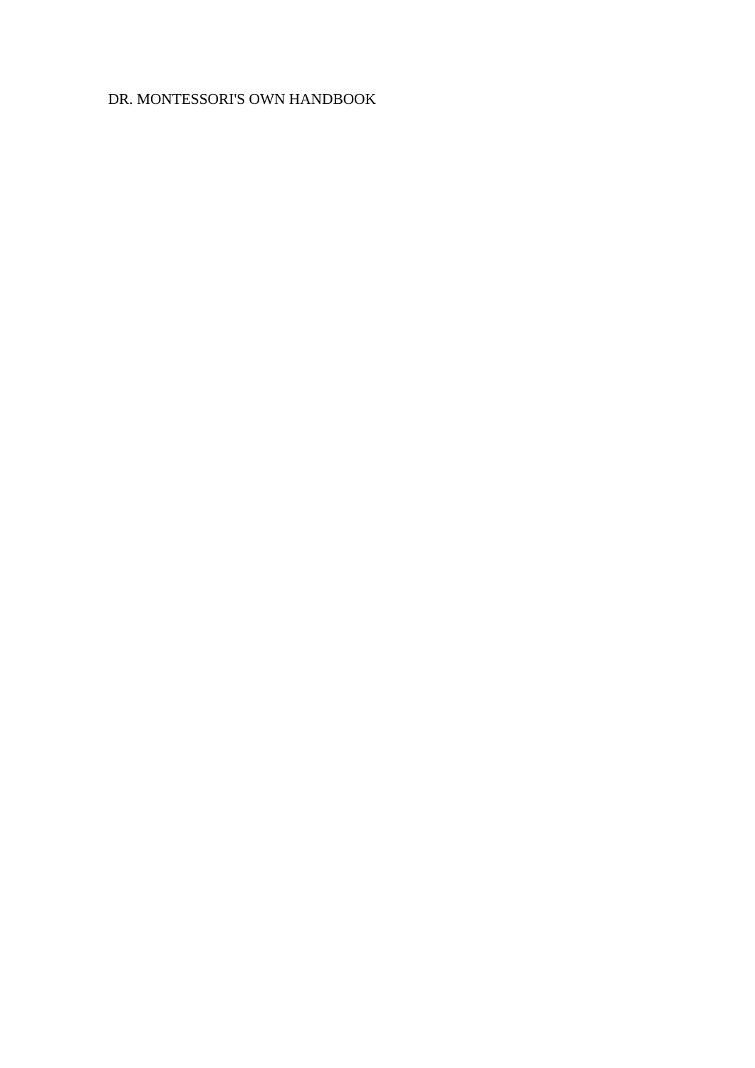DR. MONTESSORI'S OWN HANDBOOK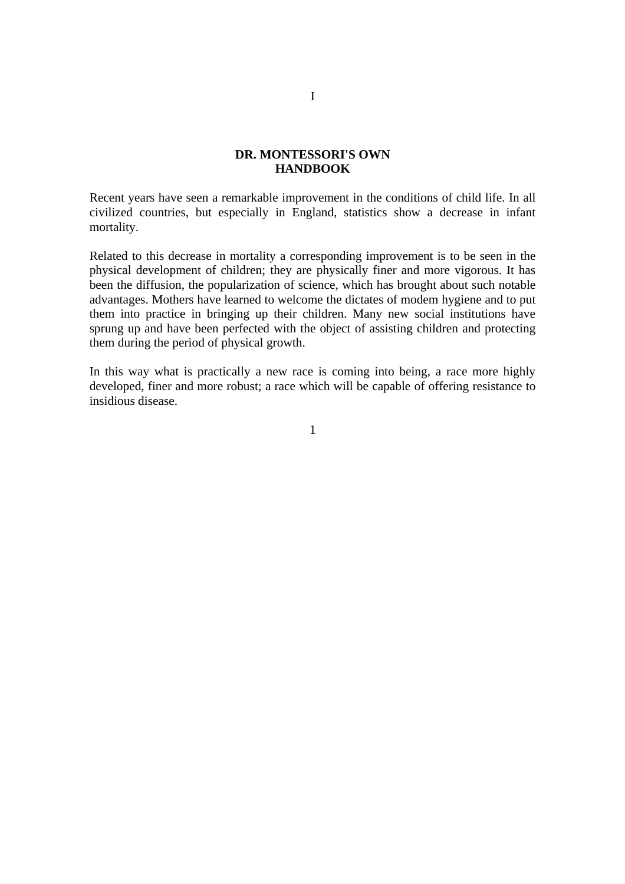# I

## DR. MONTESSORI'S OWN HANDBOOK

Recent years have seen a remarkable improvement in the conditions of child life. In all civilized countries, but especially in England, statistics show a decrease in infant mortality.

Related to this decrease in mortality a corresponding improvement is to be seen in the physical development of children; they are physically finer and more vigorous. It has been the diffusion, the popularization of science, which has brought about such notable advantages. Mothers have learned to welcome the dictates of modem hygiene and to put them into practice in bringing up their children. Many new social institutions have sprung up and have been perfected with the object of assisting children and protecting them during the period of physical growth.

In this way what is practically a new race is coming into being, a race more highly developed, finer and more robust; a race which will be capable of offering resistance to insidious disease.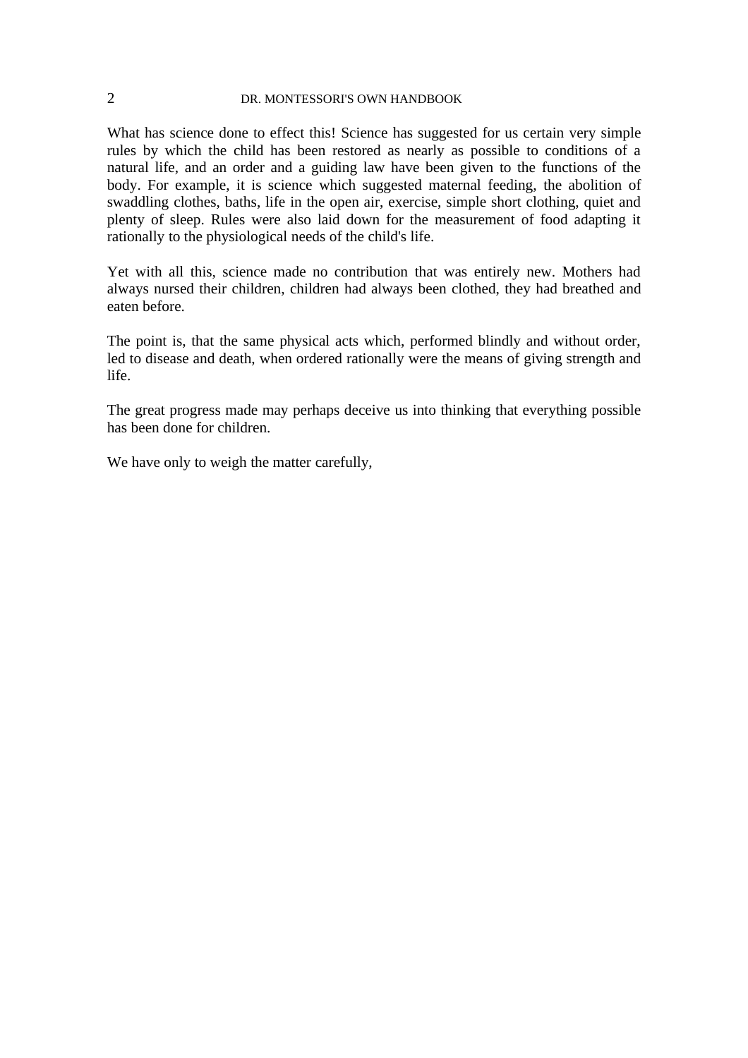What has science done to effect this! Science has suggested for us certain very simple rules by which the child has been restored as nearly as possible to conditions of a natural life, and an order and a guiding law have been given to the functions of the body. For example, it is science which suggested maternal feeding, the abolition of swaddling clothes, baths, life in the open air, exercise, simple short clothing, quiet and plenty of sleep. Rules were also laid down for the measurement of food adapting it rationally to the physiological needs of the child's life.

Yet with all this, science made no contribution that was entirely new. Mothers had always nursed their children, children had always been clothed, they had breathed and eaten before.

The point is, that the same physical acts which, performed blindly and without order, led to disease and death, when ordered rationally were the means of giving strength and life.

The great progress made may perhaps deceive us into thinking that everything possible has been done for children.

We have only to weigh the matter carefully,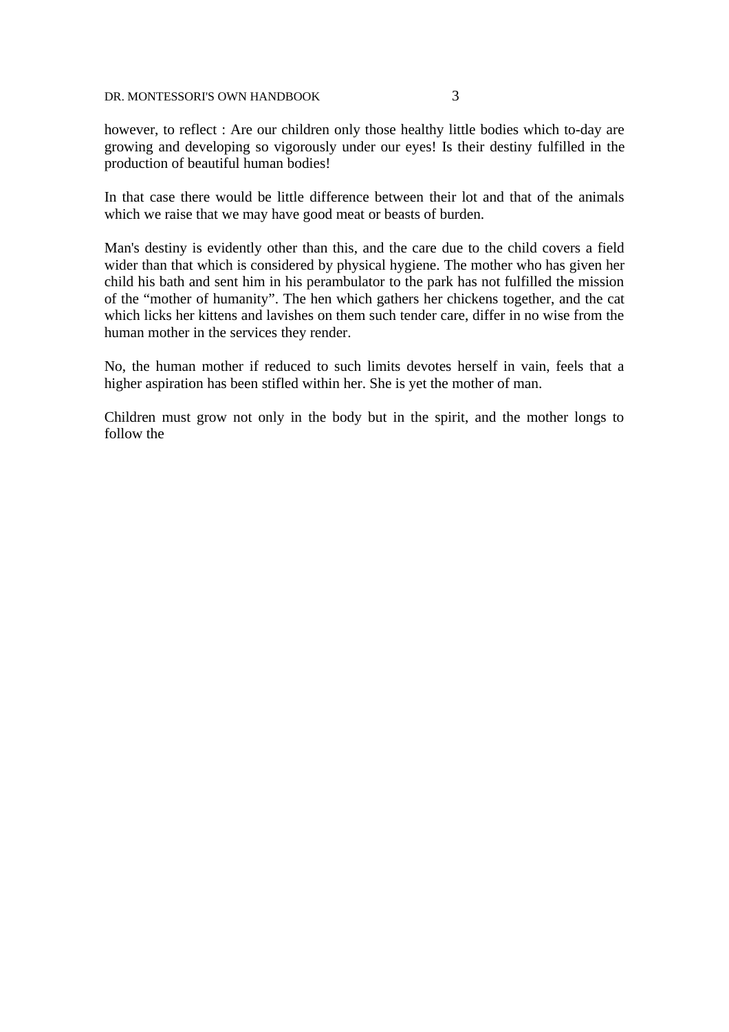however, to reflect : Are our children only those healthy little bodies which to-day are growing and developing so vigorously under our eyes! Is their destiny fulfilled in the production of beautiful human bodies!

In that case there would be little difference between their lot and that of the animals which we raise that we may have good meat or beasts of burden.

Man's destiny is evidently other than this, and the care due to the child covers a field wider than that which is considered by physical hygiene. The mother who has given her child his bath and sent him in his perambulator to the park has not fulfilled the mission of the “mother of humanity”. The hen which gathers her chickens together, and the cat which licks her kittens and lavishes on them such tender care, differ in no wise from the human mother in the services they render.

No, the human mother if reduced to such limits devotes herself in vain, feels that a higher aspiration has been stifled within her. She is yet the mother of man.

Children must grow not only in the body but in the spirit, and the mother longs to follow the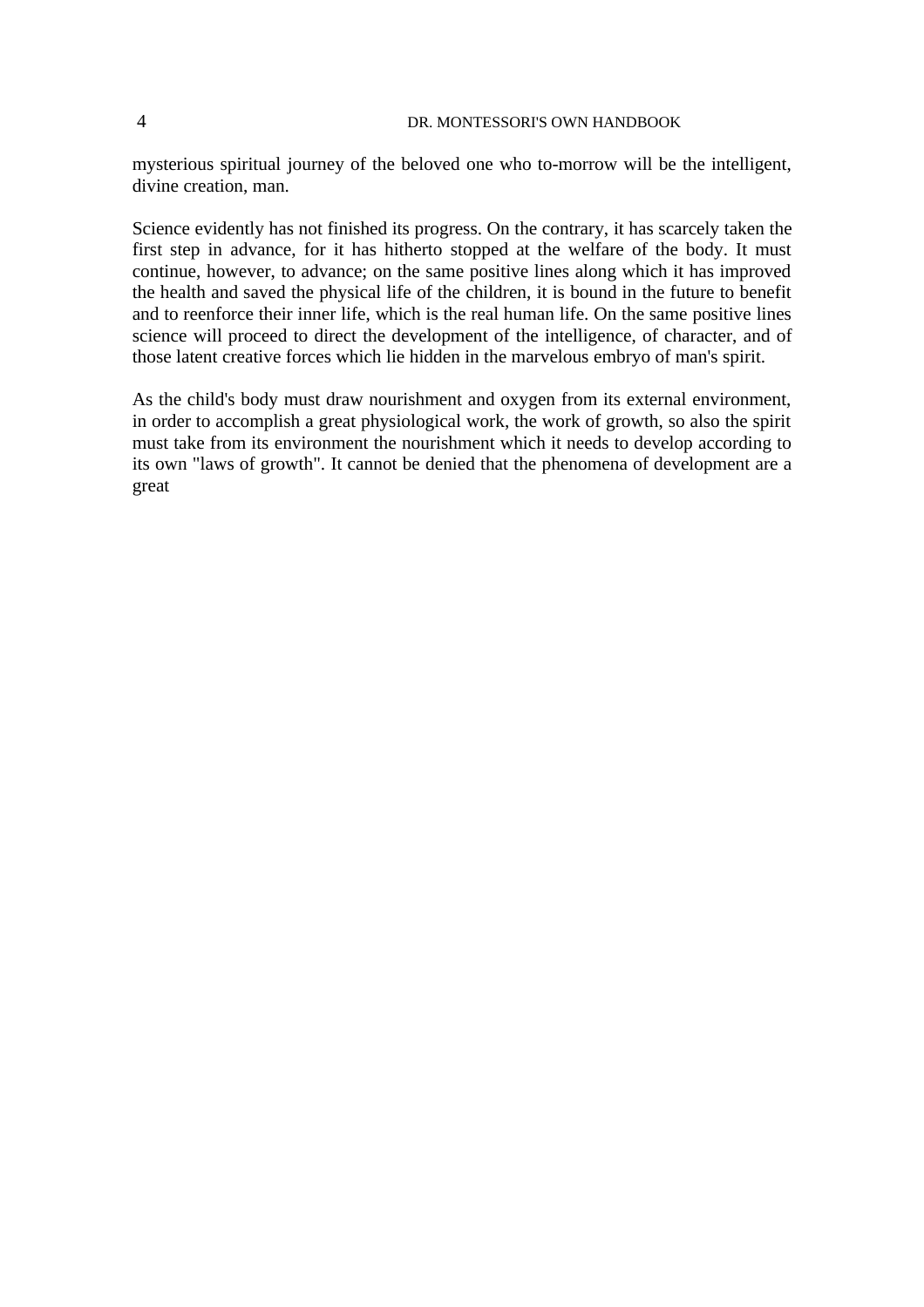mysterious spiritual journey of the beloved one who to-morrow will be the intelligent, divine creation, man.

Science evidently has not finished its progress. On the contrary, it has scarcely taken the first step in advance, for it has hitherto stopped at the welfare of the body. It must continue, however, to advance; on the same positive lines along which it has improved the health and saved the physical life of the children, it is bound in the future to benefit and to reenforce their inner life, which is the real human life. On the same positive lines science will proceed to direct the development of the intelligence, of character, and of those latent creative forces which lie hidden in the marvelous embryo of man's spirit.

As the child's body must draw nourishment and oxygen from its external environment, in order to accomplish a great physiological work, the work of growth, so also the spirit must take from its environment the nourishment which it needs to develop according to its own "laws of growth". It cannot be denied that the phenomena of development are a great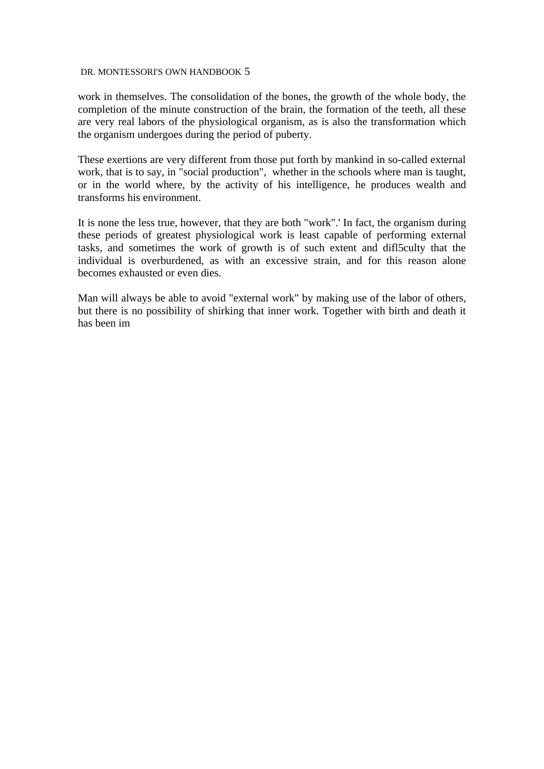work in themselves. The consolidation of the bones, the growth of the whole body, the completion of the minute construction of the brain, the formation of the teeth, all these are very real labors of the physiological organism, as is also the transformation which the organism undergoes during the period of puberty.

These exertions are very different from those put forth by mankind in so-called external work, that is to say, in "social production", whether in the schools where man is taught, or in the world where, by the activity of his intelligence, he produces wealth and transforms his environment.

It is none the less true, however, that they are both "work".' In fact, the organism during these periods of greatest physiological work is least capable of performing external tasks, and sometimes the work of growth is of such extent and difl5culty that the individual is overburdened, as with an excessive strain, and for this reason alone becomes exhausted or even dies.

Man will always be able to avoid "external work" by making use of the labor of others, but there is no possibility of shirking that inner work. Together with birth and death it has been im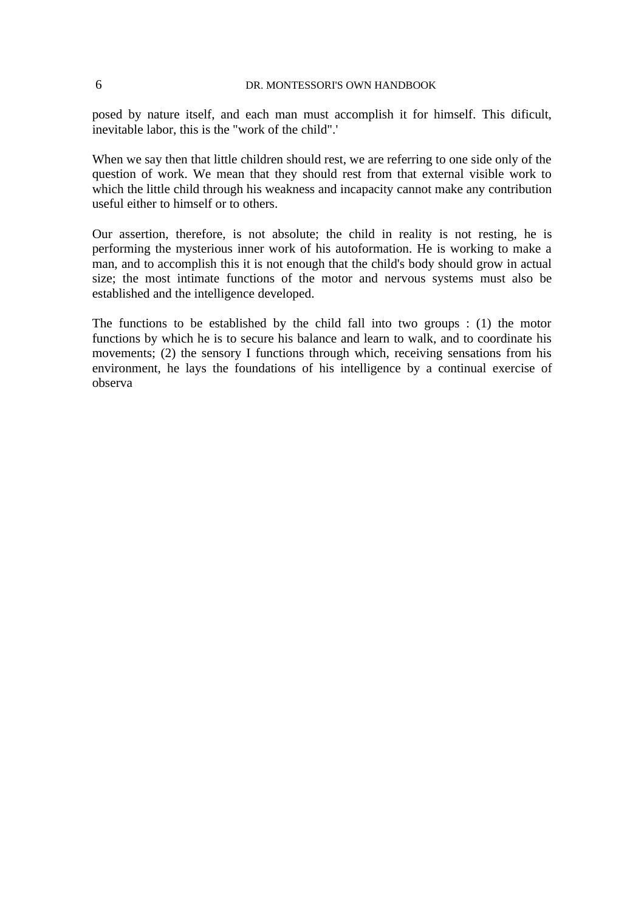posed by nature itself, and each man must accomplish it for himself. This dificult, inevitable labor, this is the "work of the child".'

When we say then that little children should rest, we are referring to one side only of the question of work. We mean that they should rest from that external visible work to which the little child through his weakness and incapacity cannot make any contribution useful either to himself or to others.

Our assertion, therefore, is not absolute; the child in reality is not resting, he is performing the mysterious inner work of his autoformation. He is working to make a man, and to accomplish this it is not enough that the child's body should grow in actual size; the most intimate functions of the motor and nervous systems must also be established and the intelligence developed.

The functions to be established by the child fall into two groups : (1) the motor functions by which he is to secure his balance and learn to walk, and to coordinate his movements; (2) the sensory I functions through which, receiving sensations from his environment, he lays the foundations of his intelligence by a continual exercise of observa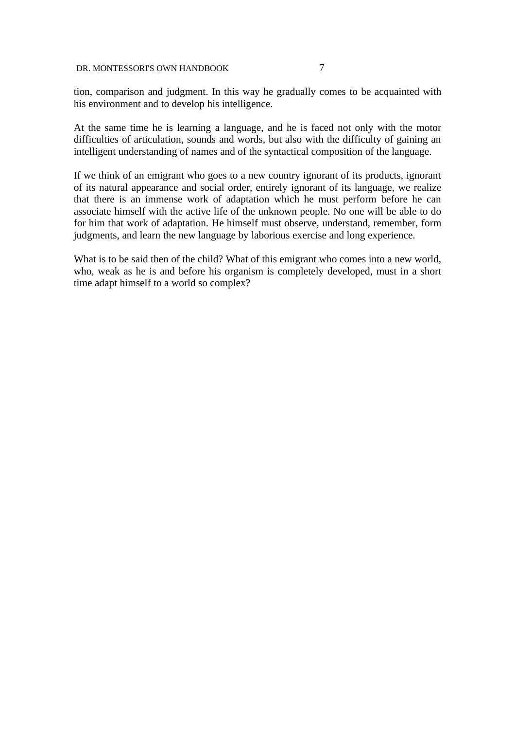tion, comparison and judgment. In this way he gradually comes to be acquainted with his environment and to develop his intelligence.

At the same time he is learning a language, and he is faced not only with the motor difficulties of articulation, sounds and words, but also with the difficulty of gaining an intelligent understanding of names and of the syntactical composition of the language.

If we think of an emigrant who goes to a new country ignorant of its products, ignorant of its natural appearance and social order, entirely ignorant of its language, we realize that there is an immense work of adaptation which he must perform before he can associate himself with the active life of the unknown people. No one will be able to do for him that work of adaptation. He himself must observe, understand, remember, form judgments, and learn the new language by laborious exercise and long experience.

What is to be said then of the child? What of this emigrant who comes into a new world, who, weak as he is and before his organism is completely developed, must in a short time adapt himself to a world so complex?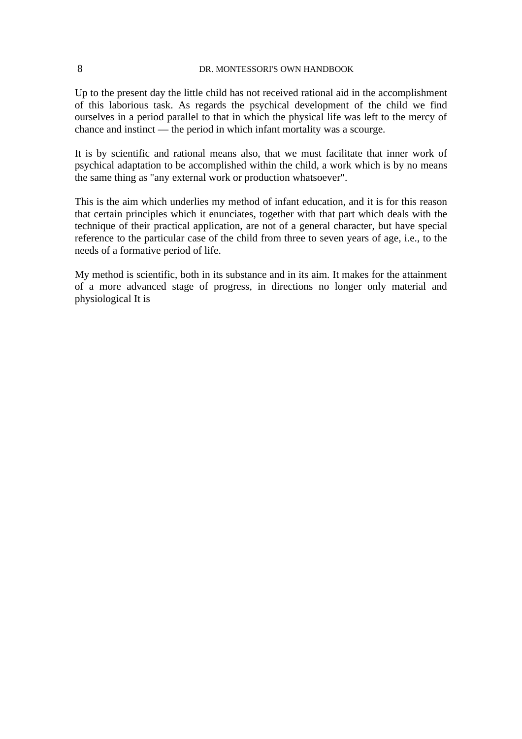Up to the present day the little child has not received rational aid in the accomplishment of this laborious task. As regards the psychical development of the child we find ourselves in a period parallel to that in which the physical life was left to the mercy of chance and instinct — the period in which infant mortality was a scourge.

It is by scientific and rational means also, that we must facilitate that inner work of psychical adaptation to be accomplished within the child, a work which is by no means the same thing as "any external work or production whatsoever".

This is the aim which underlies my method of infant education, and it is for this reason that certain principles which it enunciates, together with that part which deals with the technique of their practical application, are not of a general character, but have special reference to the particular case of the child from three to seven years of age, i.e., to the needs of a formative period of life.

My method is scientific, both in its substance and in its aim. It makes for the attainment of a more advanced stage of progress, in directions no longer only material and physiological It is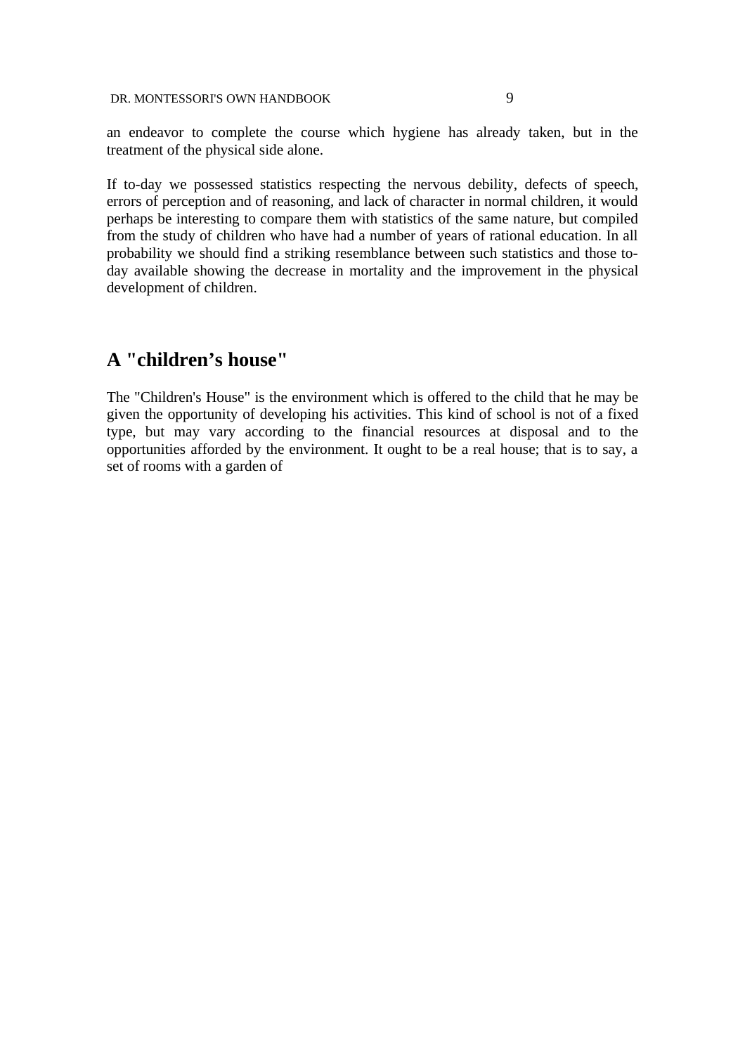an endeavor to complete the course which hygiene has already taken, but in the treatment of the physical side alone.

If to-day we possessed statistics respecting the nervous debility, defects of speech, errors of perception and of reasoning, and lack of character in normal children, it would perhaps be interesting to compare them with statistics of the same nature, but compiled from the study of children who have had a number of years of rational education. In all probability we should find a striking resemblance between such statistics and those to-day available showing the decrease in mortality and the improvement in the physical development of children.

## A "children’s house"

The "Children's House" is the environment which is offered to the child that he may be given the opportunity of developing his activities. This kind of school is not of a fixed type, but may vary according to the financial resources at disposal and to the opportunities afforded by the environment. It ought to be a real house; that is to say, a set of rooms with a garden of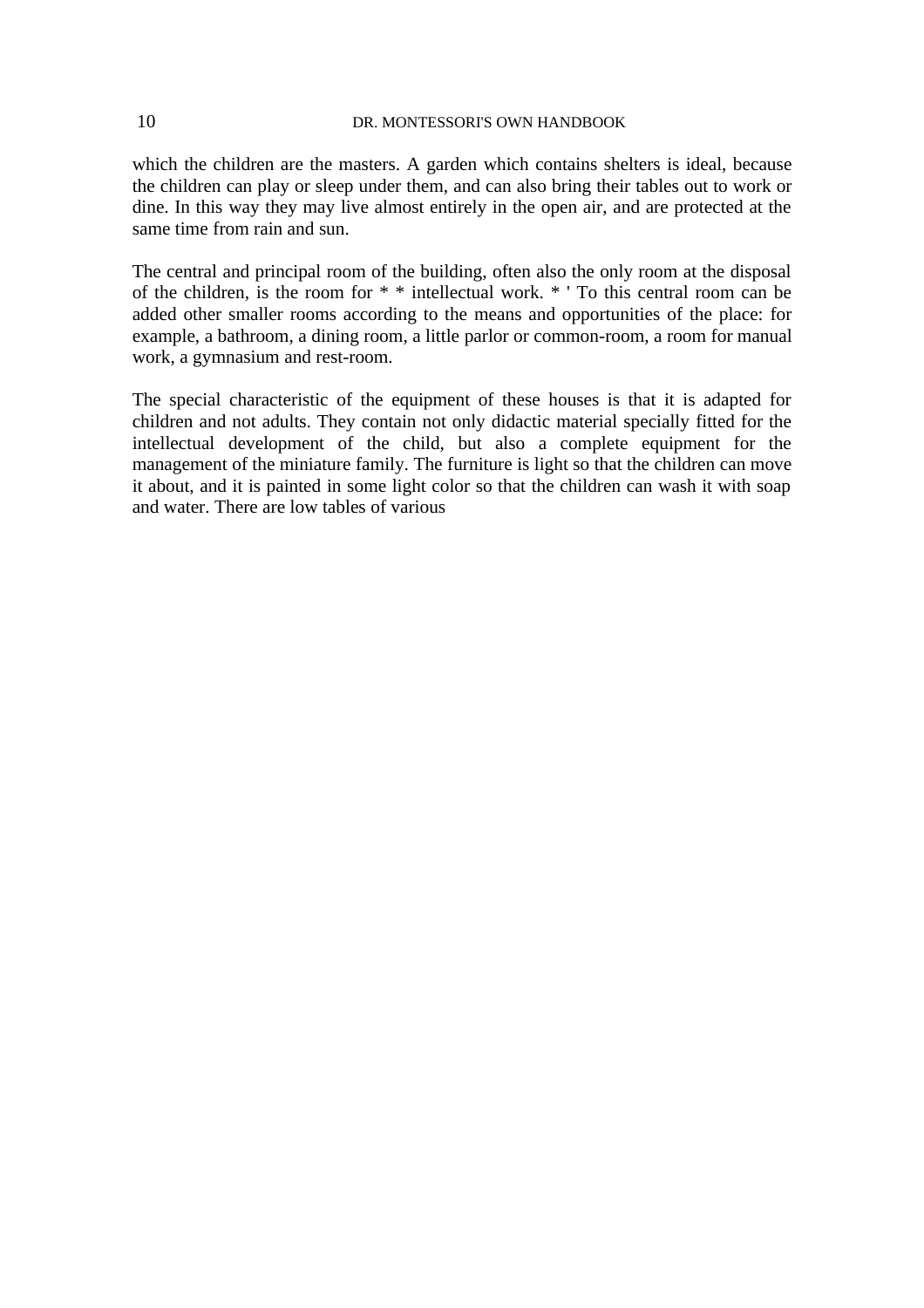which the children are the masters. A garden which contains shelters is ideal, because the children can play or sleep under them, and can also bring their tables out to work or dine. In this way they may live almost entirely in the open air, and are protected at the same time from rain and sun.

The central and principal room of the building, often also the only room at the disposal of the children, is the room for * * intellectual work. * ' To this central room can be added other smaller rooms according to the means and opportunities of the place: for example, a bathroom, a dining room, a little parlor or common-room, a room for manual work, a gymnasium and rest-room.

The special characteristic of the equipment of these houses is that it is adapted for children and not adults. They contain not only didactic material specially fitted for the intellectual development of the child, but also a complete equipment for the management of the miniature family. The furniture is light so that the children can move it about, and it is painted in some light color so that the children can wash it with soap and water. There are low tables of various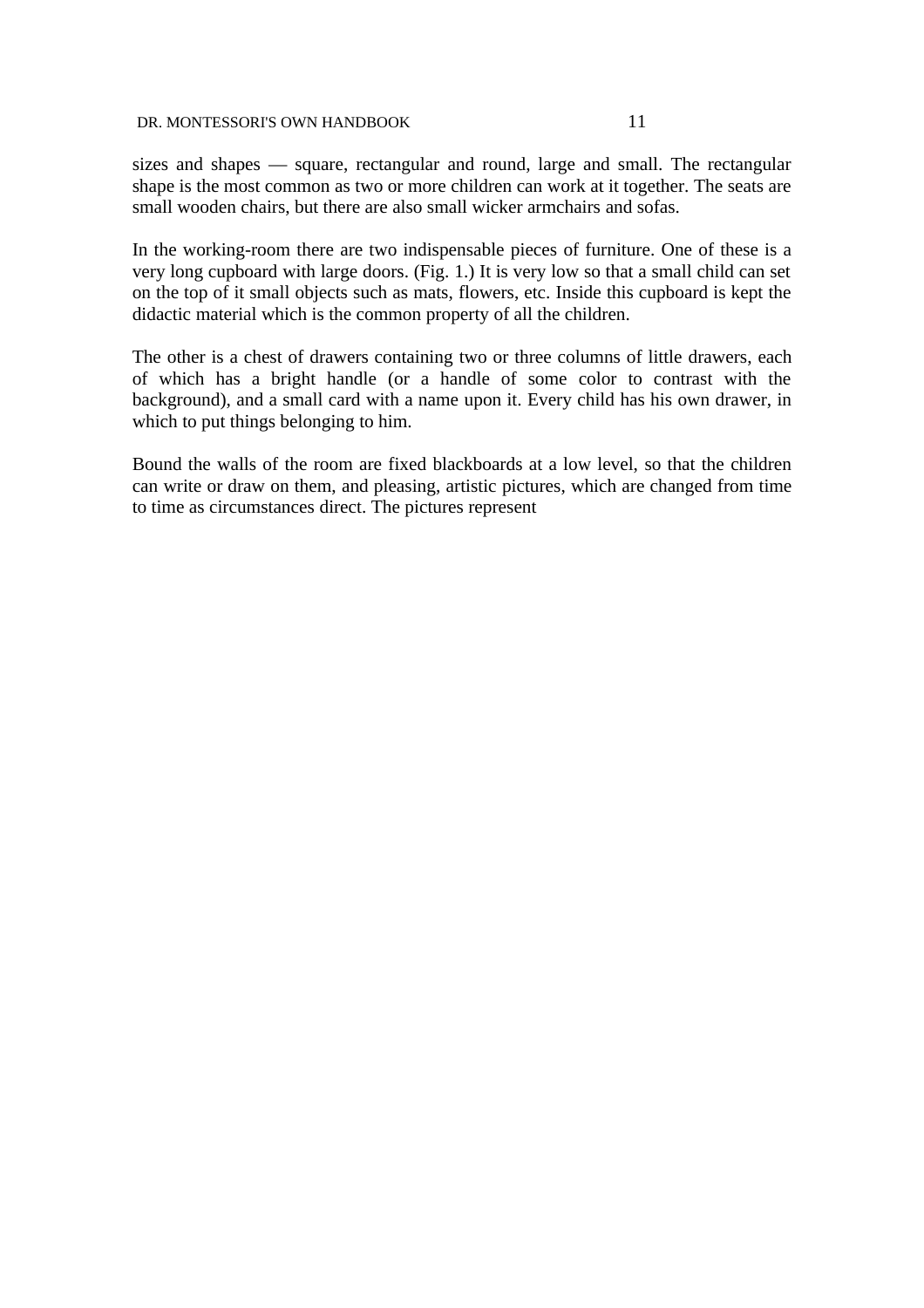sizes and shapes — square, rectangular and round, large and small. The rectangular shape is the most common as two or more children can work at it together. The seats are small wooden chairs, but there are also small wicker armchairs and sofas.

In the working-room there are two indispensable pieces of furniture. One of these is a very long cupboard with large doors. (Fig. 1.) It is very low so that a small child can set on the top of it small objects such as mats, flowers, etc. Inside this cupboard is kept the didactic material which is the common property of all the children.

The other is a chest of drawers containing two or three columns of little drawers, each of which has a bright handle (or a handle of some color to contrast with the background), and a small card with a name upon it. Every child has his own drawer, in which to put things belonging to him.

Bound the walls of the room are fixed blackboards at a low level, so that the children can write or draw on them, and pleasing, artistic pictures, which are changed from time to time as circumstances direct. The pictures represent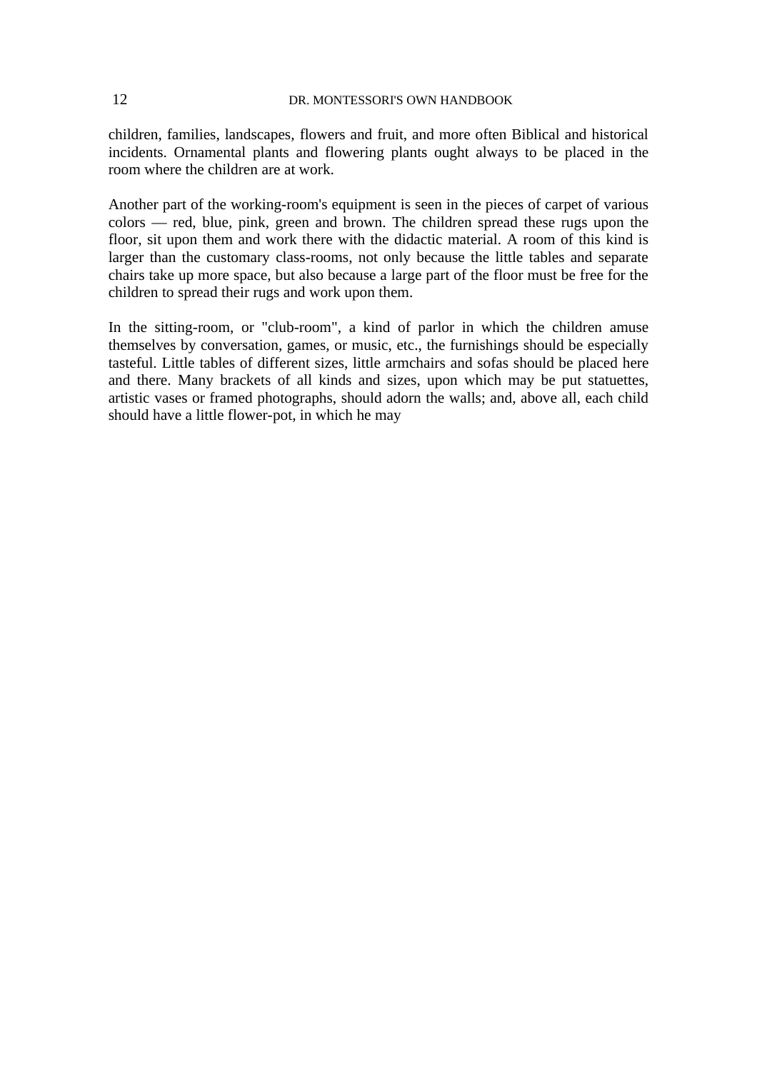children, families, landscapes, flowers and fruit, and more often Biblical and historical incidents. Ornamental plants and flowering plants ought always to be placed in the room where the children are at work.

Another part of the working-room's equipment is seen in the pieces of carpet of various colors — red, blue, pink, green and brown. The children spread these rugs upon the floor, sit upon them and work there with the didactic material. A room of this kind is larger than the customary class-rooms, not only because the little tables and separate chairs take up more space, but also because a large part of the floor must be free for the children to spread their rugs and work upon them.

In the sitting-room, or "club-room", a kind of parlor in which the children amuse themselves by conversation, games, or music, etc., the furnishings should be especially tasteful. Little tables of different sizes, little armchairs and sofas should be placed here and there. Many brackets of all kinds and sizes, upon which may be put statuettes, artistic vases or framed photographs, should adorn the walls; and, above all, each child should have a little flower-pot, in which he may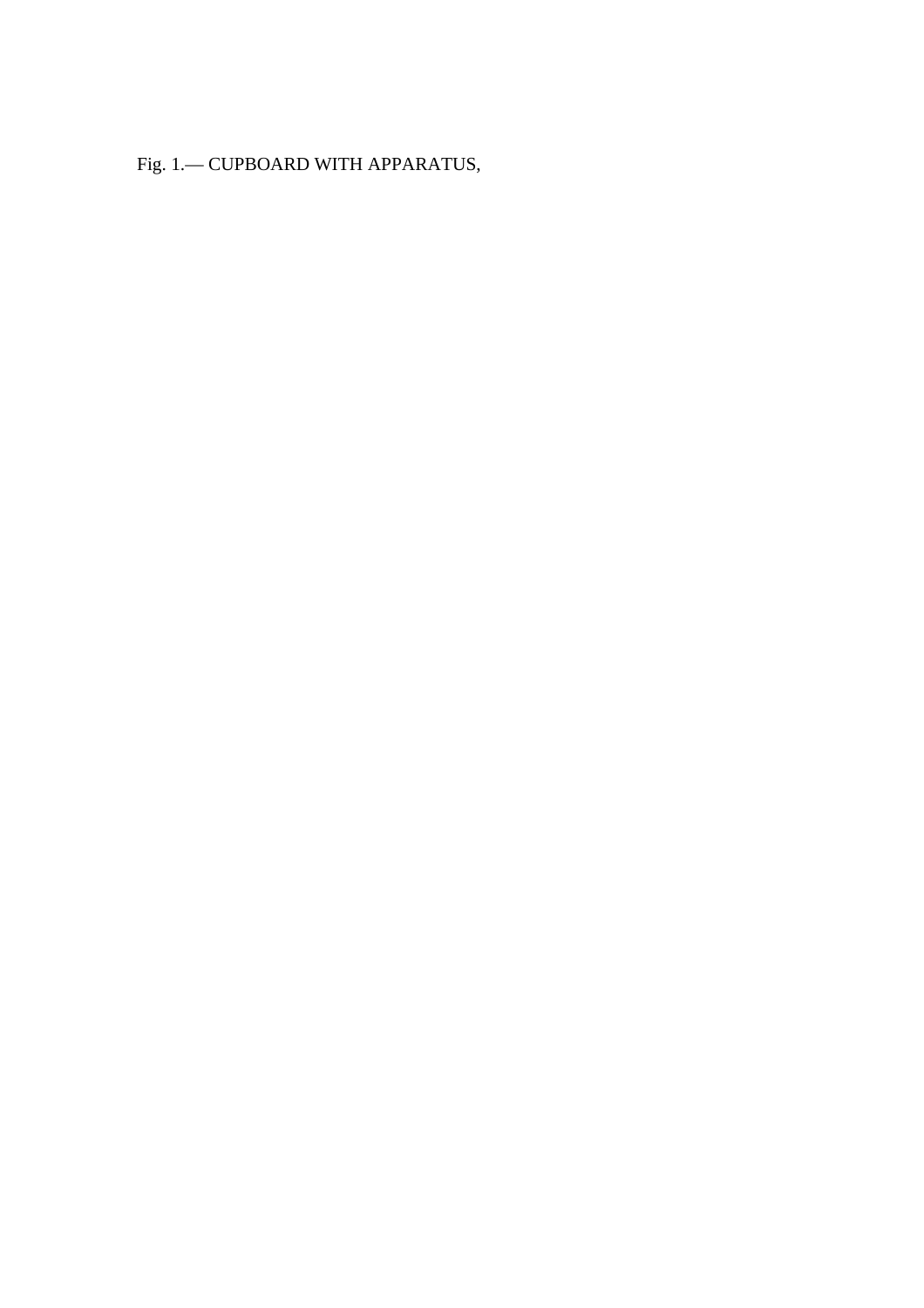Fig. 1.— CUPBOARD WITH APPARATUS,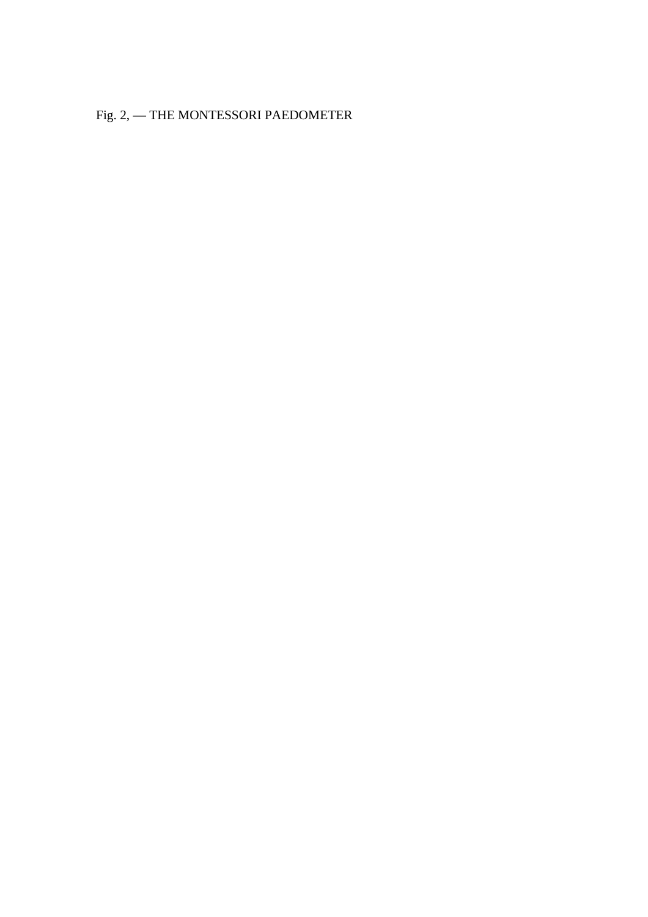Fig. 2, — THE MONTESSORI PAEDOMETER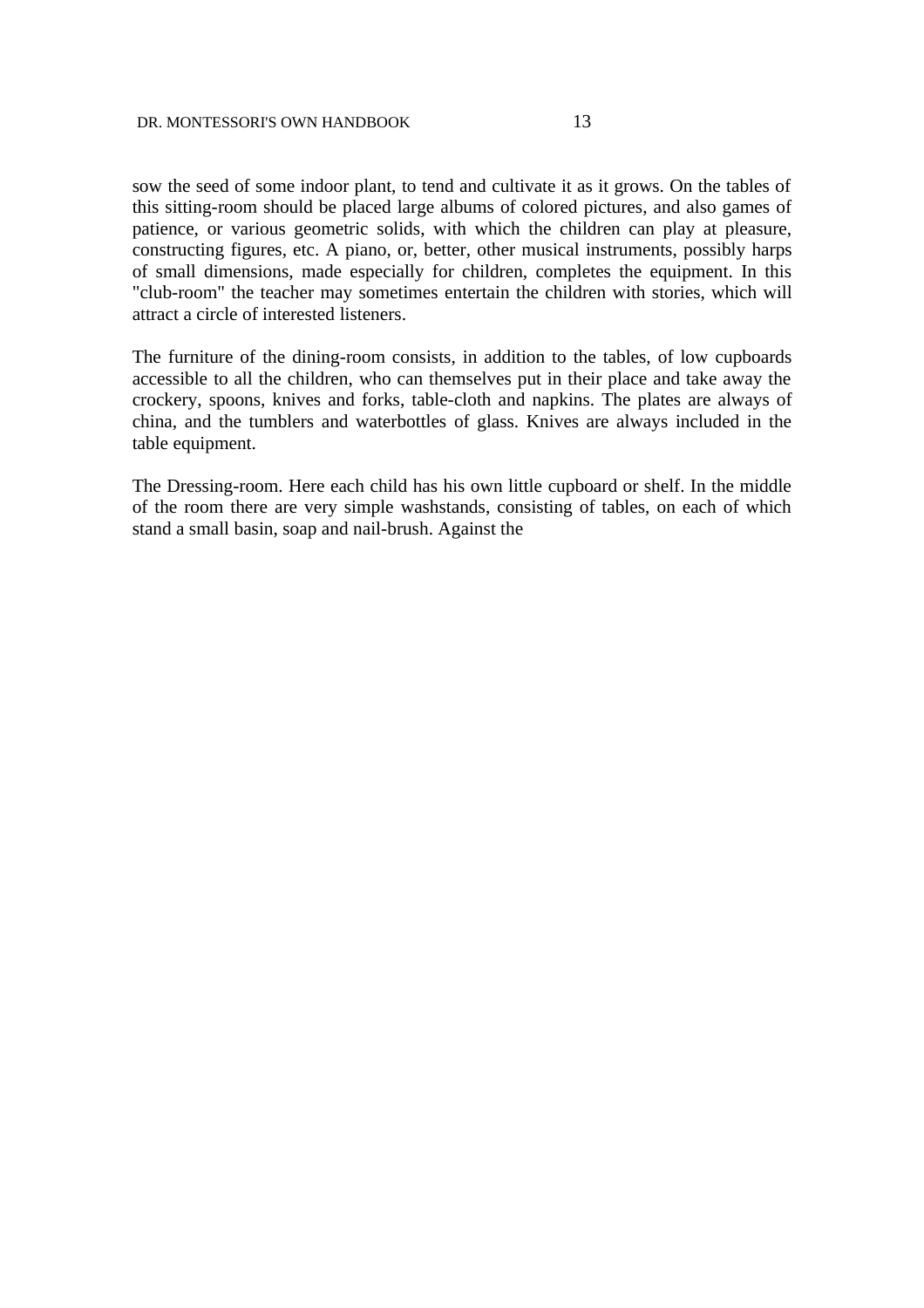sow the seed of some indoor plant, to tend and cultivate it as it grows. On the tables of this sitting-room should be placed large albums of colored pictures, and also games of patience, or various geometric solids, with which the children can play at pleasure, constructing figures, etc. A piano, or, better, other musical instruments, possibly harps of small dimensions, made especially for children, completes the equipment. In this "club-room" the teacher may sometimes entertain the children with stories, which will attract a circle of interested listeners.

The furniture of the dining-room consists, in addition to the tables, of low cupboards accessible to all the children, who can themselves put in their place and take away the crockery, spoons, knives and forks, table-cloth and napkins. The plates are always of china, and the tumblers and waterbottles of glass. Knives are always included in the table equipment.

The Dressing-room. Here each child has his own little cupboard or shelf. In the middle of the room there are very simple washstands, consisting of tables, on each of which stand a small basin, soap and nail-brush. Against the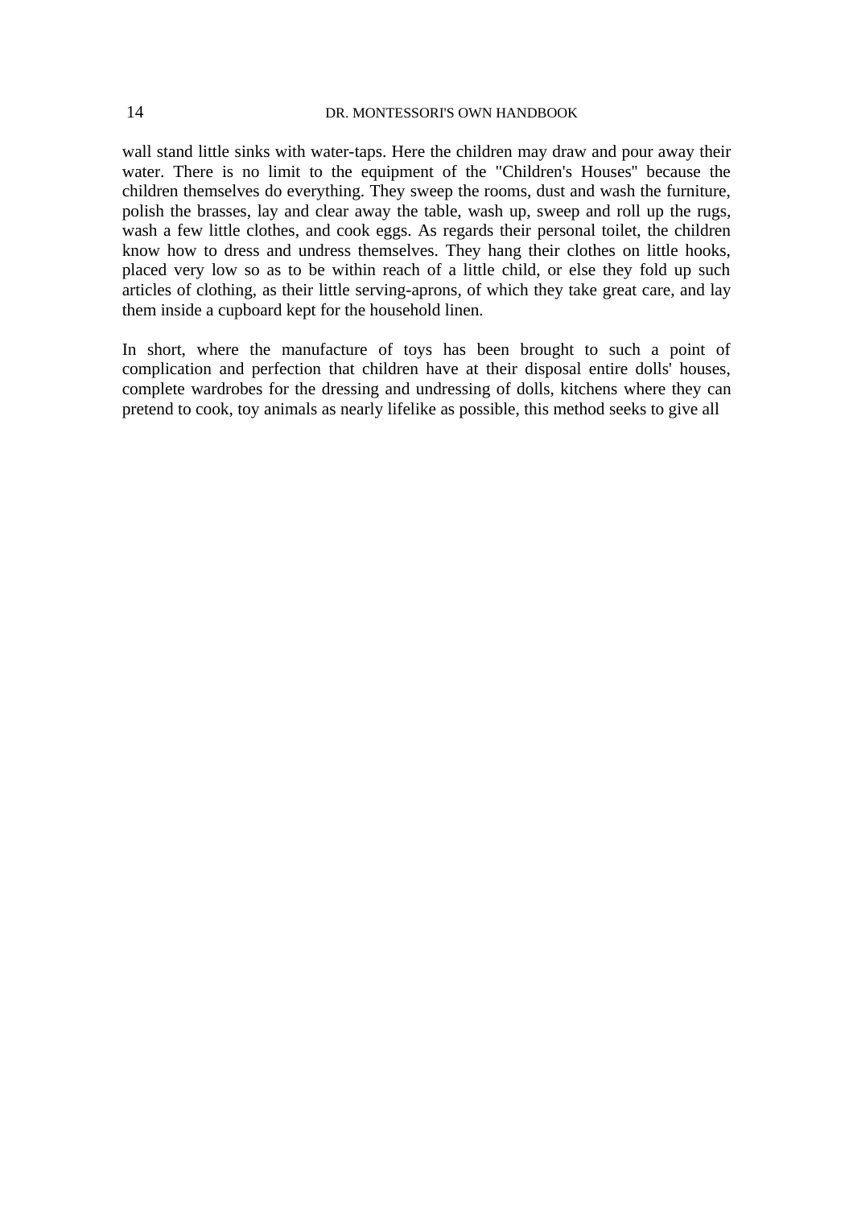wall stand little sinks with water-taps. Here the children may draw and pour away their water. There is no limit to the equipment of the "Children's Houses" because the children themselves do everything. They sweep the rooms, dust and wash the furniture, polish the brasses, lay and clear away the table, wash up, sweep and roll up the rugs, wash a few little clothes, and cook eggs. As regards their personal toilet, the children know how to dress and undress themselves. They hang their clothes on little hooks, placed very low so as to be within reach of a little child, or else they fold up such articles of clothing, as their little serving-aprons, of which they take great care, and lay them inside a cupboard kept for the household linen.

In short, where the manufacture of toys has been brought to such a point of complication and perfection that children have at their disposal entire dolls' houses, complete wardrobes for the dressing and undressing of dolls, kitchens where they can pretend to cook, toy animals as nearly lifelike as possible, this method seeks to give all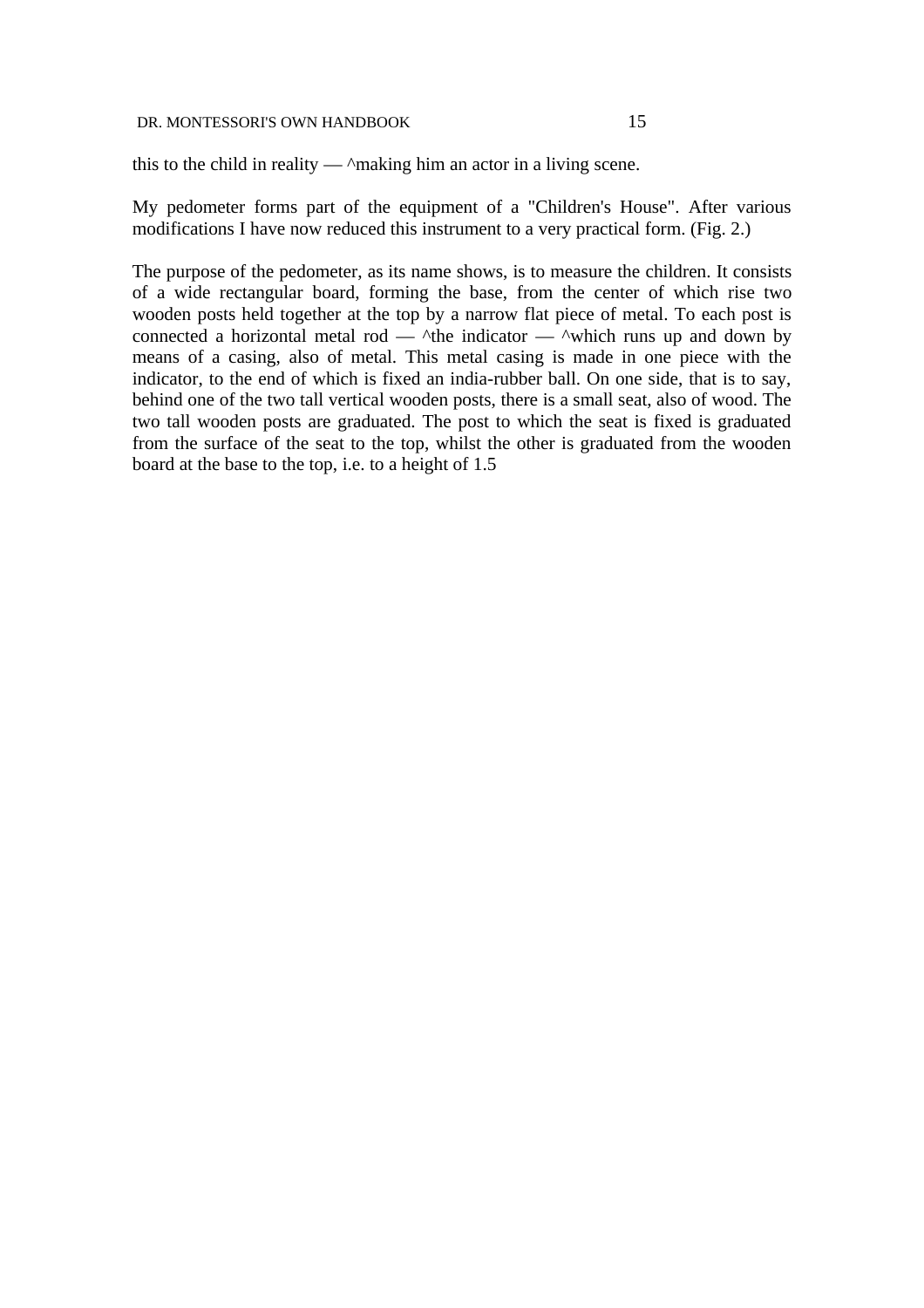this to the child in reality — ^making him an actor in a living scene.

My pedometer forms part of the equipment of a "Children's House". After various modifications I have now reduced this instrument to a very practical form. (Fig. 2.)

The purpose of the pedometer, as its name shows, is to measure the children. It consists of a wide rectangular board, forming the base, from the center of which rise two wooden posts held together at the top by a narrow flat piece of metal. To each post is connected a horizontal metal rod — ^the indicator — ^which runs up and down by means of a casing, also of metal. This metal casing is made in one piece with the indicator, to the end of which is fixed an india-rubber ball. On one side, that is to say, behind one of the two tall vertical wooden posts, there is a small seat, also of wood. The two tall wooden posts are graduated. The post to which the seat is fixed is graduated from the surface of the seat to the top, whilst the other is graduated from the wooden board at the base to the top, i.e. to a height of 1.5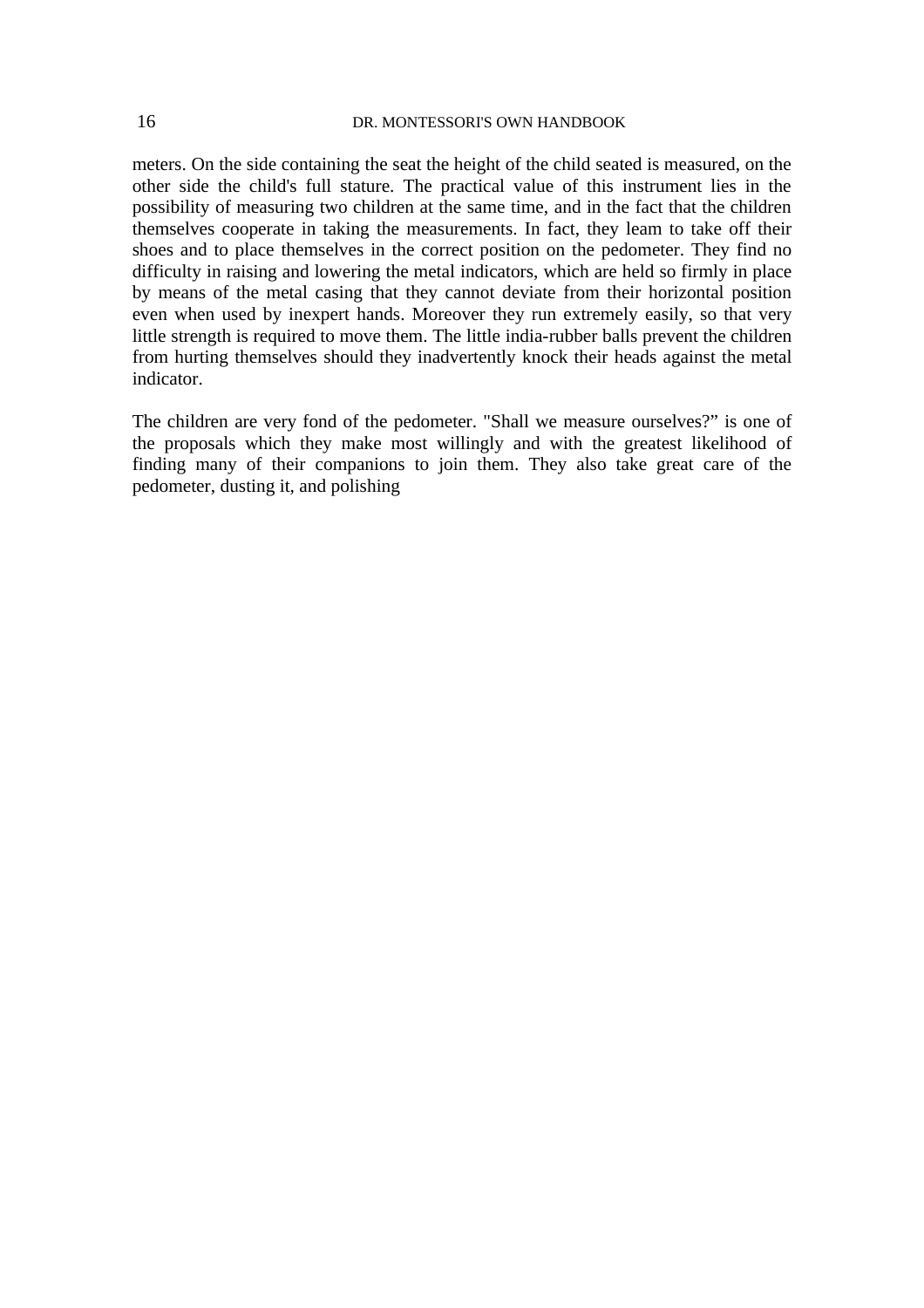meters. On the side containing the seat the height of the child seated is measured, on the other side the child's full stature. The practical value of this instrument lies in the possibility of measuring two children at the same time, and in the fact that the children themselves cooperate in taking the measurements. In fact, they leam to take off their shoes and to place themselves in the correct position on the pedometer. They find no difficulty in raising and lowering the metal indicators, which are held so firmly in place by means of the metal casing that they cannot deviate from their horizontal position even when used by inexpert hands. Moreover they run extremely easily, so that very little strength is required to move them. The little india-rubber balls prevent the children from hurting themselves should they inadvertently knock their heads against the metal indicator.

The children are very fond of the pedometer. "Shall we measure ourselves?" is one of the proposals which they make most willingly and with the greatest likelihood of finding many of their companions to join them. They also take great care of the pedometer, dusting it, and polishing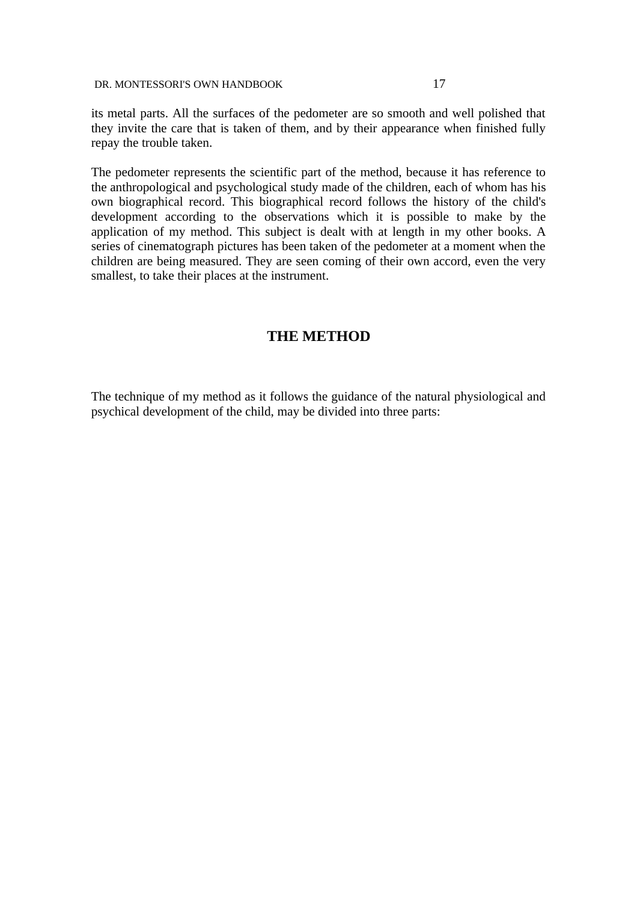its metal parts. All the surfaces of the pedometer are so smooth and well polished that they invite the care that is taken of them, and by their appearance when finished fully repay the trouble taken.

The pedometer represents the scientific part of the method, because it has reference to the anthropological and psychological study made of the children, each of whom has his own biographical record. This biographical record follows the history of the child's development according to the observations which it is possible to make by the application of my method. This subject is dealt with at length in my other books. A series of cinematograph pictures has been taken of the pedometer at a moment when the children are being measured. They are seen coming of their own accord, even the very smallest, to take their places at the instrument.

## THE METHOD

The technique of my method as it follows the guidance of the natural physiological and psychical development of the child, may be divided into three parts: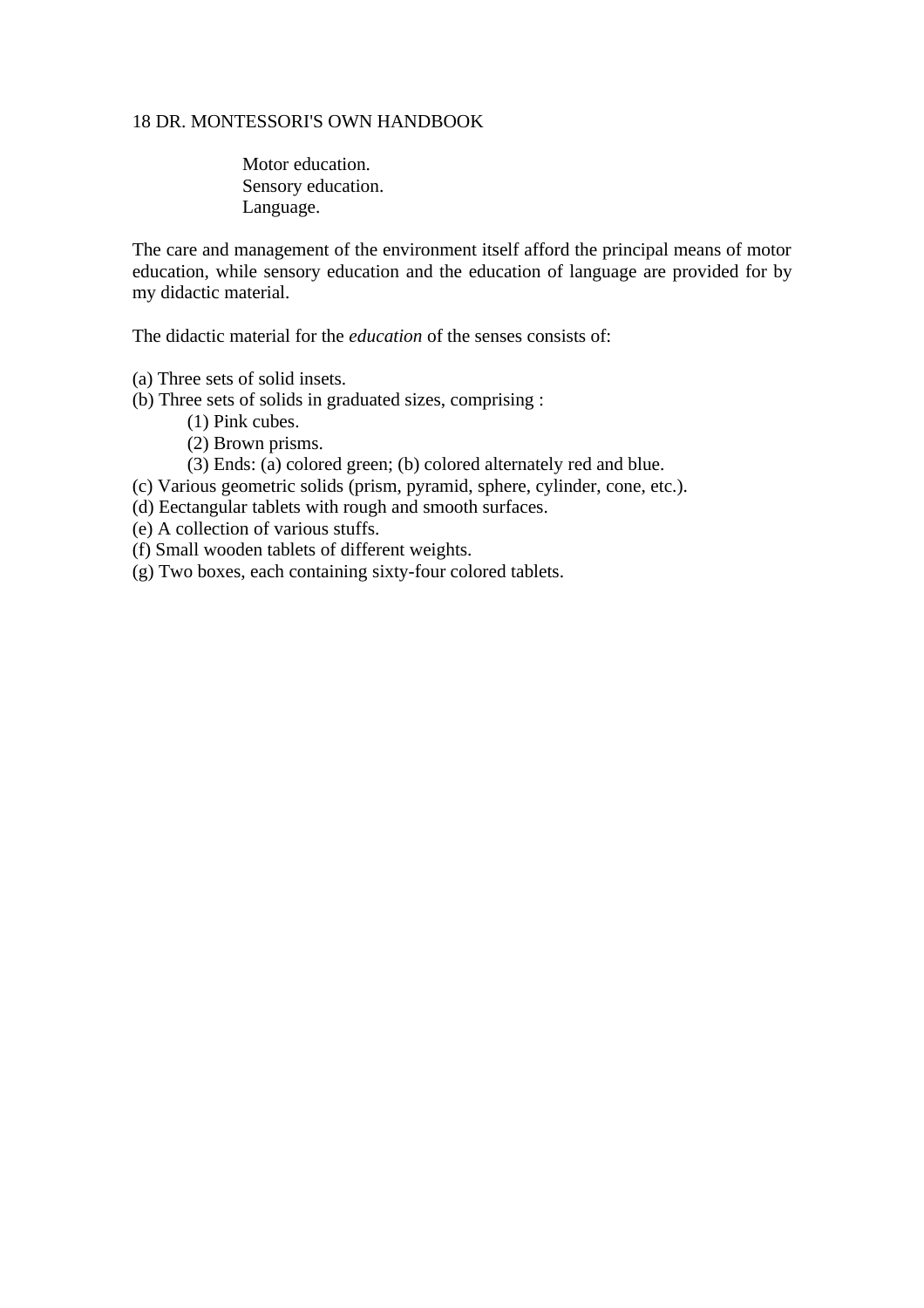Motor education.
Sensory education.
Language.

The care and management of the environment itself afford the principal means of motor education, while sensory education and the education of language are provided for by my didactic material.

The didactic material for the *education* of the senses consists of:

(a) Three sets of solid insets.
(b) Three sets of solids in graduated sizes, comprising :
   (1) Pink cubes.
   (2) Brown prisms.
   (3) Ends: (a) colored green; (b) colored alternately red and blue.
(c) Various geometric solids (prism, pyramid, sphere, cylinder, cone, etc.).
(d) Eectangular tablets with rough and smooth surfaces.
(e) A collection of various stuffs.
(f) Small wooden tablets of different weights.
(g) Two boxes, each containing sixty-four colored tablets.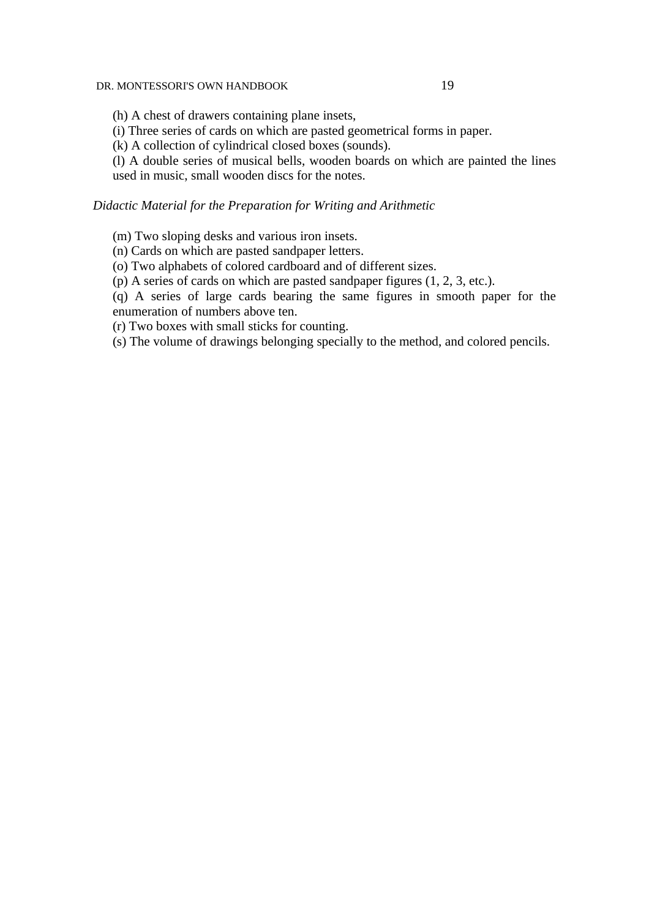(h) A chest of drawers containing plane insets,

(i) Three series of cards on which are pasted geometrical forms in paper.

(k) A collection of cylindrical closed boxes (sounds).

(l) A double series of musical bells, wooden boards on which are painted the lines used in music, small wooden discs for the notes.

*Didactic Material for the Preparation for Writing and Arithmetic*

(m) Two sloping desks and various iron insets.

(n) Cards on which are pasted sandpaper letters.

(o) Two alphabets of colored cardboard and of different sizes.

(p) A series of cards on which are pasted sandpaper figures (1, 2, 3, etc.).

(q) A series of large cards bearing the same figures in smooth paper for the enumeration of numbers above ten.

(r) Two boxes with small sticks for counting.

(s) The volume of drawings belonging specially to the method, and colored pencils.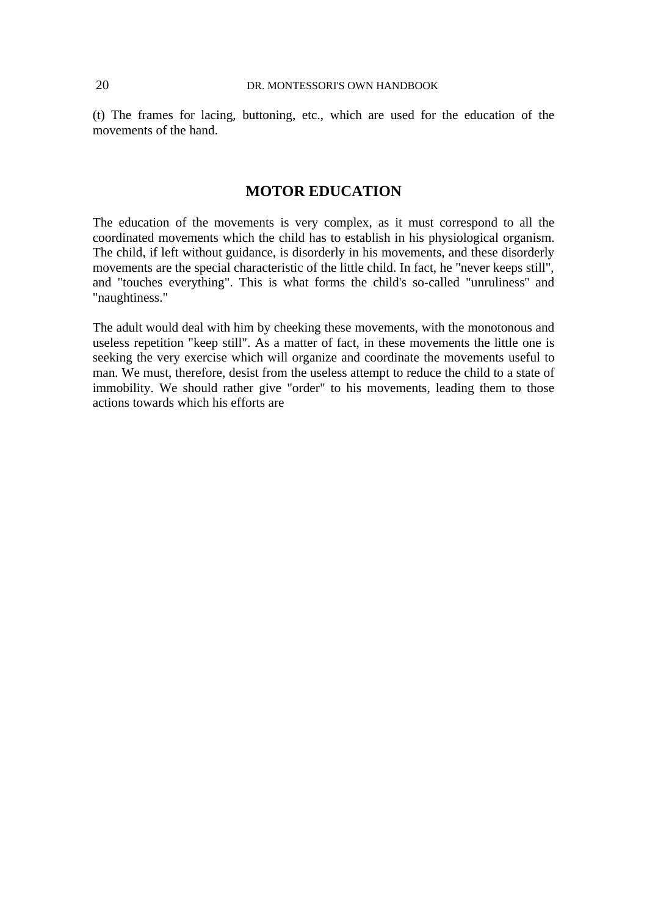(t) The frames for lacing, buttoning, etc., which are used for the education of the movements of the hand.

## MOTOR EDUCATION

The education of the movements is very complex, as it must correspond to all the coordinated movements which the child has to establish in his physiological organism. The child, if left without guidance, is disorderly in his movements, and these disorderly movements are the special characteristic of the little child. In fact, he "never keeps still", and "touches everything". This is what forms the child's so-called "unruliness" and "naughtiness."

The adult would deal with him by cheeking these movements, with the monotonous and useless repetition "keep still". As a matter of fact, in these movements the little one is seeking the very exercise which will organize and coordinate the movements useful to man. We must, therefore, desist from the useless attempt to reduce the child to a state of immobility. We should rather give "order" to his movements, leading them to those actions towards which his efforts are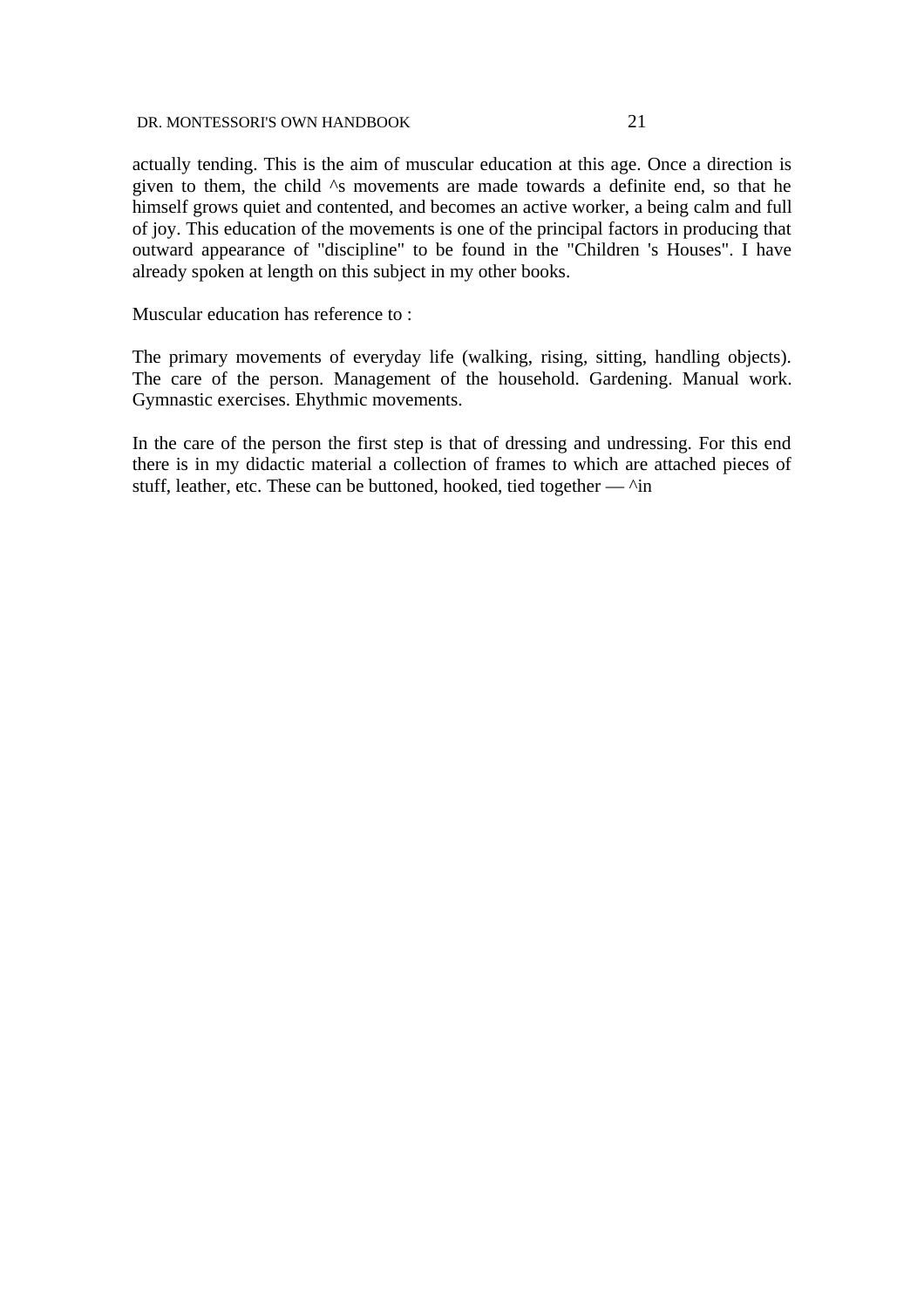actually tending. This is the aim of muscular education at this age. Once a direction is given to them, the child ^s movements are made towards a definite end, so that he himself grows quiet and contented, and becomes an active worker, a being calm and full of joy. This education of the movements is one of the principal factors in producing that outward appearance of "discipline" to be found in the "Children 's Houses". I have already spoken at length on this subject in my other books.

Muscular education has reference to :

The primary movements of everyday life (walking, rising, sitting, handling objects). The care of the person. Management of the household. Gardening. Manual work. Gymnastic exercises. Ehythmic movements.

In the care of the person the first step is that of dressing and undressing. For this end there is in my didactic material a collection of frames to which are attached pieces of stuff, leather, etc. These can be buttoned, hooked, tied together — ^in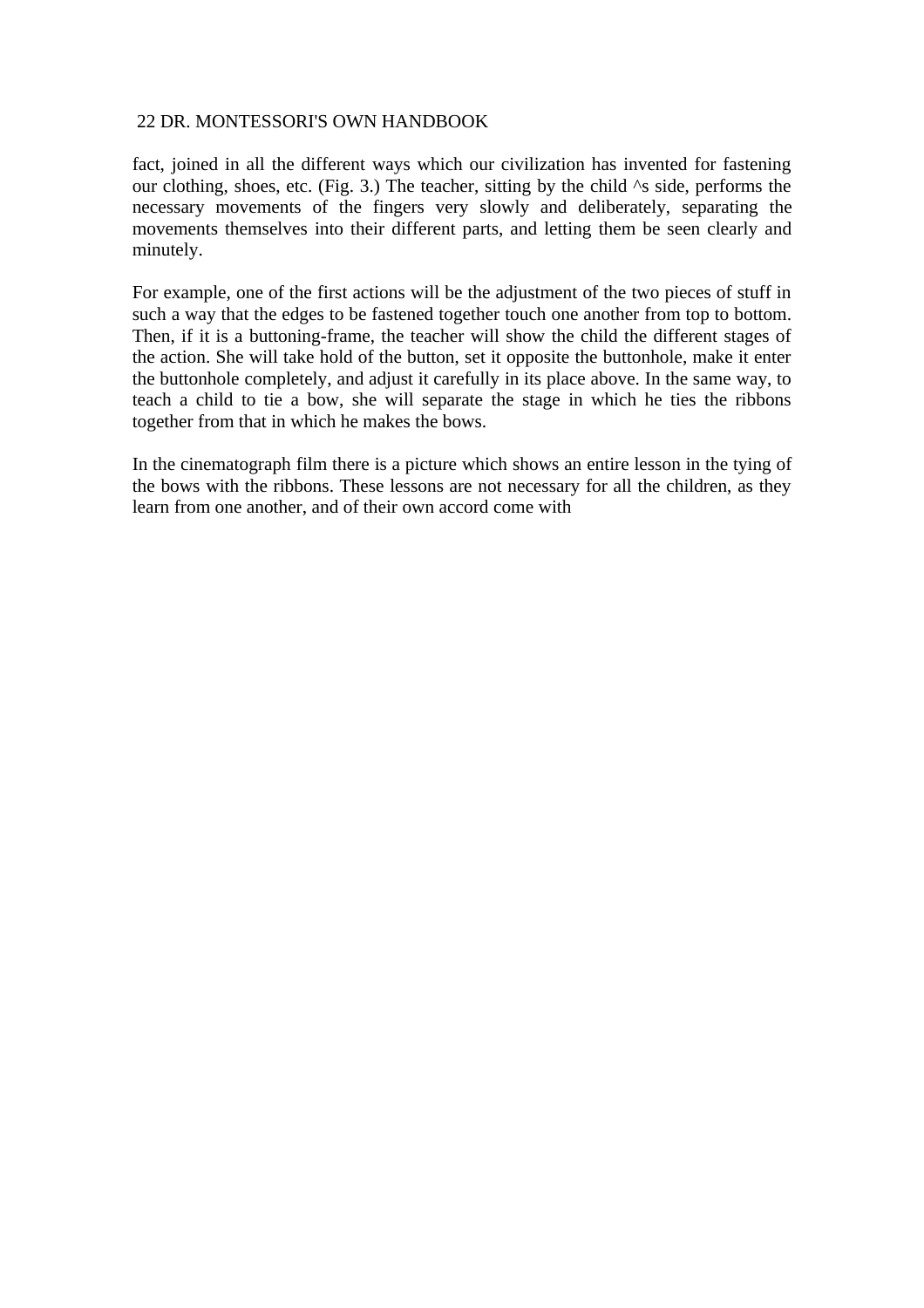fact, joined in all the different ways which our civilization has invented for fastening our clothing, shoes, etc. (Fig. 3.) The teacher, sitting by the child ^s side, performs the necessary movements of the fingers very slowly and deliberately, separating the movements themselves into their different parts, and letting them be seen clearly and minutely.

For example, one of the first actions will be the adjustment of the two pieces of stuff in such a way that the edges to be fastened together touch one another from top to bottom. Then, if it is a buttoning-frame, the teacher will show the child the different stages of the action. She will take hold of the button, set it opposite the buttonhole, make it enter the buttonhole completely, and adjust it carefully in its place above. In the same way, to teach a child to tie a bow, she will separate the stage in which he ties the ribbons together from that in which he makes the bows.

In the cinematograph film there is a picture which shows an entire lesson in the tying of the bows with the ribbons. These lessons are not necessary for all the children, as they learn from one another, and of their own accord come with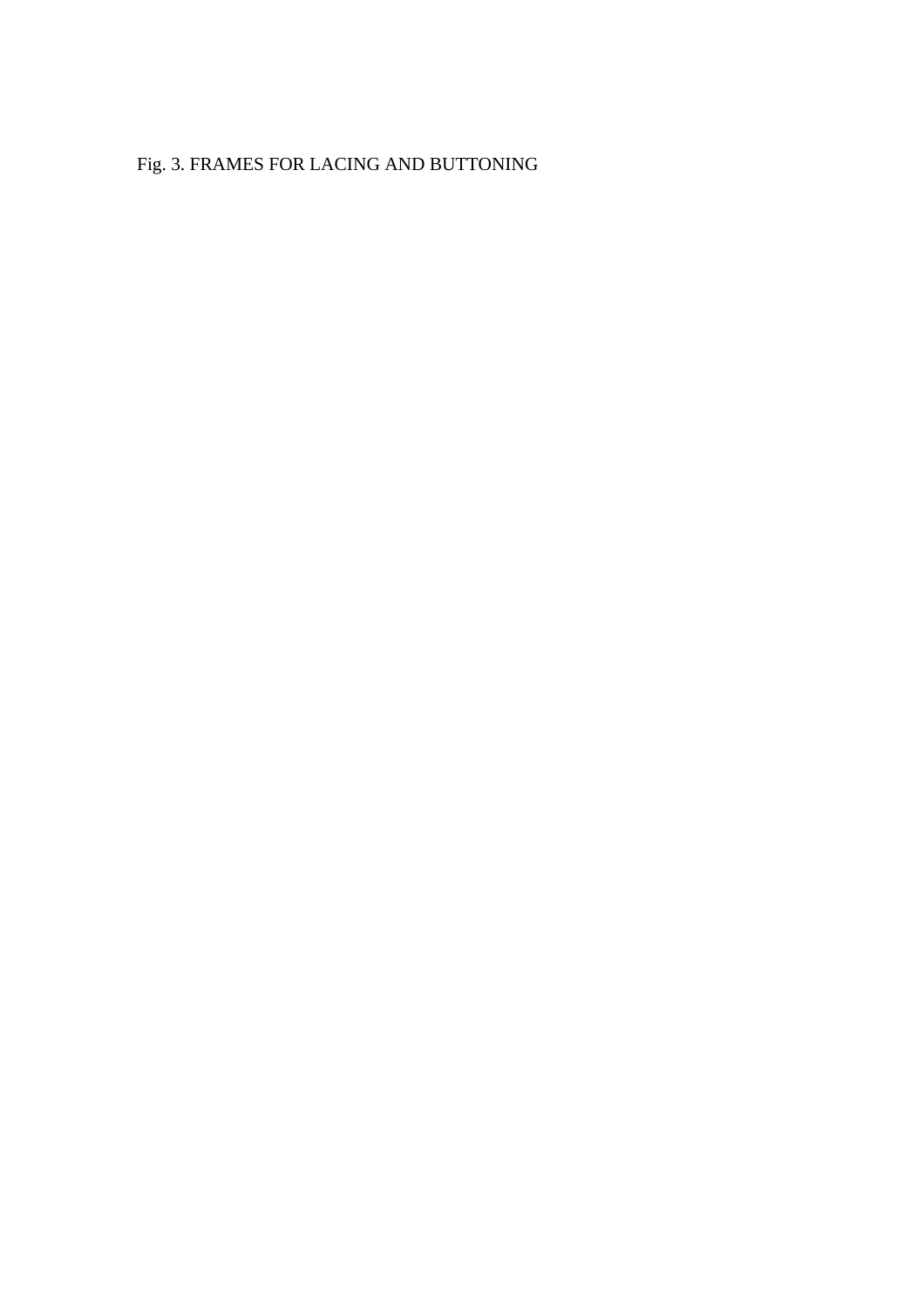Fig. 3. FRAMES FOR LACING AND BUTTONING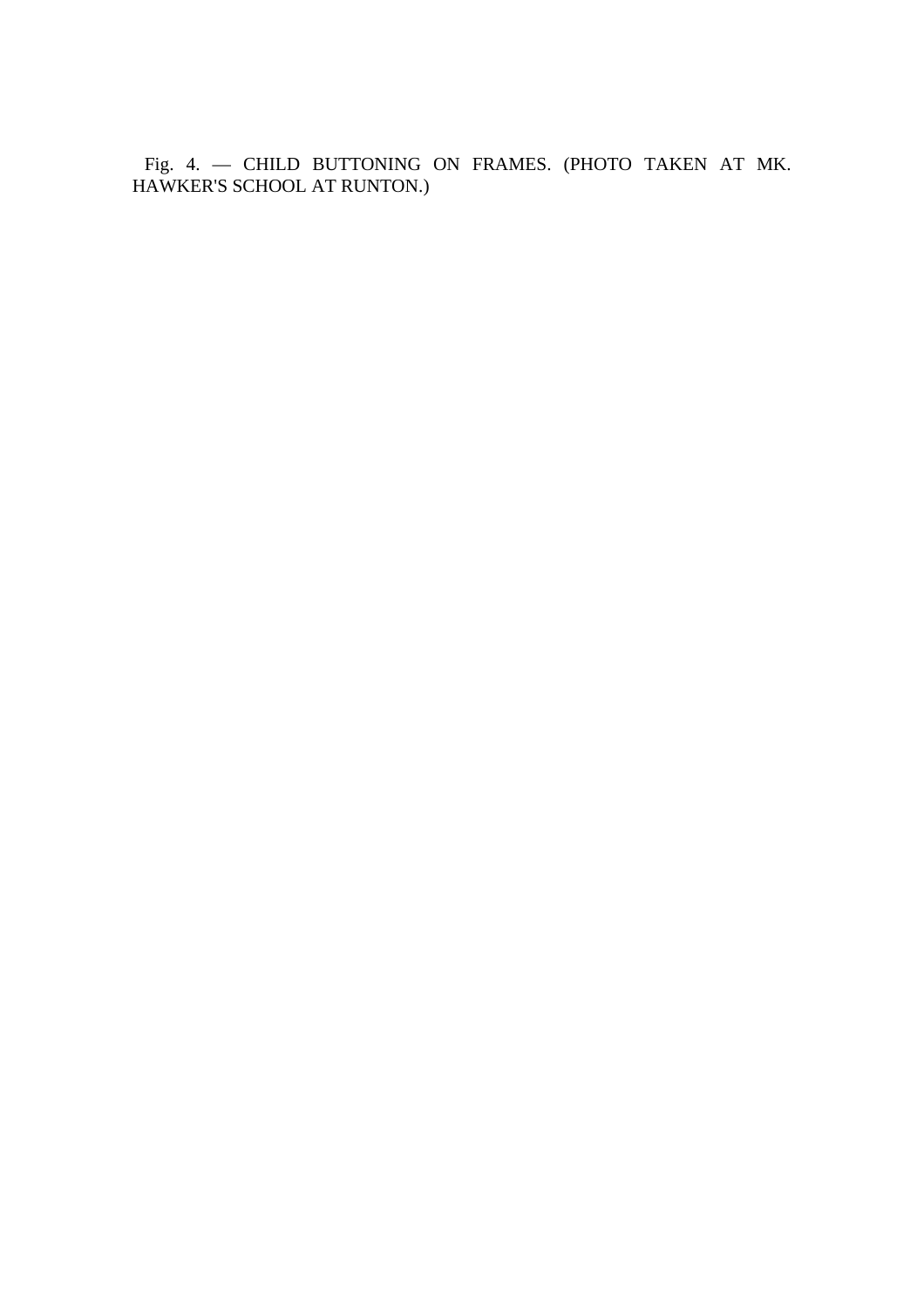Fig. 4. — CHILD BUTTONING ON FRAMES. (PHOTO TAKEN AT MK. HAWKER'S SCHOOL AT RUNTON.)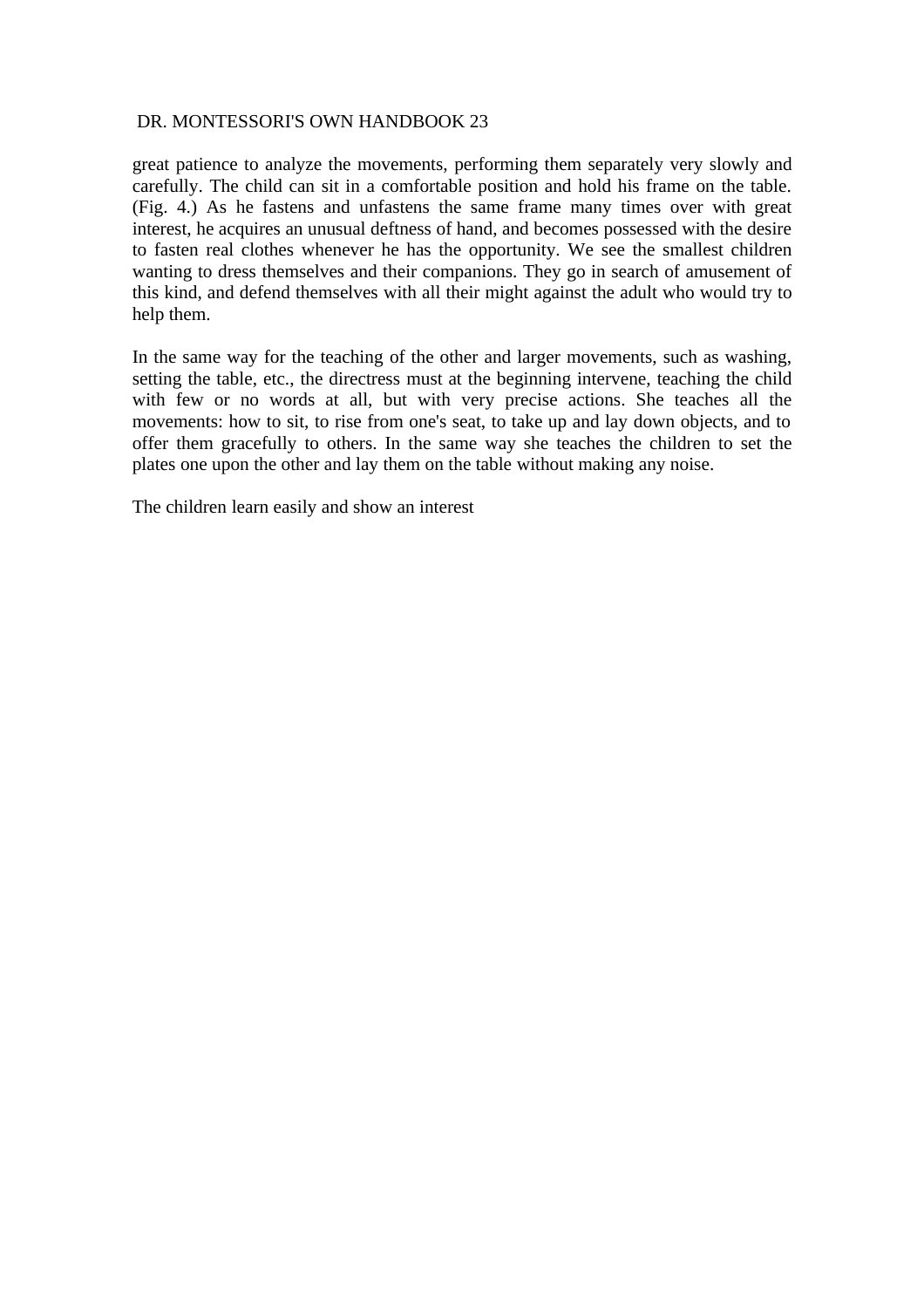great patience to analyze the movements, performing them separately very slowly and carefully. The child can sit in a comfortable position and hold his frame on the table. (Fig. 4.) As he fastens and unfastens the same frame many times over with great interest, he acquires an unusual deftness of hand, and becomes possessed with the desire to fasten real clothes whenever he has the opportunity. We see the smallest children wanting to dress themselves and their companions. They go in search of amusement of this kind, and defend themselves with all their might against the adult who would try to help them.

In the same way for the teaching of the other and larger movements, such as washing, setting the table, etc., the directress must at the beginning intervene, teaching the child with few or no words at all, but with very precise actions. She teaches all the movements: how to sit, to rise from one's seat, to take up and lay down objects, and to offer them gracefully to others. In the same way she teaches the children to set the plates one upon the other and lay them on the table without making any noise.

The children learn easily and show an interest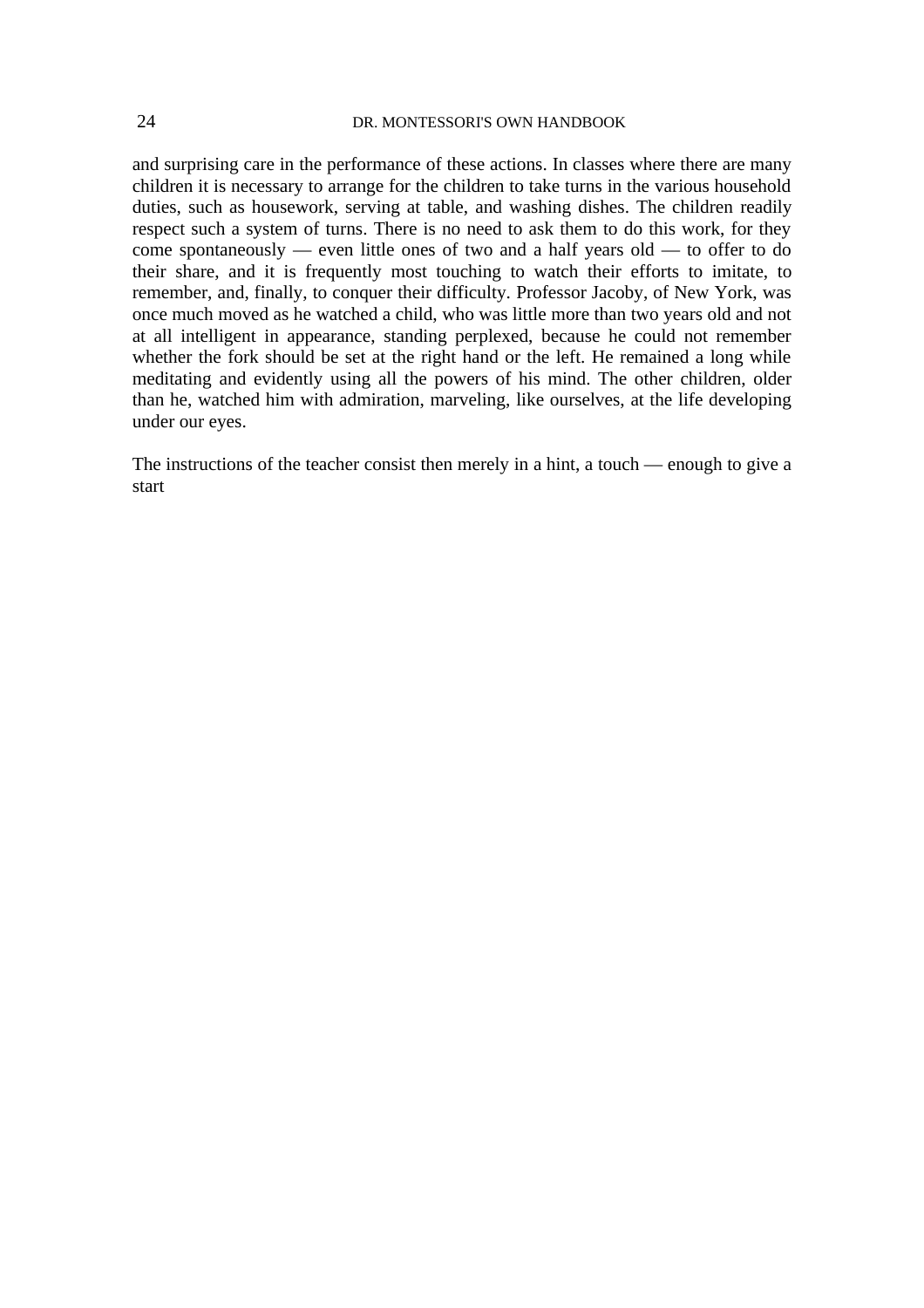and surprising care in the performance of these actions. In classes where there are many children it is necessary to arrange for the children to take turns in the various household duties, such as housework, serving at table, and washing dishes. The children readily respect such a system of turns. There is no need to ask them to do this work, for they come spontaneously — even little ones of two and a half years old — to offer to do their share, and it is frequently most touching to watch their efforts to imitate, to remember, and, finally, to conquer their difficulty. Professor Jacoby, of New York, was once much moved as he watched a child, who was little more than two years old and not at all intelligent in appearance, standing perplexed, because he could not remember whether the fork should be set at the right hand or the left. He remained a long while meditating and evidently using all the powers of his mind. The other children, older than he, watched him with admiration, marveling, like ourselves, at the life developing under our eyes.

The instructions of the teacher consist then merely in a hint, a touch — enough to give a start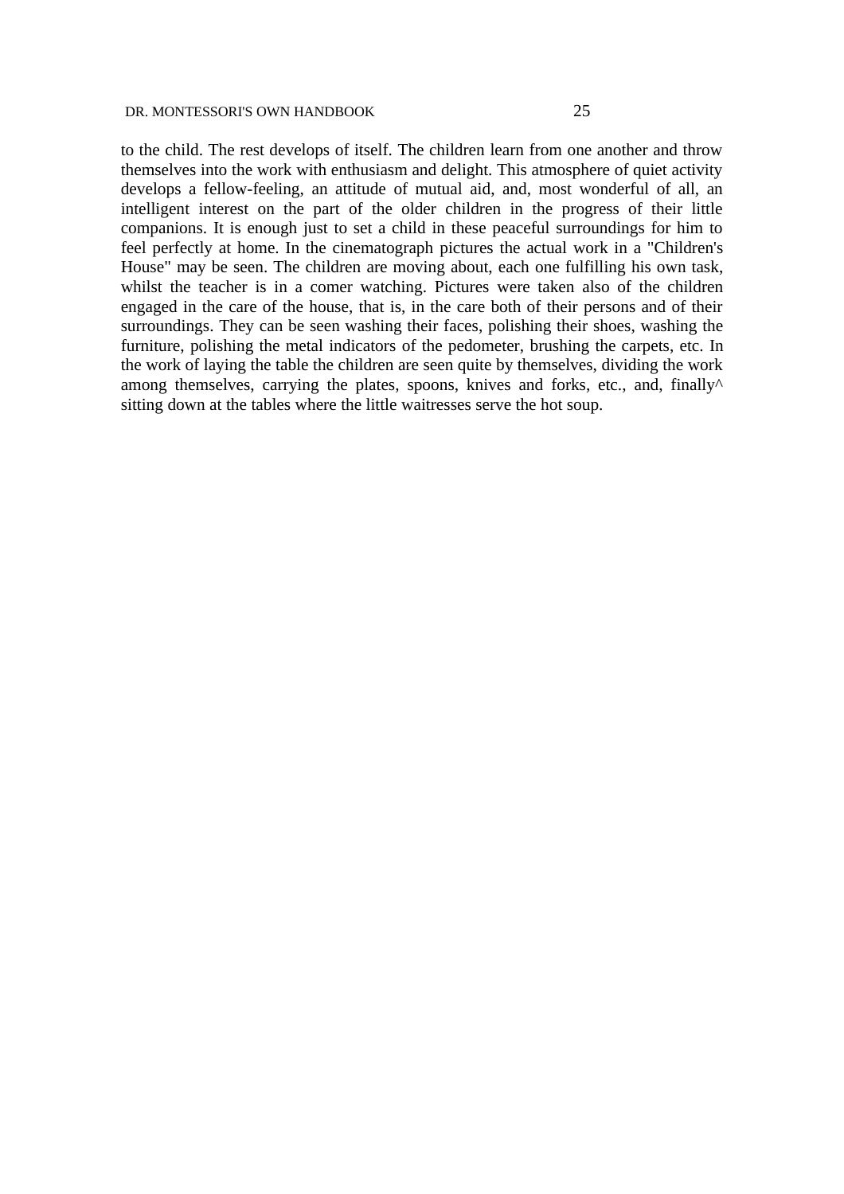to the child. The rest develops of itself. The children learn from one another and throw themselves into the work with enthusiasm and delight. This atmosphere of quiet activity develops a fellow-feeling, an attitude of mutual aid, and, most wonderful of all, an intelligent interest on the part of the older children in the progress of their little companions. It is enough just to set a child in these peaceful surroundings for him to feel perfectly at home. In the cinematograph pictures the actual work in a "Children's House" may be seen. The children are moving about, each one fulfilling his own task, whilst the teacher is in a comer watching. Pictures were taken also of the children engaged in the care of the house, that is, in the care both of their persons and of their surroundings. They can be seen washing their faces, polishing their shoes, washing the furniture, polishing the metal indicators of the pedometer, brushing the carpets, etc. In the work of laying the table the children are seen quite by themselves, dividing the work among themselves, carrying the plates, spoons, knives and forks, etc., and, finally^ sitting down at the tables where the little waitresses serve the hot soup.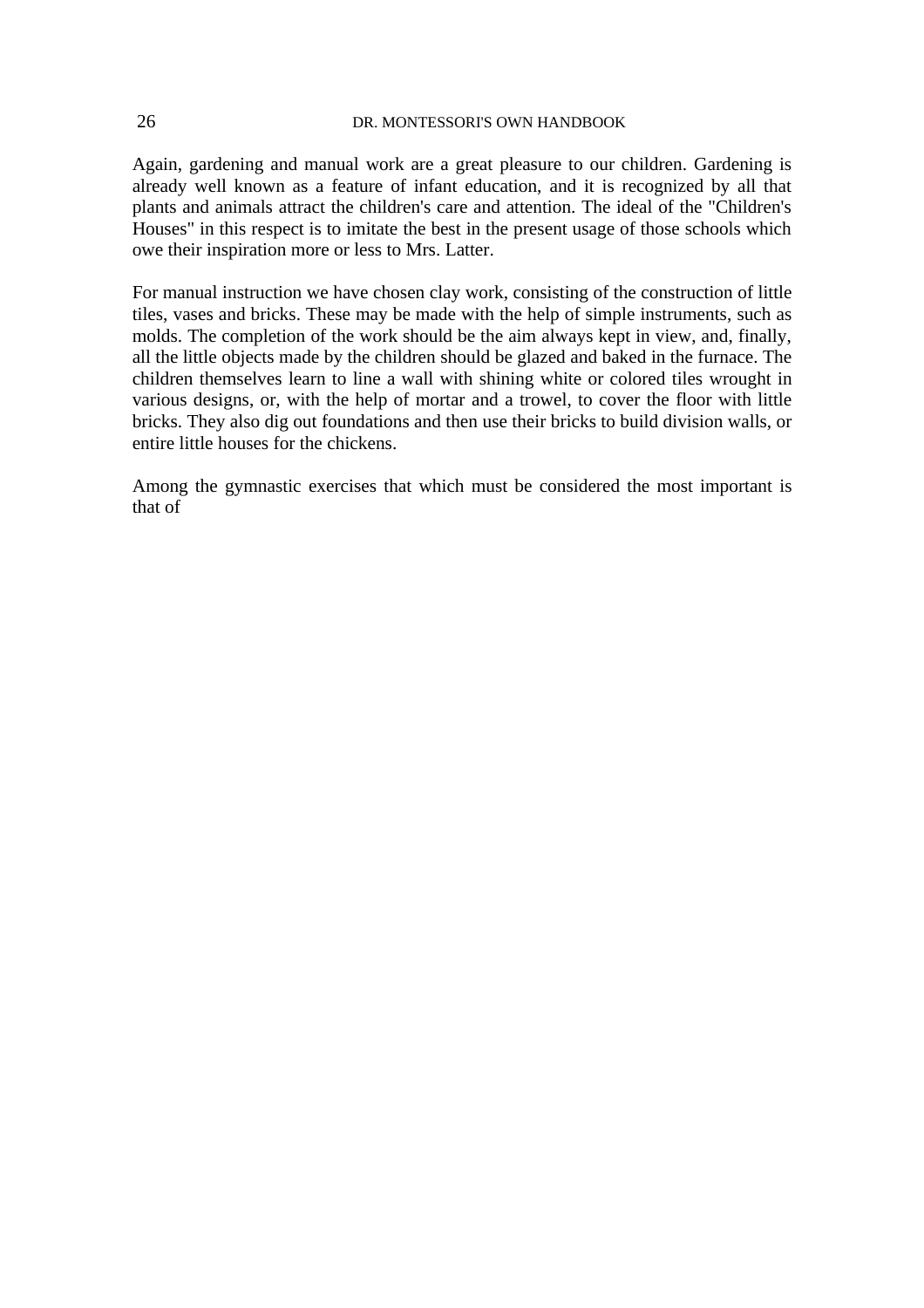Again, gardening and manual work are a great pleasure to our children. Gardening is already well known as a feature of infant education, and it is recognized by all that plants and animals attract the children's care and attention. The ideal of the "Children's Houses" in this respect is to imitate the best in the present usage of those schools which owe their inspiration more or less to Mrs. Latter.

For manual instruction we have chosen clay work, consisting of the construction of little tiles, vases and bricks. These may be made with the help of simple instruments, such as molds. The completion of the work should be the aim always kept in view, and, finally, all the little objects made by the children should be glazed and baked in the furnace. The children themselves learn to line a wall with shining white or colored tiles wrought in various designs, or, with the help of mortar and a trowel, to cover the floor with little bricks. They also dig out foundations and then use their bricks to build division walls, or entire little houses for the chickens.

Among the gymnastic exercises that which must be considered the most important is that of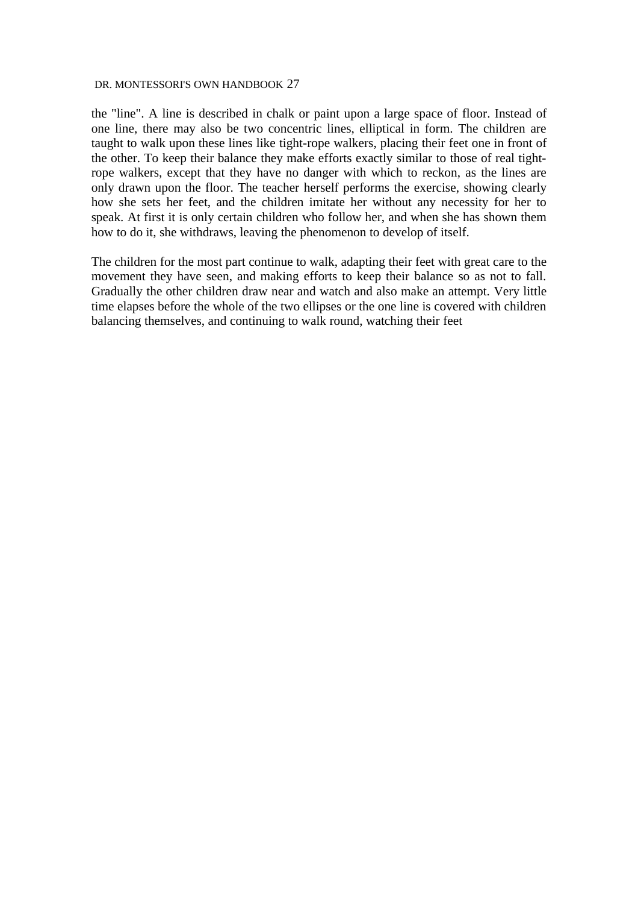the "line". A line is described in chalk or paint upon a large space of floor. Instead of one line, there may also be two concentric lines, elliptical in form. The children are taught to walk upon these lines like tight-rope walkers, placing their feet one in front of the other. To keep their balance they make efforts exactly similar to those of real tight-rope walkers, except that they have no danger with which to reckon, as the lines are only drawn upon the floor. The teacher herself performs the exercise, showing clearly how she sets her feet, and the children imitate her without any necessity for her to speak. At first it is only certain children who follow her, and when she has shown them how to do it, she withdraws, leaving the phenomenon to develop of itself.

The children for the most part continue to walk, adapting their feet with great care to the movement they have seen, and making efforts to keep their balance so as not to fall. Gradually the other children draw near and watch and also make an attempt. Very little time elapses before the whole of the two ellipses or the one line is covered with children balancing themselves, and continuing to walk round, watching their feet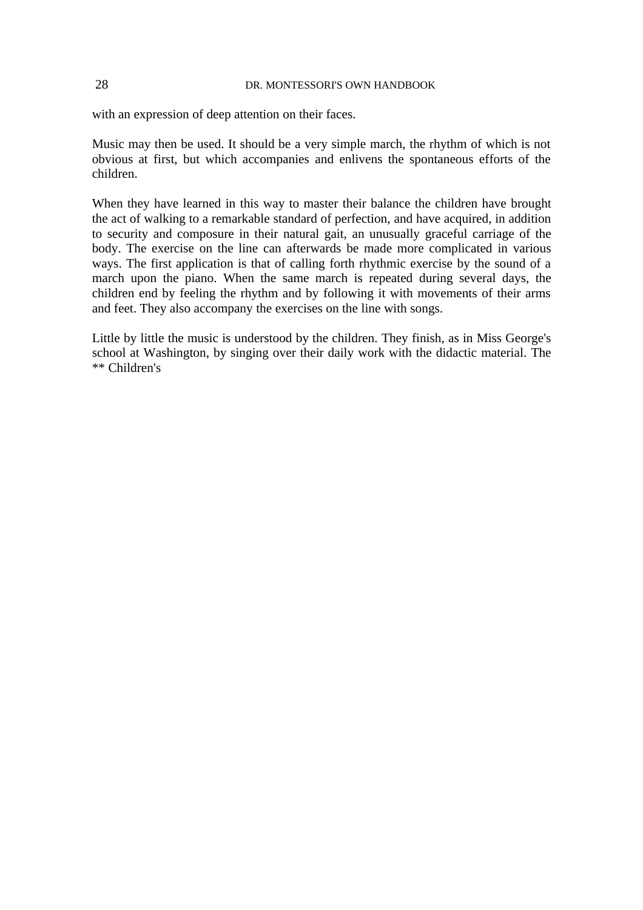with an expression of deep attention on their faces.

Music may then be used. It should be a very simple march, the rhythm of which is not obvious at first, but which accompanies and enlivens the spontaneous efforts of the children.

When they have learned in this way to master their balance the children have brought the act of walking to a remarkable standard of perfection, and have acquired, in addition to security and composure in their natural gait, an unusually graceful carriage of the body. The exercise on the line can afterwards be made more complicated in various ways. The first application is that of calling forth rhythmic exercise by the sound of a march upon the piano. When the same march is repeated during several days, the children end by feeling the rhythm and by following it with movements of their arms and feet. They also accompany the exercises on the line with songs.

Little by little the music is understood by the children. They finish, as in Miss George's school at Washington, by singing over their daily work with the didactic material. The ** Children's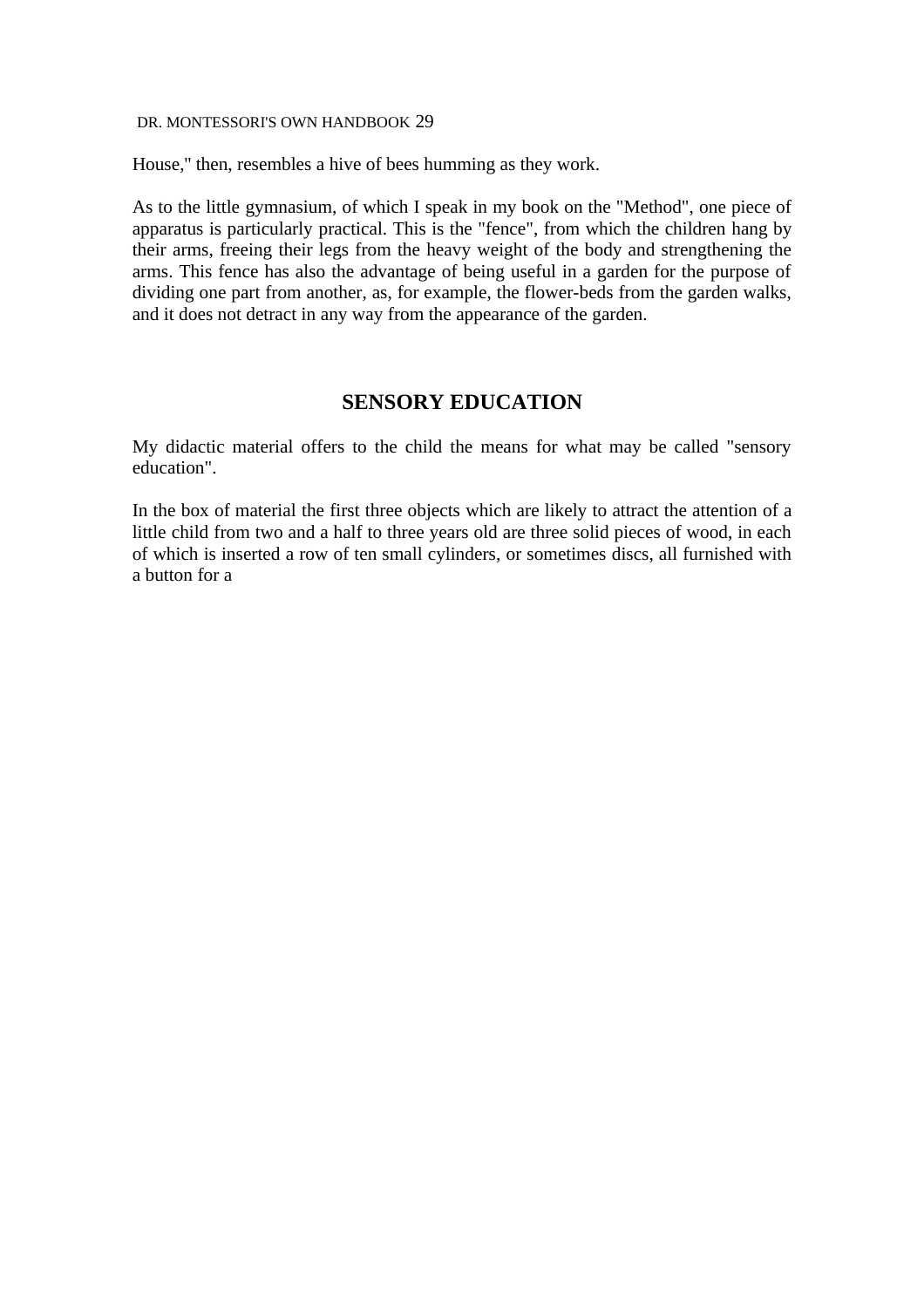House," then, resembles a hive of bees humming as they work.

As to the little gymnasium, of which I speak in my book on the "Method", one piece of apparatus is particularly practical. This is the "fence", from which the children hang by their arms, freeing their legs from the heavy weight of the body and strengthening the arms. This fence has also the advantage of being useful in a garden for the purpose of dividing one part from another, as, for example, the flower-beds from the garden walks, and it does not detract in any way from the appearance of the garden.

## SENSORY EDUCATION

My didactic material offers to the child the means for what may be called "sensory education".

In the box of material the first three objects which are likely to attract the attention of a little child from two and a half to three years old are three solid pieces of wood, in each of which is inserted a row of ten small cylinders, or sometimes discs, all furnished with a button for a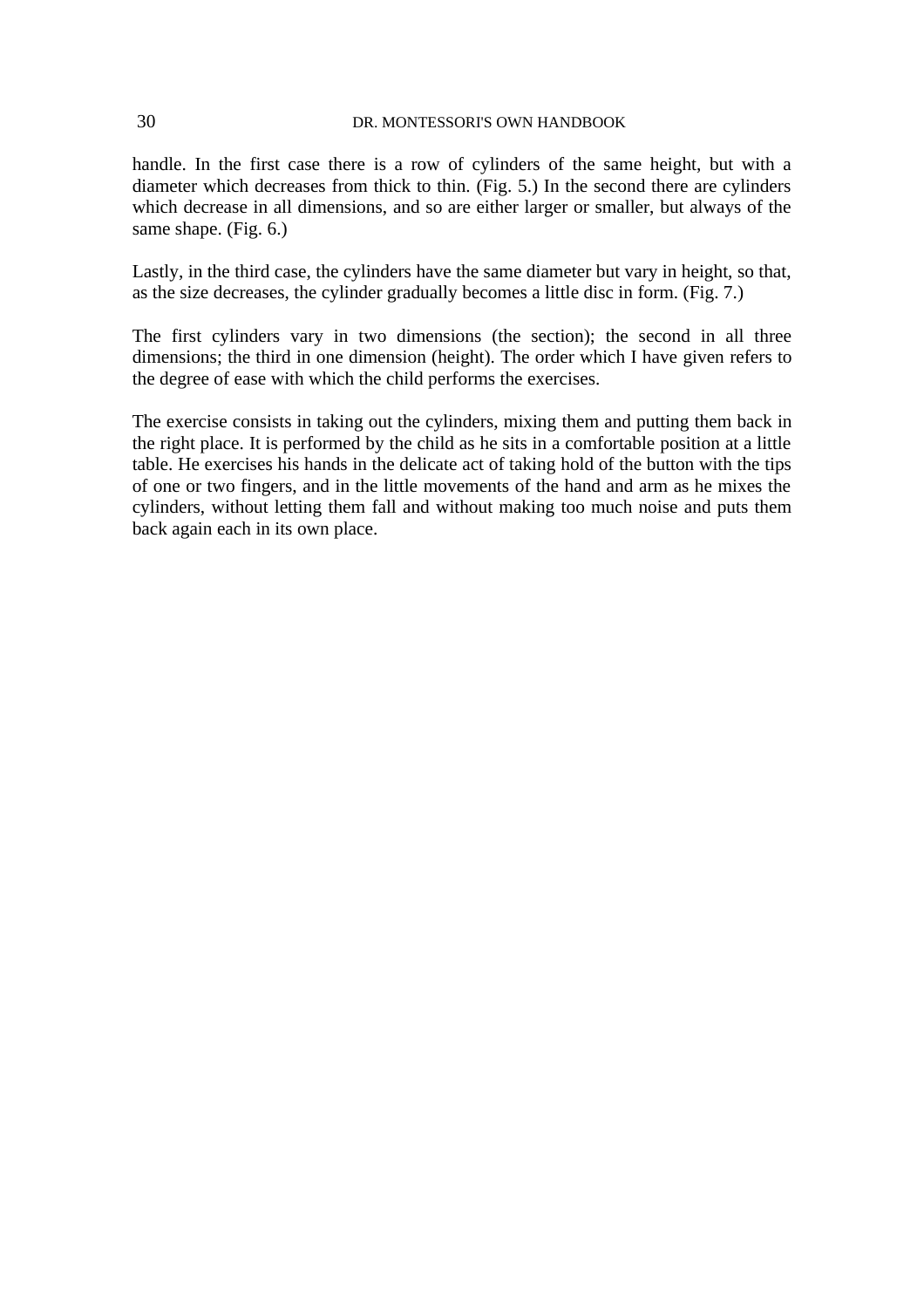handle. In the first case there is a row of cylinders of the same height, but with a diameter which decreases from thick to thin. (Fig. 5.) In the second there are cylinders which decrease in all dimensions, and so are either larger or smaller, but always of the same shape. (Fig. 6.)

Lastly, in the third case, the cylinders have the same diameter but vary in height, so that, as the size decreases, the cylinder gradually becomes a little disc in form. (Fig. 7.)

The first cylinders vary in two dimensions (the section); the second in all three dimensions; the third in one dimension (height). The order which I have given refers to the degree of ease with which the child performs the exercises.

The exercise consists in taking out the cylinders, mixing them and putting them back in the right place. It is performed by the child as he sits in a comfortable position at a little table. He exercises his hands in the delicate act of taking hold of the button with the tips of one or two fingers, and in the little movements of the hand and arm as he mixes the cylinders, without letting them fall and without making too much noise and puts them back again each in its own place.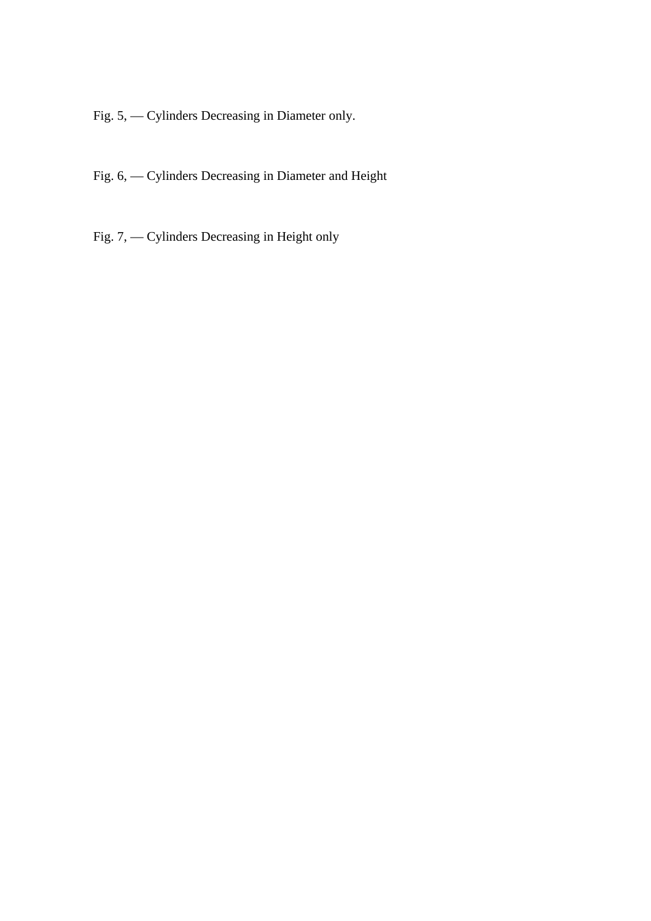Fig. 5, — Cylinders Decreasing in Diameter only.

Fig. 6, — Cylinders Decreasing in Diameter and Height

Fig. 7, — Cylinders Decreasing in Height only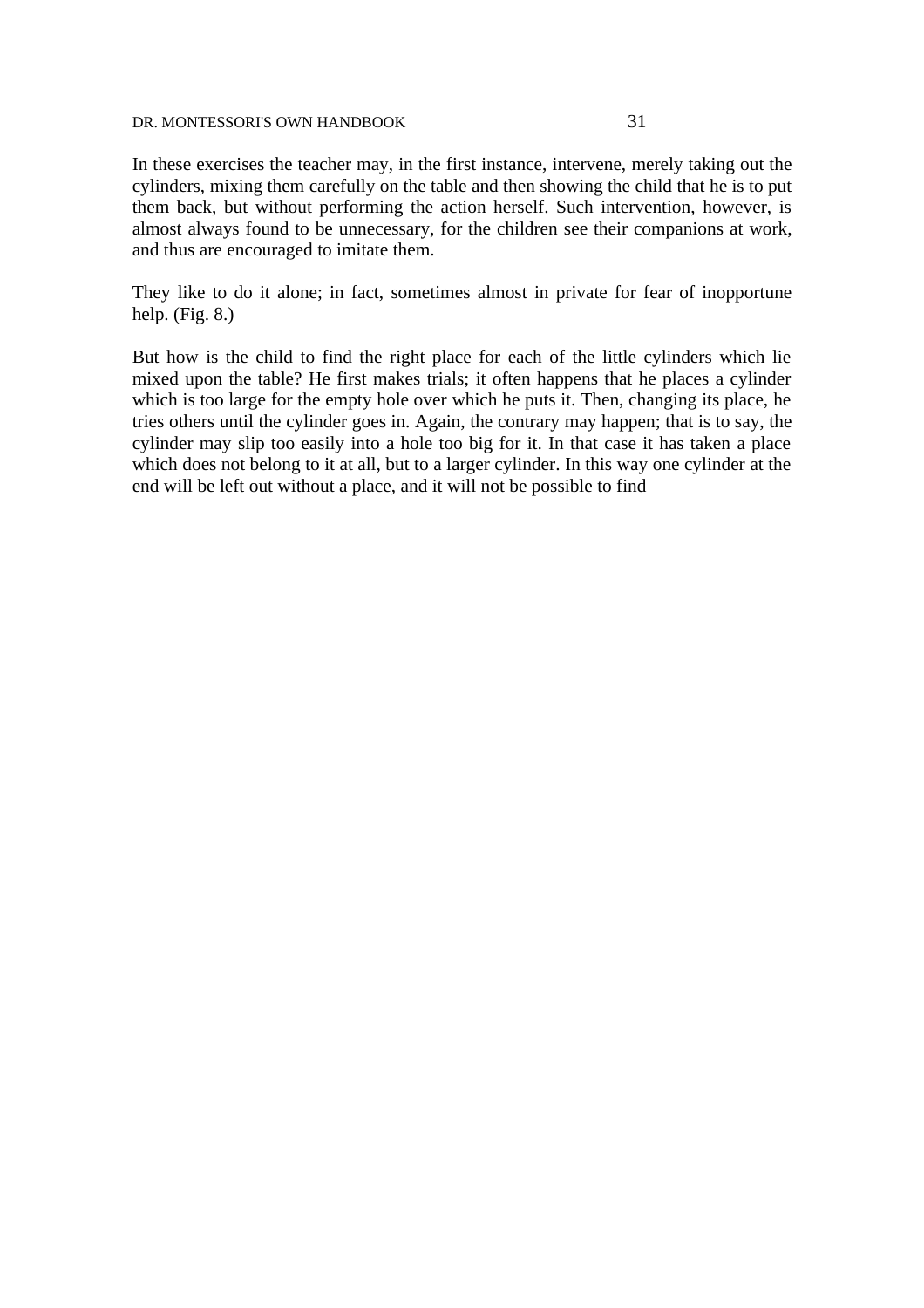In these exercises the teacher may, in the first instance, intervene, merely taking out the cylinders, mixing them carefully on the table and then showing the child that he is to put them back, but without performing the action herself. Such intervention, however, is almost always found to be unnecessary, for the children see their companions at work, and thus are encouraged to imitate them.

They like to do it alone; in fact, sometimes almost in private for fear of inopportune help. (Fig. 8.)

But how is the child to find the right place for each of the little cylinders which lie mixed upon the table? He first makes trials; it often happens that he places a cylinder which is too large for the empty hole over which he puts it. Then, changing its place, he tries others until the cylinder goes in. Again, the contrary may happen; that is to say, the cylinder may slip too easily into a hole too big for it. In that case it has taken a place which does not belong to it at all, but to a larger cylinder. In this way one cylinder at the end will be left out without a place, and it will not be possible to find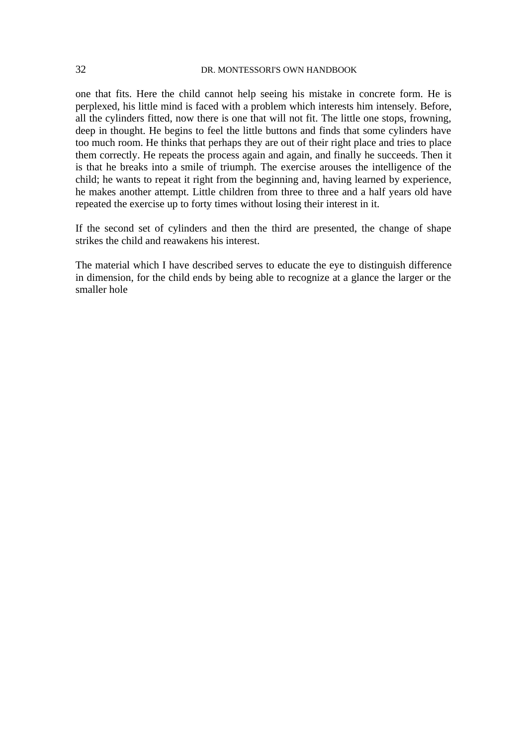one that fits. Here the child cannot help seeing his mistake in concrete form. He is perplexed, his little mind is faced with a problem which interests him intensely. Before, all the cylinders fitted, now there is one that will not fit. The little one stops, frowning, deep in thought. He begins to feel the little buttons and finds that some cylinders have too much room. He thinks that perhaps they are out of their right place and tries to place them correctly. He repeats the process again and again, and finally he succeeds. Then it is that he breaks into a smile of triumph. The exercise arouses the intelligence of the child; he wants to repeat it right from the beginning and, having learned by experience, he makes another attempt. Little children from three to three and a half years old have repeated the exercise up to forty times without losing their interest in it.

If the second set of cylinders and then the third are presented, the change of shape strikes the child and reawakens his interest.

The material which I have described serves to educate the eye to distinguish difference in dimension, for the child ends by being able to recognize at a glance the larger or the smaller hole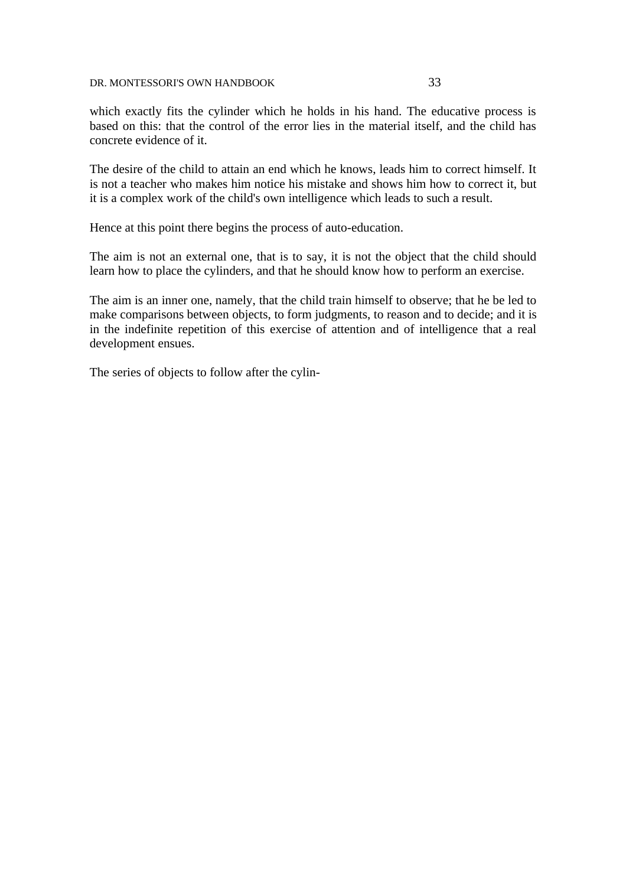which exactly fits the cylinder which he holds in his hand. The educative process is based on this: that the control of the error lies in the material itself, and the child has concrete evidence of it.

The desire of the child to attain an end which he knows, leads him to correct himself. It is not a teacher who makes him notice his mistake and shows him how to correct it, but it is a complex work of the child's own intelligence which leads to such a result.

Hence at this point there begins the process of auto-education.

The aim is not an external one, that is to say, it is not the object that the child should learn how to place the cylinders, and that he should know how to perform an exercise.

The aim is an inner one, namely, that the child train himself to observe; that he be led to make comparisons between objects, to form judgments, to reason and to decide; and it is in the indefinite repetition of this exercise of attention and of intelligence that a real development ensues.

The series of objects to follow after the cylin-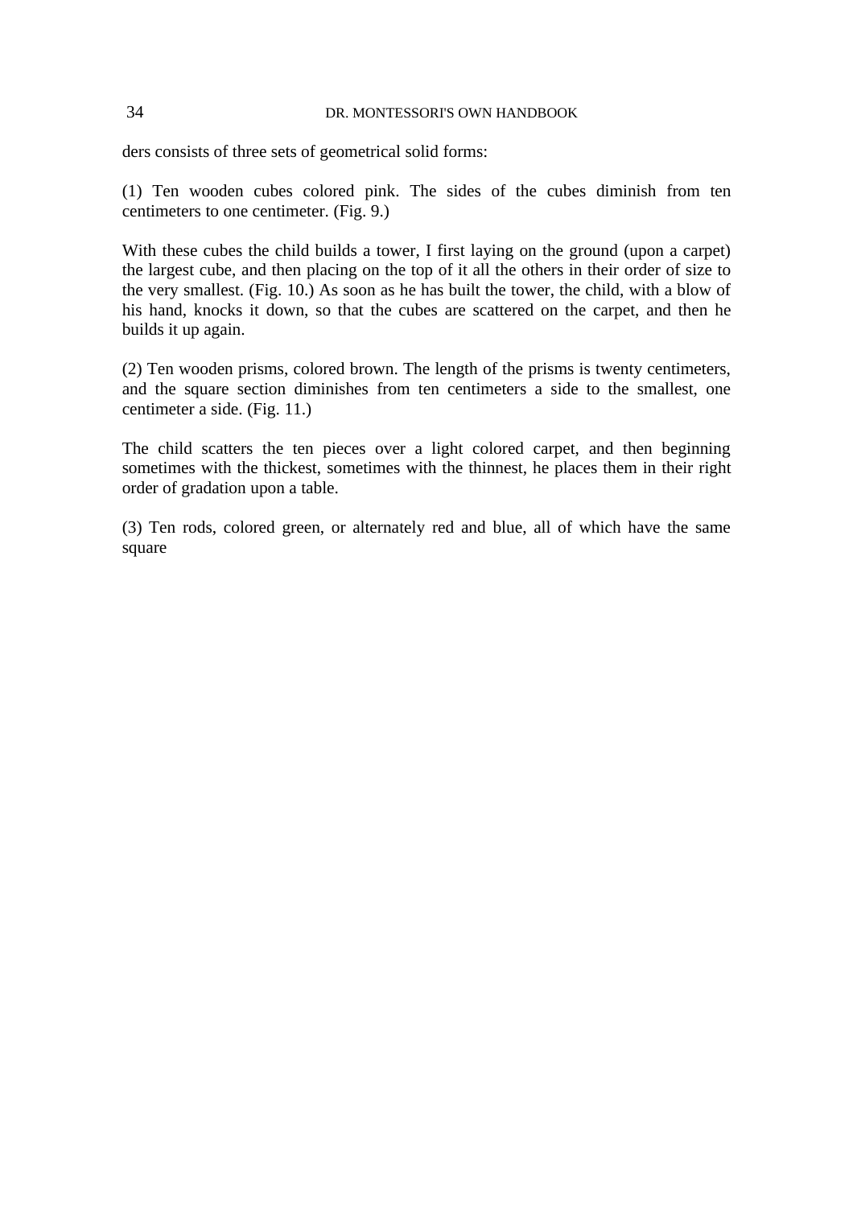ders consists of three sets of geometrical solid forms:

(1) Ten wooden cubes colored pink. The sides of the cubes diminish from ten centimeters to one centimeter. (Fig. 9.)

With these cubes the child builds a tower, I first laying on the ground (upon a carpet) the largest cube, and then placing on the top of it all the others in their order of size to the very smallest. (Fig. 10.) As soon as he has built the tower, the child, with a blow of his hand, knocks it down, so that the cubes are scattered on the carpet, and then he builds it up again.

(2) Ten wooden prisms, colored brown. The length of the prisms is twenty centimeters, and the square section diminishes from ten centimeters a side to the smallest, one centimeter a side. (Fig. 11.)

The child scatters the ten pieces over a light colored carpet, and then beginning sometimes with the thickest, sometimes with the thinnest, he places them in their right order of gradation upon a table.

(3) Ten rods, colored green, or alternately red and blue, all of which have the same square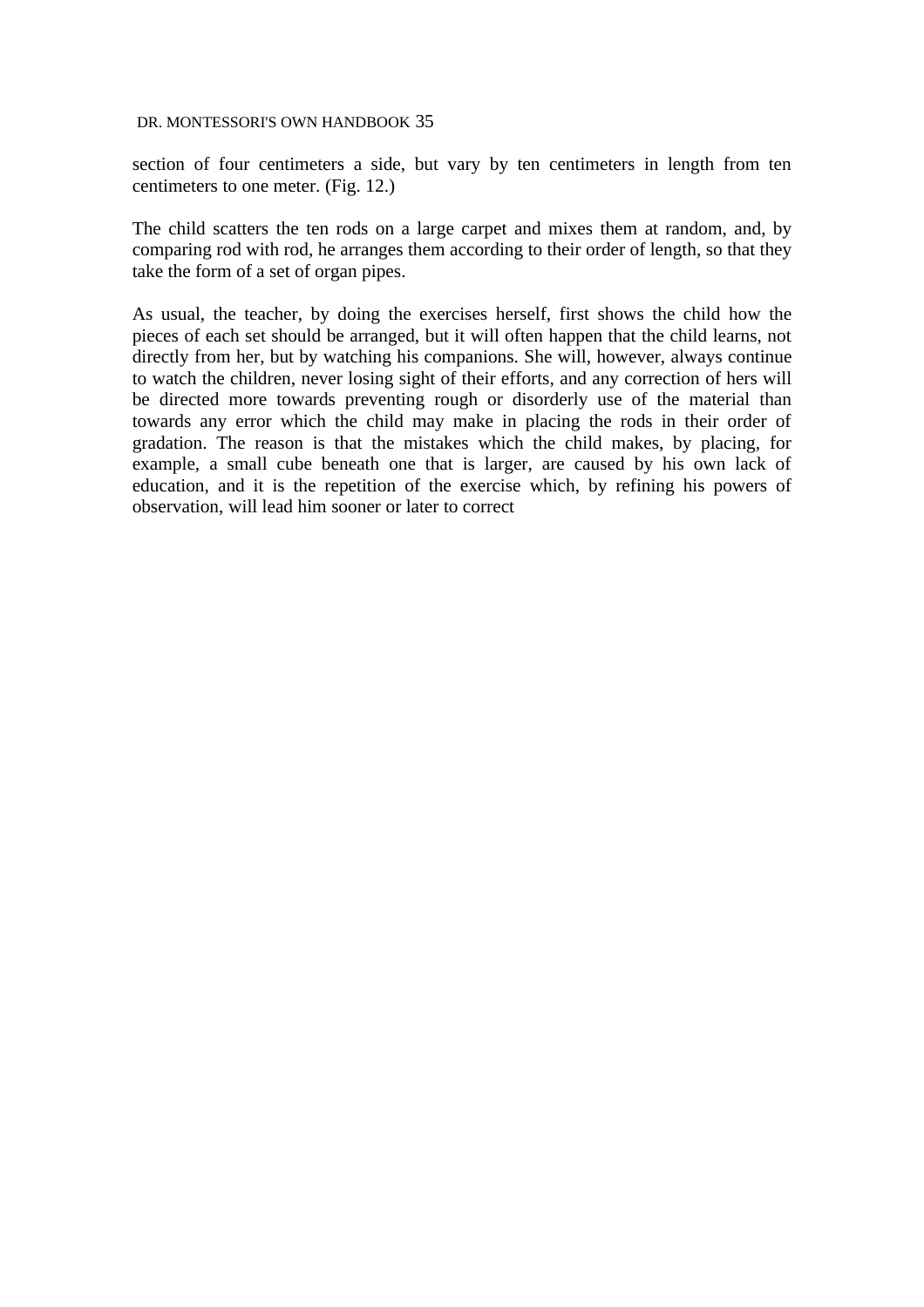section of four centimeters a side, but vary by ten centimeters in length from ten centimeters to one meter. (Fig. 12.)

The child scatters the ten rods on a large carpet and mixes them at random, and, by comparing rod with rod, he arranges them according to their order of length, so that they take the form of a set of organ pipes.

As usual, the teacher, by doing the exercises herself, first shows the child how the pieces of each set should be arranged, but it will often happen that the child learns, not directly from her, but by watching his companions. She will, however, always continue to watch the children, never losing sight of their efforts, and any correction of hers will be directed more towards preventing rough or disorderly use of the material than towards any error which the child may make in placing the rods in their order of gradation. The reason is that the mistakes which the child makes, by placing, for example, a small cube beneath one that is larger, are caused by his own lack of education, and it is the repetition of the exercise which, by refining his powers of observation, will lead him sooner or later to correct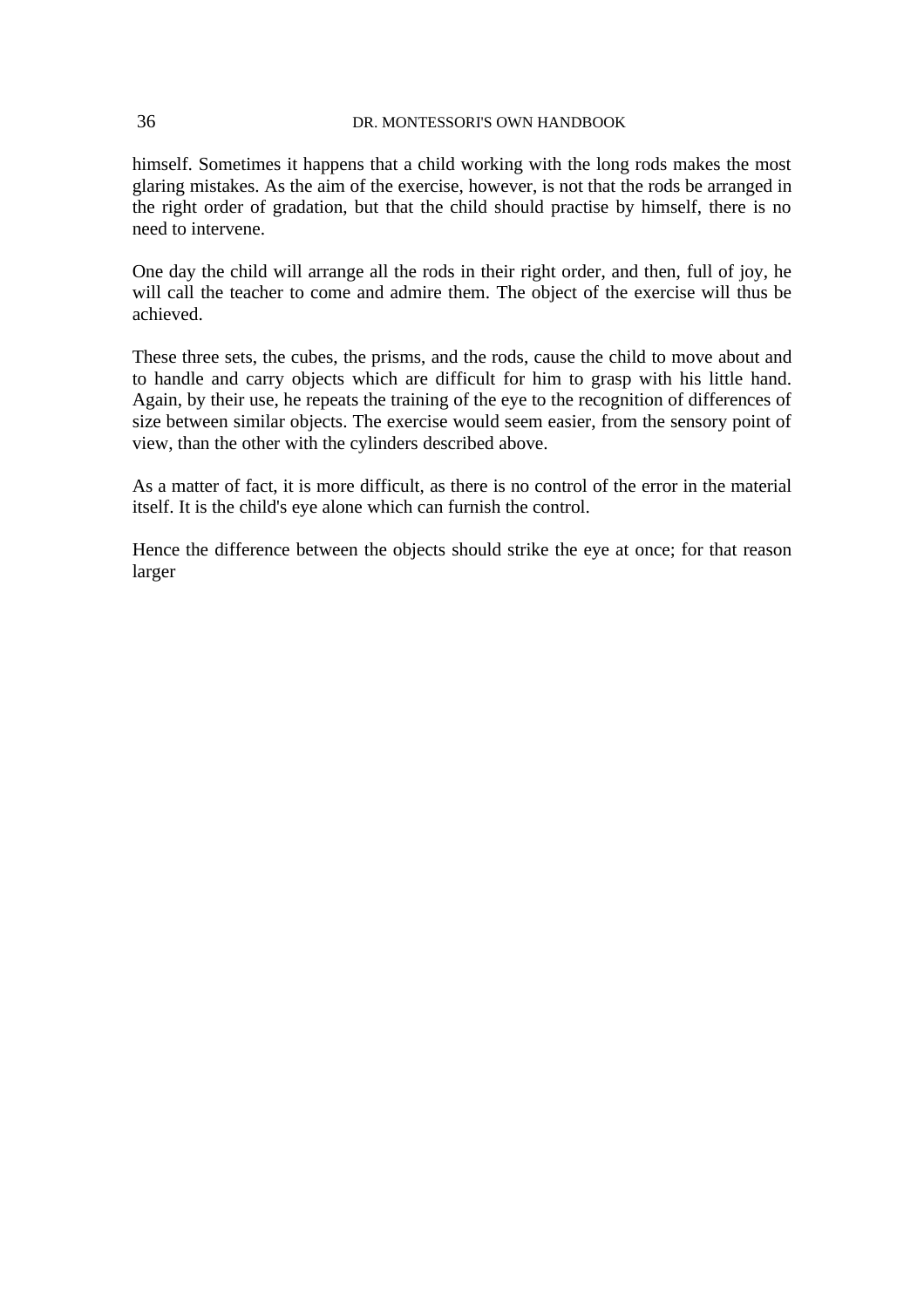himself. Sometimes it happens that a child working with the long rods makes the most glaring mistakes. As the aim of the exercise, however, is not that the rods be arranged in the right order of gradation, but that the child should practise by himself, there is no need to intervene.

One day the child will arrange all the rods in their right order, and then, full of joy, he will call the teacher to come and admire them. The object of the exercise will thus be achieved.

These three sets, the cubes, the prisms, and the rods, cause the child to move about and to handle and carry objects which are difficult for him to grasp with his little hand. Again, by their use, he repeats the training of the eye to the recognition of differences of size between similar objects. The exercise would seem easier, from the sensory point of view, than the other with the cylinders described above.

As a matter of fact, it is more difficult, as there is no control of the error in the material itself. It is the child's eye alone which can furnish the control.

Hence the difference between the objects should strike the eye at once; for that reason larger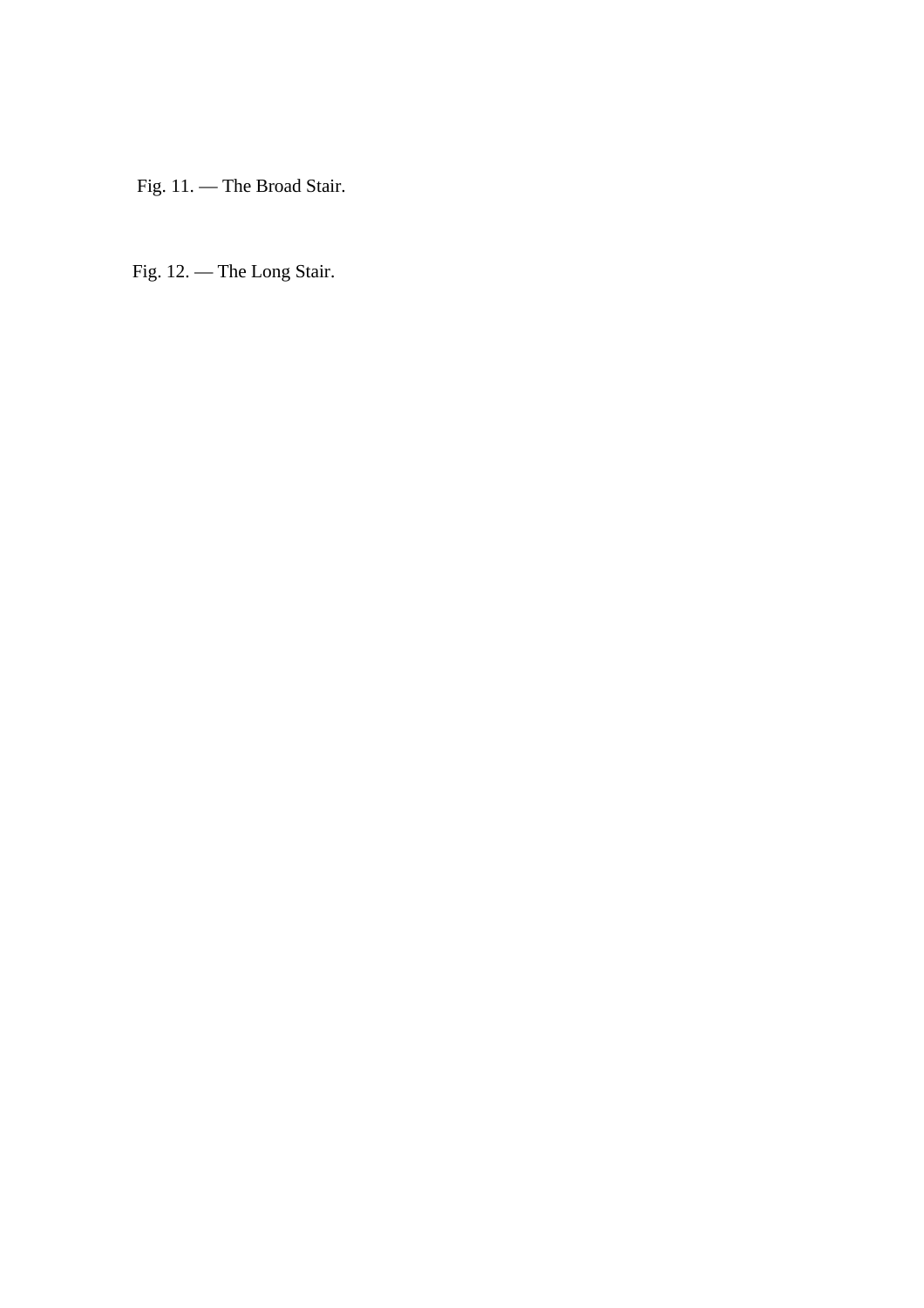Fig. 11. — The Broad Stair.

Fig. 12. — The Long Stair.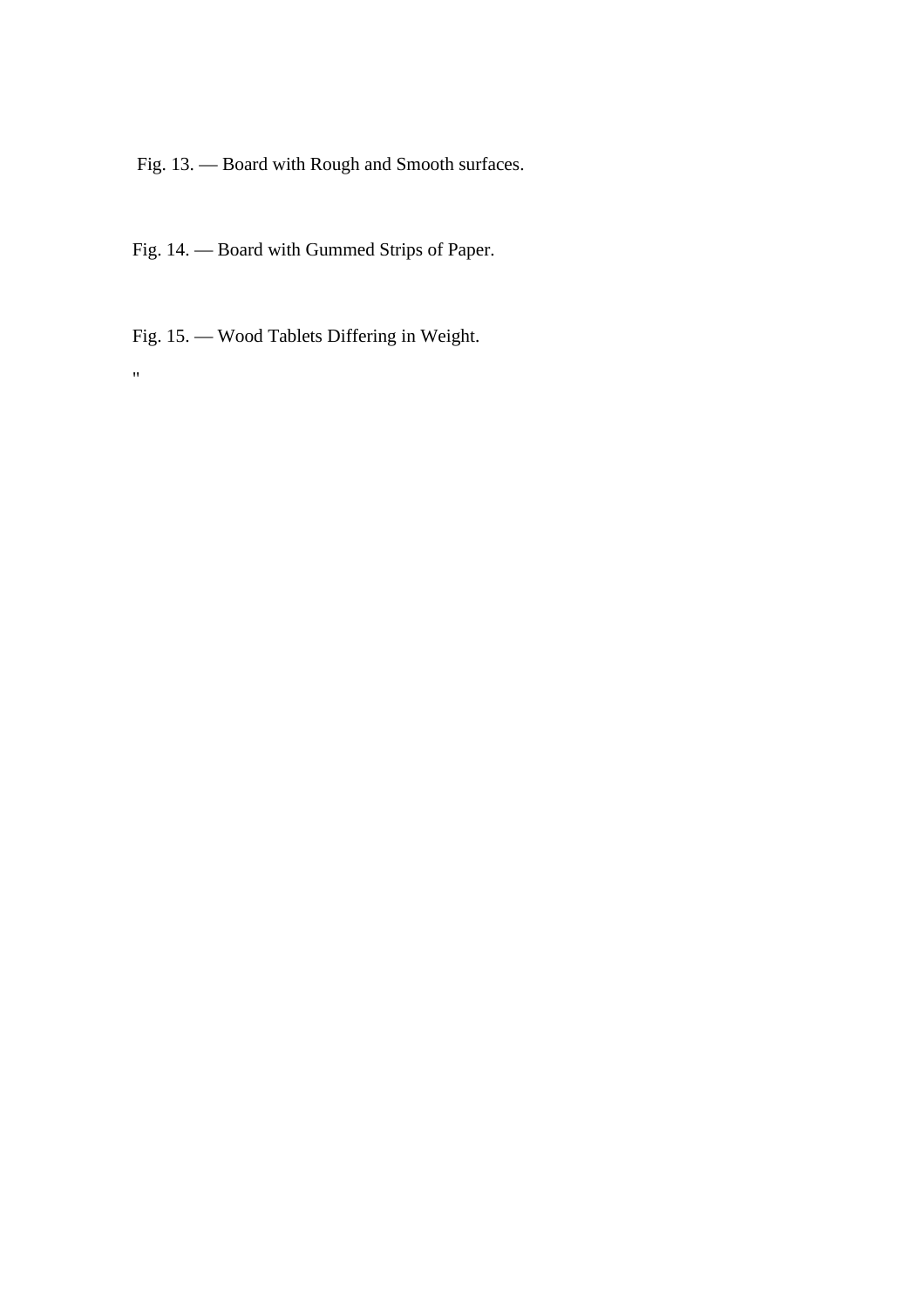Fig. 13. — Board with Rough and Smooth surfaces.

Fig. 14. — Board with Gummed Strips of Paper.

Fig. 15. — Wood Tablets Differing in Weight.

"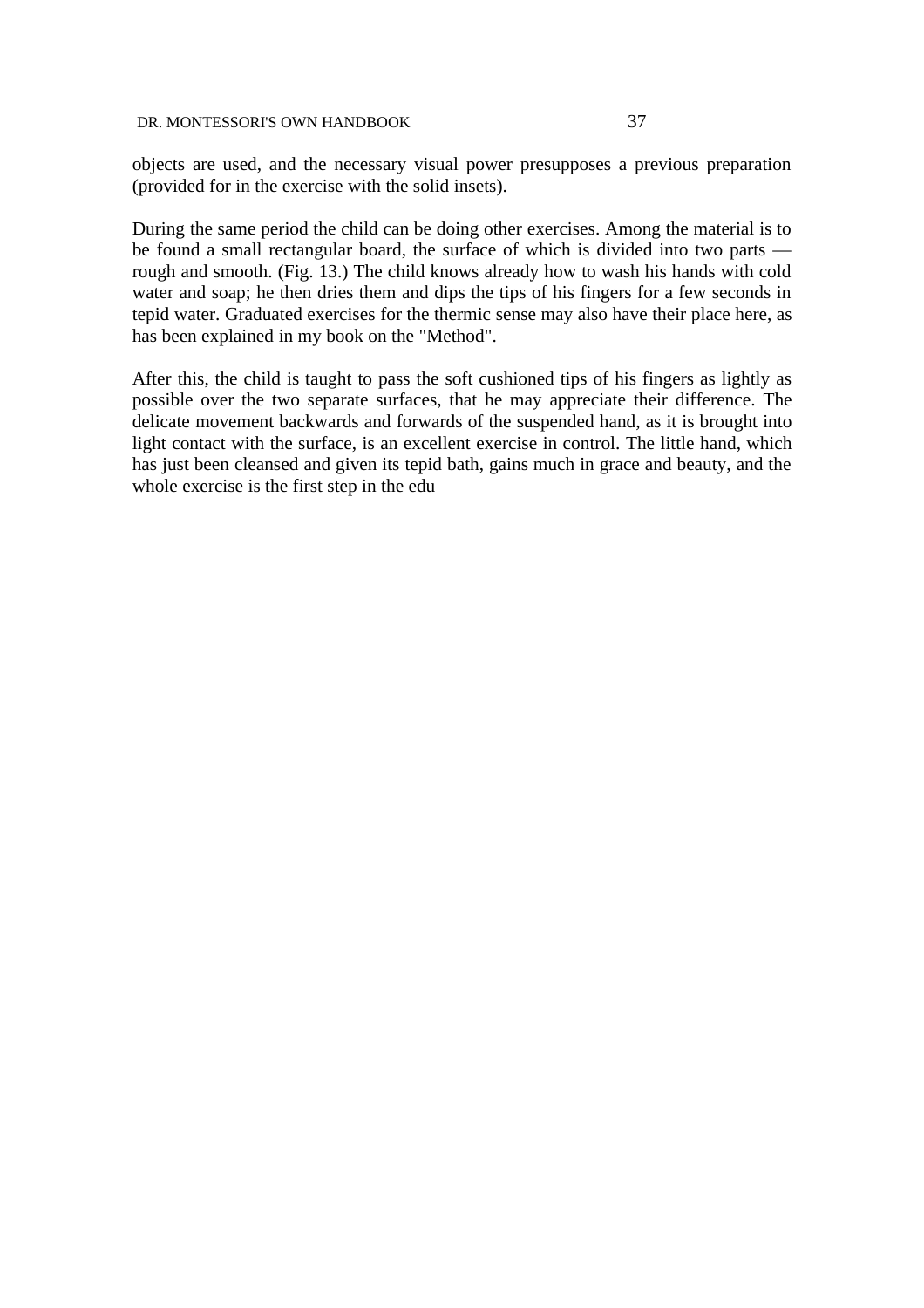objects are used, and the necessary visual power presupposes a previous preparation (provided for in the exercise with the solid insets).

During the same period the child can be doing other exercises. Among the material is to be found a small rectangular board, the surface of which is divided into two parts — rough and smooth. (Fig. 13.) The child knows already how to wash his hands with cold water and soap; he then dries them and dips the tips of his fingers for a few seconds in tepid water. Graduated exercises for the thermic sense may also have their place here, as has been explained in my book on the "Method".

After this, the child is taught to pass the soft cushioned tips of his fingers as lightly as possible over the two separate surfaces, that he may appreciate their difference. The delicate movement backwards and forwards of the suspended hand, as it is brought into light contact with the surface, is an excellent exercise in control. The little hand, which has just been cleansed and given its tepid bath, gains much in grace and beauty, and the whole exercise is the first step in the edu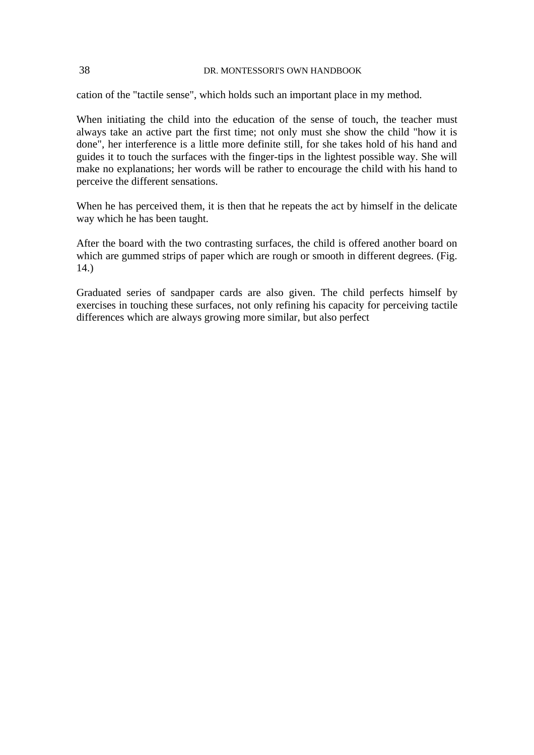cation of the "tactile sense", which holds such an important place in my method.

When initiating the child into the education of the sense of touch, the teacher must always take an active part the first time; not only must she show the child "how it is done", her interference is a little more definite still, for she takes hold of his hand and guides it to touch the surfaces with the finger-tips in the lightest possible way. She will make no explanations; her words will be rather to encourage the child with his hand to perceive the different sensations.

When he has perceived them, it is then that he repeats the act by himself in the delicate way which he has been taught.

After the board with the two contrasting surfaces, the child is offered another board on which are gummed strips of paper which are rough or smooth in different degrees. (Fig. 14.)

Graduated series of sandpaper cards are also given. The child perfects himself by exercises in touching these surfaces, not only refining his capacity for perceiving tactile differences which are always growing more similar, but also perfect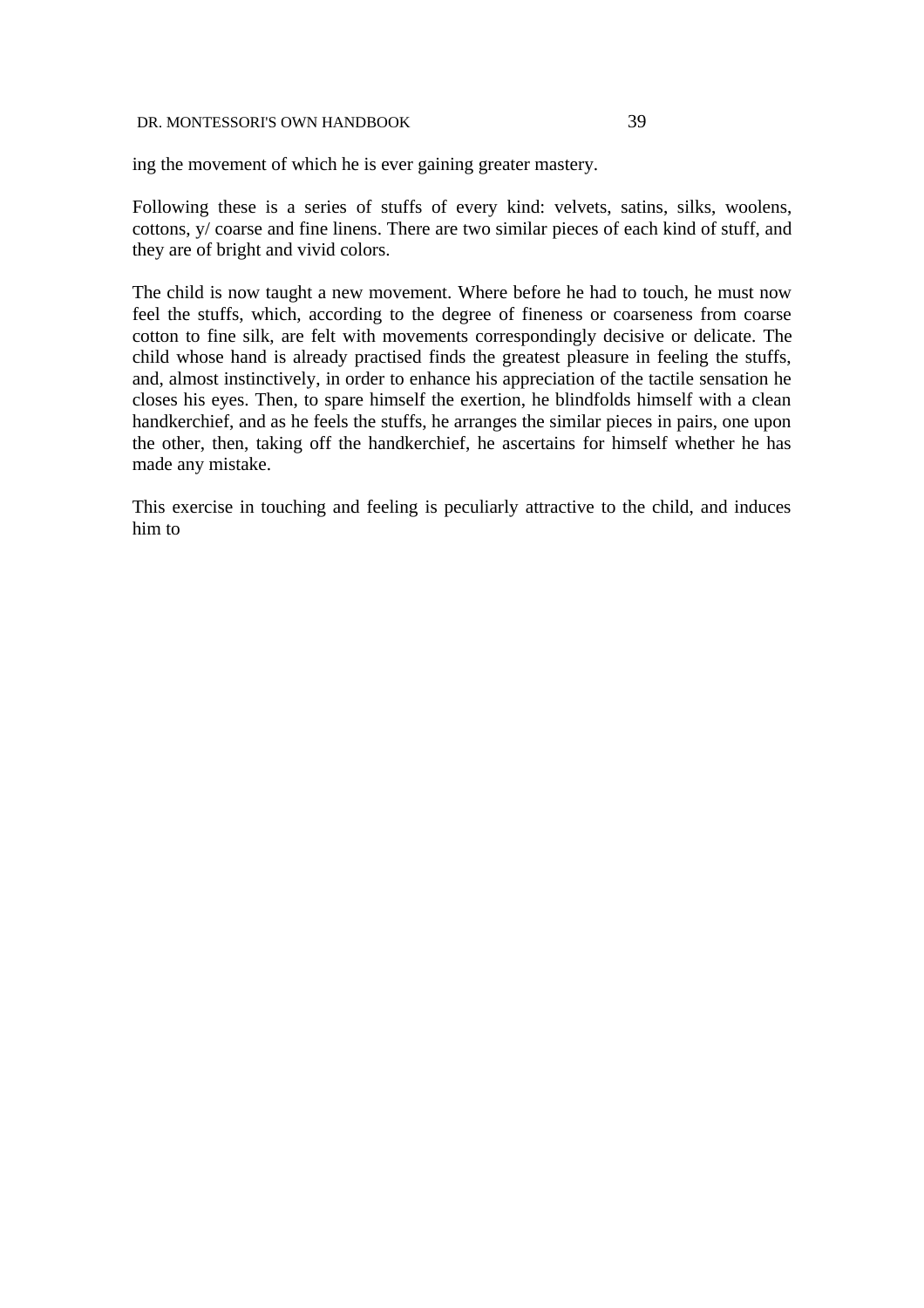ing the movement of which he is ever gaining greater mastery.

Following these is a series of stuffs of every kind: velvets, satins, silks, woolens, cottons, y/ coarse and fine linens. There are two similar pieces of each kind of stuff, and they are of bright and vivid colors.

The child is now taught a new movement. Where before he had to touch, he must now feel the stuffs, which, according to the degree of fineness or coarseness from coarse cotton to fine silk, are felt with movements correspondingly decisive or delicate. The child whose hand is already practised finds the greatest pleasure in feeling the stuffs, and, almost instinctively, in order to enhance his appreciation of the tactile sensation he closes his eyes. Then, to spare himself the exertion, he blindfolds himself with a clean handkerchief, and as he feels the stuffs, he arranges the similar pieces in pairs, one upon the other, then, taking off the handkerchief, he ascertains for himself whether he has made any mistake.

This exercise in touching and feeling is peculiarly attractive to the child, and induces him to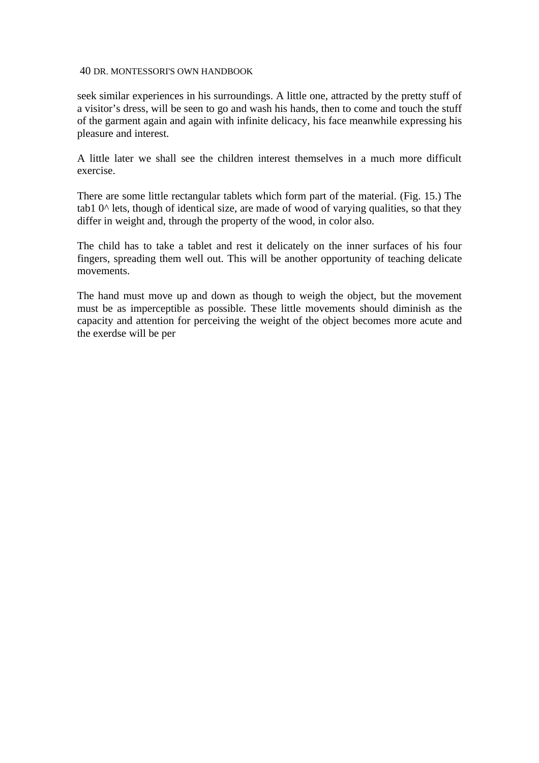seek similar experiences in his surroundings. A little one, attracted by the pretty stuff of a visitor’s dress, will be seen to go and wash his hands, then to come and touch the stuff of the garment again and again with infinite delicacy, his face meanwhile expressing his pleasure and interest.

A little later we shall see the children interest themselves in a much more difficult exercise.

There are some little rectangular tablets which form part of the material. (Fig. 15.) The tab1 0^ lets, though of identical size, are made of wood of varying qualities, so that they differ in weight and, through the property of the wood, in color also.

The child has to take a tablet and rest it delicately on the inner surfaces of his four fingers, spreading them well out. This will be another opportunity of teaching delicate movements.

The hand must move up and down as though to weigh the object, but the movement must be as imperceptible as possible. These little movements should diminish as the capacity and attention for perceiving the weight of the object becomes more acute and the exerdse will be per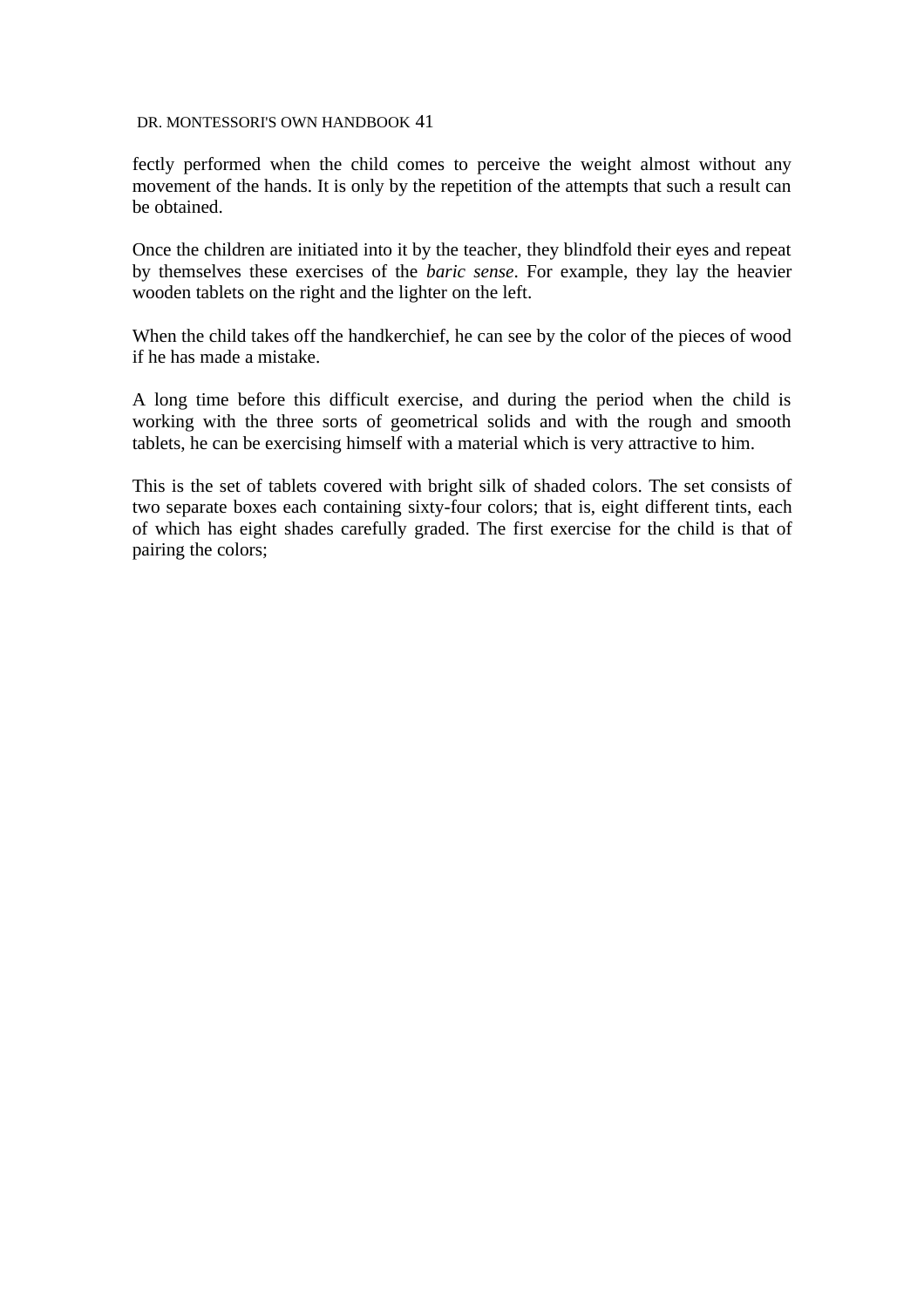fectly performed when the child comes to perceive the weight almost without any movement of the hands. It is only by the repetition of the attempts that such a result can be obtained.

Once the children are initiated into it by the teacher, they blindfold their eyes and repeat by themselves these exercises of the *baric sense*. For example, they lay the heavier wooden tablets on the right and the lighter on the left.

When the child takes off the handkerchief, he can see by the color of the pieces of wood if he has made a mistake.

A long time before this difficult exercise, and during the period when the child is working with the three sorts of geometrical solids and with the rough and smooth tablets, he can be exercising himself with a material which is very attractive to him.

This is the set of tablets covered with bright silk of shaded colors. The set consists of two separate boxes each containing sixty-four colors; that is, eight different tints, each of which has eight shades carefully graded. The first exercise for the child is that of pairing the colors;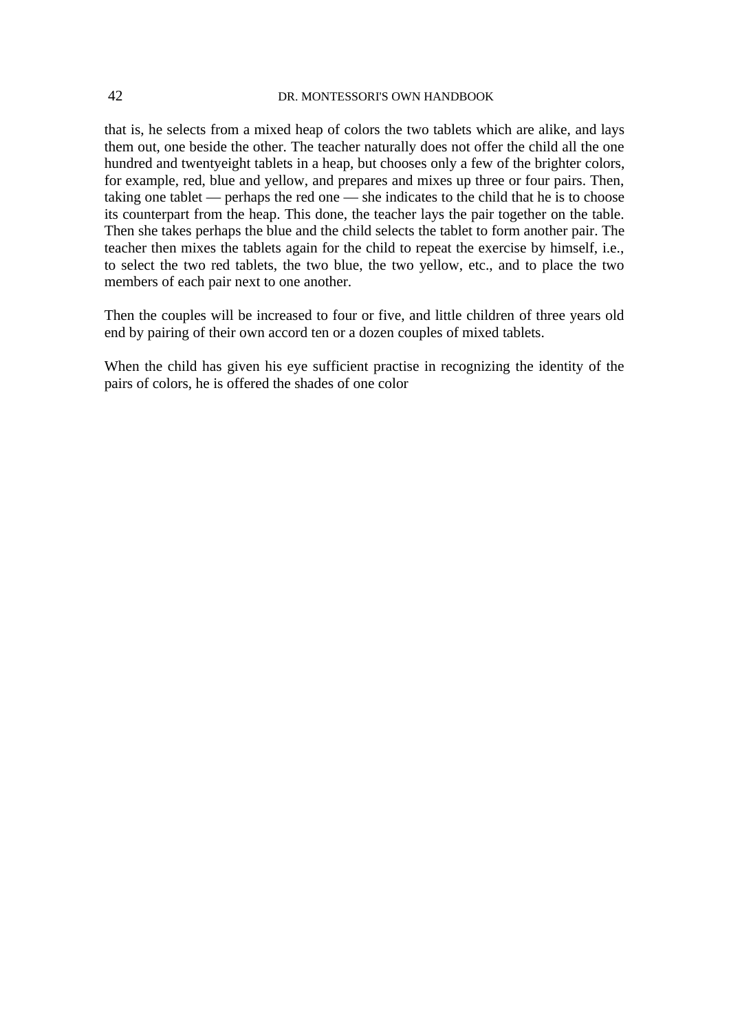that is, he selects from a mixed heap of colors the two tablets which are alike, and lays them out, one beside the other. The teacher naturally does not offer the child all the one hundred and twentyeight tablets in a heap, but chooses only a few of the brighter colors, for example, red, blue and yellow, and prepares and mixes up three or four pairs. Then, taking one tablet — perhaps the red one — she indicates to the child that he is to choose its counterpart from the heap. This done, the teacher lays the pair together on the table. Then she takes perhaps the blue and the child selects the tablet to form another pair. The teacher then mixes the tablets again for the child to repeat the exercise by himself, i.e., to select the two red tablets, the two blue, the two yellow, etc., and to place the two members of each pair next to one another.

Then the couples will be increased to four or five, and little children of three years old end by pairing of their own accord ten or a dozen couples of mixed tablets.

When the child has given his eye sufficient practise in recognizing the identity of the pairs of colors, he is offered the shades of one color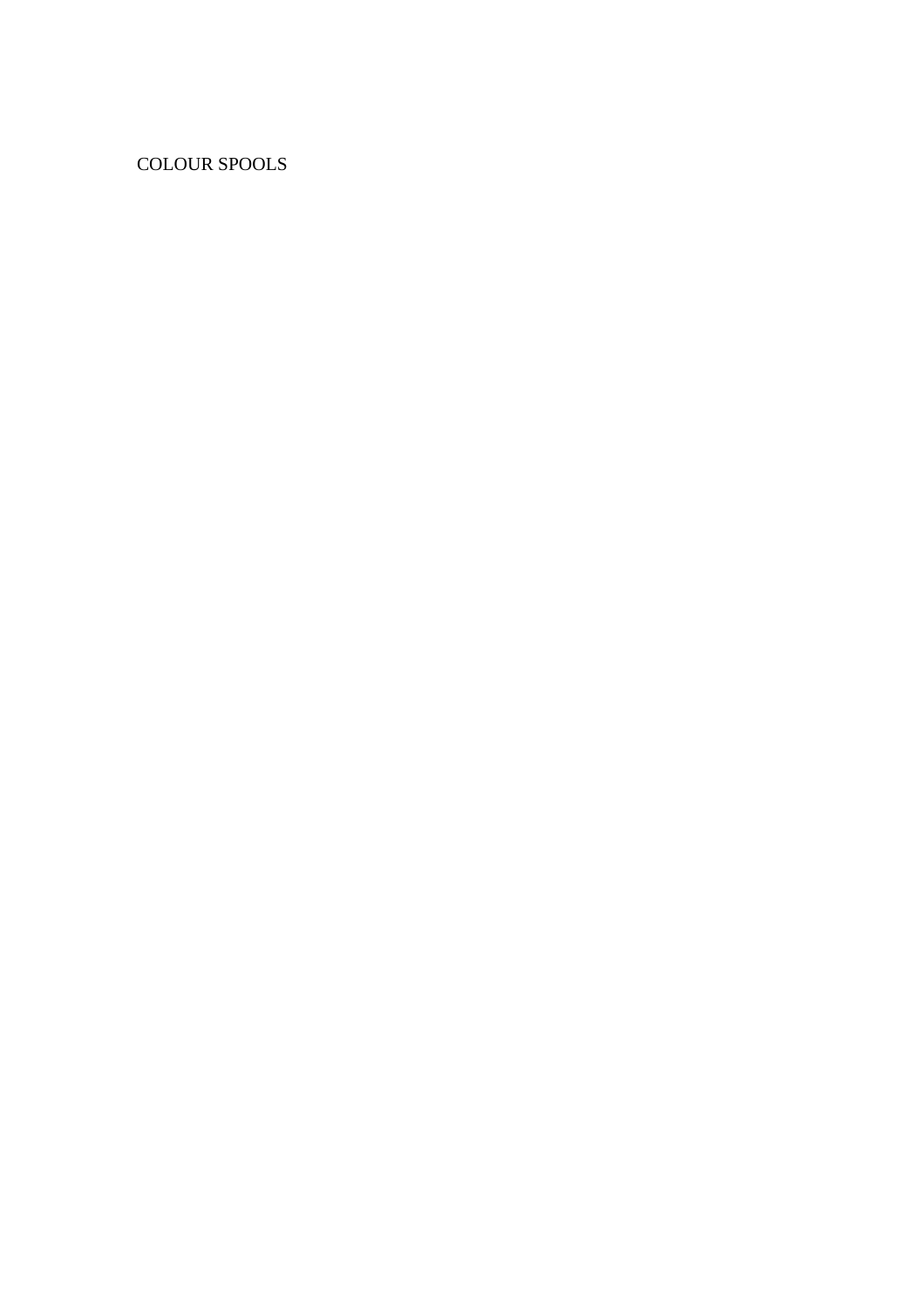COLOUR SPOOLS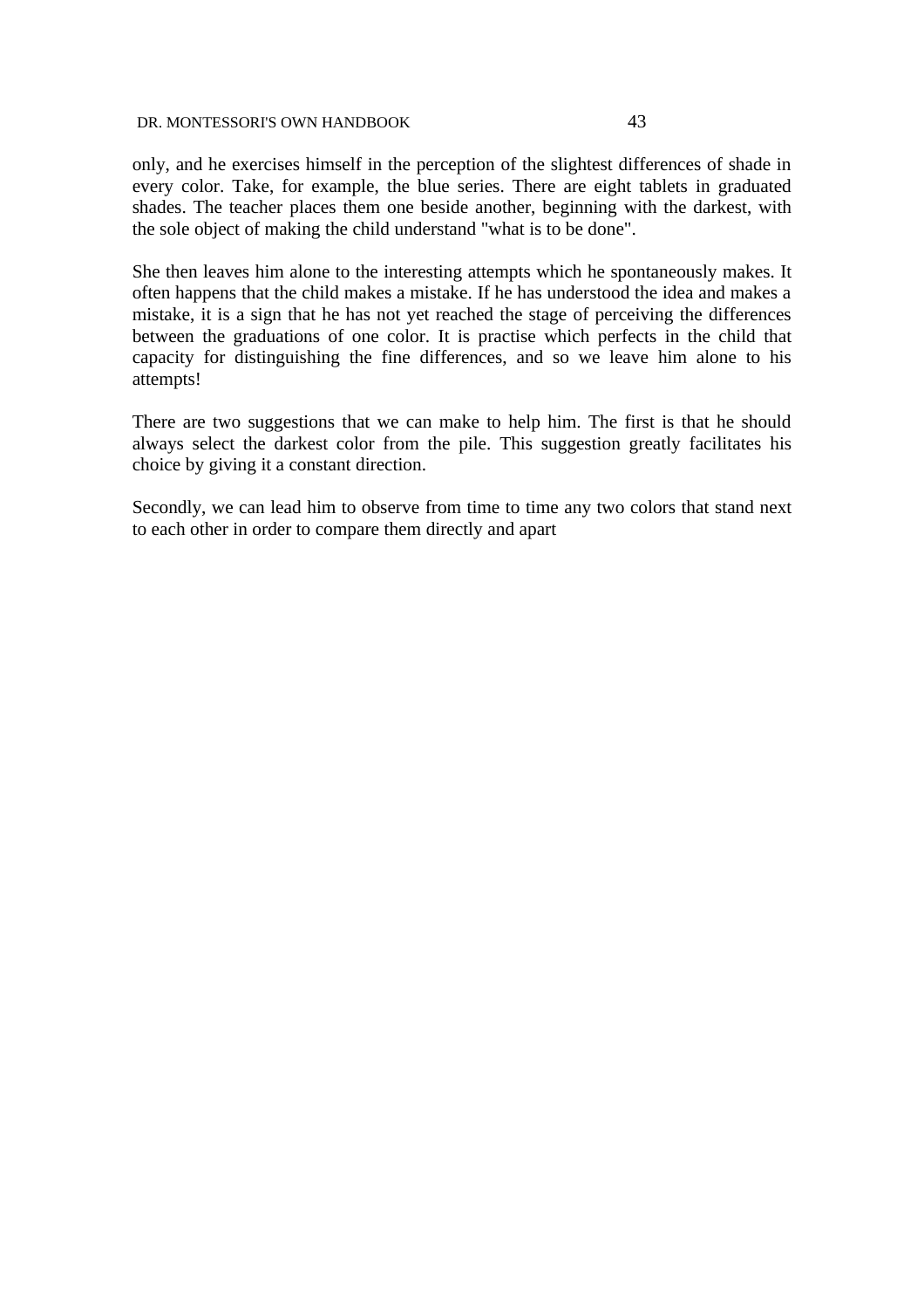only, and he exercises himself in the perception of the slightest differences of shade in every color. Take, for example, the blue series. There are eight tablets in graduated shades. The teacher places them one beside another, beginning with the darkest, with the sole object of making the child understand "what is to be done".

She then leaves him alone to the interesting attempts which he spontaneously makes. It often happens that the child makes a mistake. If he has understood the idea and makes a mistake, it is a sign that he has not yet reached the stage of perceiving the differences between the graduations of one color. It is practise which perfects in the child that capacity for distinguishing the fine differences, and so we leave him alone to his attempts!

There are two suggestions that we can make to help him. The first is that he should always select the darkest color from the pile. This suggestion greatly facilitates his choice by giving it a constant direction.

Secondly, we can lead him to observe from time to time any two colors that stand next to each other in order to compare them directly and apart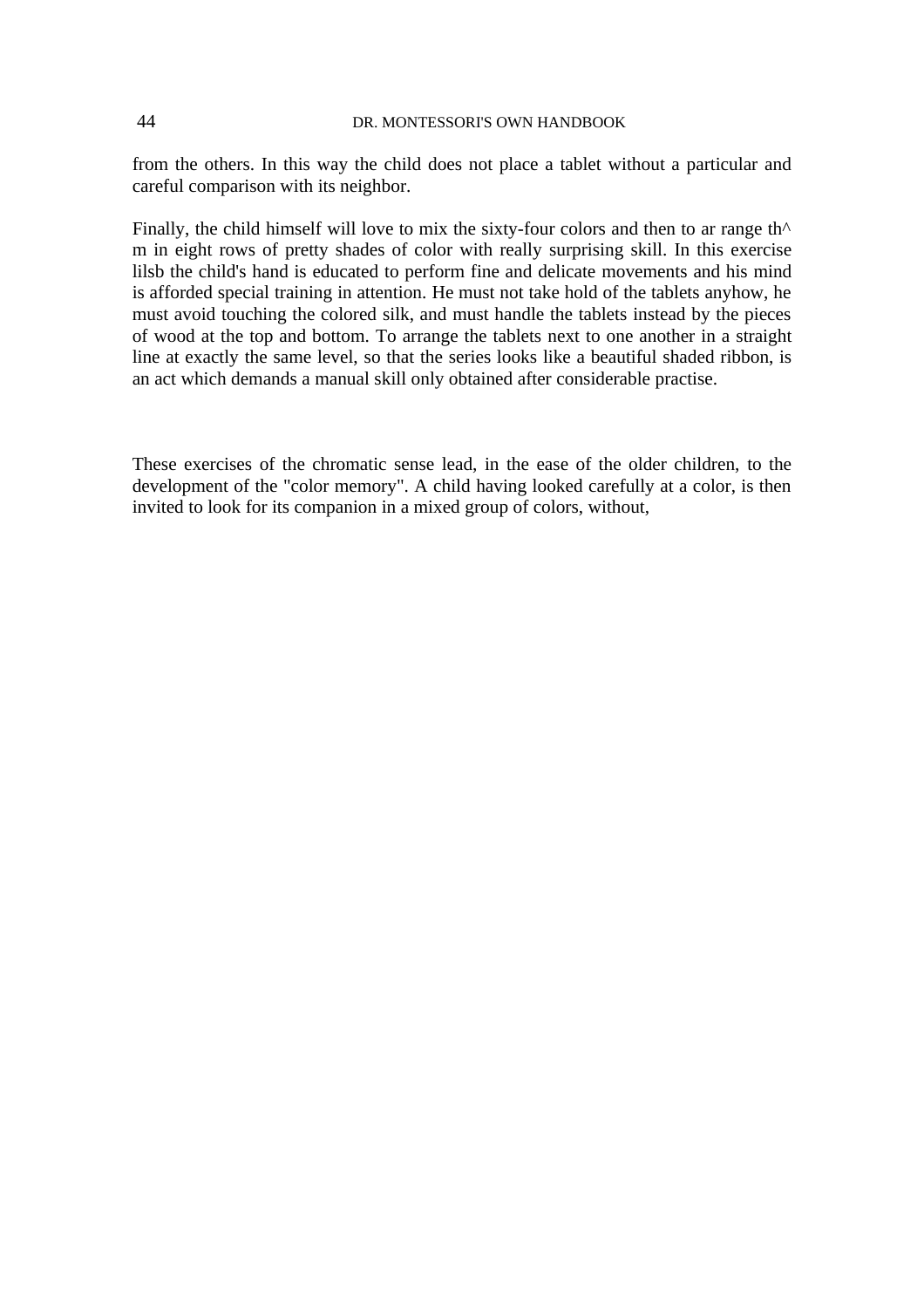from the others. In this way the child does not place a tablet without a particular and careful comparison with its neighbor.

Finally, the child himself will love to mix the sixty-four colors and then to ar range th^ m in eight rows of pretty shades of color with really surprising skill. In this exercise lilsb the child's hand is educated to perform fine and delicate movements and his mind is afforded special training in attention. He must not take hold of the tablets anyhow, he must avoid touching the colored silk, and must handle the tablets instead by the pieces of wood at the top and bottom. To arrange the tablets next to one another in a straight line at exactly the same level, so that the series looks like a beautiful shaded ribbon, is an act which demands a manual skill only obtained after considerable practise.

These exercises of the chromatic sense lead, in the ease of the older children, to the development of the "color memory". A child having looked carefully at a color, is then invited to look for its companion in a mixed group of colors, without,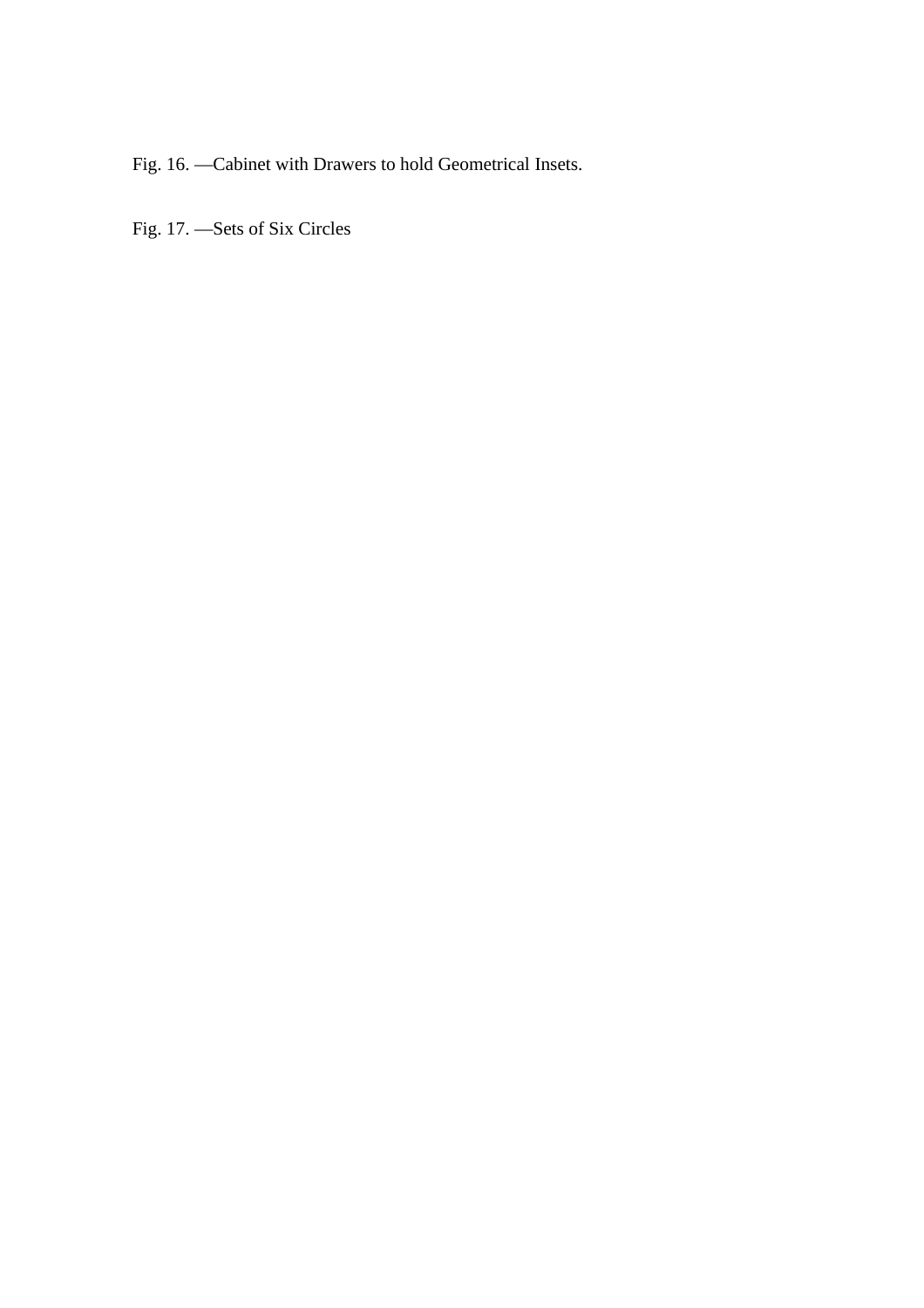Fig. 16. —Cabinet with Drawers to hold Geometrical Insets.

Fig. 17. —Sets of Six Circles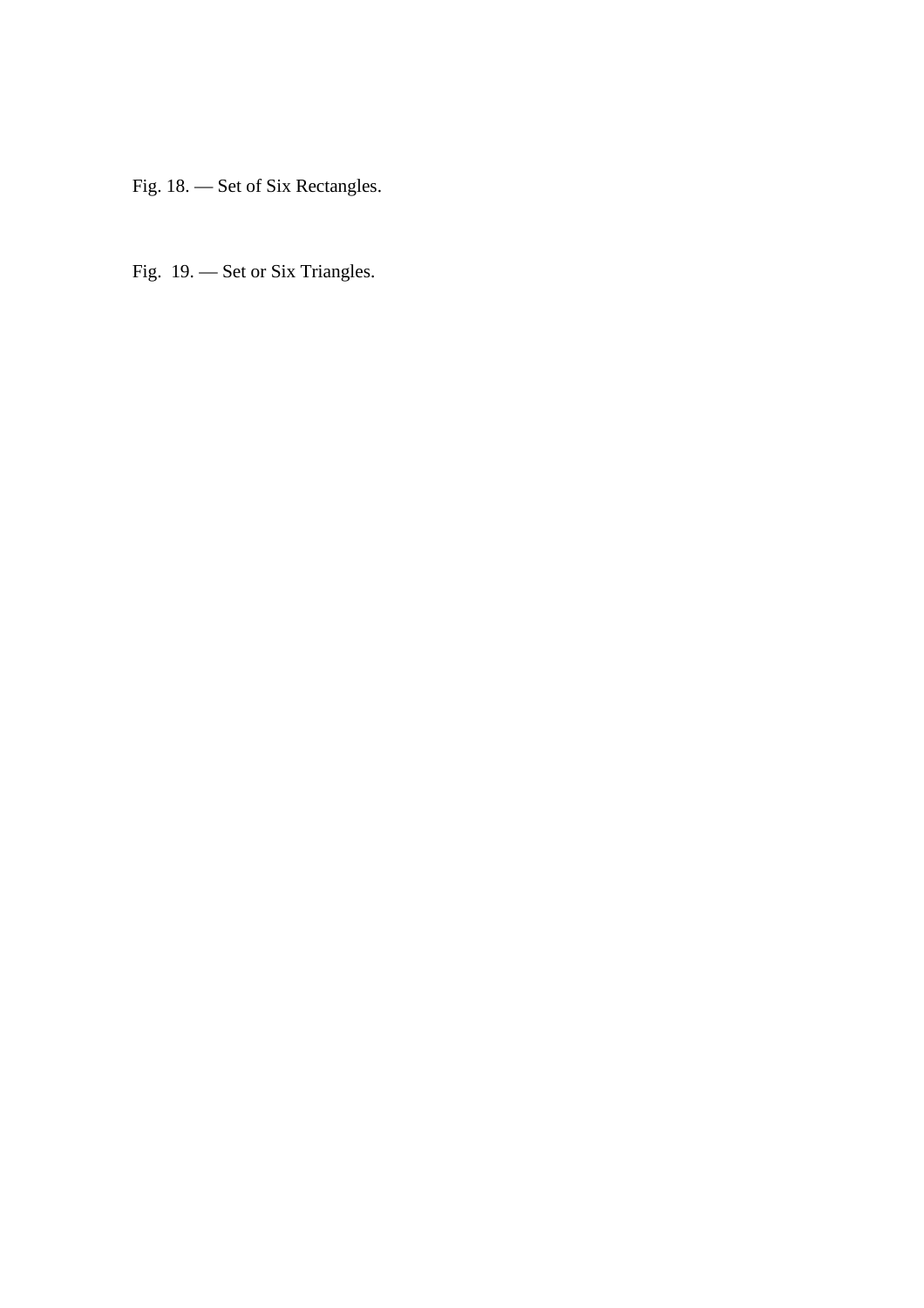Fig. 18. — Set of Six Rectangles.

Fig. 19. — Set or Six Triangles.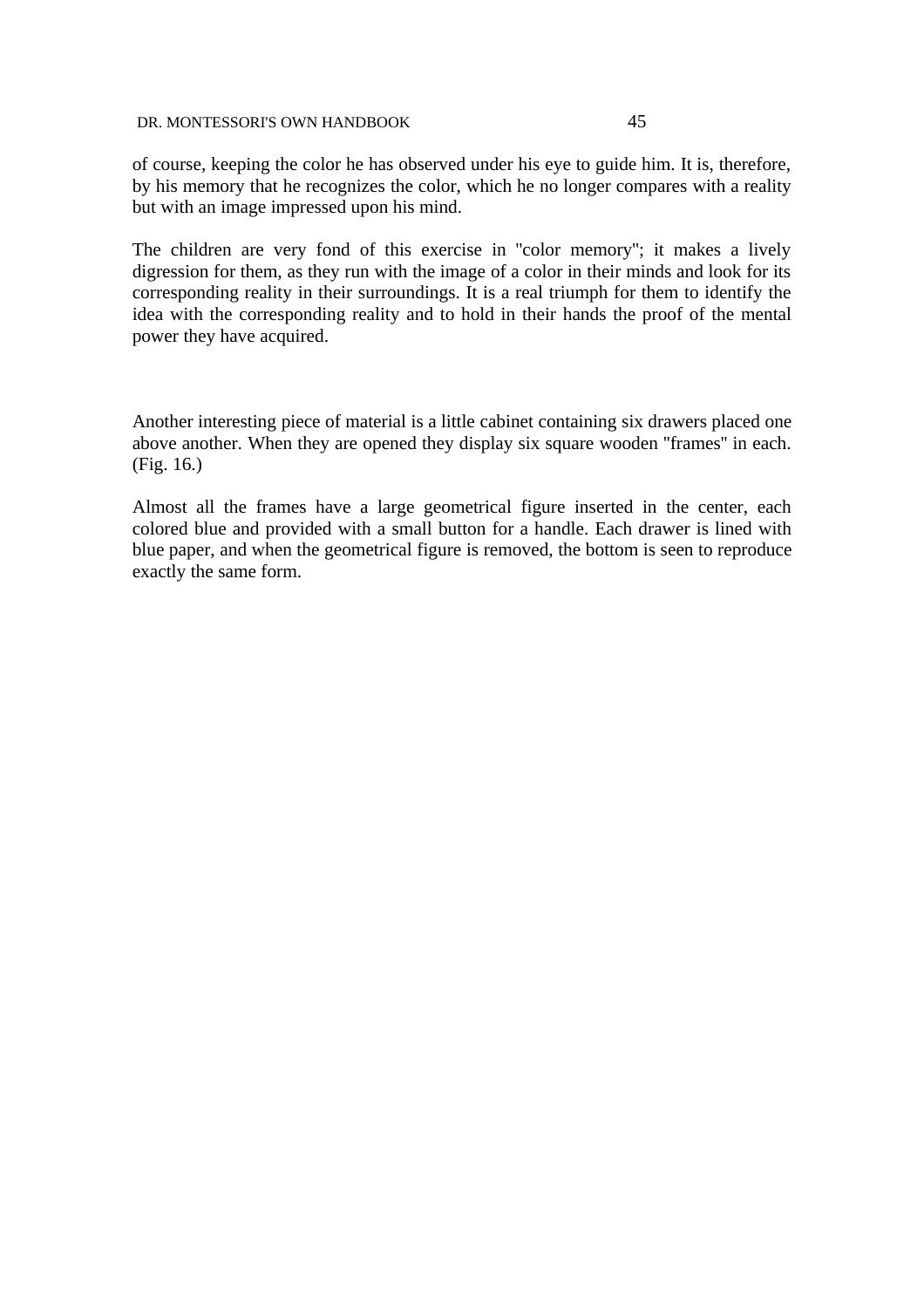of course, keeping the color he has observed under his eye to guide him. It is, therefore, by his memory that he recognizes the color, which he no longer compares with a reality but with an image impressed upon his mind.

The children are very fond of this exercise in "color memory"; it makes a lively digression for them, as they run with the image of a color in their minds and look for its corresponding reality in their surroundings. It is a real triumph for them to identify the idea with the corresponding reality and to hold in their hands the proof of the mental power they have acquired.

Another interesting piece of material is a little cabinet containing six drawers placed one above another. When they are opened they display six square wooden "frames" in each. (Fig. 16.)

Almost all the frames have a large geometrical figure inserted in the center, each colored blue and provided with a small button for a handle. Each drawer is lined with blue paper, and when the geometrical figure is removed, the bottom is seen to reproduce exactly the same form.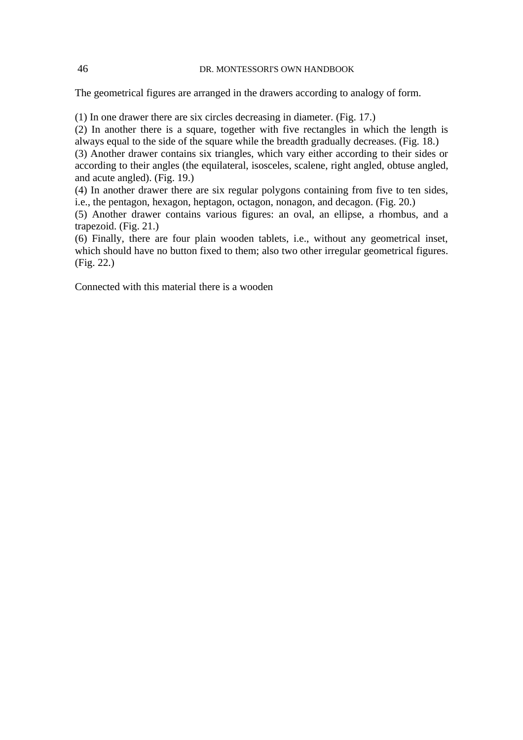The geometrical figures are arranged in the drawers according to analogy of form.

(1) In one drawer there are six circles decreasing in diameter. (Fig. 17.)
(2) In another there is a square, together with five rectangles in which the length is always equal to the side of the square while the breadth gradually decreases. (Fig. 18.)
(3) Another drawer contains six triangles, which vary either according to their sides or according to their angles (the equilateral, isosceles, scalene, right angled, obtuse angled, and acute angled). (Fig. 19.)
(4) In another drawer there are six regular polygons containing from five to ten sides, i.e., the pentagon, hexagon, heptagon, octagon, nonagon, and decagon. (Fig. 20.)
(5) Another drawer contains various figures: an oval, an ellipse, a rhombus, and a trapezoid. (Fig. 21.)
(6) Finally, there are four plain wooden tablets, i.e., without any geometrical inset, which should have no button fixed to them; also two other irregular geometrical figures. (Fig. 22.)

Connected with this material there is a wooden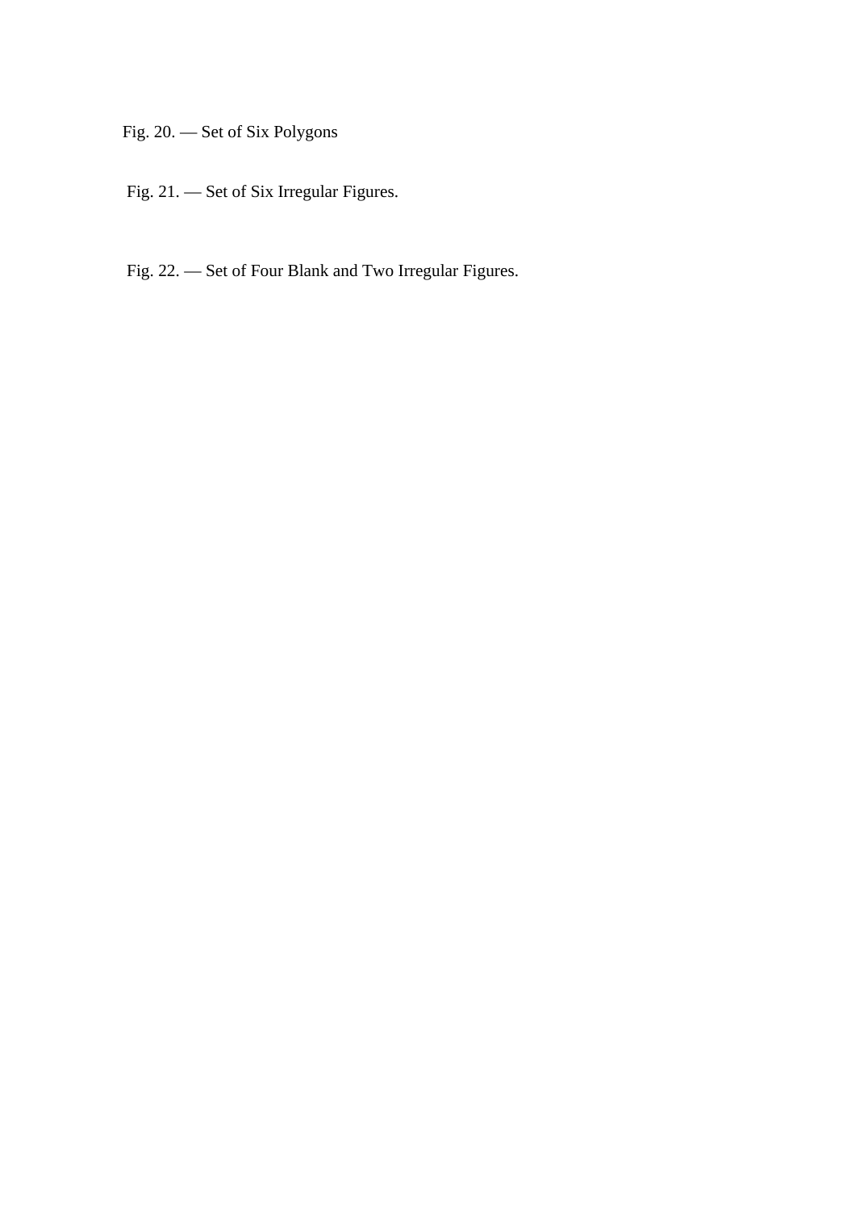Fig. 20. — Set of Six Polygons

Fig. 21. — Set of Six Irregular Figures.

Fig. 22. — Set of Four Blank and Two Irregular Figures.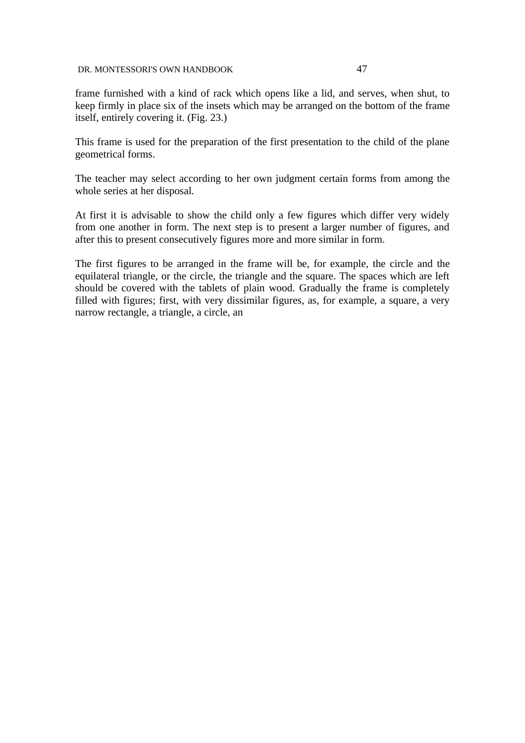frame furnished with a kind of rack which opens like a lid, and serves, when shut, to keep firmly in place six of the insets which may be arranged on the bottom of the frame itself, entirely covering it. (Fig. 23.)

This frame is used for the preparation of the first presentation to the child of the plane geometrical forms.

The teacher may select according to her own judgment certain forms from among the whole series at her disposal.

At first it is advisable to show the child only a few figures which differ very widely from one another in form. The next step is to present a larger number of figures, and after this to present consecutively figures more and more similar in form.

The first figures to be arranged in the frame will be, for example, the circle and the equilateral triangle, or the circle, the triangle and the square. The spaces which are left should be covered with the tablets of plain wood. Gradually the frame is completely filled with figures; first, with very dissimilar figures, as, for example, a square, a very narrow rectangle, a triangle, a circle, an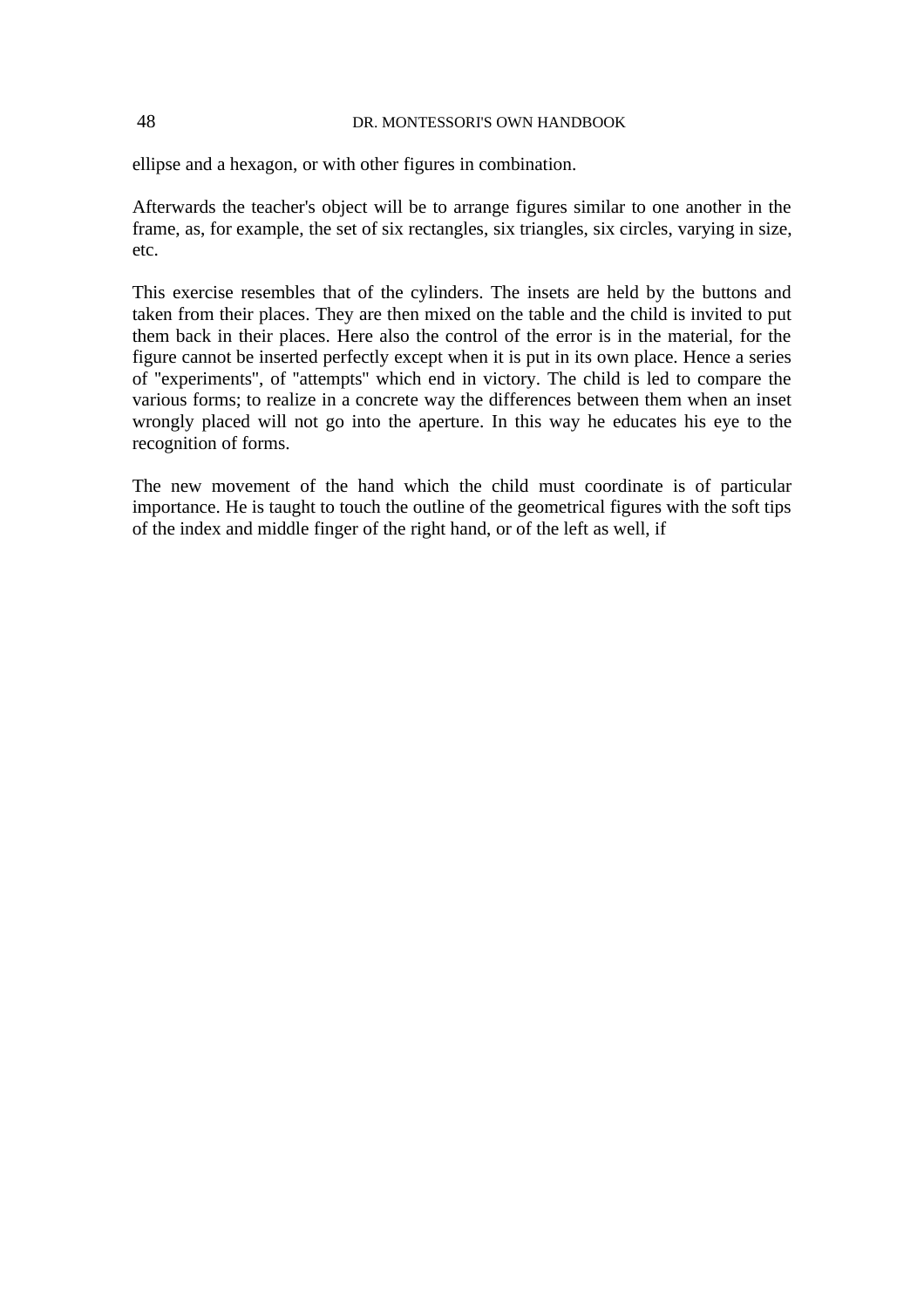ellipse and a hexagon, or with other figures in combination.

Afterwards the teacher's object will be to arrange figures similar to one another in the frame, as, for example, the set of six rectangles, six triangles, six circles, varying in size, etc.

This exercise resembles that of the cylinders. The insets are held by the buttons and taken from their places. They are then mixed on the table and the child is invited to put them back in their places. Here also the control of the error is in the material, for the figure cannot be inserted perfectly except when it is put in its own place. Hence a series of "experiments", of "attempts" which end in victory. The child is led to compare the various forms; to realize in a concrete way the differences between them when an inset wrongly placed will not go into the aperture. In this way he educates his eye to the recognition of forms.

The new movement of the hand which the child must coordinate is of particular importance. He is taught to touch the outline of the geometrical figures with the soft tips of the index and middle finger of the right hand, or of the left as well, if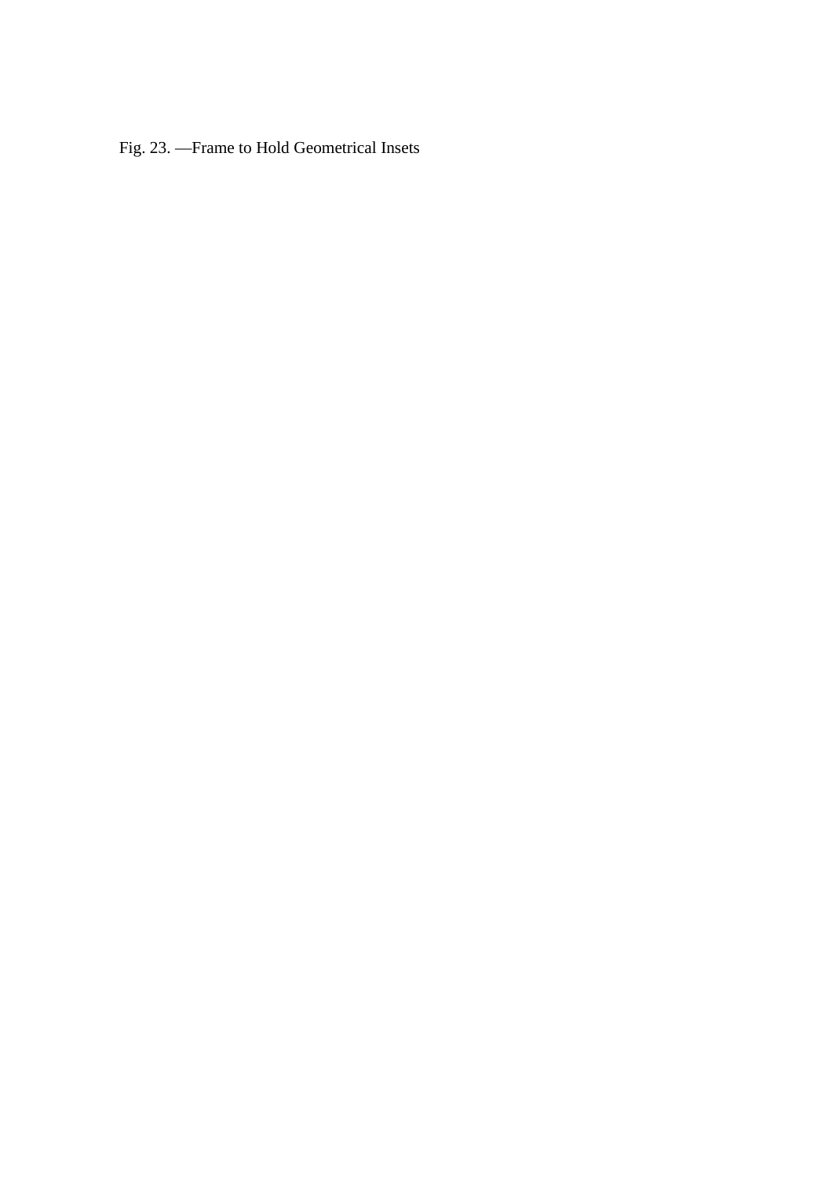Fig. 23. —Frame to Hold Geometrical Insets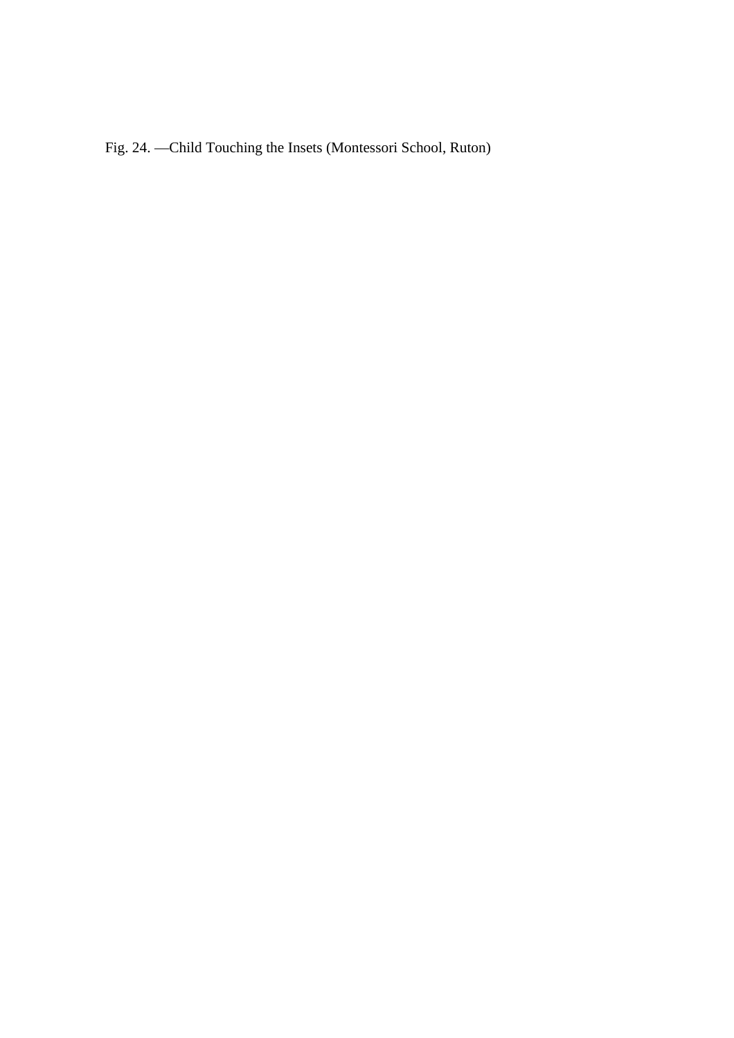Fig. 24. —Child Touching the Insets (Montessori School, Ruton)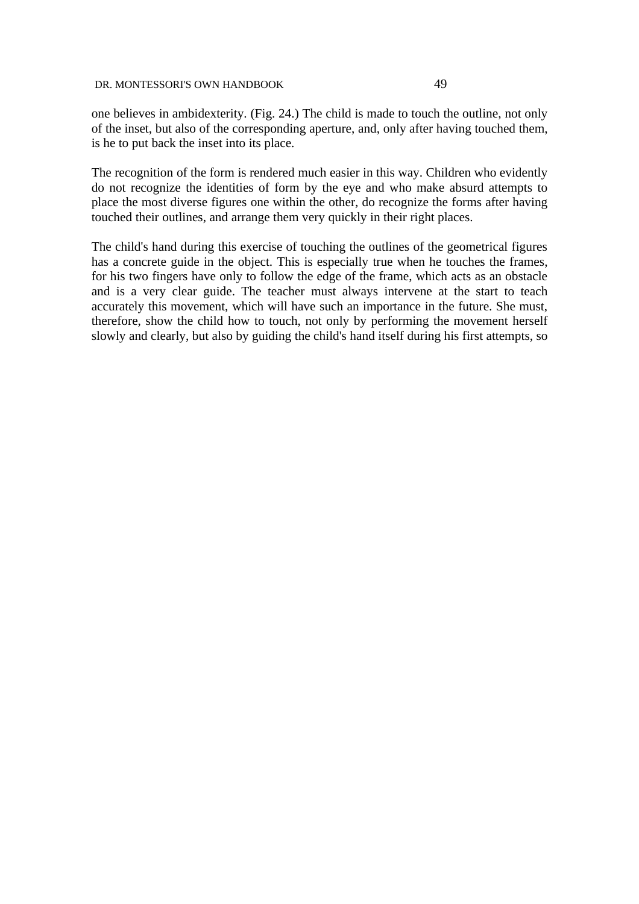one believes in ambidexterity. (Fig. 24.) The child is made to touch the outline, not only of the inset, but also of the corresponding aperture, and, only after having touched them, is he to put back the inset into its place.

The recognition of the form is rendered much easier in this way. Children who evidently do not recognize the identities of form by the eye and who make absurd attempts to place the most diverse figures one within the other, do recognize the forms after having touched their outlines, and arrange them very quickly in their right places.

The child's hand during this exercise of touching the outlines of the geometrical figures has a concrete guide in the object. This is especially true when he touches the frames, for his two fingers have only to follow the edge of the frame, which acts as an obstacle and is a very clear guide. The teacher must always intervene at the start to teach accurately this movement, which will have such an importance in the future. She must, therefore, show the child how to touch, not only by performing the movement herself slowly and clearly, but also by guiding the child's hand itself during his first attempts, so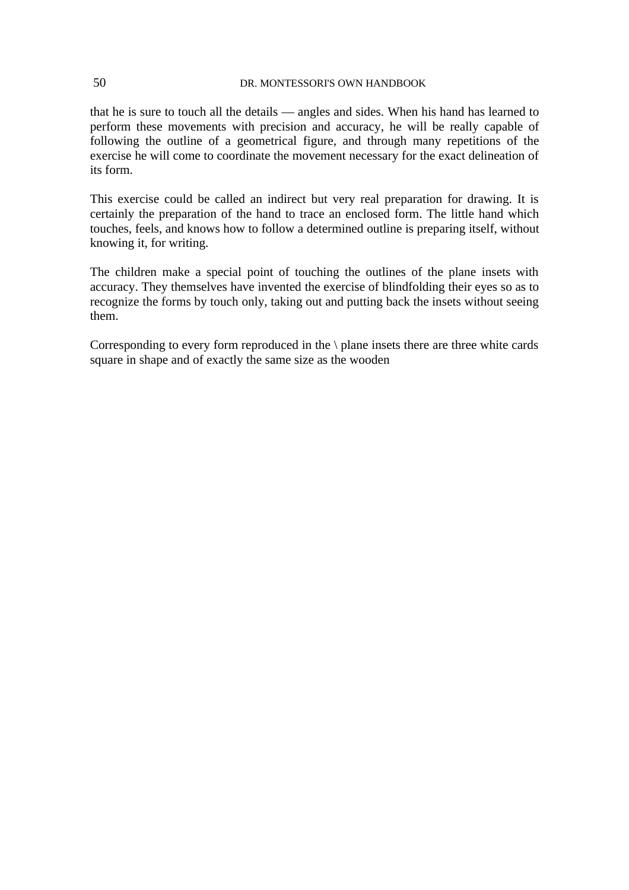that he is sure to touch all the details — angles and sides. When his hand has learned to perform these movements with precision and accuracy, he will be really capable of following the outline of a geometrical figure, and through many repetitions of the exercise he will come to coordinate the movement necessary for the exact delineation of its form.

This exercise could be called an indirect but very real preparation for drawing. It is certainly the preparation of the hand to trace an enclosed form. The little hand which touches, feels, and knows how to follow a determined outline is preparing itself, without knowing it, for writing.

The children make a special point of touching the outlines of the plane insets with accuracy. They themselves have invented the exercise of blindfolding their eyes so as to recognize the forms by touch only, taking out and putting back the insets without seeing them.

Corresponding to every form reproduced in the \ plane insets there are three white cards square in shape and of exactly the same size as the wooden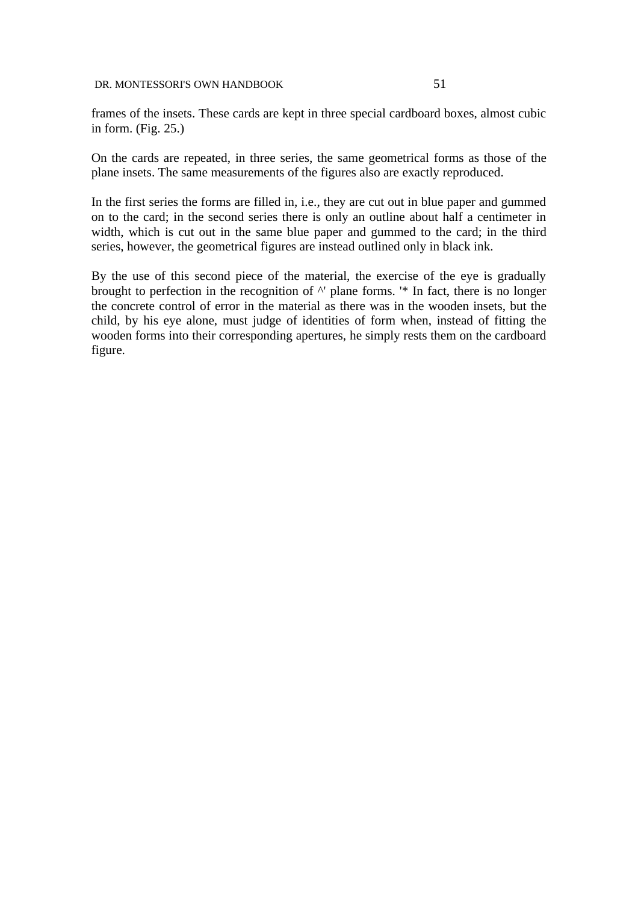frames of the insets. These cards are kept in three special cardboard boxes, almost cubic in form. (Fig. 25.)

On the cards are repeated, in three series, the same geometrical forms as those of the plane insets. The same measurements of the figures also are exactly reproduced.

In the first series the forms are filled in, i.e., they are cut out in blue paper and gummed on to the card; in the second series there is only an outline about half a centimeter in width, which is cut out in the same blue paper and gummed to the card; in the third series, however, the geometrical figures are instead outlined only in black ink.

By the use of this second piece of the material, the exercise of the eye is gradually brought to perfection in the recognition of ^' plane forms. '* In fact, there is no longer the concrete control of error in the material as there was in the wooden insets, but the child, by his eye alone, must judge of identities of form when, instead of fitting the wooden forms into their corresponding apertures, he simply rests them on the cardboard figure.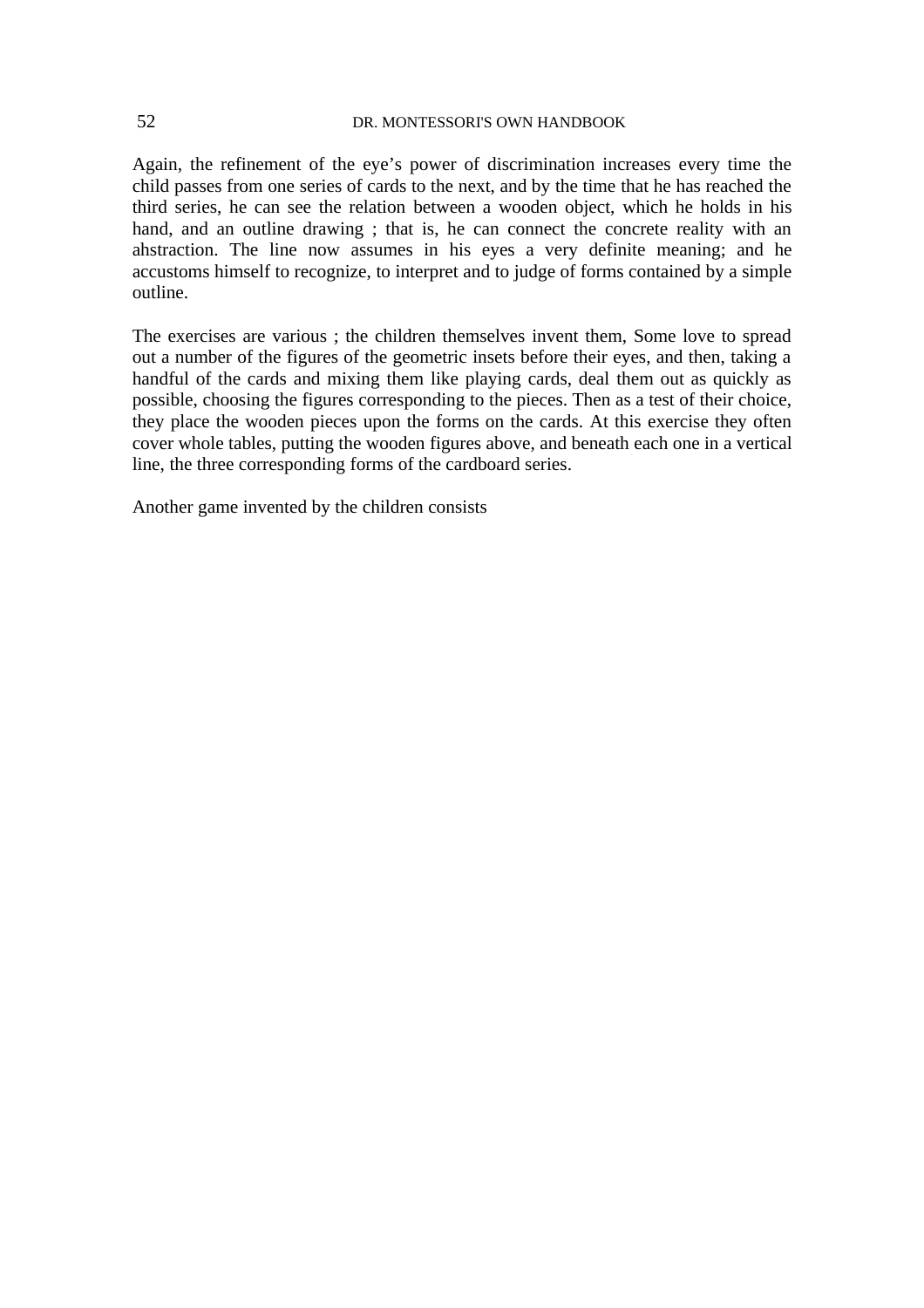Again, the refinement of the eye’s power of discrimination increases every time the child passes from one series of cards to the next, and by the time that he has reached the third series, he can see the relation between a wooden object, which he holds in his hand, and an outline drawing ; that is, he can connect the concrete reality with an ahstraction. The line now assumes in his eyes a very definite meaning; and he accustoms himself to recognize, to interpret and to judge of forms contained by a simple outline.

The exercises are various ; the children themselves invent them, Some love to spread out a number of the figures of the geometric insets before their eyes, and then, taking a handful of the cards and mixing them like playing cards, deal them out as quickly as possible, choosing the figures corresponding to the pieces. Then as a test of their choice, they place the wooden pieces upon the forms on the cards. At this exercise they often cover whole tables, putting the wooden figures above, and beneath each one in a vertical line, the three corresponding forms of the cardboard series.

Another game invented by the children consists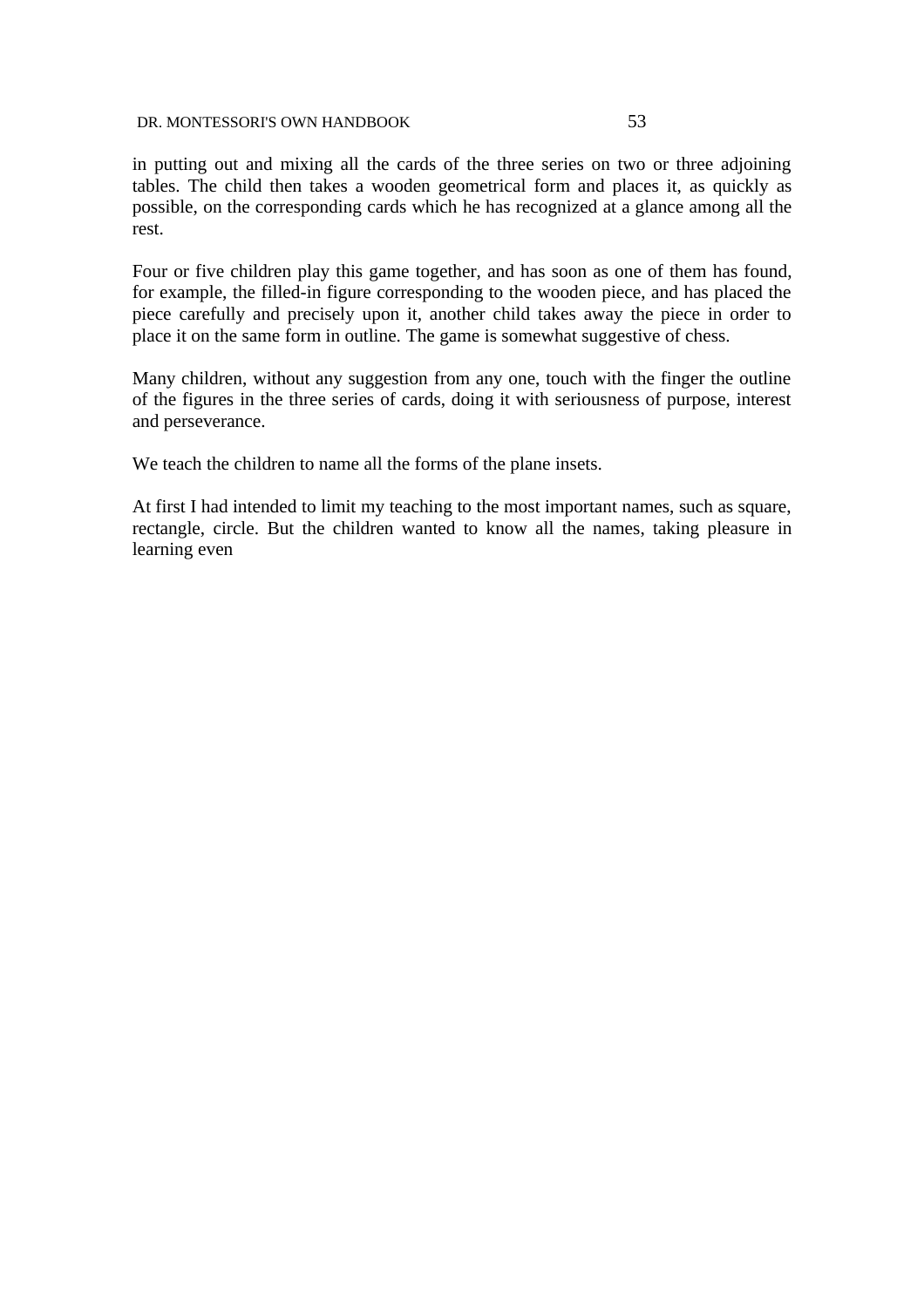in putting out and mixing all the cards of the three series on two or three adjoining tables. The child then takes a wooden geometrical form and places it, as quickly as possible, on the corresponding cards which he has recognized at a glance among all the rest.

Four or five children play this game together, and has soon as one of them has found, for example, the filled-in figure corresponding to the wooden piece, and has placed the piece carefully and precisely upon it, another child takes away the piece in order to place it on the same form in outline. The game is somewhat suggestive of chess.

Many children, without any suggestion from any one, touch with the finger the outline of the figures in the three series of cards, doing it with seriousness of purpose, interest and perseverance.

We teach the children to name all the forms of the plane insets.

At first I had intended to limit my teaching to the most important names, such as square, rectangle, circle. But the children wanted to know all the names, taking pleasure in learning even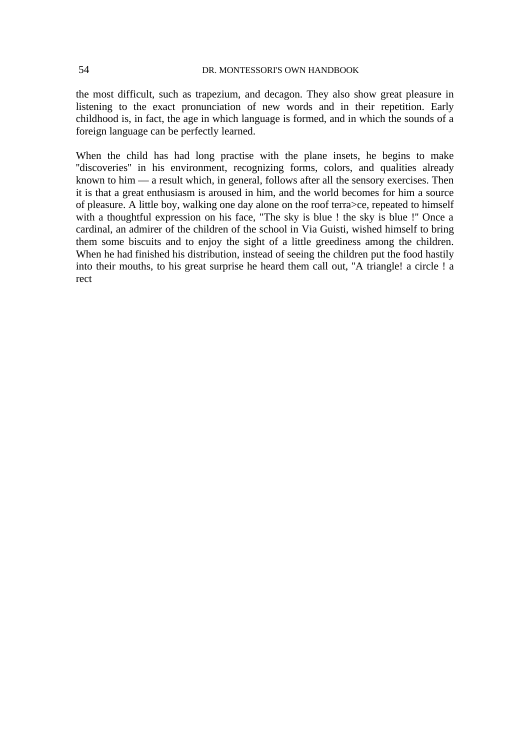the most difficult, such as trapezium, and decagon. They also show great pleasure in listening to the exact pronunciation of new words and in their repetition. Early childhood is, in fact, the age in which language is formed, and in which the sounds of a foreign language can be perfectly learned.

When the child has had long practise with the plane insets, he begins to make "discoveries" in his environment, recognizing forms, colors, and qualities already known to him — a result which, in general, follows after all the sensory exercises. Then it is that a great enthusiasm is aroused in him, and the world becomes for him a source of pleasure. A little boy, walking one day alone on the roof terra>ce, repeated to himself with a thoughtful expression on his face, "The sky is blue ! the sky is blue !" Once a cardinal, an admirer of the children of the school in Via Guisti, wished himself to bring them some biscuits and to enjoy the sight of a little greediness among the children. When he had finished his distribution, instead of seeing the children put the food hastily into their mouths, to his great surprise he heard them call out, "A triangle! a circle ! a rect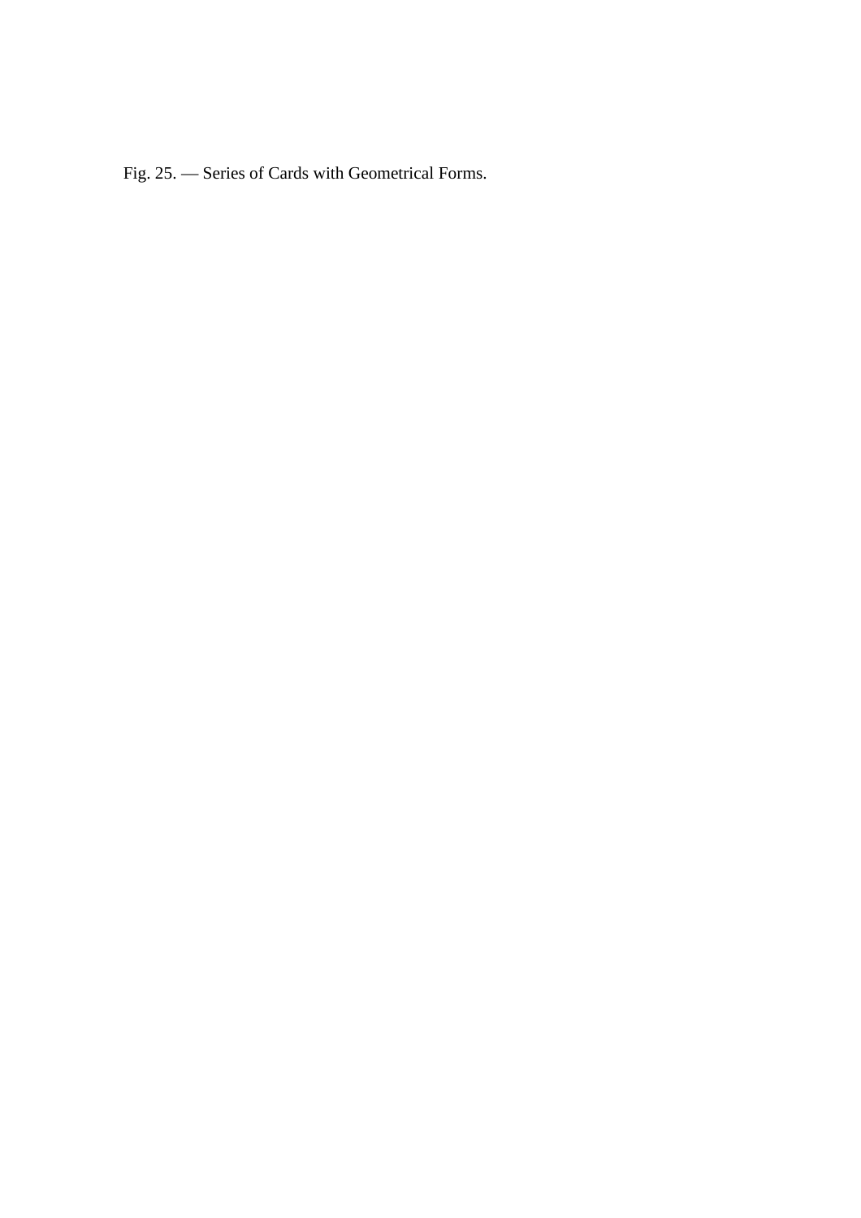Fig. 25. — Series of Cards with Geometrical Forms.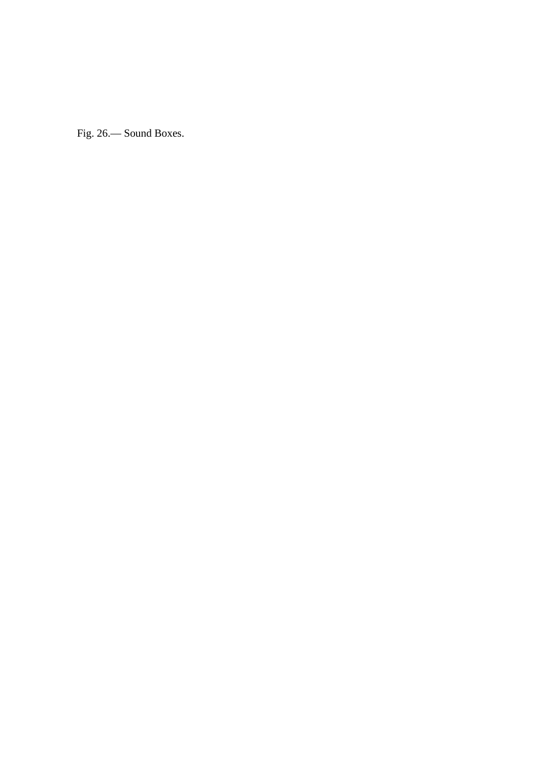Fig. 26.— Sound Boxes.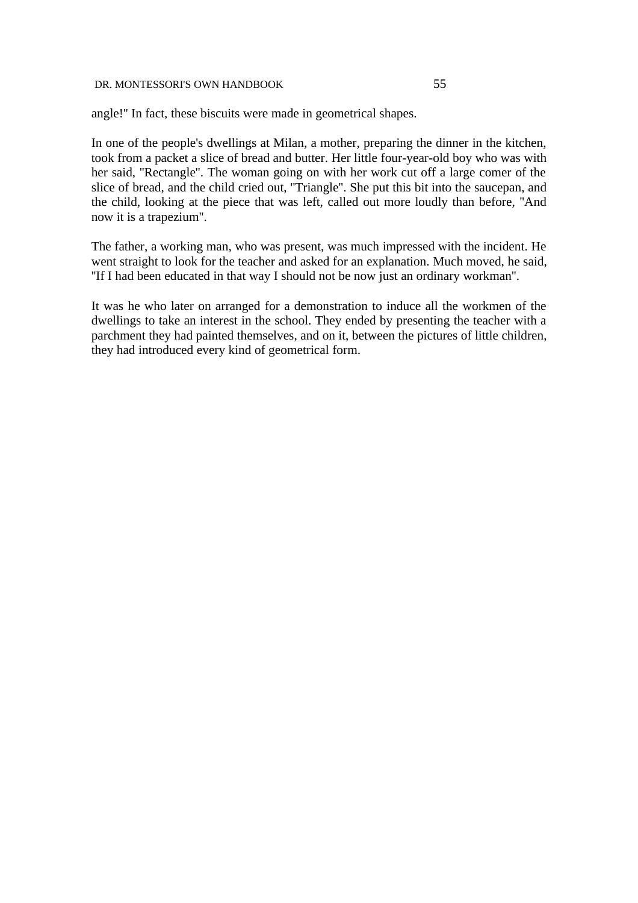angle!" In fact, these biscuits were made in geometrical shapes.

In one of the people's dwellings at Milan, a mother, preparing the dinner in the kitchen, took from a packet a slice of bread and butter. Her little four-year-old boy who was with her said, "Rectangle". The woman going on with her work cut off a large comer of the slice of bread, and the child cried out, "Triangle". She put this bit into the saucepan, and the child, looking at the piece that was left, called out more loudly than before, "And now it is a trapezium".

The father, a working man, who was present, was much impressed with the incident. He went straight to look for the teacher and asked for an explanation. Much moved, he said, "If I had been educated in that way I should not be now just an ordinary workman".

It was he who later on arranged for a demonstration to induce all the workmen of the dwellings to take an interest in the school. They ended by presenting the teacher with a parchment they had painted themselves, and on it, between the pictures of little children, they had introduced every kind of geometrical form.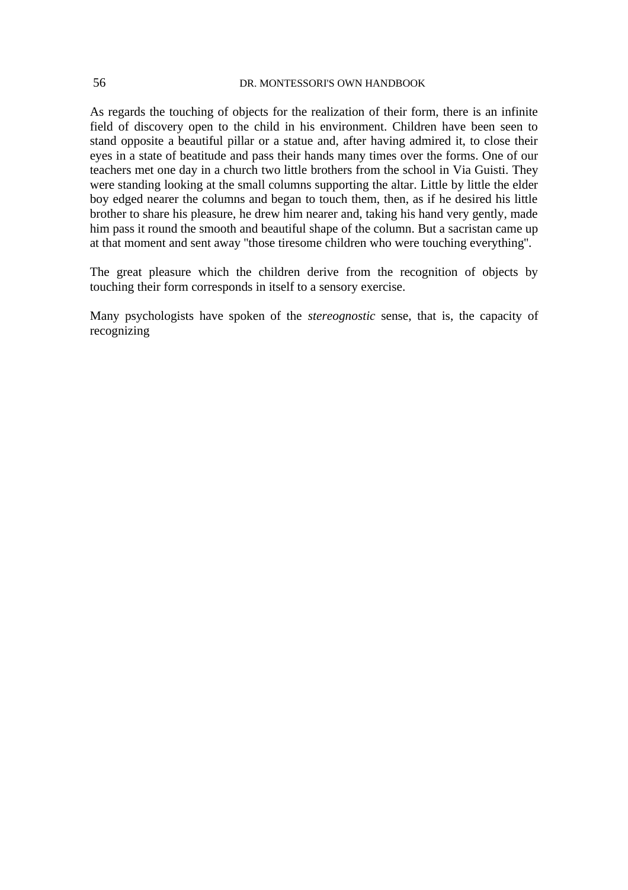As regards the touching of objects for the realization of their form, there is an infinite field of discovery open to the child in his environment. Children have been seen to stand opposite a beautiful pillar or a statue and, after having admired it, to close their eyes in a state of beatitude and pass their hands many times over the forms. One of our teachers met one day in a church two little brothers from the school in Via Guisti. They were standing looking at the small columns supporting the altar. Little by little the elder boy edged nearer the columns and began to touch them, then, as if he desired his little brother to share his pleasure, he drew him nearer and, taking his hand very gently, made him pass it round the smooth and beautiful shape of the column. But a sacristan came up at that moment and sent away "those tiresome children who were touching everything".

The great pleasure which the children derive from the recognition of objects by touching their form corresponds in itself to a sensory exercise.

Many psychologists have spoken of the *stereognostic* sense, that is, the capacity of recognizing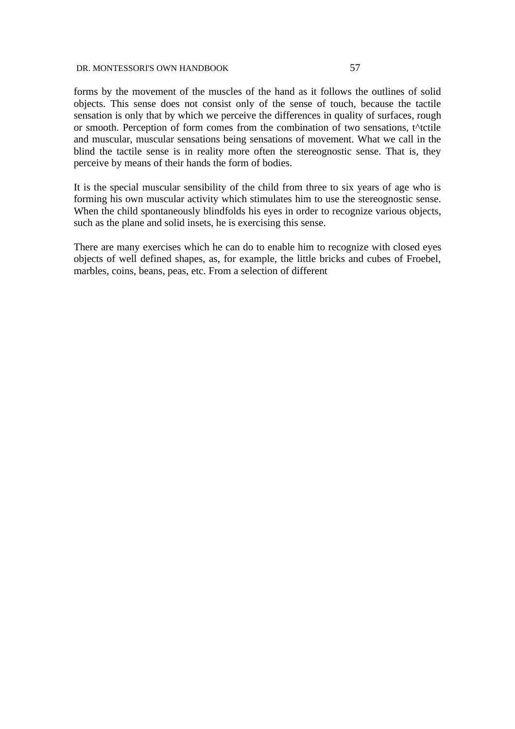forms by the movement of the muscles of the hand as it follows the outlines of solid objects. This sense does not consist only of the sense of touch, because the tactile sensation is only that by which we perceive the differences in quality of surfaces, rough or smooth. Perception of form comes from the combination of two sensations, t^tctile and muscular, muscular sensations being sensations of movement. What we call in the blind the tactile sense is in reality more often the stereognostic sense. That is, they perceive by means of their hands the form of bodies.

It is the special muscular sensibility of the child from three to six years of age who is forming his own muscular activity which stimulates him to use the stereognostic sense. When the child spontaneously blindfolds his eyes in order to recognize various objects, such as the plane and solid insets, he is exercising this sense.

There are many exercises which he can do to enable him to recognize with closed eyes objects of well defined shapes, as, for example, the little bricks and cubes of Froebel, marbles, coins, beans, peas, etc. From a selection of different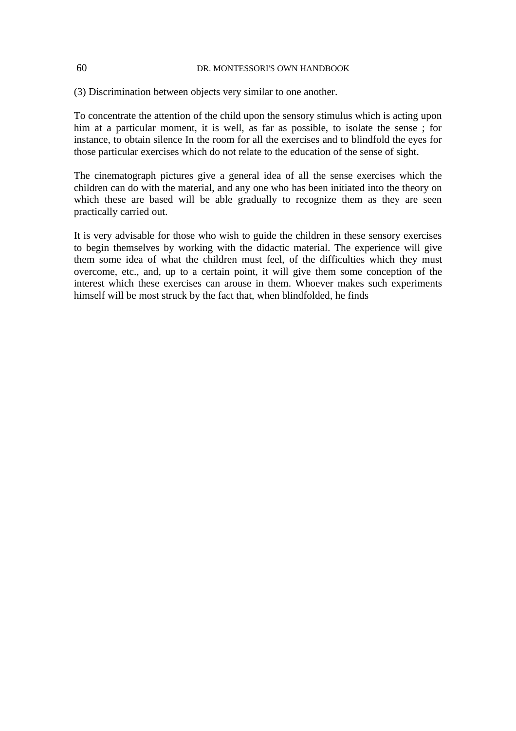(3) Discrimination between objects very similar to one another.

To concentrate the attention of the child upon the sensory stimulus which is acting upon him at a particular moment, it is well, as far as possible, to isolate the sense ; for instance, to obtain silence In the room for all the exercises and to blindfold the eyes for those particular exercises which do not relate to the education of the sense of sight.

The cinematograph pictures give a general idea of all the sense exercises which the children can do with the material, and any one who has been initiated into the theory on which these are based will be able gradually to recognize them as they are seen practically carried out.

It is very advisable for those who wish to guide the children in these sensory exercises to begin themselves by working with the didactic material. The experience will give them some idea of what the children must feel, of the difficulties which they must overcome, etc., and, up to a certain point, it will give them some conception of the interest which these exercises can arouse in them. Whoever makes such experiments himself will be most struck by the fact that, when blindfolded, he finds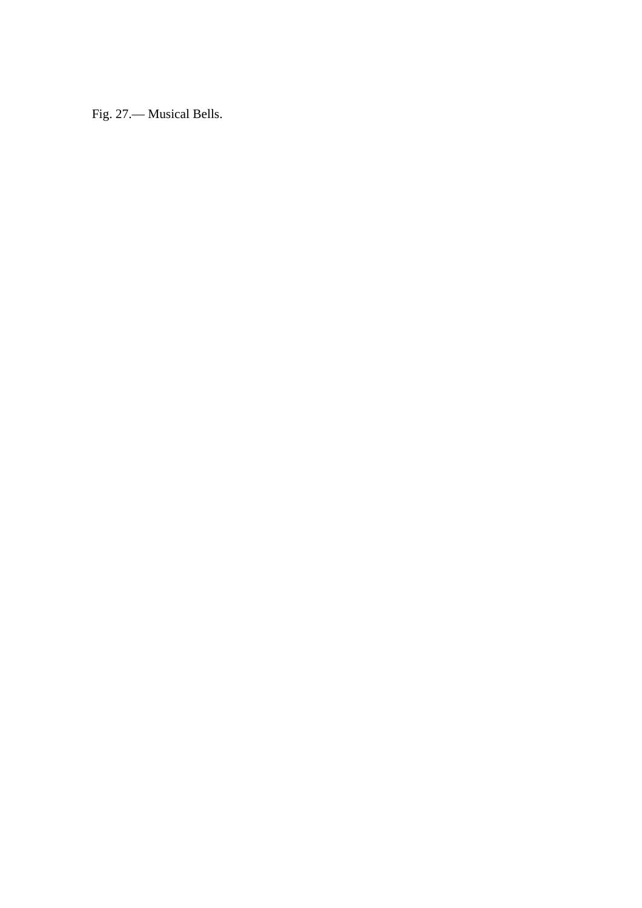Fig. 27.— Musical Bells.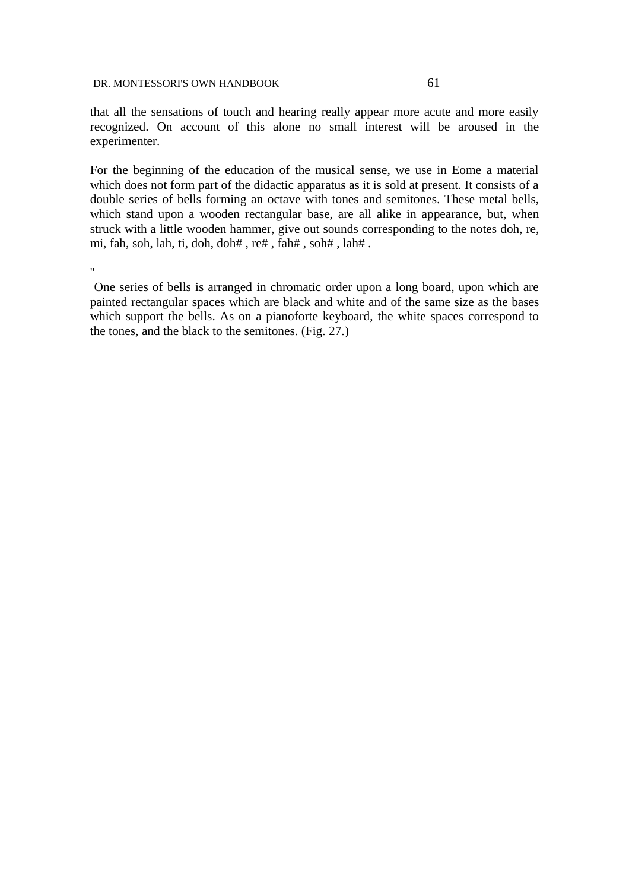that all the sensations of touch and hearing really appear more acute and more easily recognized. On account of this alone no small interest will be aroused in the experimenter.

For the beginning of the education of the musical sense, we use in Eome a material which does not form part of the didactic apparatus as it is sold at present. It consists of a double series of bells forming an octave with tones and semitones. These metal bells, which stand upon a wooden rectangular base, are all alike in appearance, but, when struck with a little wooden hammer, give out sounds corresponding to the notes doh, re, mi, fah, soh, lah, ti, doh, doh# , re# , fah# , soh# , lah# .

"

One series of bells is arranged in chromatic order upon a long board, upon which are painted rectangular spaces which are black and white and of the same size as the bases which support the bells. As on a pianoforte keyboard, the white spaces correspond to the tones, and the black to the semitones. (Fig. 27.)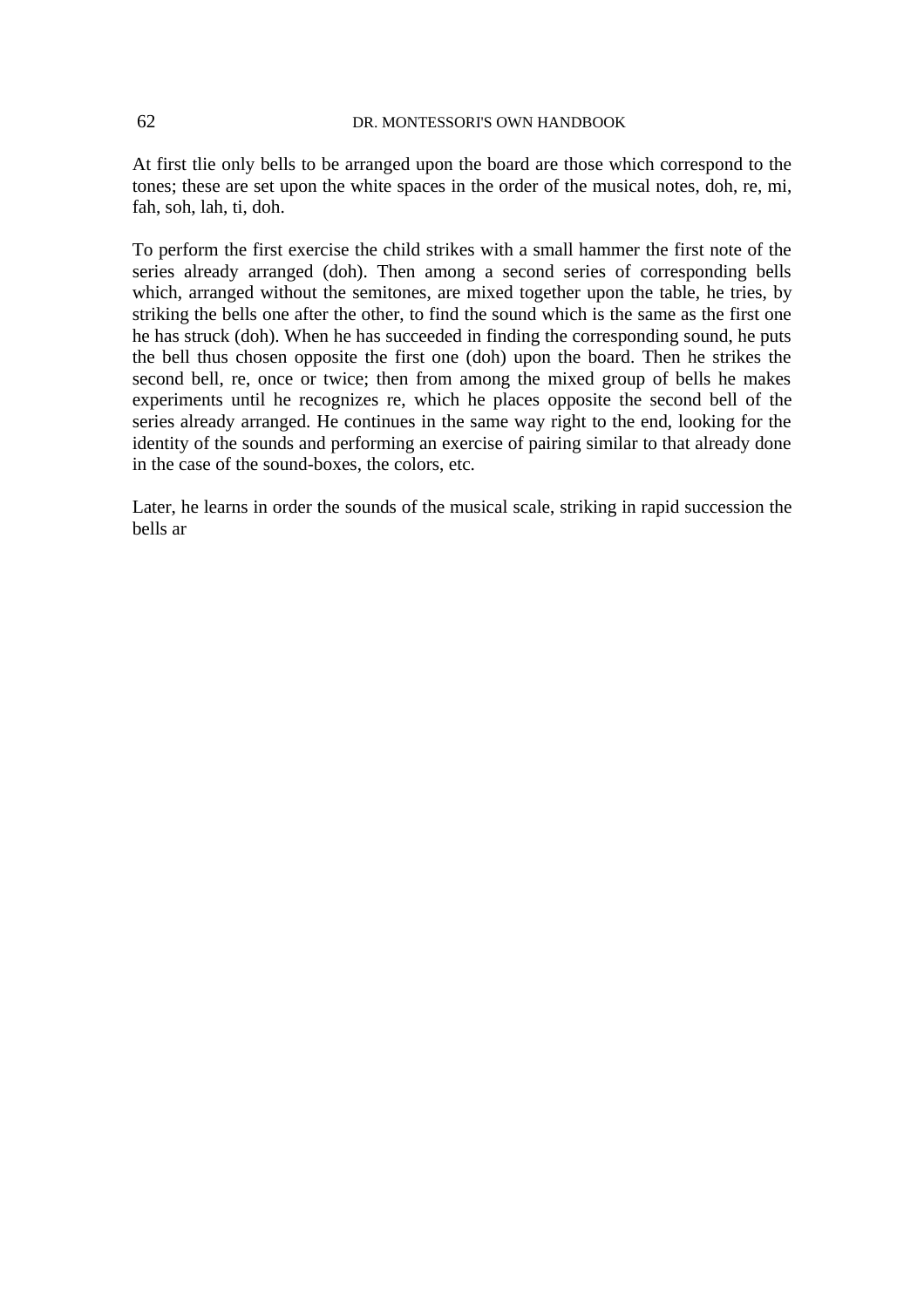At first tlie only bells to be arranged upon the board are those which correspond to the tones; these are set upon the white spaces in the order of the musical notes, doh, re, mi, fah, soh, lah, ti, doh.

To perform the first exercise the child strikes with a small hammer the first note of the series already arranged (doh). Then among a second series of corresponding bells which, arranged without the semitones, are mixed together upon the table, he tries, by striking the bells one after the other, to find the sound which is the same as the first one he has struck (doh). When he has succeeded in finding the corresponding sound, he puts the bell thus chosen opposite the first one (doh) upon the board. Then he strikes the second bell, re, once or twice; then from among the mixed group of bells he makes experiments until he recognizes re, which he places opposite the second bell of the series already arranged. He continues in the same way right to the end, looking for the identity of the sounds and performing an exercise of pairing similar to that already done in the case of the sound-boxes, the colors, etc.

Later, he learns in order the sounds of the musical scale, striking in rapid succession the bells ar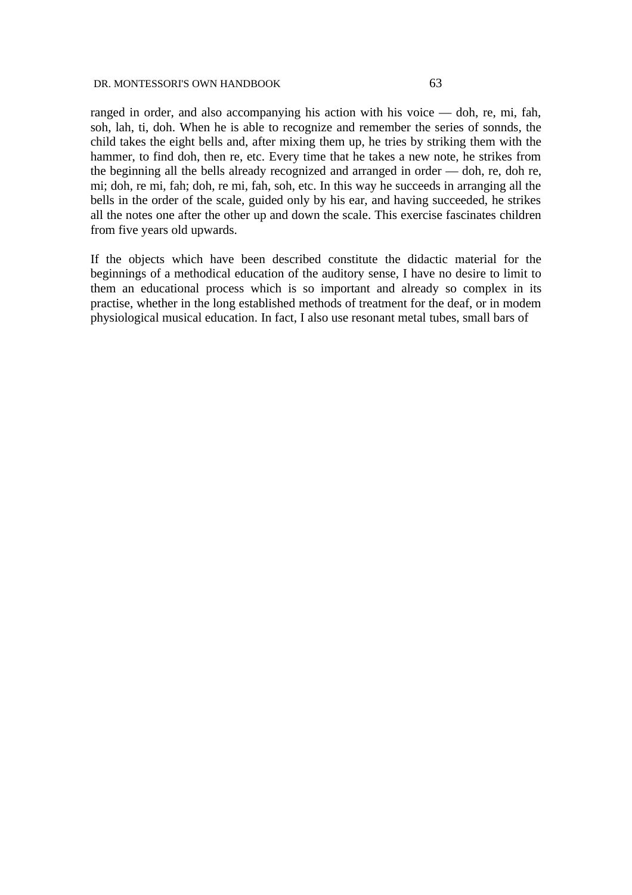ranged in order, and also accompanying his action with his voice — doh, re, mi, fah, soh, lah, ti, doh. When he is able to recognize and remember the series of sonnds, the child takes the eight bells and, after mixing them up, he tries by striking them with the hammer, to find doh, then re, etc. Every time that he takes a new note, he strikes from the beginning all the bells already recognized and arranged in order — doh, re, doh re, mi; doh, re mi, fah; doh, re mi, fah, soh, etc. In this way he succeeds in arranging all the bells in the order of the scale, guided only by his ear, and having succeeded, he strikes all the notes one after the other up and down the scale. This exercise fascinates children from five years old upwards.

If the objects which have been described constitute the didactic material for the beginnings of a methodical education of the auditory sense, I have no desire to limit to them an educational process which is so important and already so complex in its practise, whether in the long established methods of treatment for the deaf, or in modem physiological musical education. In fact, I also use resonant metal tubes, small bars of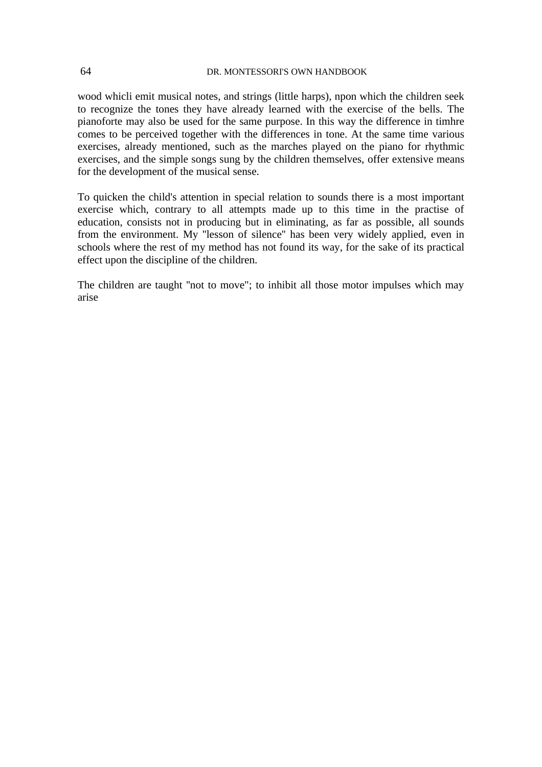wood whicli emit musical notes, and strings (little harps), npon which the children seek to recognize the tones they have already learned with the exercise of the bells. The pianoforte may also be used for the same purpose. In this way the difference in timhre comes to be perceived together with the differences in tone. At the same time various exercises, already mentioned, such as the marches played on the piano for rhythmic exercises, and the simple songs sung by the children themselves, offer extensive means for the development of the musical sense.

To quicken the child's attention in special relation to sounds there is a most important exercise which, contrary to all attempts made up to this time in the practise of education, consists not in producing but in eliminating, as far as possible, all sounds from the environment. My "lesson of silence" has been very widely applied, even in schools where the rest of my method has not found its way, for the sake of its practical effect upon the discipline of the children.

The children are taught "not to move"; to inhibit all those motor impulses which may arise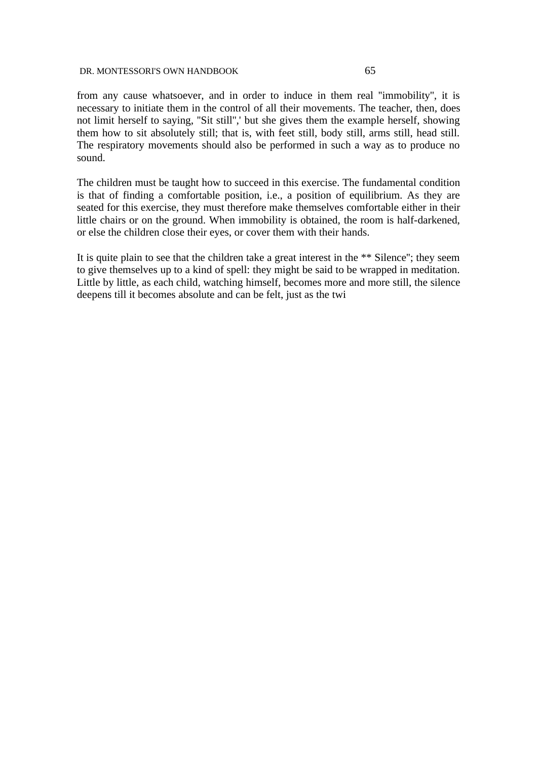from any cause whatsoever, and in order to induce in them real "immobility", it is necessary to initiate them in the control of all their movements. The teacher, then, does not limit herself to saying, "Sit still",' but she gives them the example herself, showing them how to sit absolutely still; that is, with feet still, body still, arms still, head still. The respiratory movements should also be performed in such a way as to produce no sound.

The children must be taught how to succeed in this exercise. The fundamental condition is that of finding a comfortable position, i.e., a position of equilibrium. As they are seated for this exercise, they must therefore make themselves comfortable either in their little chairs or on the ground. When immobility is obtained, the room is half-darkened, or else the children close their eyes, or cover them with their hands.

It is quite plain to see that the children take a great interest in the ** Silence"; they seem to give themselves up to a kind of spell: they might be said to be wrapped in meditation. Little by little, as each child, watching himself, becomes more and more still, the silence deepens till it becomes absolute and can be felt, just as the twi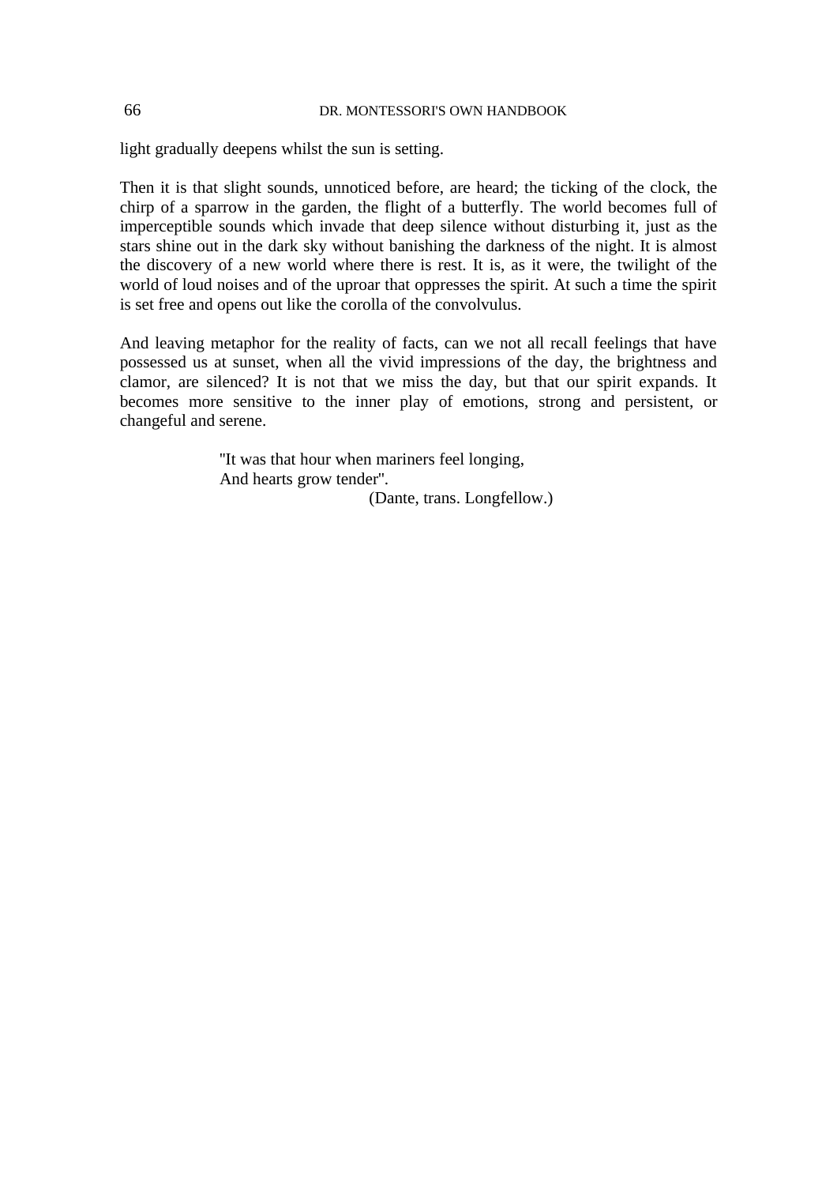light gradually deepens whilst the sun is setting.

Then it is that slight sounds, unnoticed before, are heard; the ticking of the clock, the chirp of a sparrow in the garden, the flight of a butterfly. The world becomes full of imperceptible sounds which invade that deep silence without disturbing it, just as the stars shine out in the dark sky without banishing the darkness of the night. It is almost the discovery of a new world where there is rest. It is, as it were, the twilight of the world of loud noises and of the uproar that oppresses the spirit. At such a time the spirit is set free and opens out like the corolla of the convolvulus.

And leaving metaphor for the reality of facts, can we not all recall feelings that have possessed us at sunset, when all the vivid impressions of the day, the brightness and clamor, are silenced? It is not that we miss the day, but that our spirit expands. It becomes more sensitive to the inner play of emotions, strong and persistent, or changeful and serene.

> "It was that hour when mariners feel longing,
> And hearts grow tender".
>
> (Dante, trans. Longfellow.)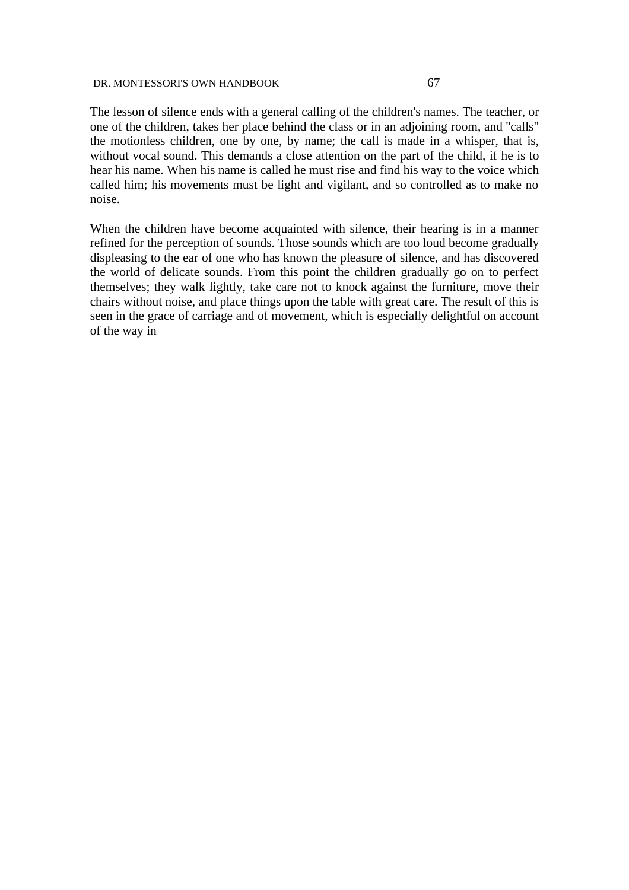The lesson of silence ends with a general calling of the children's names. The teacher, or one of the children, takes her place behind the class or in an adjoining room, and "calls" the motionless children, one by one, by name; the call is made in a whisper, that is, without vocal sound. This demands a close attention on the part of the child, if he is to hear his name. When his name is called he must rise and find his way to the voice which called him; his movements must be light and vigilant, and so controlled as to make no noise.

When the children have become acquainted with silence, their hearing is in a manner refined for the perception of sounds. Those sounds which are too loud become gradually displeasing to the ear of one who has known the pleasure of silence, and has discovered the world of delicate sounds. From this point the children gradually go on to perfect themselves; they walk lightly, take care not to knock against the furniture, move their chairs without noise, and place things upon the table with great care. The result of this is seen in the grace of carriage and of movement, which is especially delightful on account of the way in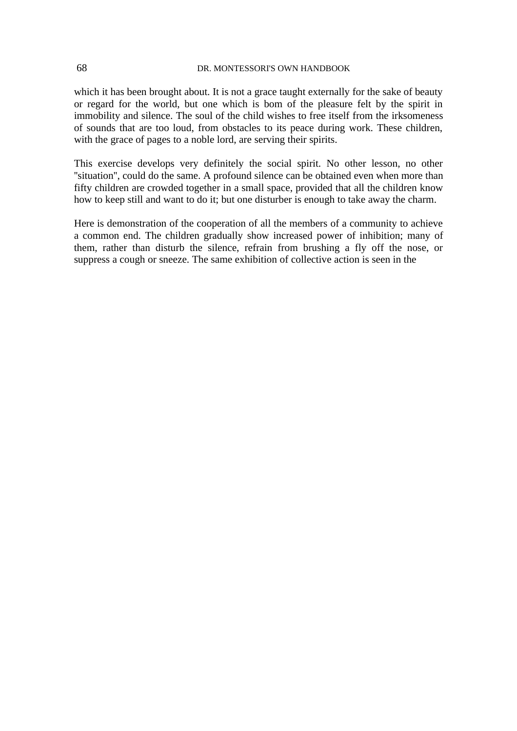which it has been brought about. It is not a grace taught externally for the sake of beauty or regard for the world, but one which is bom of the pleasure felt by the spirit in immobility and silence. The soul of the child wishes to free itself from the irksomeness of sounds that are too loud, from obstacles to its peace during work. These children, with the grace of pages to a noble lord, are serving their spirits.

This exercise develops very definitely the social spirit. No other lesson, no other "situation", could do the same. A profound silence can be obtained even when more than fifty children are crowded together in a small space, provided that all the children know how to keep still and want to do it; but one disturber is enough to take away the charm.

Here is demonstration of the cooperation of all the members of a community to achieve a common end. The children gradually show increased power of inhibition; many of them, rather than disturb the silence, refrain from brushing a fly off the nose, or suppress a cough or sneeze. The same exhibition of collective action is seen in the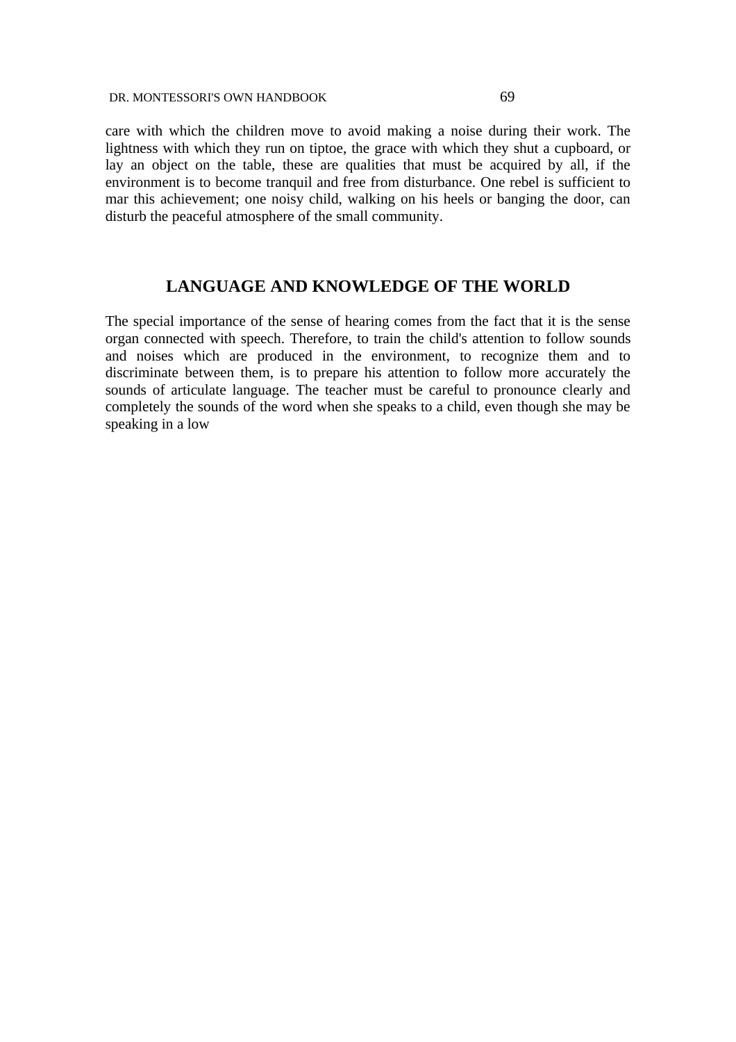care with which the children move to avoid making a noise during their work. The lightness with which they run on tiptoe, the grace with which they shut a cupboard, or lay an object on the table, these are qualities that must be acquired by all, if the environment is to become tranquil and free from disturbance. One rebel is sufficient to mar this achievement; one noisy child, walking on his heels or banging the door, can disturb the peaceful atmosphere of the small community.

## LANGUAGE AND KNOWLEDGE OF THE WORLD

The special importance of the sense of hearing comes from the fact that it is the sense organ connected with speech. Therefore, to train the child's attention to follow sounds and noises which are produced in the environment, to recognize them and to discriminate between them, is to prepare his attention to follow more accurately the sounds of articulate language. The teacher must be careful to pronounce clearly and completely the sounds of the word when she speaks to a child, even though she may be speaking in a low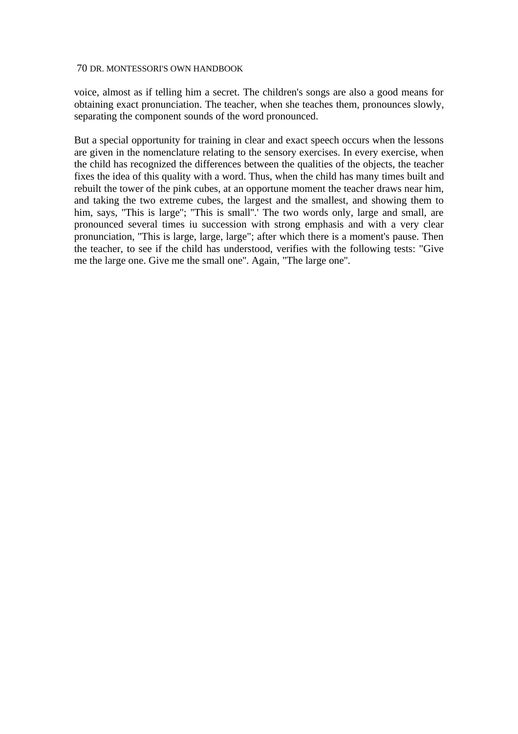voice, almost as if telling him a secret. The children's songs are also a good means for obtaining exact pronunciation. The teacher, when she teaches them, pronounces slowly, separating the component sounds of the word pronounced.

But a special opportunity for training in clear and exact speech occurs when the lessons are given in the nomenclature relating to the sensory exercises. In every exercise, when the child has recognized the differences between the qualities of the objects, the teacher fixes the idea of this quality with a word. Thus, when the child has many times built and rebuilt the tower of the pink cubes, at an opportune moment the teacher draws near him, and taking the two extreme cubes, the largest and the smallest, and showing them to him, says, "This is large"; "This is small".' The two words only, large and small, are pronounced several times iu succession with strong emphasis and with a very clear pronunciation, "This is large, large, large"; after which there is a moment's pause. Then the teacher, to see if the child has understood, verifies with the following tests: "Give me the large one. Give me the small one". Again, "The large one".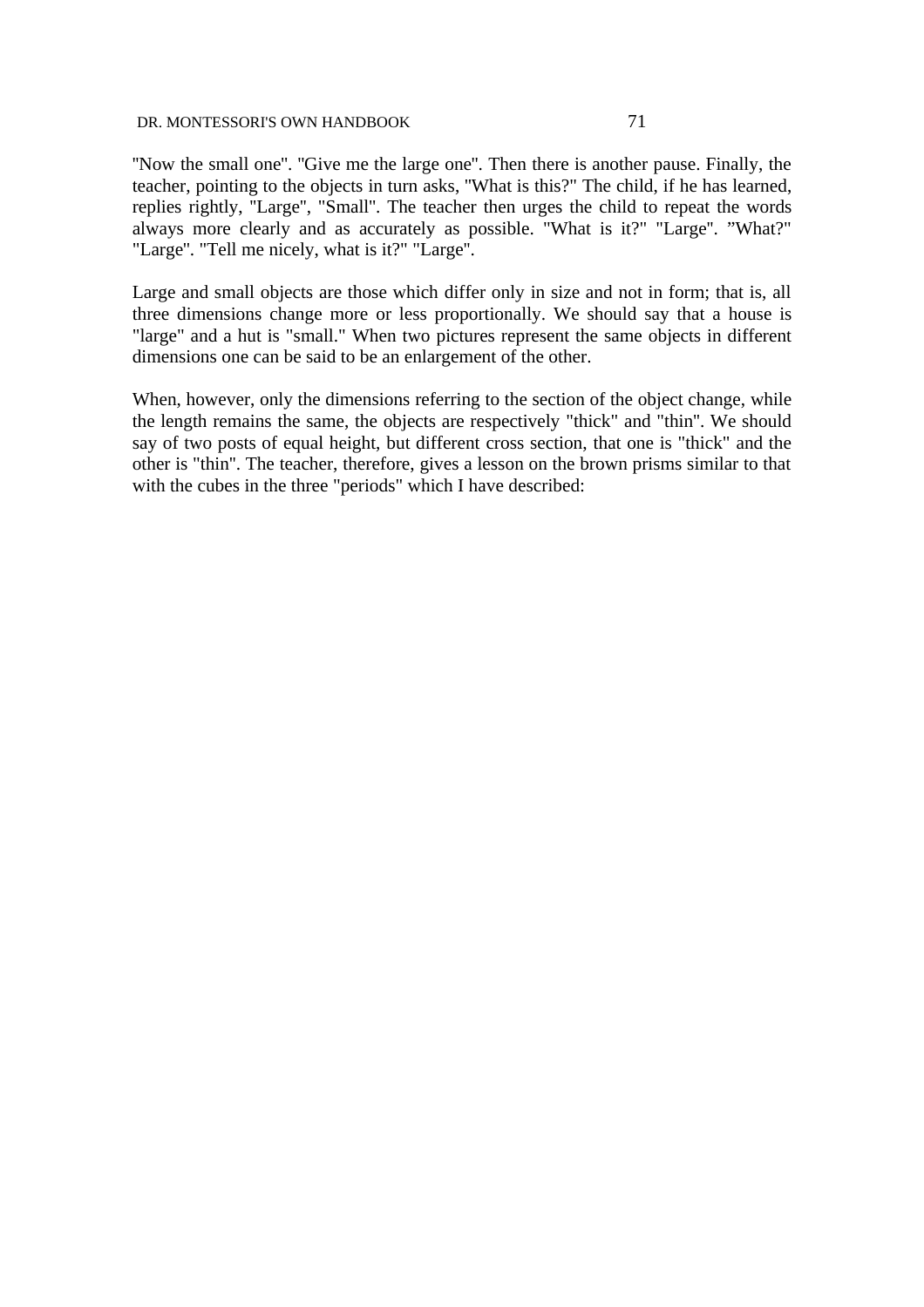"Now the small one". "Give me the large one". Then there is another pause. Finally, the teacher, pointing to the objects in turn asks, "What is this?" The child, if he has learned, replies rightly, "Large", "Small". The teacher then urges the child to repeat the words always more clearly and as accurately as possible. "What is it?" "Large". "What?" "Large". "Tell me nicely, what is it?" "Large".

Large and small objects are those which differ only in size and not in form; that is, all three dimensions change more or less proportionally. We should say that a house is "large" and a hut is "small." When two pictures represent the same objects in different dimensions one can be said to be an enlargement of the other.

When, however, only the dimensions referring to the section of the object change, while the length remains the same, the objects are respectively "thick" and "thin". We should say of two posts of equal height, but different cross section, that one is "thick" and the other is "thin". The teacher, therefore, gives a lesson on the brown prisms similar to that with the cubes in the three "periods" which I have described: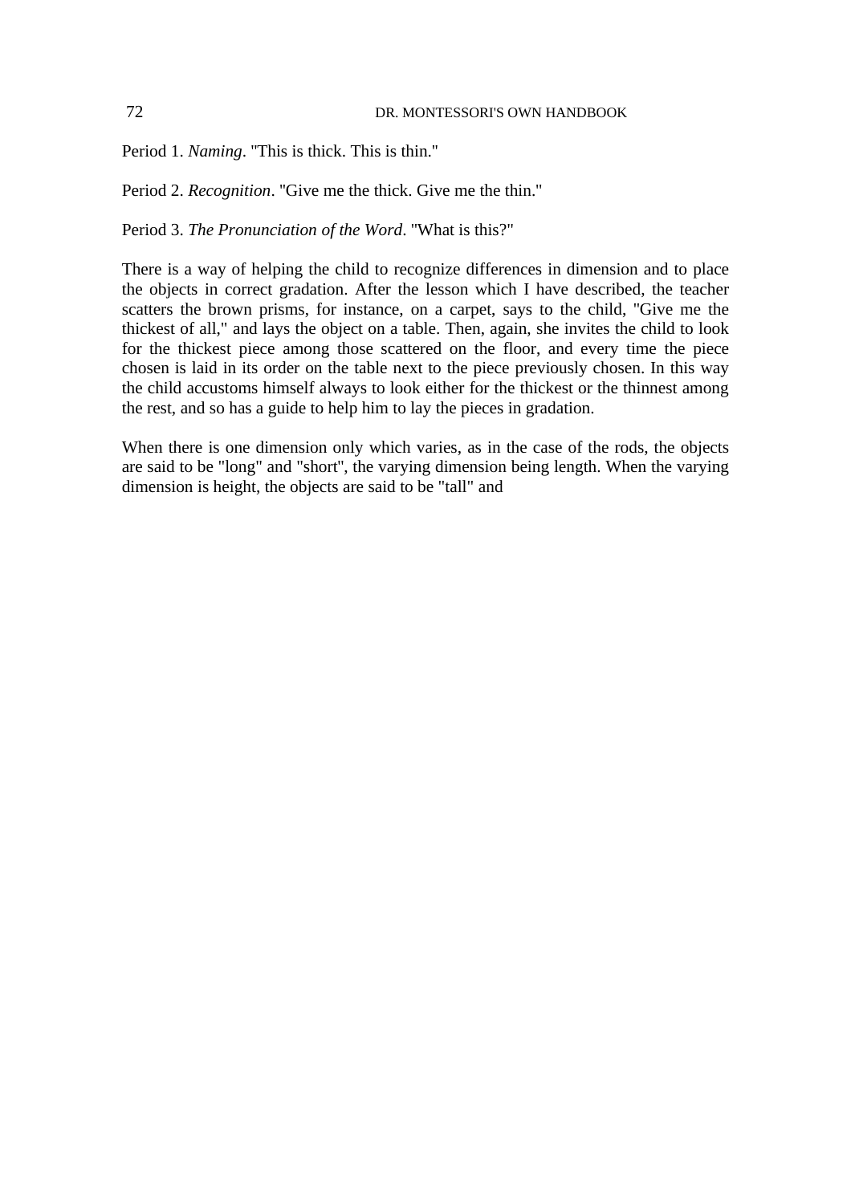Period 1. *Naming*. "This is thick. This is thin."

Period 2. *Recognition*. "Give me the thick. Give me the thin."

Period 3. *The Pronunciation of the Word*. "What is this?"

There is a way of helping the child to recognize differences in dimension and to place the objects in correct gradation. After the lesson which I have described, the teacher scatters the brown prisms, for instance, on a carpet, says to the child, "Give me the thickest of all," and lays the object on a table. Then, again, she invites the child to look for the thickest piece among those scattered on the floor, and every time the piece chosen is laid in its order on the table next to the piece previously chosen. In this way the child accustoms himself always to look either for the thickest or the thinnest among the rest, and so has a guide to help him to lay the pieces in gradation.

When there is one dimension only which varies, as in the case of the rods, the objects are said to be "long" and "short", the varying dimension being length. When the varying dimension is height, the objects are said to be "tall" and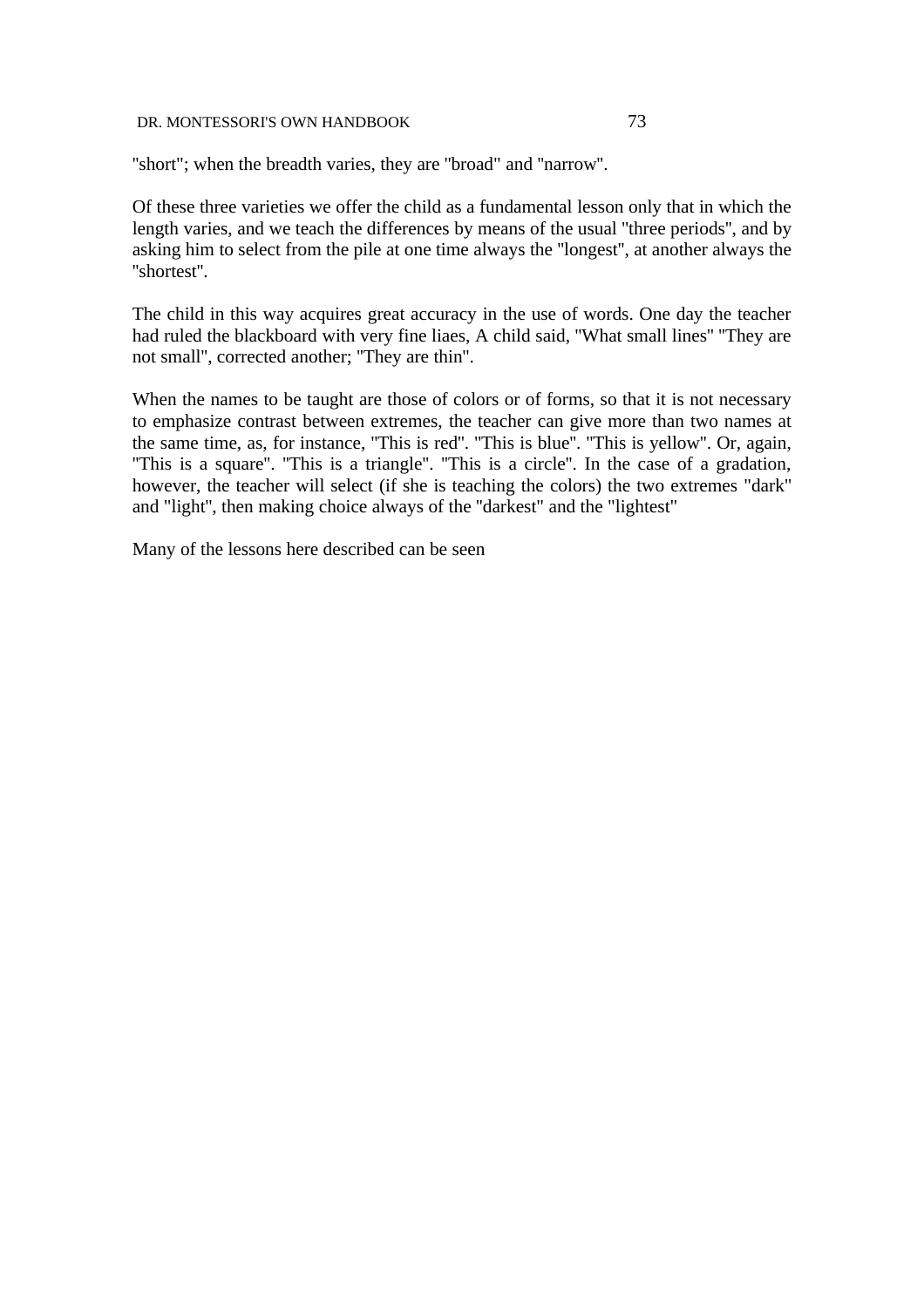"short"; when the breadth varies, they are "broad" and "narrow".

Of these three varieties we offer the child as a fundamental lesson only that in which the length varies, and we teach the differences by means of the usual "three periods", and by asking him to select from the pile at one time always the "longest", at another always the "shortest".

The child in this way acquires great accuracy in the use of words. One day the teacher had ruled the blackboard with very fine liaes, A child said, "What small lines" "They are not small", corrected another; "They are thin".

When the names to be taught are those of colors or of forms, so that it is not necessary to emphasize contrast between extremes, the teacher can give more than two names at the same time, as, for instance, "This is red". "This is blue". "This is yellow". Or, again, "This is a square". "This is a triangle". "This is a circle". In the case of a gradation, however, the teacher will select (if she is teaching the colors) the two extremes "dark" and "light", then making choice always of the "darkest" and the "lightest"

Many of the lessons here described can be seen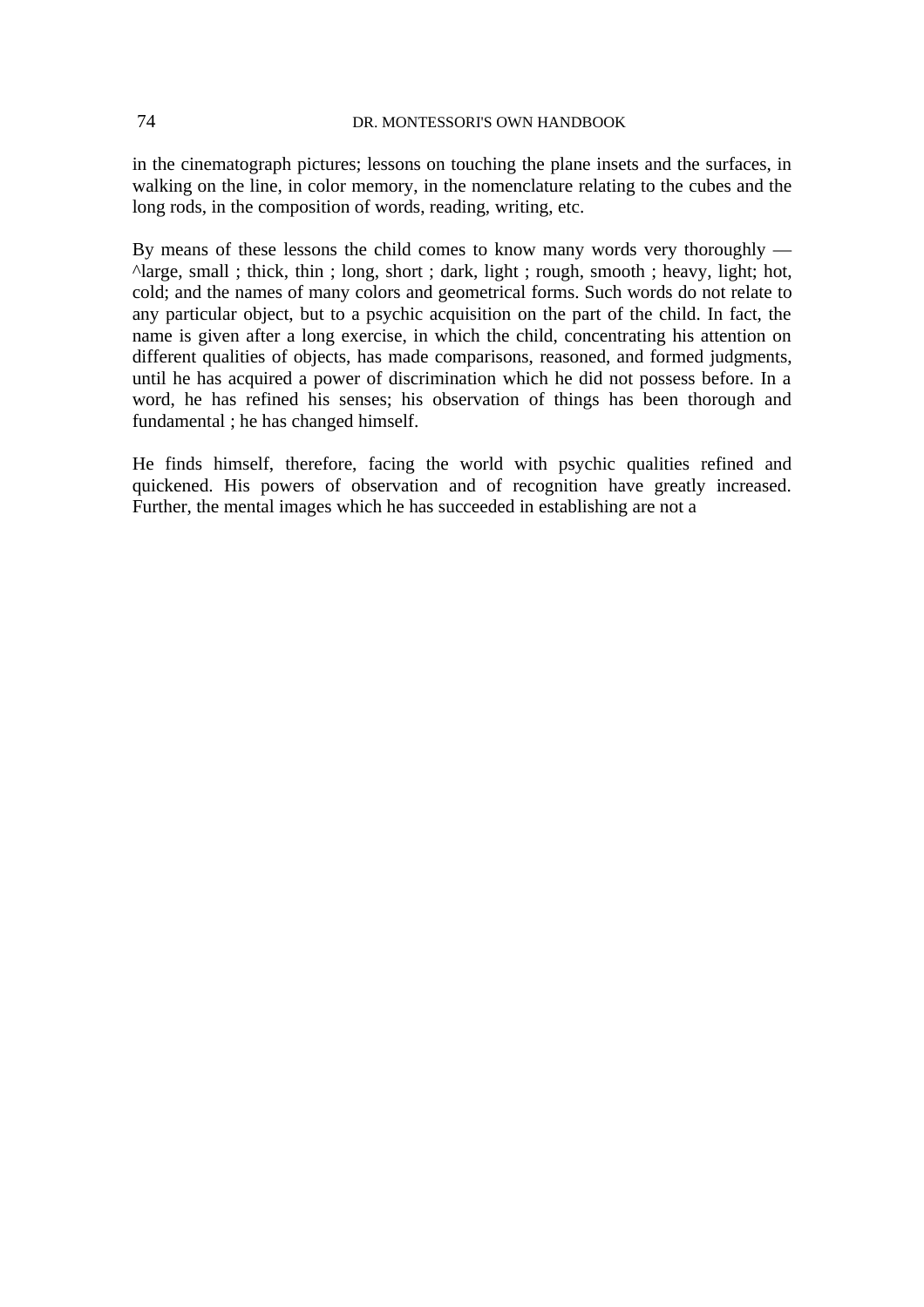in the cinematograph pictures; lessons on touching the plane insets and the surfaces, in walking on the line, in color memory, in the nomenclature relating to the cubes and the long rods, in the composition of words, reading, writing, etc.

By means of these lessons the child comes to know many words very thoroughly — ^large, small ; thick, thin ; long, short ; dark, light ; rough, smooth ; heavy, light; hot, cold; and the names of many colors and geometrical forms. Such words do not relate to any particular object, but to a psychic acquisition on the part of the child. In fact, the name is given after a long exercise, in which the child, concentrating his attention on different qualities of objects, has made comparisons, reasoned, and formed judgments, until he has acquired a power of discrimination which he did not possess before. In a word, he has refined his senses; his observation of things has been thorough and fundamental ; he has changed himself.

He finds himself, therefore, facing the world with psychic qualities refined and quickened. His powers of observation and of recognition have greatly increased. Further, the mental images which he has succeeded in establishing are not a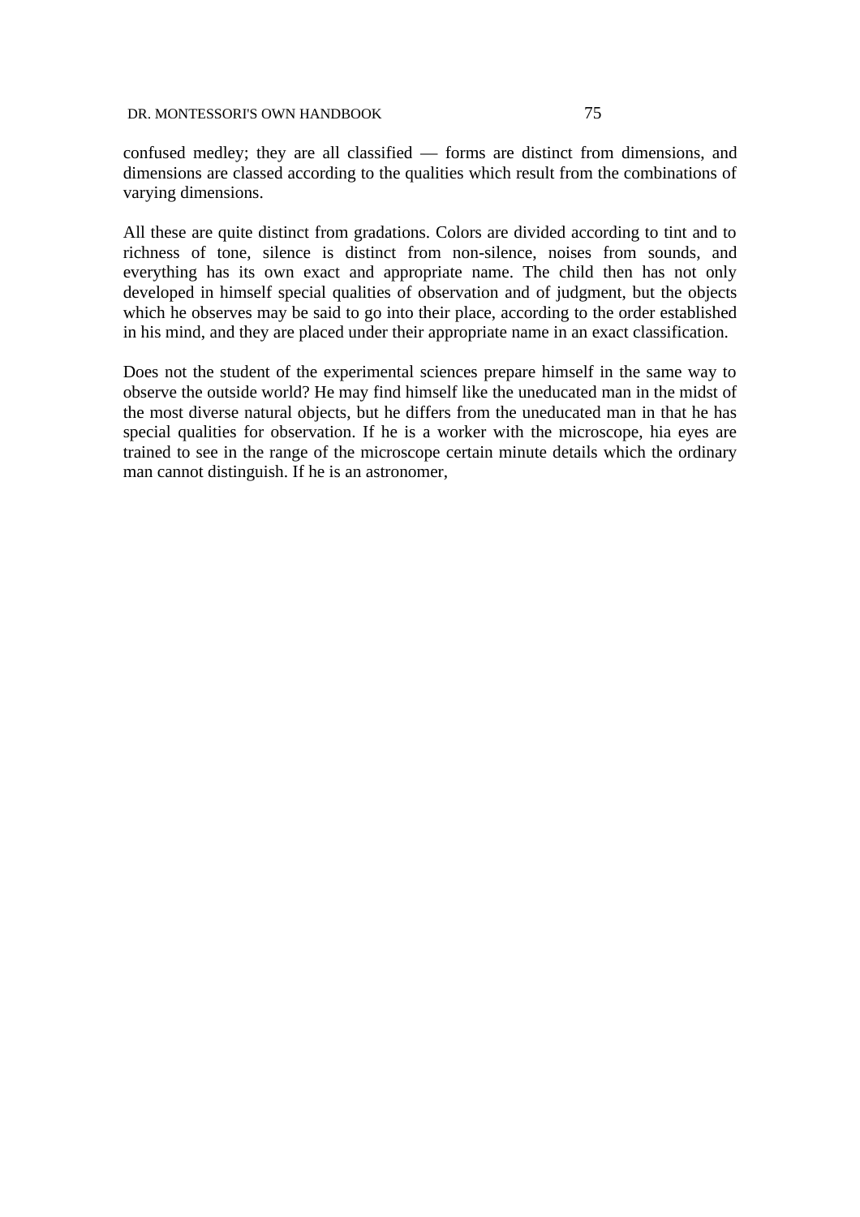confused medley; they are all classified — forms are distinct from dimensions, and dimensions are classed according to the qualities which result from the combinations of varying dimensions.

All these are quite distinct from gradations. Colors are divided according to tint and to richness of tone, silence is distinct from non-silence, noises from sounds, and everything has its own exact and appropriate name. The child then has not only developed in himself special qualities of observation and of judgment, but the objects which he observes may be said to go into their place, according to the order established in his mind, and they are placed under their appropriate name in an exact classification.

Does not the student of the experimental sciences prepare himself in the same way to observe the outside world? He may find himself like the uneducated man in the midst of the most diverse natural objects, but he differs from the uneducated man in that he has special qualities for observation. If he is a worker with the microscope, hia eyes are trained to see in the range of the microscope certain minute details which the ordinary man cannot distinguish. If he is an astronomer,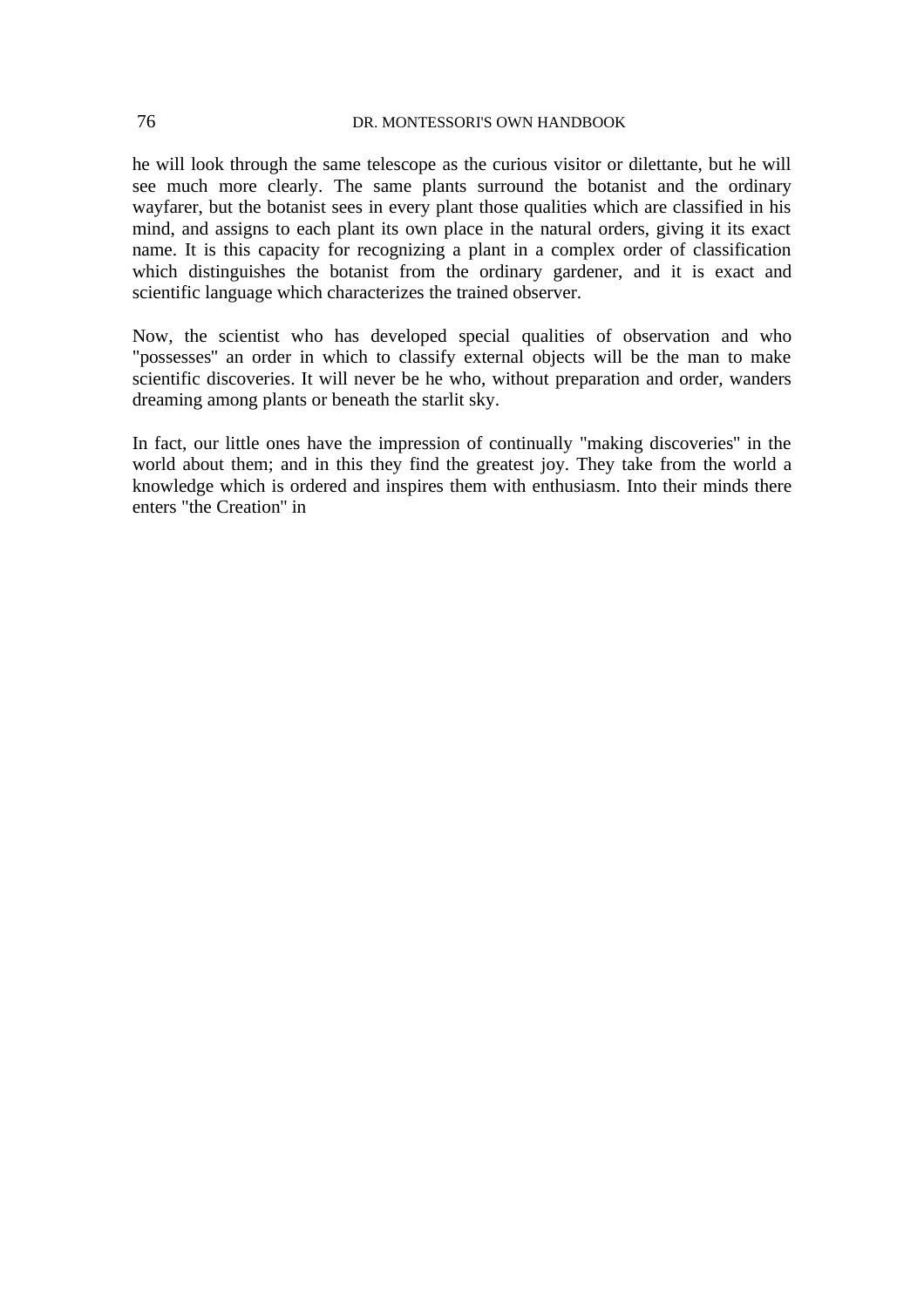he will look through the same telescope as the curious visitor or dilettante, but he will see much more clearly. The same plants surround the botanist and the ordinary wayfarer, but the botanist sees in every plant those qualities which are classified in his mind, and assigns to each plant its own place in the natural orders, giving it its exact name. It is this capacity for recognizing a plant in a complex order of classification which distinguishes the botanist from the ordinary gardener, and it is exact and scientific language which characterizes the trained observer.

Now, the scientist who has developed special qualities of observation and who "possesses" an order in which to classify external objects will be the man to make scientific discoveries. It will never be he who, without preparation and order, wanders dreaming among plants or beneath the starlit sky.

In fact, our little ones have the impression of continually "making discoveries" in the world about them; and in this they find the greatest joy. They take from the world a knowledge which is ordered and inspires them with enthusiasm. Into their minds there enters "the Creation" in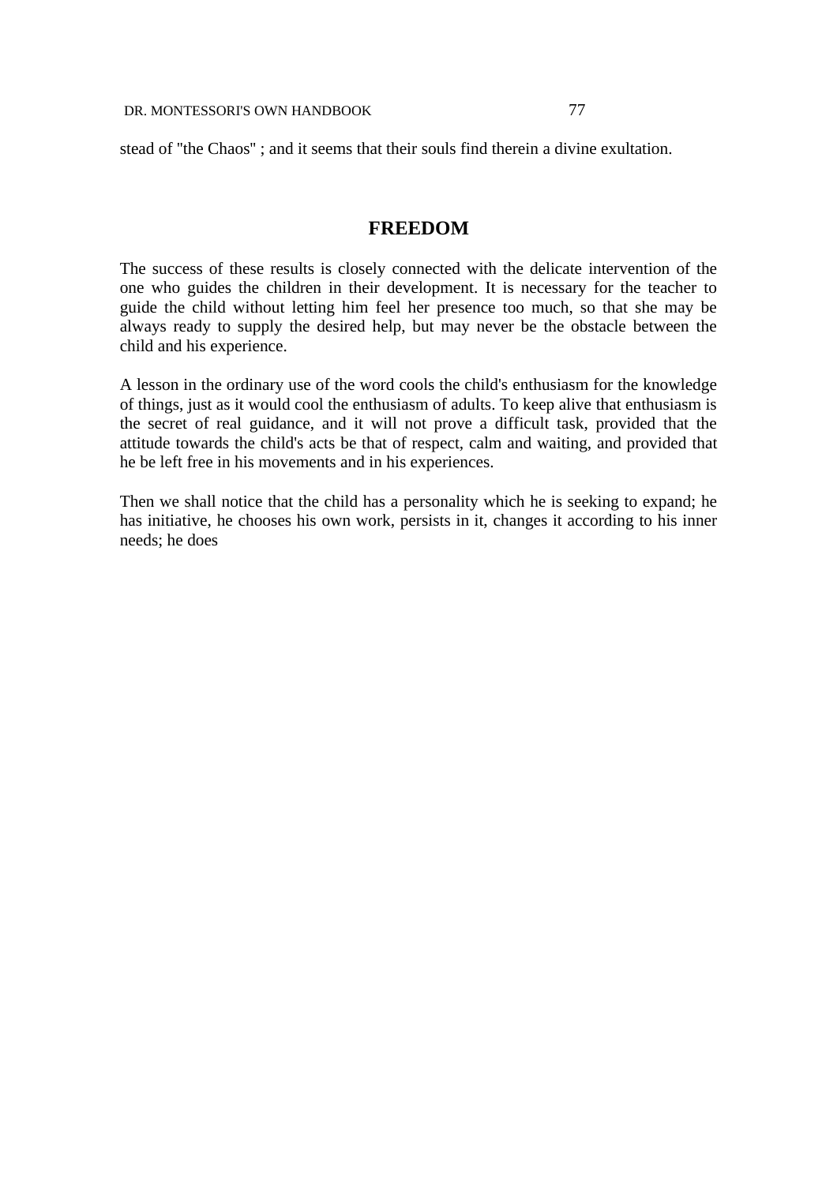stead of "the Chaos" ; and it seems that their souls find therein a divine exultation.

## FREEDOM

The success of these results is closely connected with the delicate intervention of the one who guides the children in their development. It is necessary for the teacher to guide the child without letting him feel her presence too much, so that she may be always ready to supply the desired help, but may never be the obstacle between the child and his experience.

A lesson in the ordinary use of the word cools the child's enthusiasm for the knowledge of things, just as it would cool the enthusiasm of adults. To keep alive that enthusiasm is the secret of real guidance, and it will not prove a difficult task, provided that the attitude towards the child's acts be that of respect, calm and waiting, and provided that he be left free in his movements and in his experiences.

Then we shall notice that the child has a personality which he is seeking to expand; he has initiative, he chooses his own work, persists in it, changes it according to his inner needs; he does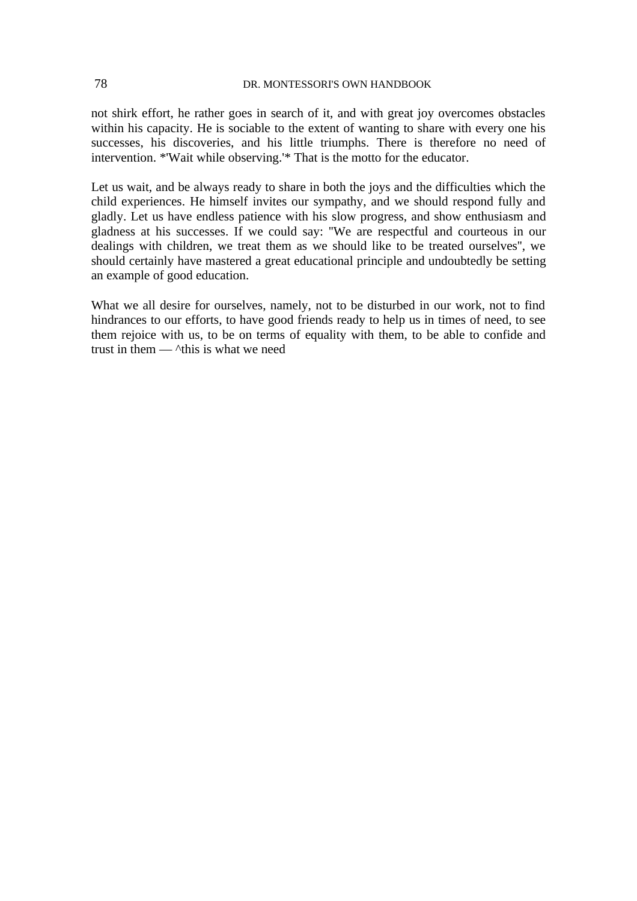not shirk effort, he rather goes in search of it, and with great joy overcomes obstacles within his capacity. He is sociable to the extent of wanting to share with every one his successes, his discoveries, and his little triumphs. There is therefore no need of intervention. *'Wait while observing.'* That is the motto for the educator.

Let us wait, and be always ready to share in both the joys and the difficulties which the child experiences. He himself invites our sympathy, and we should respond fully and gladly. Let us have endless patience with his slow progress, and show enthusiasm and gladness at his successes. If we could say: "We are respectful and courteous in our dealings with children, we treat them as we should like to be treated ourselves", we should certainly have mastered a great educational principle and undoubtedly be setting an example of good education.

What we all desire for ourselves, namely, not to be disturbed in our work, not to find hindrances to our efforts, to have good friends ready to help us in times of need, to see them rejoice with us, to be on terms of equality with them, to be able to confide and trust in them — ^this is what we need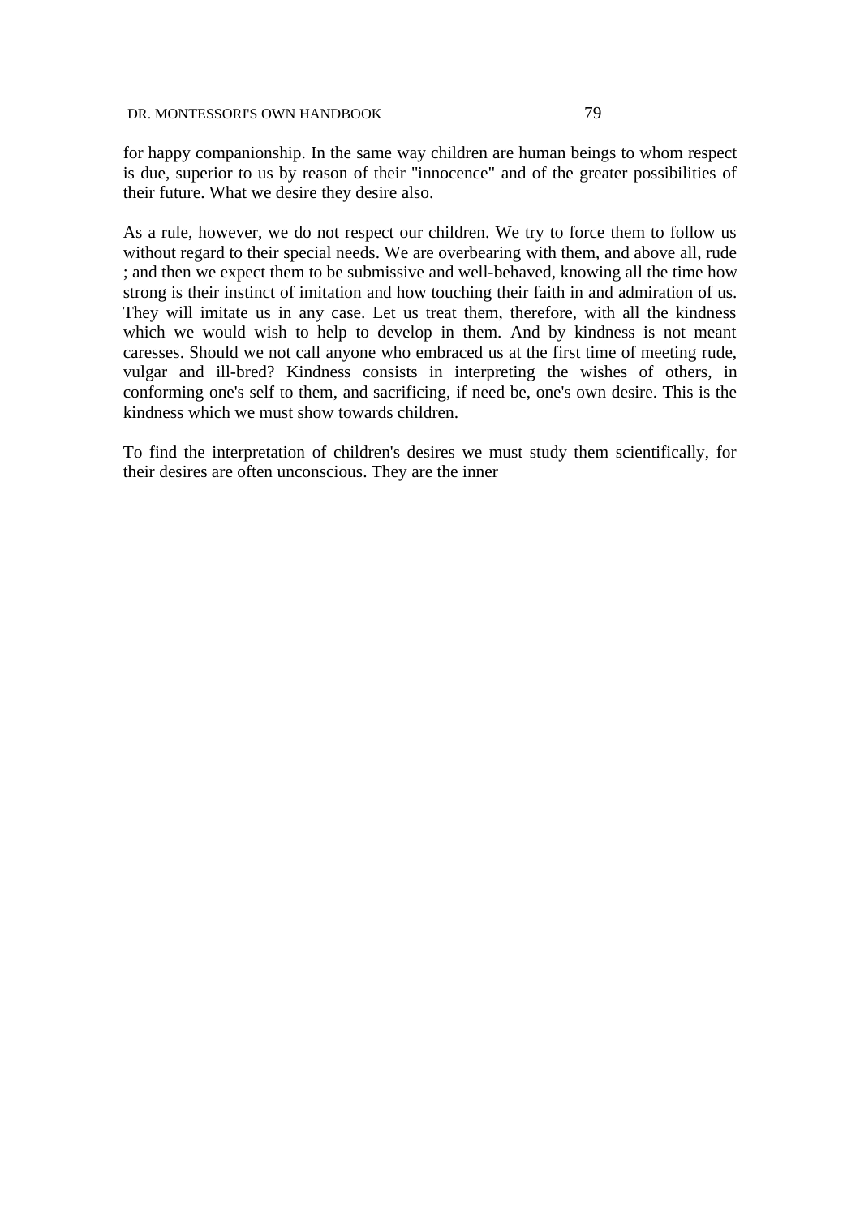for happy companionship. In the same way children are human beings to whom respect is due, superior to us by reason of their "innocence" and of the greater possibilities of their future. What we desire they desire also.

As a rule, however, we do not respect our children. We try to force them to follow us without regard to their special needs. We are overbearing with them, and above all, rude ; and then we expect them to be submissive and well-behaved, knowing all the time how strong is their instinct of imitation and how touching their faith in and admiration of us. They will imitate us in any case. Let us treat them, therefore, with all the kindness which we would wish to help to develop in them. And by kindness is not meant caresses. Should we not call anyone who embraced us at the first time of meeting rude, vulgar and ill-bred? Kindness consists in interpreting the wishes of others, in conforming one's self to them, and sacrificing, if need be, one's own desire. This is the kindness which we must show towards children.

To find the interpretation of children's desires we must study them scientifically, for their desires are often unconscious. They are the inner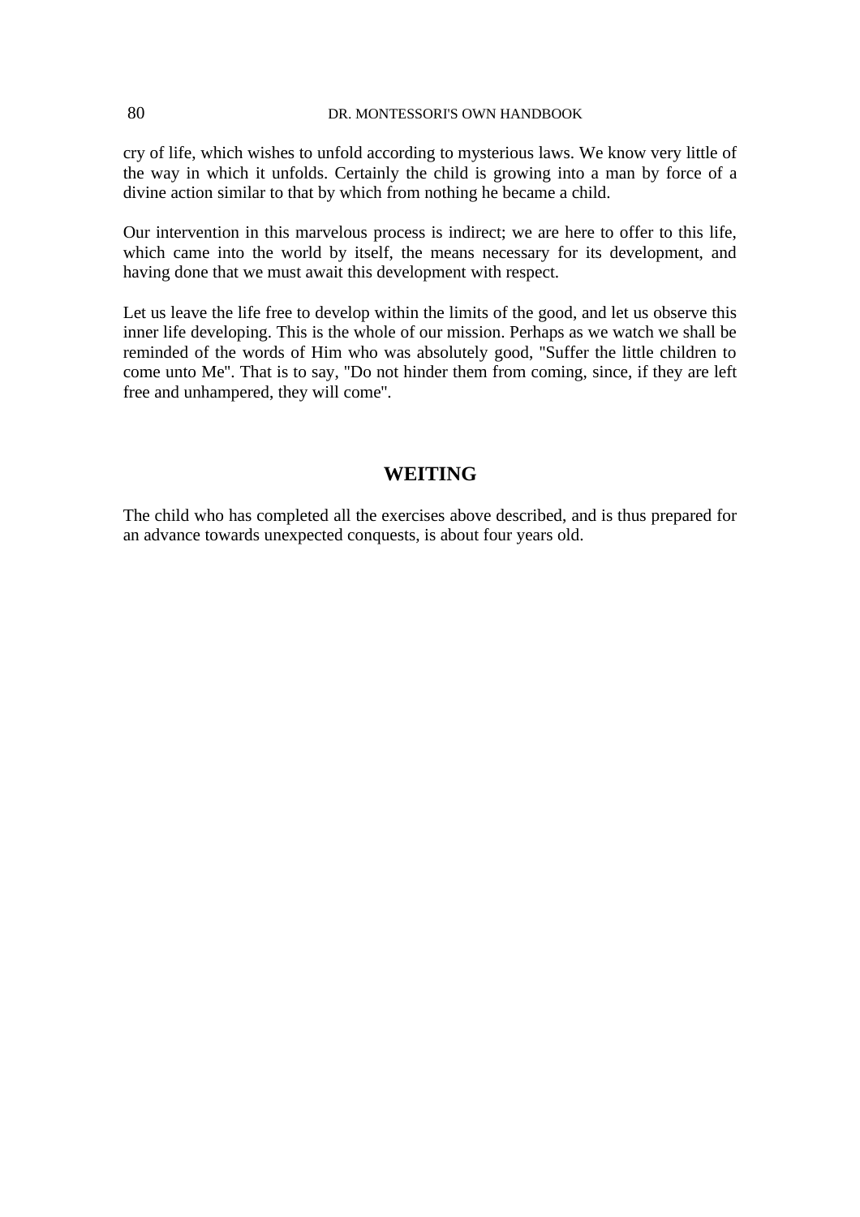cry of life, which wishes to unfold according to mysterious laws. We know very little of the way in which it unfolds. Certainly the child is growing into a man by force of a divine action similar to that by which from nothing he became a child.

Our intervention in this marvelous process is indirect; we are here to offer to this life, which came into the world by itself, the means necessary for its development, and having done that we must await this development with respect.

Let us leave the life free to develop within the limits of the good, and let us observe this inner life developing. This is the whole of our mission. Perhaps as we watch we shall be reminded of the words of Him who was absolutely good, "Suffer the little children to come unto Me". That is to say, "Do not hinder them from coming, since, if they are left free and unhampered, they will come".

## WEITING

The child who has completed all the exercises above described, and is thus prepared for an advance towards unexpected conquests, is about four years old.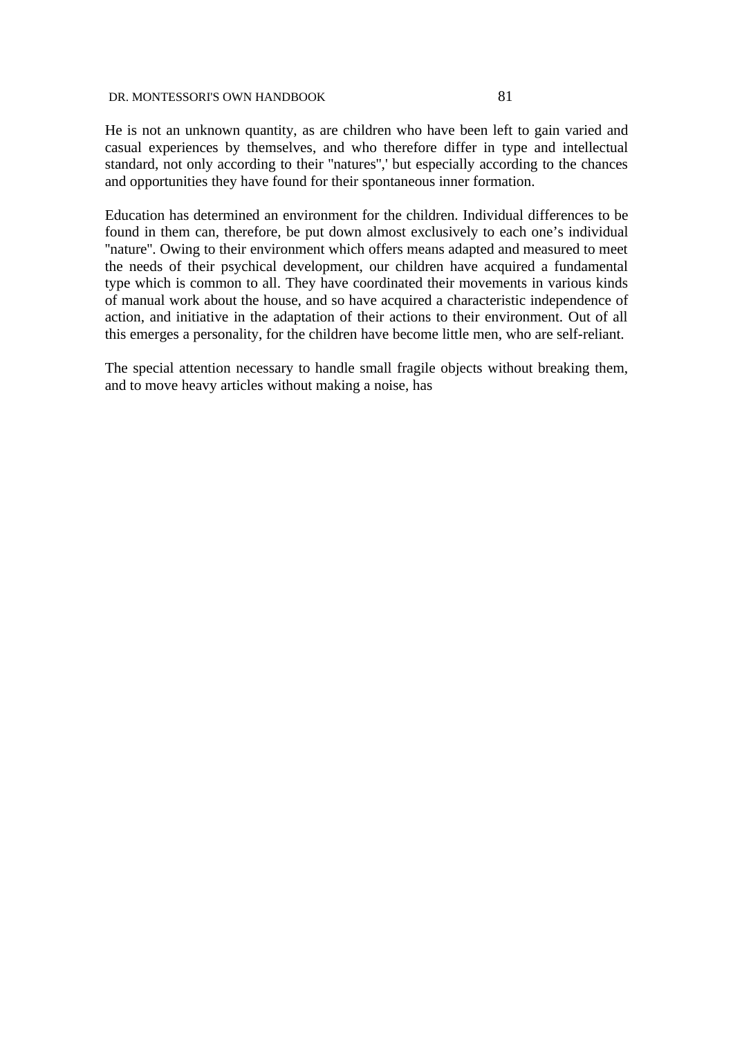He is not an unknown quantity, as are children who have been left to gain varied and casual experiences by themselves, and who therefore differ in type and intellectual standard, not only according to their "natures",' but especially according to the chances and opportunities they have found for their spontaneous inner formation.

Education has determined an environment for the children. Individual differences to be found in them can, therefore, be put down almost exclusively to each one’s individual "nature". Owing to their environment which offers means adapted and measured to meet the needs of their psychical development, our children have acquired a fundamental type which is common to all. They have coordinated their movements in various kinds of manual work about the house, and so have acquired a characteristic independence of action, and initiative in the adaptation of their actions to their environment. Out of all this emerges a personality, for the children have become little men, who are self-reliant.

The special attention necessary to handle small fragile objects without breaking them, and to move heavy articles without making a noise, has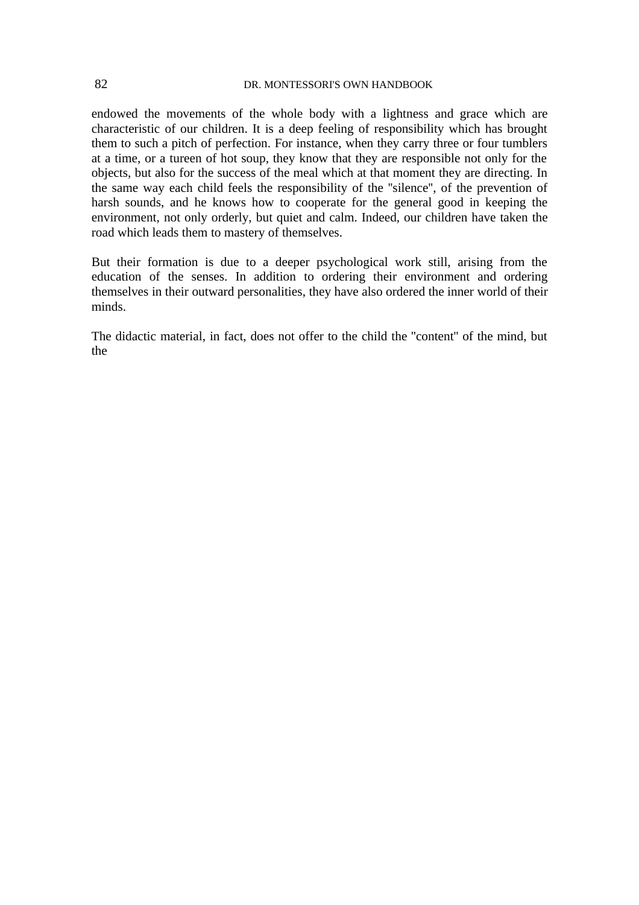endowed the movements of the whole body with a lightness and grace which are characteristic of our children. It is a deep feeling of responsibility which has brought them to such a pitch of perfection. For instance, when they carry three or four tumblers at a time, or a tureen of hot soup, they know that they are responsible not only for the objects, but also for the success of the meal which at that moment they are directing. In the same way each child feels the responsibility of the "silence", of the prevention of harsh sounds, and he knows how to cooperate for the general good in keeping the environment, not only orderly, but quiet and calm. Indeed, our children have taken the road which leads them to mastery of themselves.

But their formation is due to a deeper psychological work still, arising from the education of the senses. In addition to ordering their environment and ordering themselves in their outward personalities, they have also ordered the inner world of their minds.

The didactic material, in fact, does not offer to the child the "content" of the mind, but the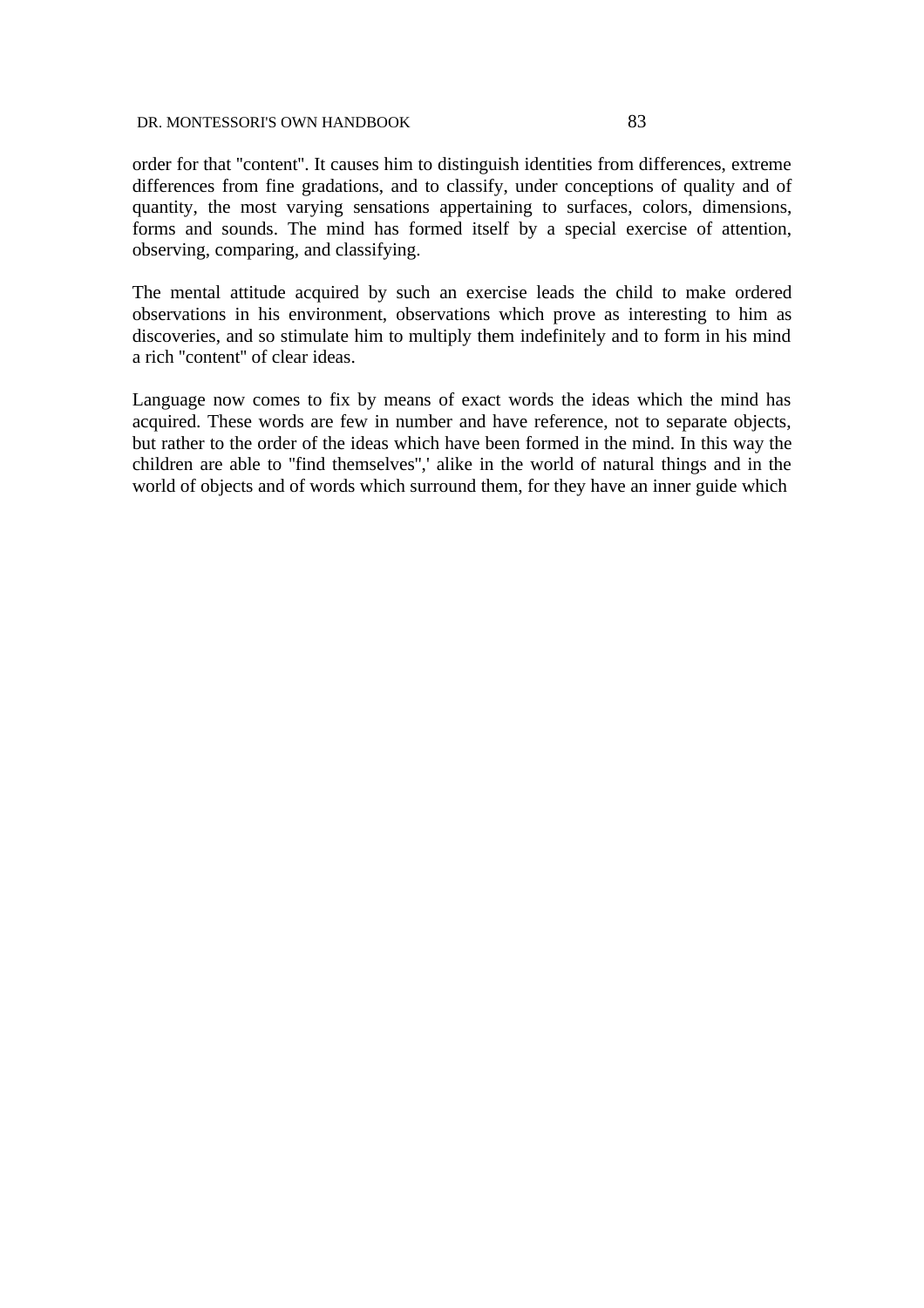order for that "content". It causes him to distinguish identities from differences, extreme differences from fine gradations, and to classify, under conceptions of quality and of quantity, the most varying sensations appertaining to surfaces, colors, dimensions, forms and sounds. The mind has formed itself by a special exercise of attention, observing, comparing, and classifying.

The mental attitude acquired by such an exercise leads the child to make ordered observations in his environment, observations which prove as interesting to him as discoveries, and so stimulate him to multiply them indefinitely and to form in his mind a rich "content" of clear ideas.

Language now comes to fix by means of exact words the ideas which the mind has acquired. These words are few in number and have reference, not to separate objects, but rather to the order of the ideas which have been formed in the mind. In this way the children are able to "find themselves",' alike in the world of natural things and in the world of objects and of words which surround them, for they have an inner guide which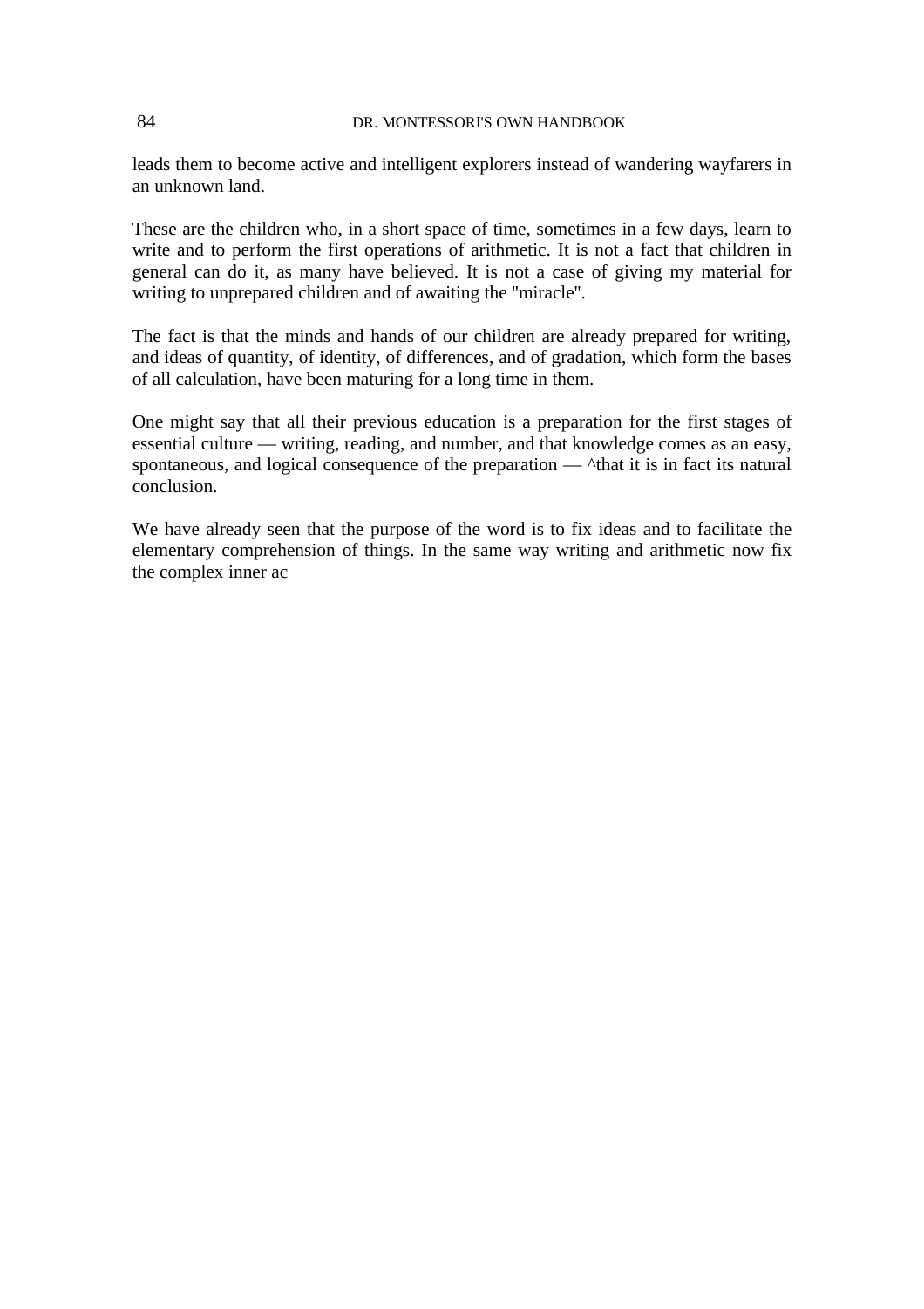leads them to become active and intelligent explorers instead of wandering wayfarers in an unknown land.

These are the children who, in a short space of time, sometimes in a few days, learn to write and to perform the first operations of arithmetic. It is not a fact that children in general can do it, as many have believed. It is not a case of giving my material for writing to unprepared children and of awaiting the "miracle".

The fact is that the minds and hands of our children are already prepared for writing, and ideas of quantity, of identity, of differences, and of gradation, which form the bases of all calculation, have been maturing for a long time in them.

One might say that all their previous education is a preparation for the first stages of essential culture — writing, reading, and number, and that knowledge comes as an easy, spontaneous, and logical consequence of the preparation — ^that it is in fact its natural conclusion.

We have already seen that the purpose of the word is to fix ideas and to facilitate the elementary comprehension of things. In the same way writing and arithmetic now fix the complex inner ac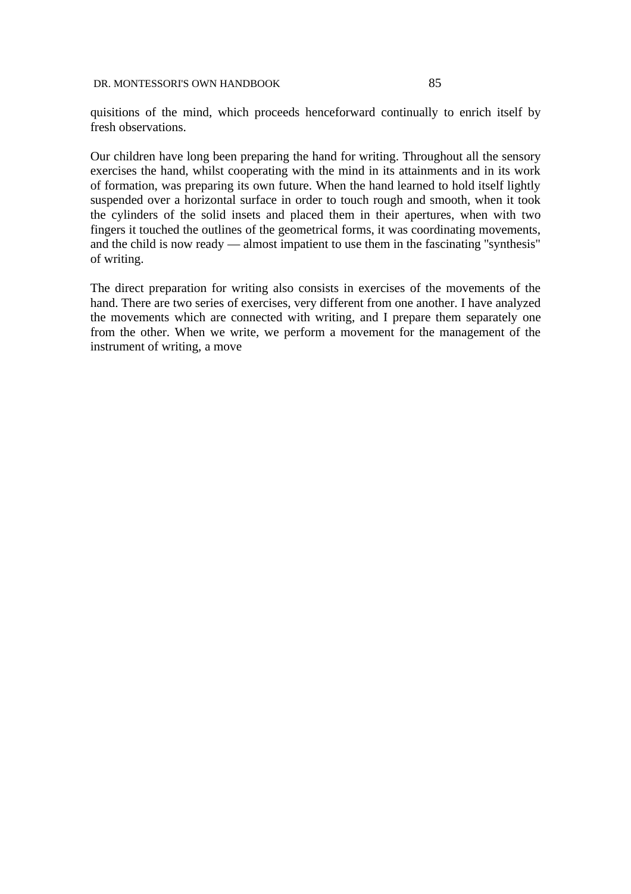quisitions of the mind, which proceeds henceforward continually to enrich itself by fresh observations.

Our children have long been preparing the hand for writing. Throughout all the sensory exercises the hand, whilst cooperating with the mind in its attainments and in its work of formation, was preparing its own future. When the hand learned to hold itself lightly suspended over a horizontal surface in order to touch rough and smooth, when it took the cylinders of the solid insets and placed them in their apertures, when with two fingers it touched the outlines of the geometrical forms, it was coordinating movements, and the child is now ready — almost impatient to use them in the fascinating "synthesis" of writing.

The direct preparation for writing also consists in exercises of the movements of the hand. There are two series of exercises, very different from one another. I have analyzed the movements which are connected with writing, and I prepare them separately one from the other. When we write, we perform a movement for the management of the instrument of writing, a move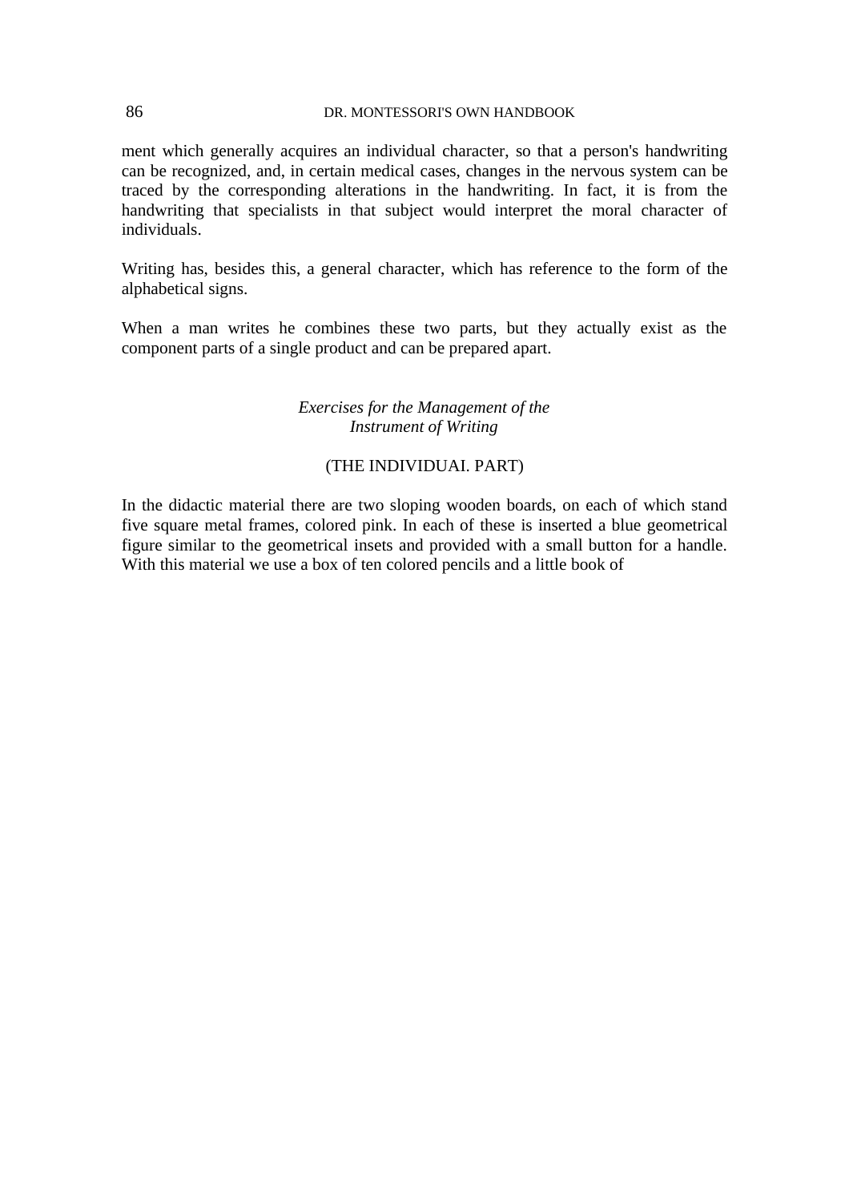ment which generally acquires an individual character, so that a person's handwriting can be recognized, and, in certain medical cases, changes in the nervous system can be traced by the corresponding alterations in the handwriting. In fact, it is from the handwriting that specialists in that subject would interpret the moral character of individuals.

Writing has, besides this, a general character, which has reference to the form of the alphabetical signs.

When a man writes he combines these two parts, but they actually exist as the component parts of a single product and can be prepared apart.

### *Exercises for the Management of the Instrument of Writing*

(THE INDIVIDUAI. PART)

In the didactic material there are two sloping wooden boards, on each of which stand five square metal frames, colored pink. In each of these is inserted a blue geometrical figure similar to the geometrical insets and provided with a small button for a handle. With this material we use a box of ten colored pencils and a little book of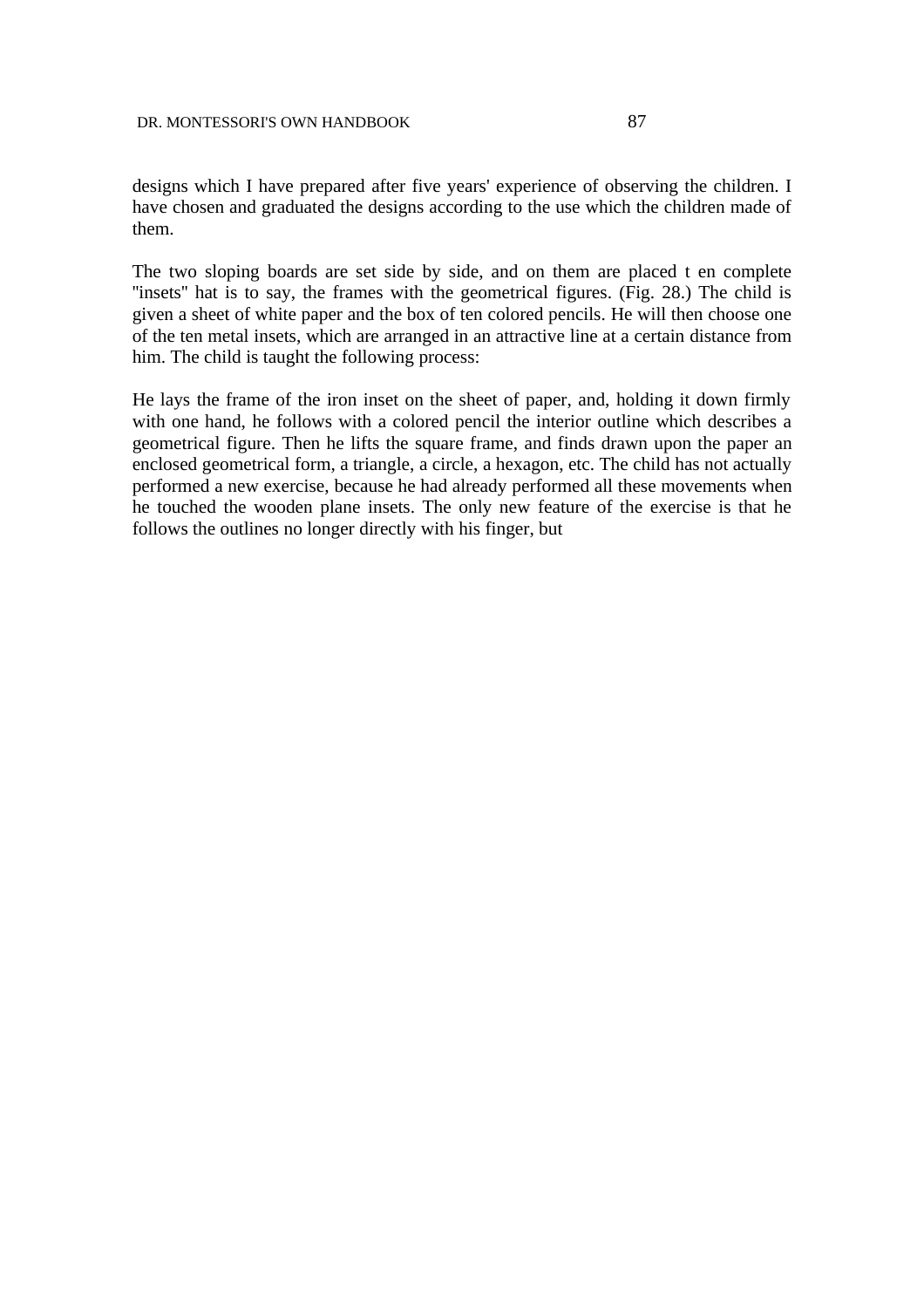designs which I have prepared after five years' experience of observing the children. I have chosen and graduated the designs according to the use which the children made of them.

The two sloping boards are set side by side, and on them are placed t en complete "insets" hat is to say, the frames with the geometrical figures. (Fig. 28.) The child is given a sheet of white paper and the box of ten colored pencils. He will then choose one of the ten metal insets, which are arranged in an attractive line at a certain distance from him. The child is taught the following process:

He lays the frame of the iron inset on the sheet of paper, and, holding it down firmly with one hand, he follows with a colored pencil the interior outline which describes a geometrical figure. Then he lifts the square frame, and finds drawn upon the paper an enclosed geometrical form, a triangle, a circle, a hexagon, etc. The child has not actually performed a new exercise, because he had already performed all these movements when he touched the wooden plane insets. The only new feature of the exercise is that he follows the outlines no longer directly with his finger, but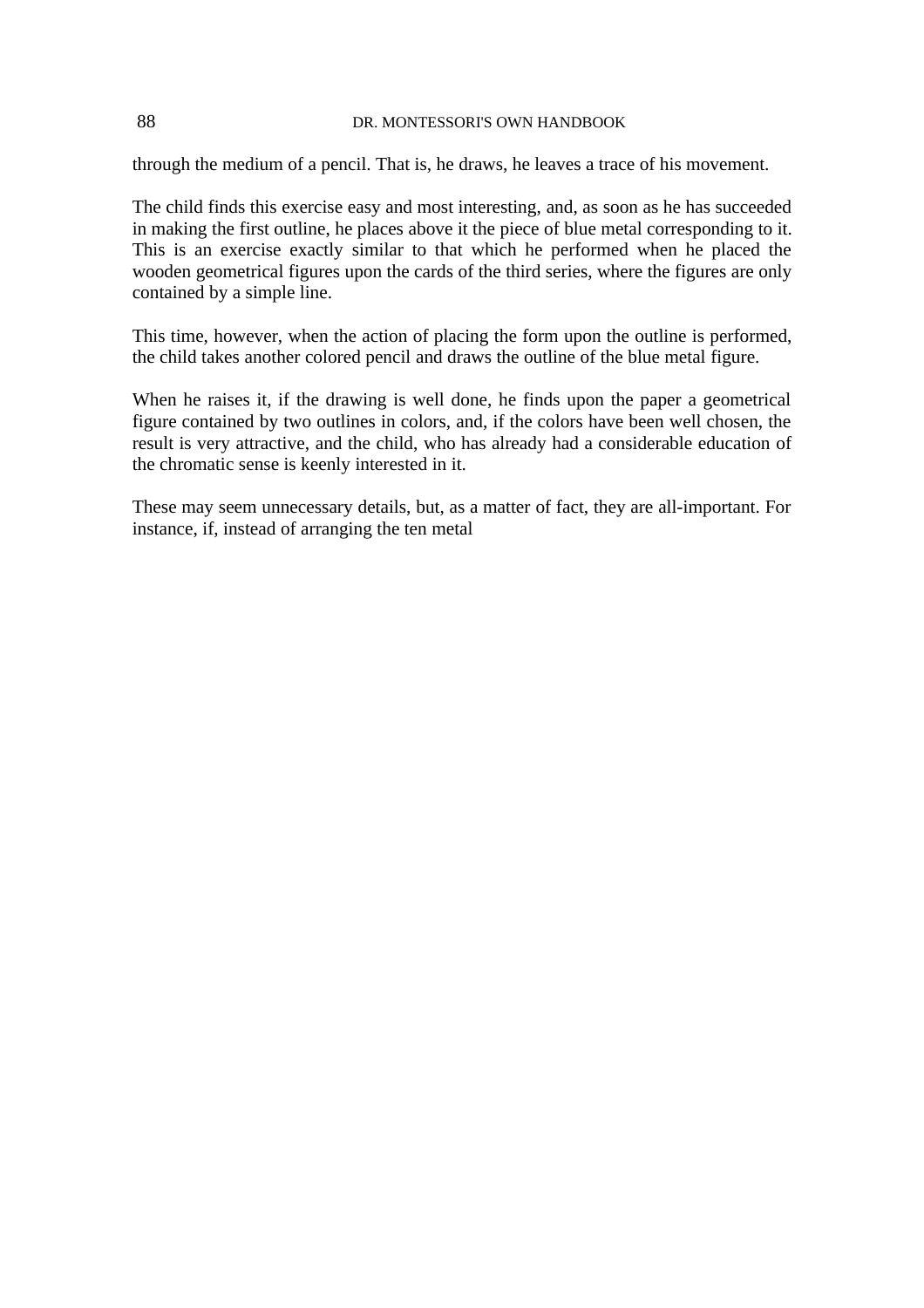through the medium of a pencil. That is, he draws, he leaves a trace of his movement.

The child finds this exercise easy and most interesting, and, as soon as he has succeeded in making the first outline, he places above it the piece of blue metal corresponding to it. This is an exercise exactly similar to that which he performed when he placed the wooden geometrical figures upon the cards of the third series, where the figures are only contained by a simple line.

This time, however, when the action of placing the form upon the outline is performed, the child takes another colored pencil and draws the outline of the blue metal figure.

When he raises it, if the drawing is well done, he finds upon the paper a geometrical figure contained by two outlines in colors, and, if the colors have been well chosen, the result is very attractive, and the child, who has already had a considerable education of the chromatic sense is keenly interested in it.

These may seem unnecessary details, but, as a matter of fact, they are all-important. For instance, if, instead of arranging the ten metal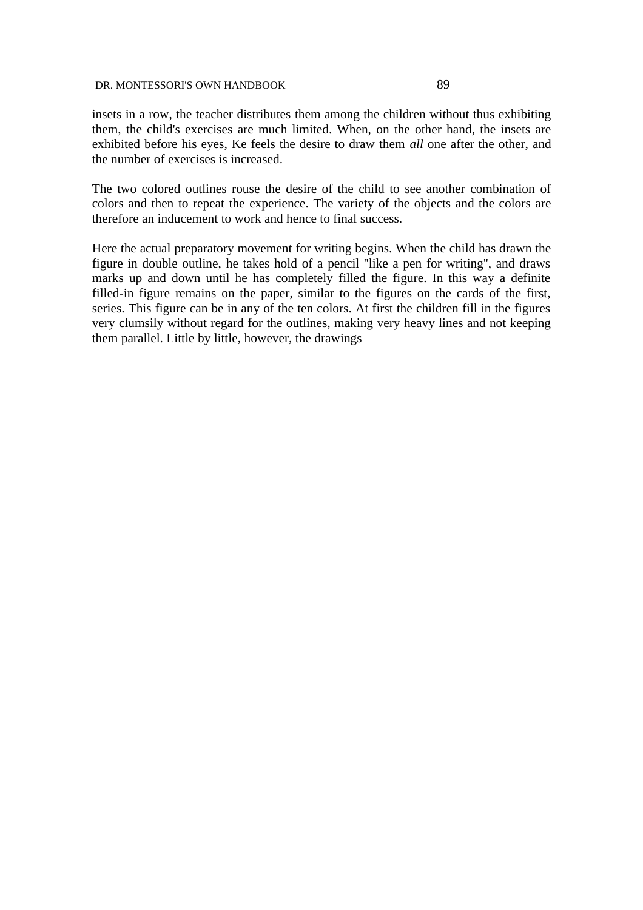insets in a row, the teacher distributes them among the children without thus exhibiting them, the child's exercises are much limited. When, on the other hand, the insets are exhibited before his eyes, Ke feels the desire to draw them *all* one after the other, and the number of exercises is increased.

The two colored outlines rouse the desire of the child to see another combination of colors and then to repeat the experience. The variety of the objects and the colors are therefore an inducement to work and hence to final success.

Here the actual preparatory movement for writing begins. When the child has drawn the figure in double outline, he takes hold of a pencil "like a pen for writing", and draws marks up and down until he has completely filled the figure. In this way a definite filled-in figure remains on the paper, similar to the figures on the cards of the first, series. This figure can be in any of the ten colors. At first the children fill in the figures very clumsily without regard for the outlines, making very heavy lines and not keeping them parallel. Little by little, however, the drawings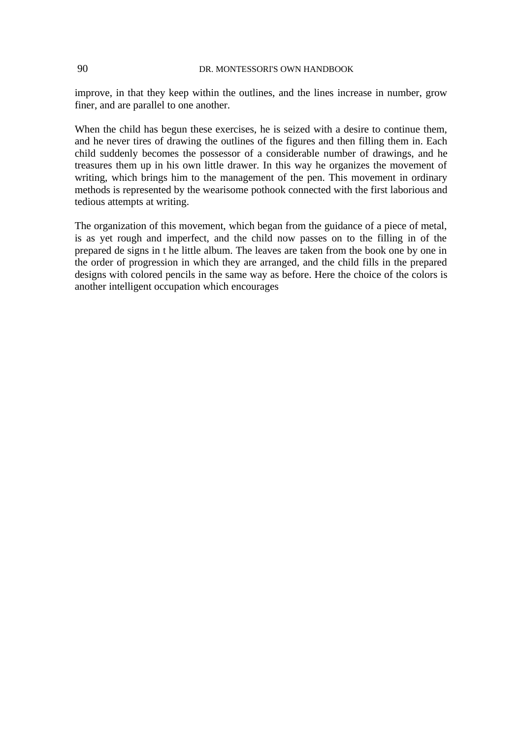improve, in that they keep within the outlines, and the lines increase in number, grow finer, and are parallel to one another.

When the child has begun these exercises, he is seized with a desire to continue them, and he never tires of drawing the outlines of the figures and then filling them in. Each child suddenly becomes the possessor of a considerable number of drawings, and he treasures them up in his own little drawer. In this way he organizes the movement of writing, which brings him to the management of the pen. This movement in ordinary methods is represented by the wearisome pothook connected with the first laborious and tedious attempts at writing.

The organization of this movement, which began from the guidance of a piece of metal, is as yet rough and imperfect, and the child now passes on to the filling in of the prepared de signs in t he little album. The leaves are taken from the book one by one in the order of progression in which they are arranged, and the child fills in the prepared designs with colored pencils in the same way as before. Here the choice of the colors is another intelligent occupation which encourages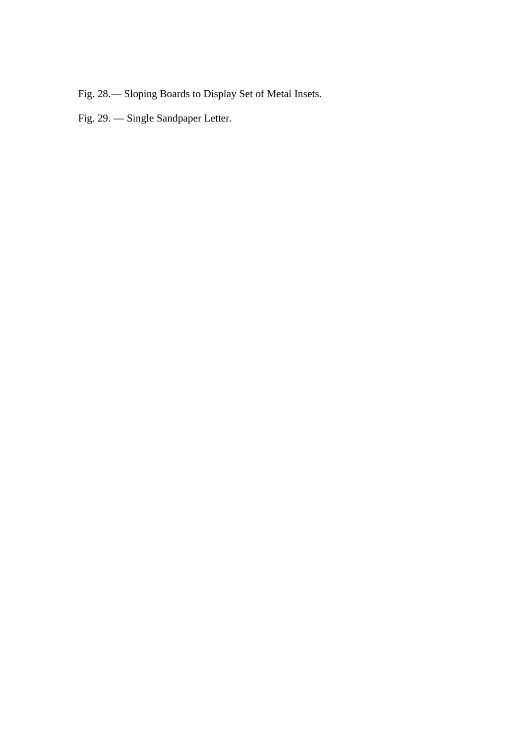Fig. 28.— Sloping Boards to Display Set of Metal Insets.

Fig. 29. — Single Sandpaper Letter.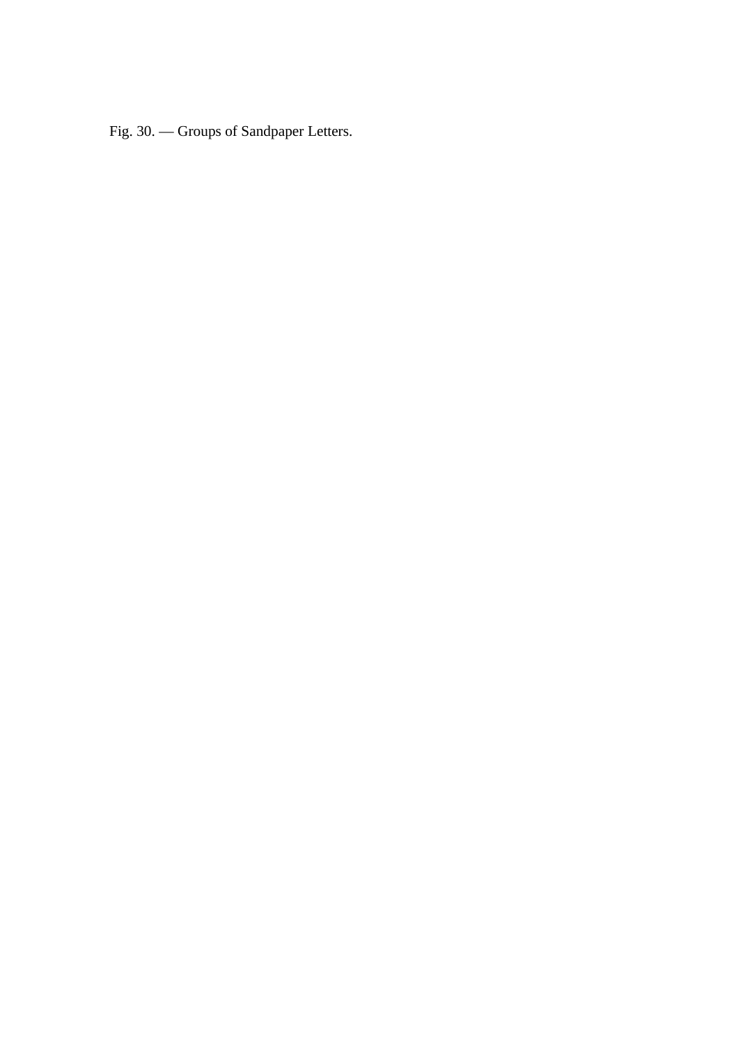Fig. 30. — Groups of Sandpaper Letters.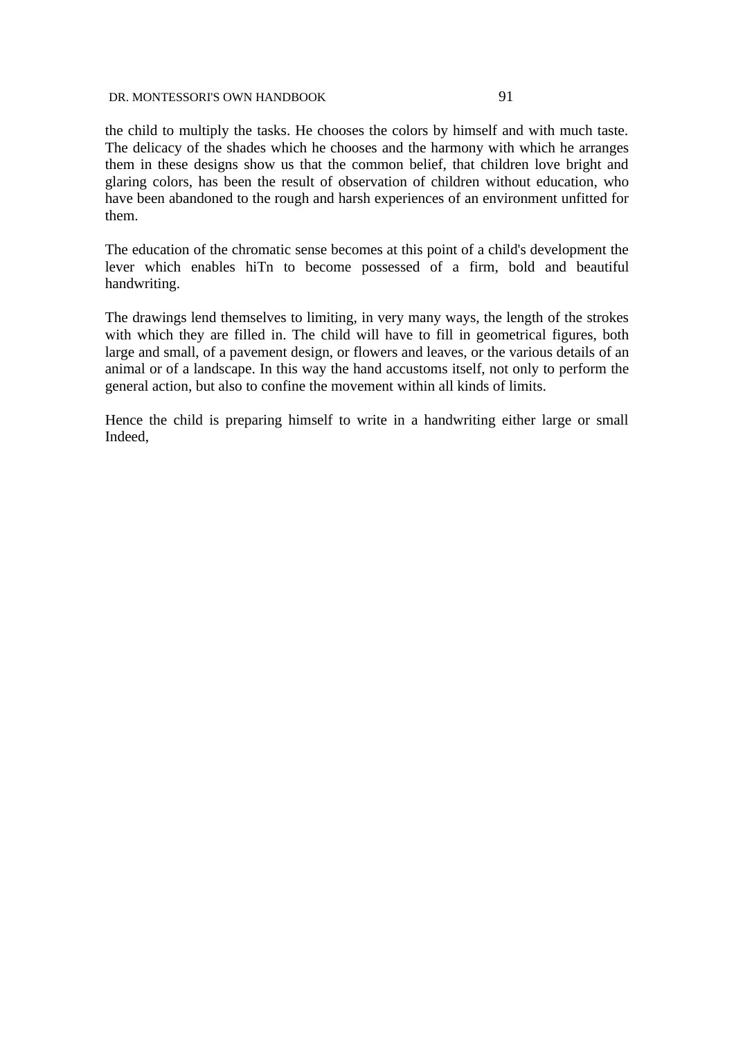the child to multiply the tasks. He chooses the colors by himself and with much taste. The delicacy of the shades which he chooses and the harmony with which he arranges them in these designs show us that the common belief, that children love bright and glaring colors, has been the result of observation of children without education, who have been abandoned to the rough and harsh experiences of an environment unfitted for them.

The education of the chromatic sense becomes at this point of a child's development the lever which enables hiTn to become possessed of a firm, bold and beautiful handwriting.

The drawings lend themselves to limiting, in very many ways, the length of the strokes with which they are filled in. The child will have to fill in geometrical figures, both large and small, of a pavement design, or flowers and leaves, or the various details of an animal or of a landscape. In this way the hand accustoms itself, not only to perform the general action, but also to confine the movement within all kinds of limits.

Hence the child is preparing himself to write in a handwriting either large or small Indeed,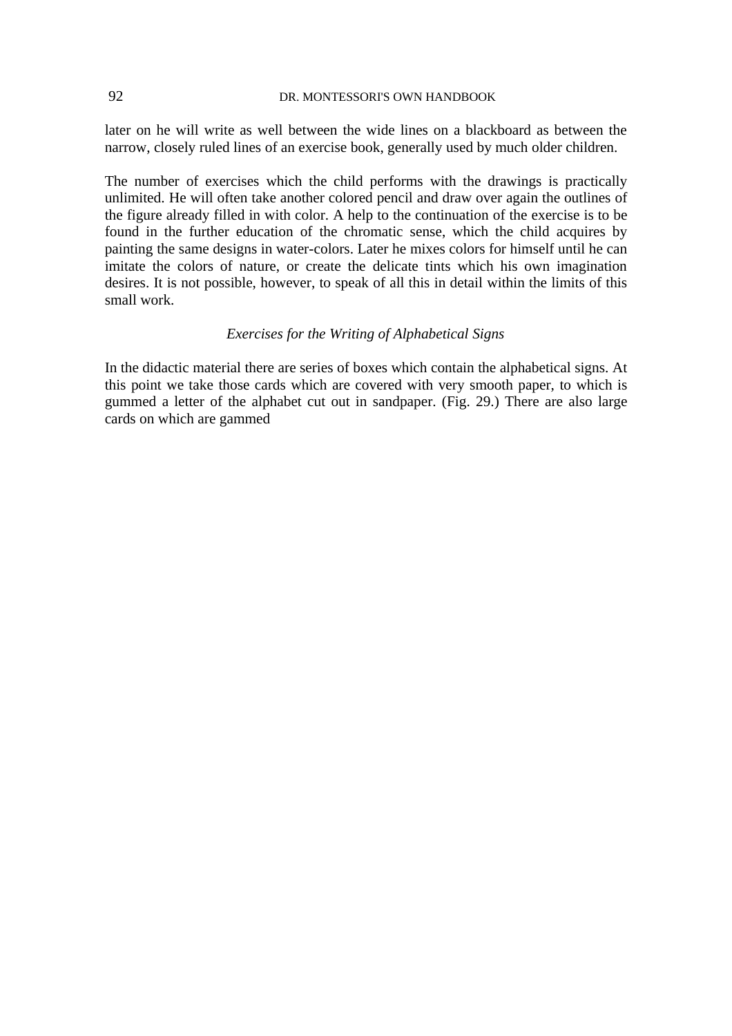later on he will write as well between the wide lines on a blackboard as between the narrow, closely ruled lines of an exercise book, generally used by much older children.

The number of exercises which the child performs with the drawings is practically unlimited. He will often take another colored pencil and draw over again the outlines of the figure already filled in with color. A help to the continuation of the exercise is to be found in the further education of the chromatic sense, which the child acquires by painting the same designs in water-colors. Later he mixes colors for himself until he can imitate the colors of nature, or create the delicate tints which his own imagination desires. It is not possible, however, to speak of all this in detail within the limits of this small work.

### *Exercises for the Writing of Alphabetical Signs*

In the didactic material there are series of boxes which contain the alphabetical signs. At this point we take those cards which are covered with very smooth paper, to which is gummed a letter of the alphabet cut out in sandpaper. (Fig. 29.) There are also large cards on which are gammed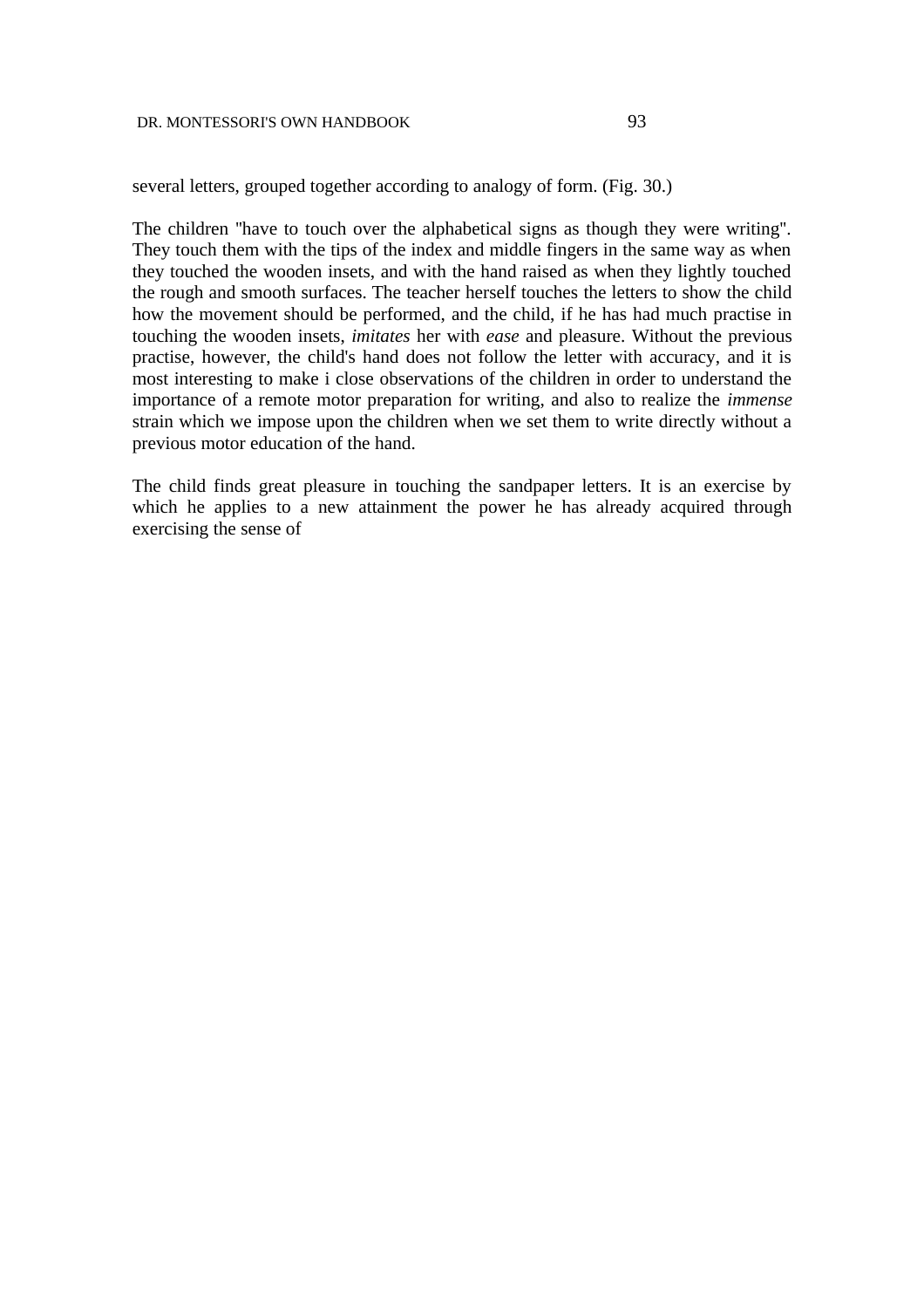several letters, grouped together according to analogy of form. (Fig. 30.)

The children "have to touch over the alphabetical signs as though they were writing". They touch them with the tips of the index and middle fingers in the same way as when they touched the wooden insets, and with the hand raised as when they lightly touched the rough and smooth surfaces. The teacher herself touches the letters to show the child how the movement should be performed, and the child, if he has had much practise in touching the wooden insets, *imitates* her with *ease* and pleasure. Without the previous practise, however, the child's hand does not follow the letter with accuracy, and it is most interesting to make i close observations of the children in order to understand the importance of a remote motor preparation for writing, and also to realize the *immense* strain which we impose upon the children when we set them to write directly without a previous motor education of the hand.

The child finds great pleasure in touching the sandpaper letters. It is an exercise by which he applies to a new attainment the power he has already acquired through exercising the sense of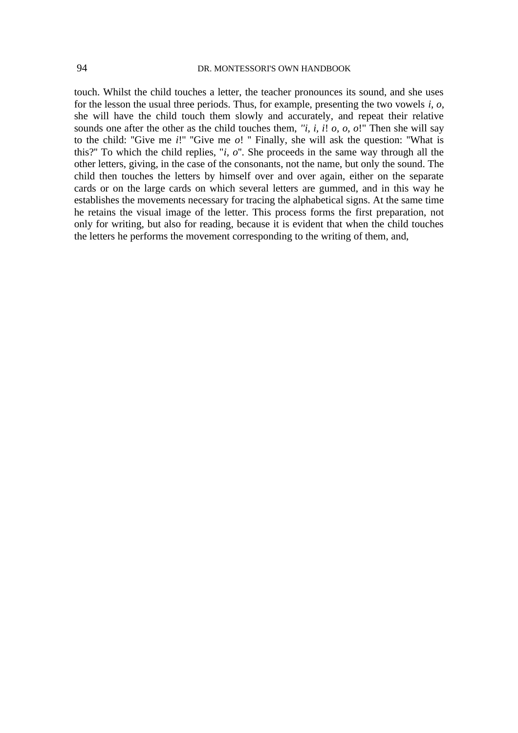touch. Whilst the child touches a letter, the teacher pronounces its sound, and she uses for the lesson the usual three periods. Thus, for example, presenting the two vowels *i*, *o*, she will have the child touch them slowly and accurately, and repeat their relative sounds one after the other as the child touches them, "*i, i, i*! *o, o, o*!" Then she will say to the child: "Give me *i*!" "Give me *o*! " Finally, she will ask the question: "What is this?" To which the child replies, "*i*, *o*". She proceeds in the same way through all the other letters, giving, in the case of the consonants, not the name, but only the sound. The child then touches the letters by himself over and over again, either on the separate cards or on the large cards on which several letters are gummed, and in this way he establishes the movements necessary for tracing the alphabetical signs. At the same time he retains the visual image of the letter. This process forms the first preparation, not only for writing, but also for reading, because it is evident that when the child touches the letters he performs the movement corresponding to the writing of them, and,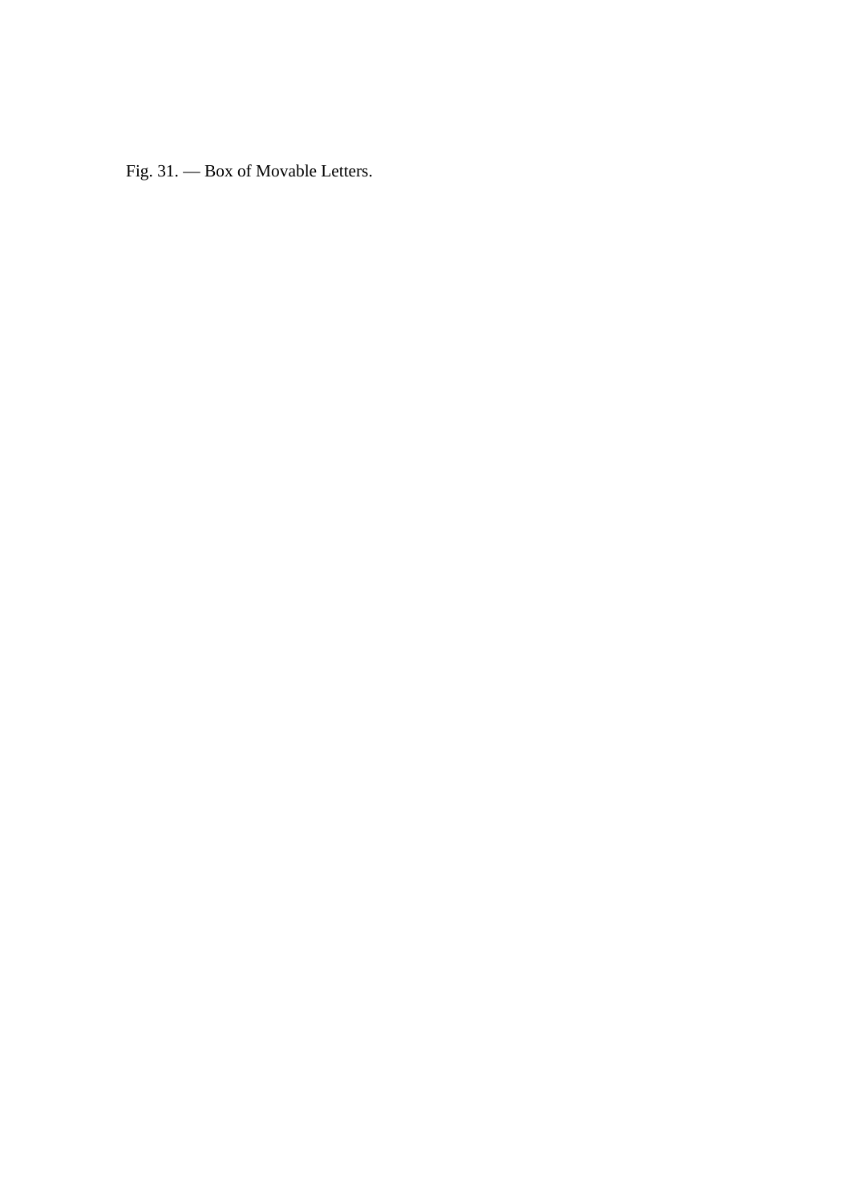Fig. 31. — Box of Movable Letters.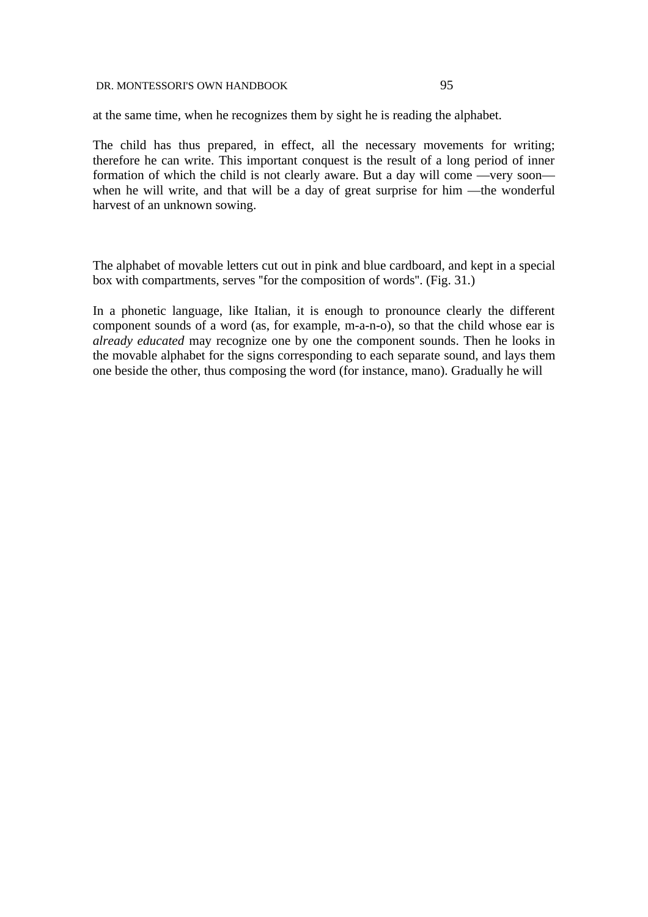at the same time, when he recognizes them by sight he is reading the alphabet.

The child has thus prepared, in effect, all the necessary movements for writing; therefore he can write. This important conquest is the result of a long period of inner formation of which the child is not clearly aware. But a day will come —very soon— when he will write, and that will be a day of great surprise for him —the wonderful harvest of an unknown sowing.

The alphabet of movable letters cut out in pink and blue cardboard, and kept in a special box with compartments, serves "for the composition of words". (Fig. 31.)

In a phonetic language, like Italian, it is enough to pronounce clearly the different component sounds of a word (as, for example, m-a-n-o), so that the child whose ear is *already educated* may recognize one by one the component sounds. Then he looks in the movable alphabet for the signs corresponding to each separate sound, and lays them one beside the other, thus composing the word (for instance, mano). Gradually he will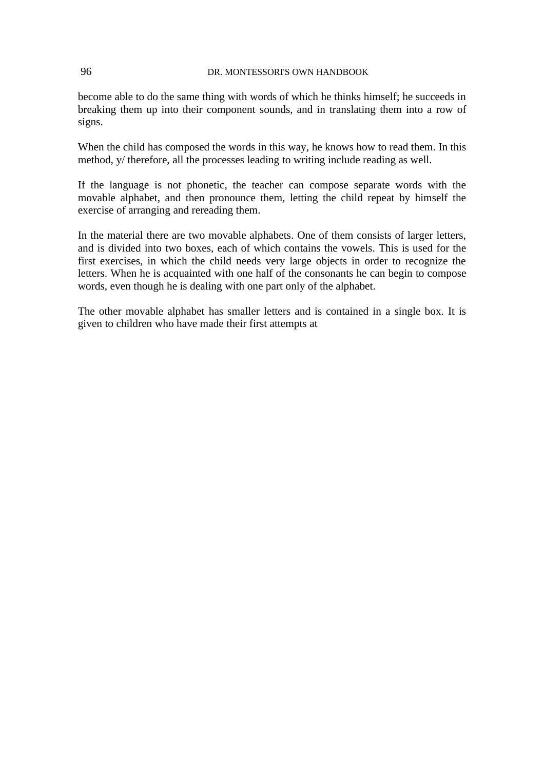become able to do the same thing with words of which he thinks himself; he succeeds in breaking them up into their component sounds, and in translating them into a row of signs.

When the child has composed the words in this way, he knows how to read them. In this method, y/ therefore, all the processes leading to writing include reading as well.

If the language is not phonetic, the teacher can compose separate words with the movable alphabet, and then pronounce them, letting the child repeat by himself the exercise of arranging and rereading them.

In the material there are two movable alphabets. One of them consists of larger letters, and is divided into two boxes, each of which contains the vowels. This is used for the first exercises, in which the child needs very large objects in order to recognize the letters. When he is acquainted with one half of the consonants he can begin to compose words, even though he is dealing with one part only of the alphabet.

The other movable alphabet has smaller letters and is contained in a single box. It is given to children who have made their first attempts at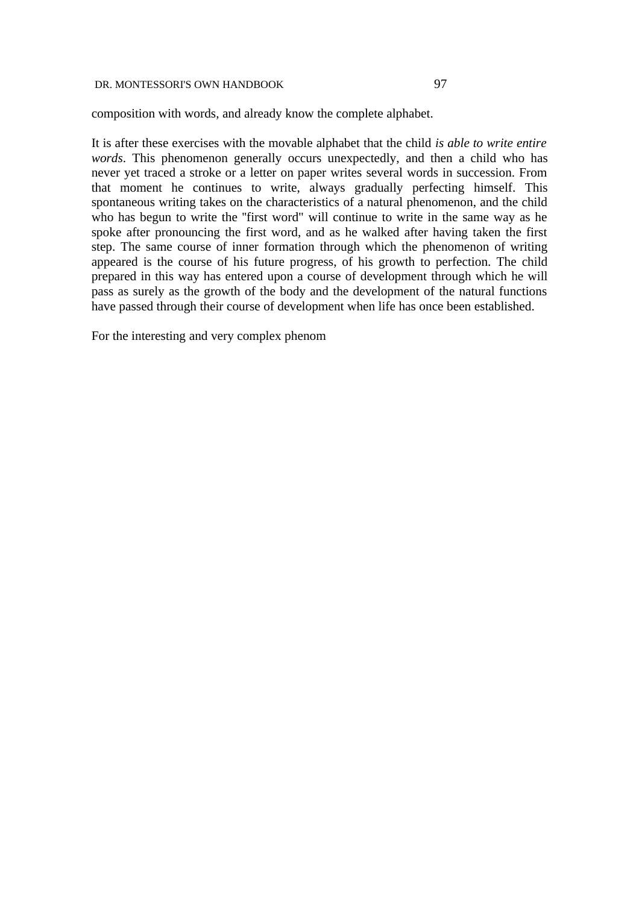composition with words, and already know the complete alphabet.

It is after these exercises with the movable alphabet that the child *is able to write entire words*. This phenomenon generally occurs unexpectedly, and then a child who has never yet traced a stroke or a letter on paper writes several words in succession. From that moment he continues to write, always gradually perfecting himself. This spontaneous writing takes on the characteristics of a natural phenomenon, and the child who has begun to write the "first word" will continue to write in the same way as he spoke after pronouncing the first word, and as he walked after having taken the first step. The same course of inner formation through which the phenomenon of writing appeared is the course of his future progress, of his growth to perfection. The child prepared in this way has entered upon a course of development through which he will pass as surely as the growth of the body and the development of the natural functions have passed through their course of development when life has once been established.

For the interesting and very complex phenom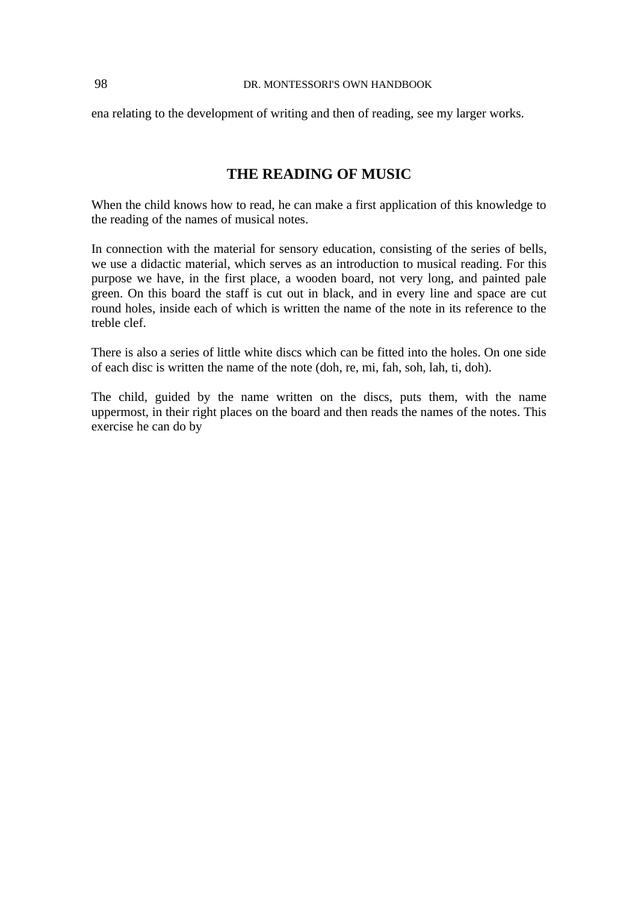ena relating to the development of writing and then of reading, see my larger works.

## THE READING OF MUSIC

When the child knows how to read, he can make a first application of this knowledge to the reading of the names of musical notes.

In connection with the material for sensory education, consisting of the series of bells, we use a didactic material, which serves as an introduction to musical reading. For this purpose we have, in the first place, a wooden board, not very long, and painted pale green. On this board the staff is cut out in black, and in every line and space are cut round holes, inside each of which is written the name of the note in its reference to the treble clef.

There is also a series of little white discs which can be fitted into the holes. On one side of each disc is written the name of the note (doh, re, mi, fah, soh, lah, ti, doh).

The child, guided by the name written on the discs, puts them, with the name uppermost, in their right places on the board and then reads the names of the notes. This exercise he can do by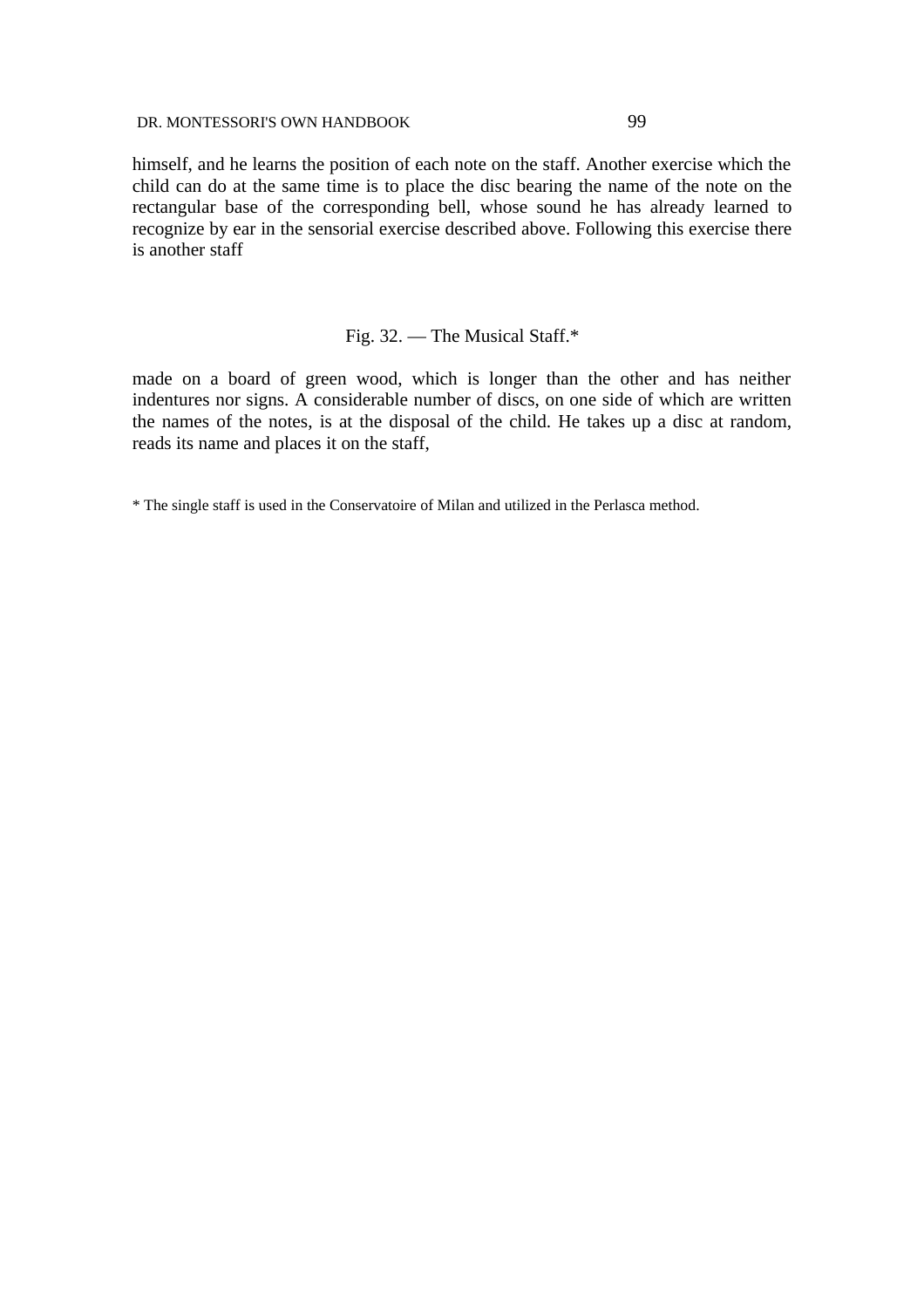himself, and he learns the position of each note on the staff. Another exercise which the child can do at the same time is to place the disc bearing the name of the note on the rectangular base of the corresponding bell, whose sound he has already learned to recognize by ear in the sensorial exercise described above. Following this exercise there is another staff

Fig. 32. — The Musical Staff.*

made on a board of green wood, which is longer than the other and has neither indentures nor signs. A considerable number of discs, on one side of which are written the names of the notes, is at the disposal of the child. He takes up a disc at random, reads its name and places it on the staff,

* The single staff is used in the Conservatoire of Milan and utilized in the Perlasca method.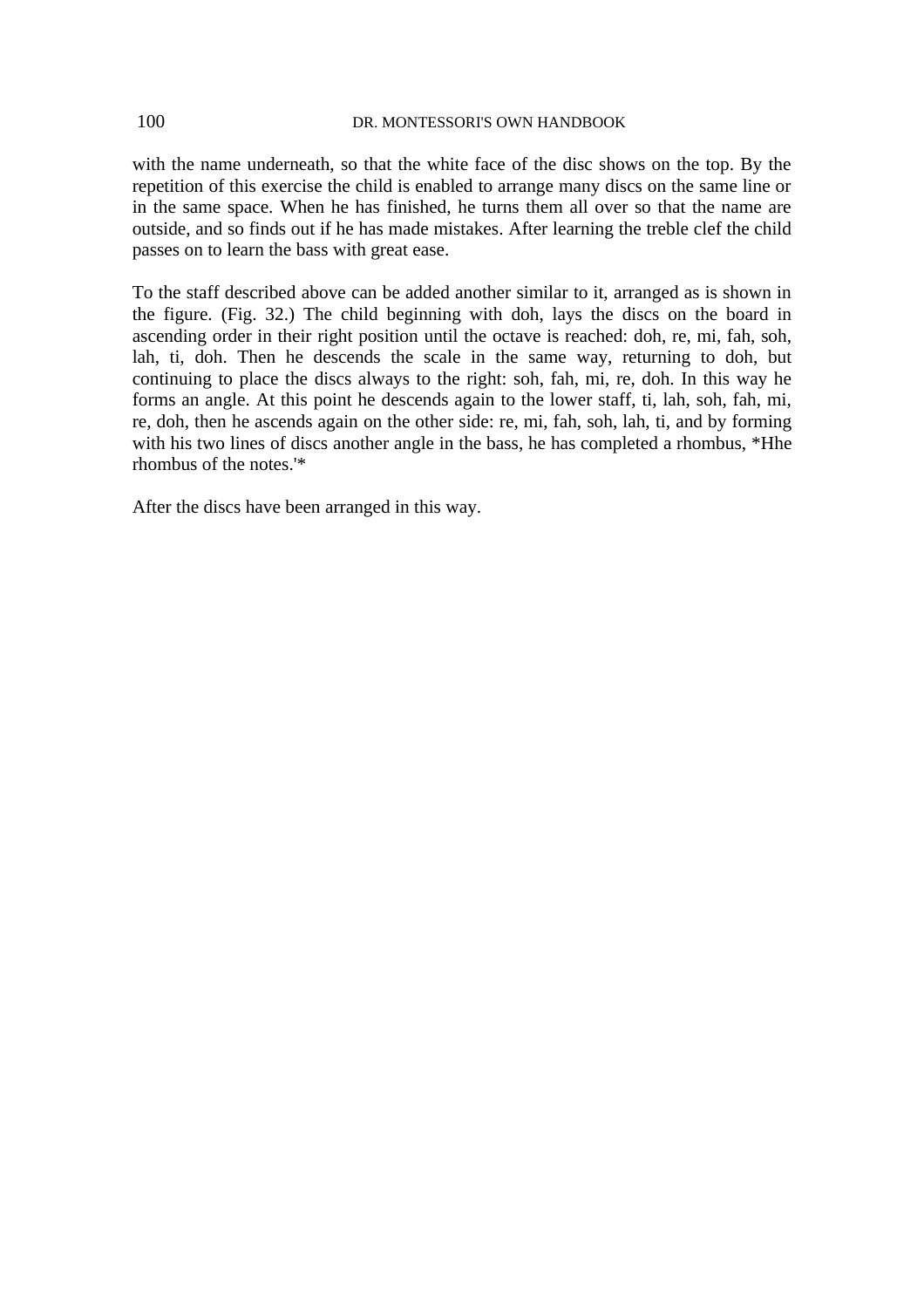with the name underneath, so that the white face of the disc shows on the top. By the repetition of this exercise the child is enabled to arrange many discs on the same line or in the same space. When he has finished, he turns them all over so that the name are outside, and so finds out if he has made mistakes. After learning the treble clef the child passes on to learn the bass with great ease.

To the staff described above can be added another similar to it, arranged as is shown in the figure. (Fig. 32.) The child beginning with doh, lays the discs on the board in ascending order in their right position until the octave is reached: doh, re, mi, fah, soh, lah, ti, doh. Then he descends the scale in the same way, returning to doh, but continuing to place the discs always to the right: soh, fah, mi, re, doh. In this way he forms an angle. At this point he descends again to the lower staff, ti, lah, soh, fah, mi, re, doh, then he ascends again on the other side: re, mi, fah, soh, lah, ti, and by forming with his two lines of discs another angle in the bass, he has completed a rhombus, *Hhe rhombus of the notes.'*

After the discs have been arranged in this way.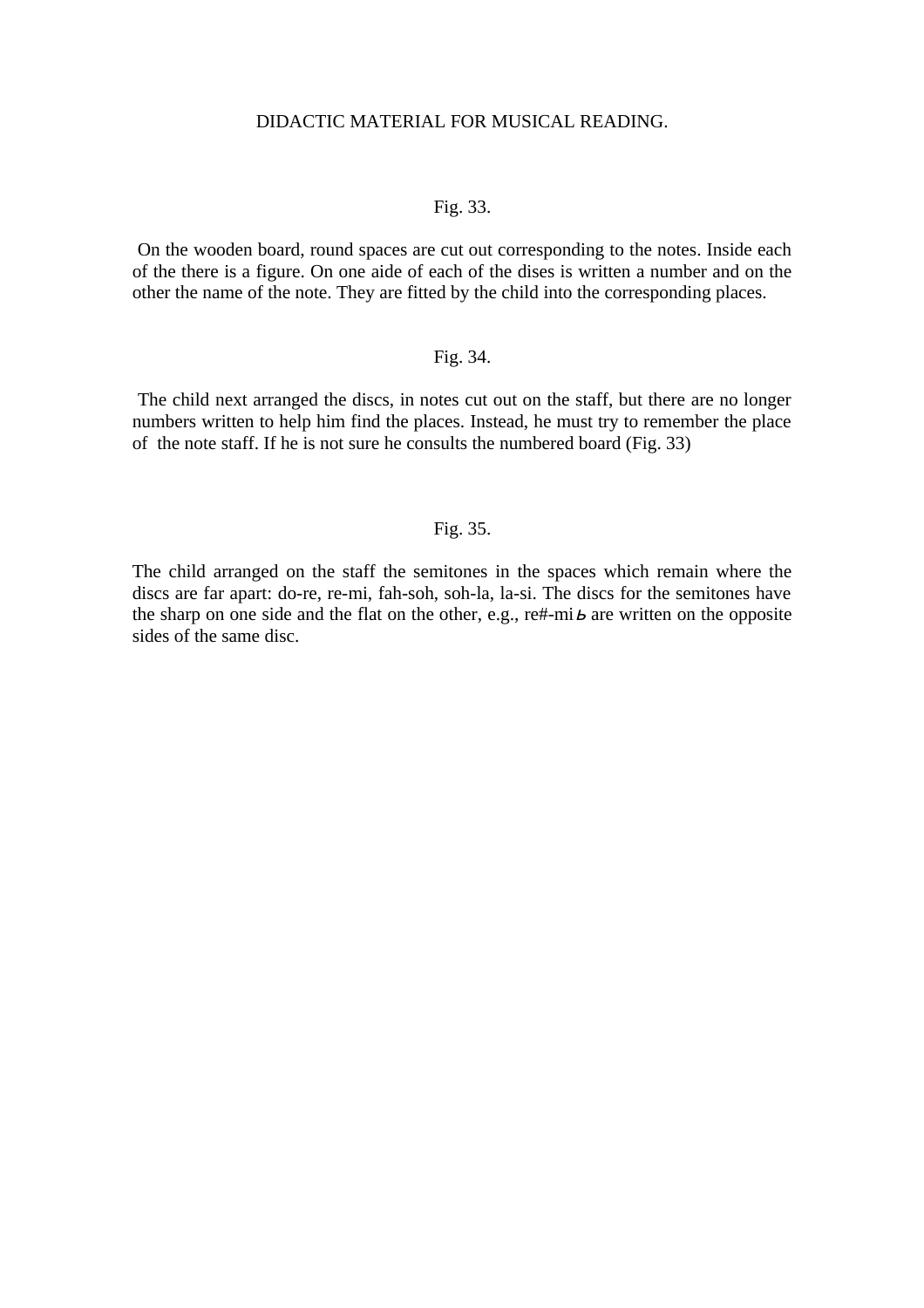DIDACTIC MATERIAL FOR MUSICAL READING.

Fig. 33.

On the wooden board, round spaces are cut out corresponding to the notes. Inside each of the there is a figure. On one aide of each of the dises is written a number and on the other the name of the note. They are fitted by the child into the corresponding places.

Fig. 34.

The child next arranged the discs, in notes cut out on the staff, but there are no longer numbers written to help him find the places. Instead, he must try to remember the place of the note staff. If he is not sure he consults the numbered board (Fig. 33)

Fig. 35.

The child arranged on the staff the semitones in the spaces which remain where the discs are far apart: do-re, re-mi, fah-soh, soh-la, la-si. The discs for the semitones have the sharp on one side and the flat on the other, e.g., re#-mi♭ are written on the opposite sides of the same disc.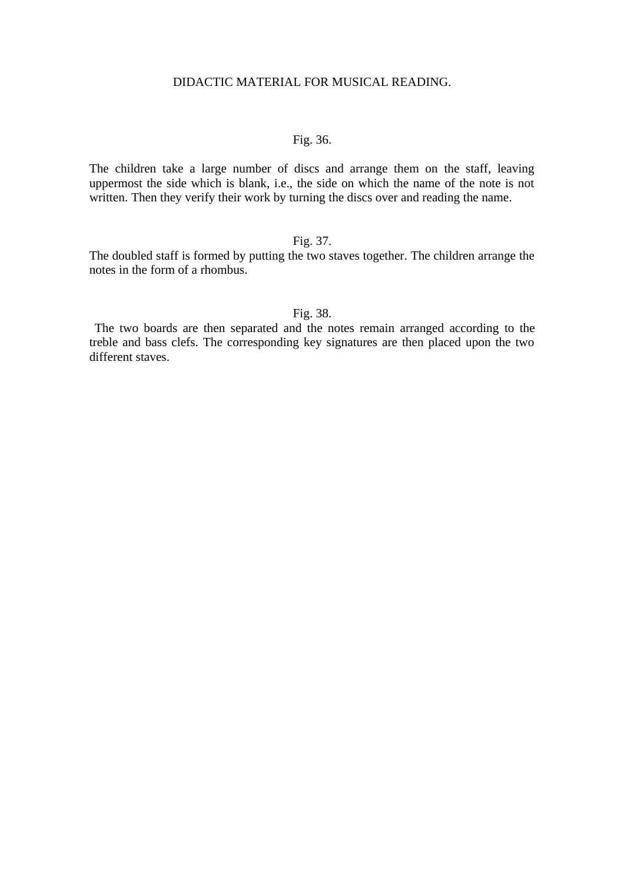## DIDACTIC MATERIAL FOR MUSICAL READING.

Fig. 36.

The children take a large number of discs and arrange them on the staff, leaving uppermost the side which is blank, i.e., the side on which the name of the note is not written. Then they verify their work by turning the discs over and reading the name.

Fig. 37.

The doubled staff is formed by putting the two staves together. The children arrange the notes in the form of a rhombus.

Fig. 38.

The two boards are then separated and the notes remain arranged according to the treble and bass clefs. The corresponding key signatures are then placed upon the two different staves.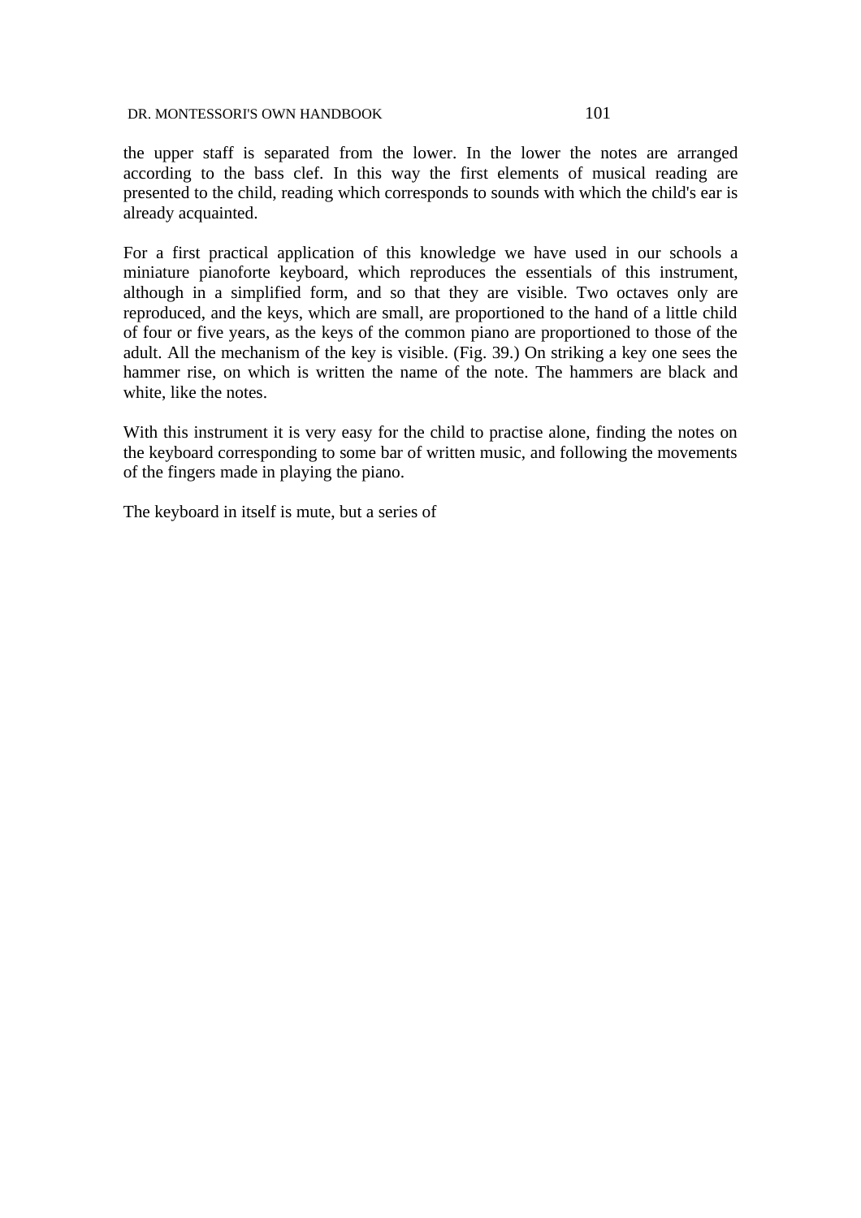the upper staff is separated from the lower. In the lower the notes are arranged according to the bass clef. In this way the first elements of musical reading are presented to the child, reading which corresponds to sounds with which the child's ear is already acquainted.

For a first practical application of this knowledge we have used in our schools a miniature pianoforte keyboard, which reproduces the essentials of this instrument, although in a simplified form, and so that they are visible. Two octaves only are reproduced, and the keys, which are small, are proportioned to the hand of a little child of four or five years, as the keys of the common piano are proportioned to those of the adult. All the mechanism of the key is visible. (Fig. 39.) On striking a key one sees the hammer rise, on which is written the name of the note. The hammers are black and white, like the notes.

With this instrument it is very easy for the child to practise alone, finding the notes on the keyboard corresponding to some bar of written music, and following the movements of the fingers made in playing the piano.

The keyboard in itself is mute, but a series of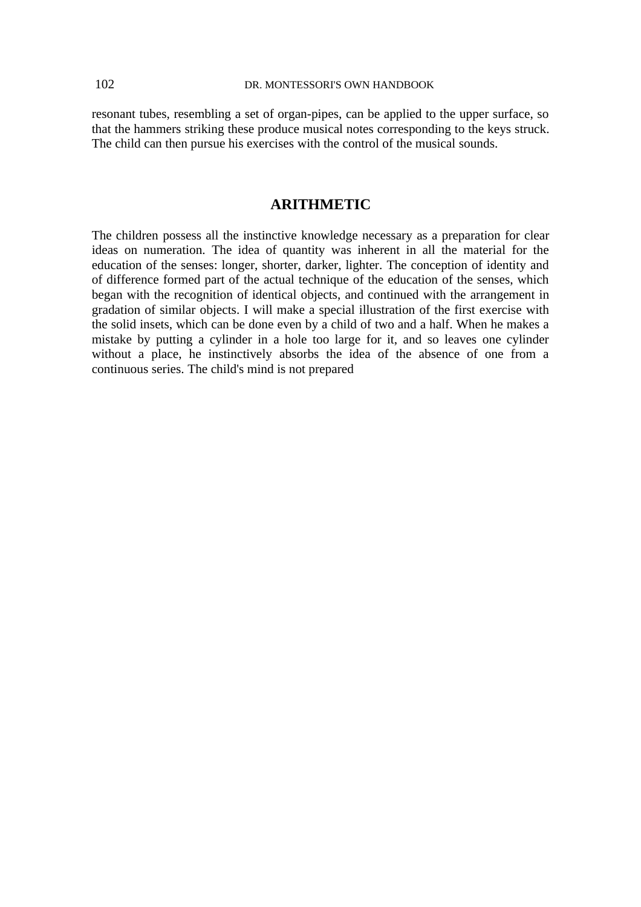resonant tubes, resembling a set of organ-pipes, can be applied to the upper surface, so that the hammers striking these produce musical notes corresponding to the keys struck. The child can then pursue his exercises with the control of the musical sounds.

## ARITHMETIC

The children possess all the instinctive knowledge necessary as a preparation for clear ideas on numeration. The idea of quantity was inherent in all the material for the education of the senses: longer, shorter, darker, lighter. The conception of identity and of difference formed part of the actual technique of the education of the senses, which began with the recognition of identical objects, and continued with the arrangement in gradation of similar objects. I will make a special illustration of the first exercise with the solid insets, which can be done even by a child of two and a half. When he makes a mistake by putting a cylinder in a hole too large for it, and so leaves one cylinder without a place, he instinctively absorbs the idea of the absence of one from a continuous series. The child's mind is not prepared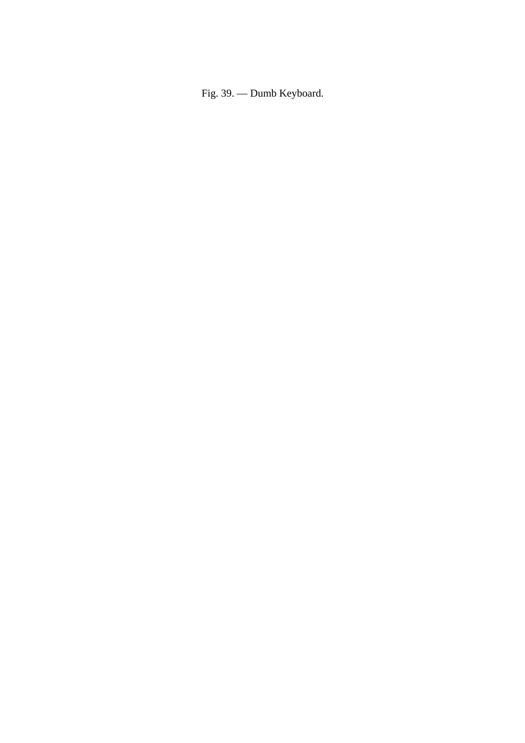Fig. 39. — Dumb Keyboard.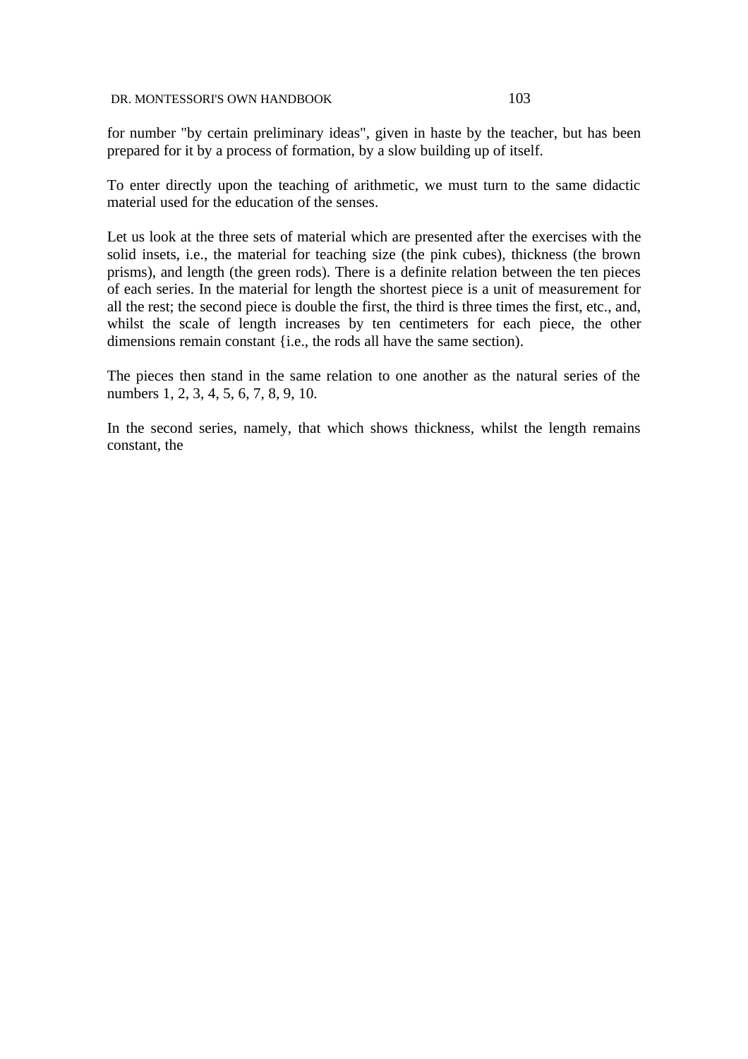for number "by certain preliminary ideas", given in haste by the teacher, but has been prepared for it by a process of formation, by a slow building up of itself.

To enter directly upon the teaching of arithmetic, we must turn to the same didactic material used for the education of the senses.

Let us look at the three sets of material which are presented after the exercises with the solid insets, i.e., the material for teaching size (the pink cubes), thickness (the brown prisms), and length (the green rods). There is a definite relation between the ten pieces of each series. In the material for length the shortest piece is a unit of measurement for all the rest; the second piece is double the first, the third is three times the first, etc., and, whilst the scale of length increases by ten centimeters for each piece, the other dimensions remain constant {i.e., the rods all have the same section).

The pieces then stand in the same relation to one another as the natural series of the numbers 1, 2, 3, 4, 5, 6, 7, 8, 9, 10.

In the second series, namely, that which shows thickness, whilst the length remains constant, the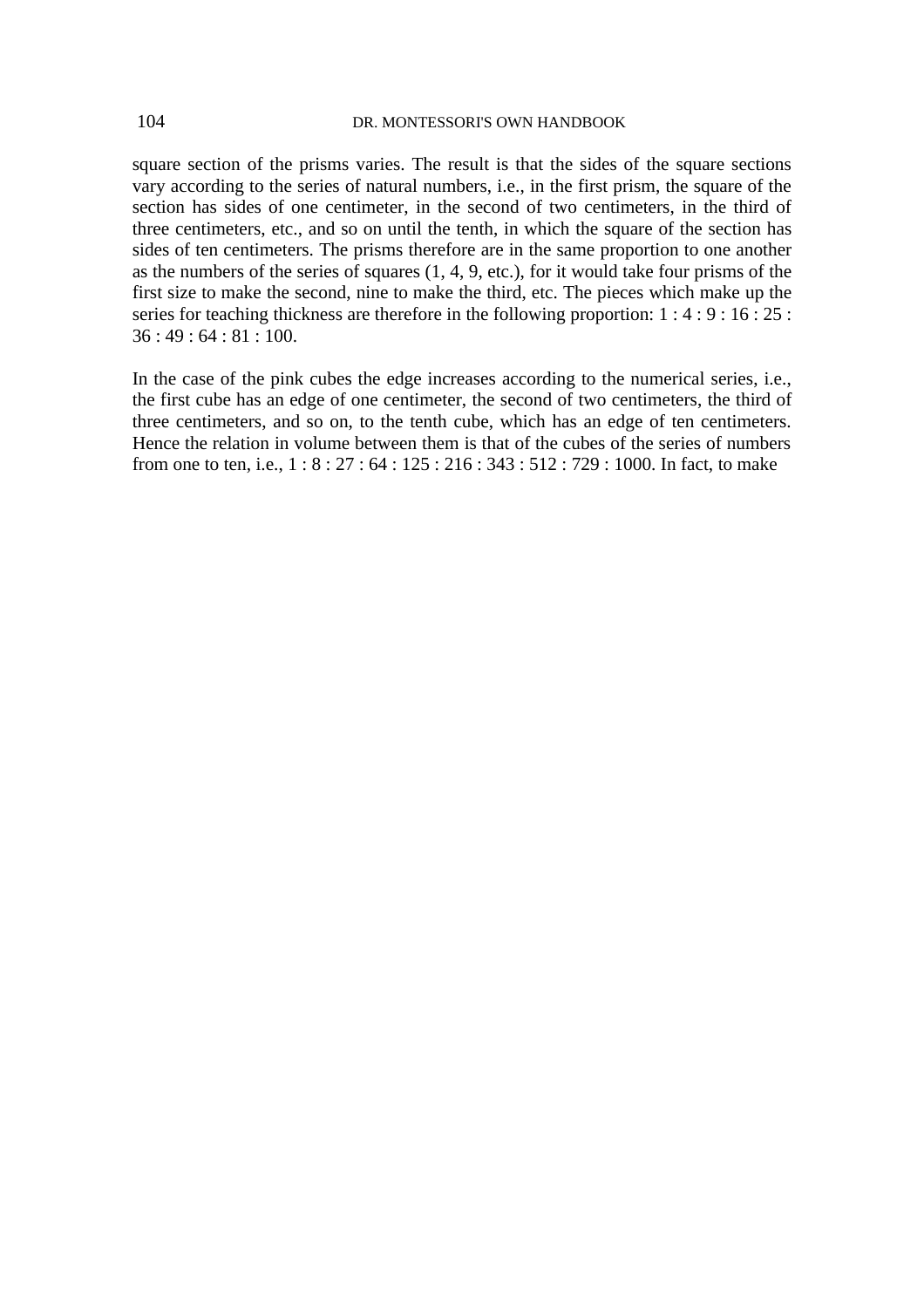square section of the prisms varies. The result is that the sides of the square sections vary according to the series of natural numbers, i.e., in the first prism, the square of the section has sides of one centimeter, in the second of two centimeters, in the third of three centimeters, etc., and so on until the tenth, in which the square of the section has sides of ten centimeters. The prisms therefore are in the same proportion to one another as the numbers of the series of squares (1, 4, 9, etc.), for it would take four prisms of the first size to make the second, nine to make the third, etc. The pieces which make up the series for teaching thickness are therefore in the following proportion: 1 : 4 : 9 : 16 : 25 : 36 : 49 : 64 : 81 : 100.

In the case of the pink cubes the edge increases according to the numerical series, i.e., the first cube has an edge of one centimeter, the second of two centimeters, the third of three centimeters, and so on, to the tenth cube, which has an edge of ten centimeters. Hence the relation in volume between them is that of the cubes of the series of numbers from one to ten, i.e., 1 : 8 : 27 : 64 : 125 : 216 : 343 : 512 : 729 : 1000. In fact, to make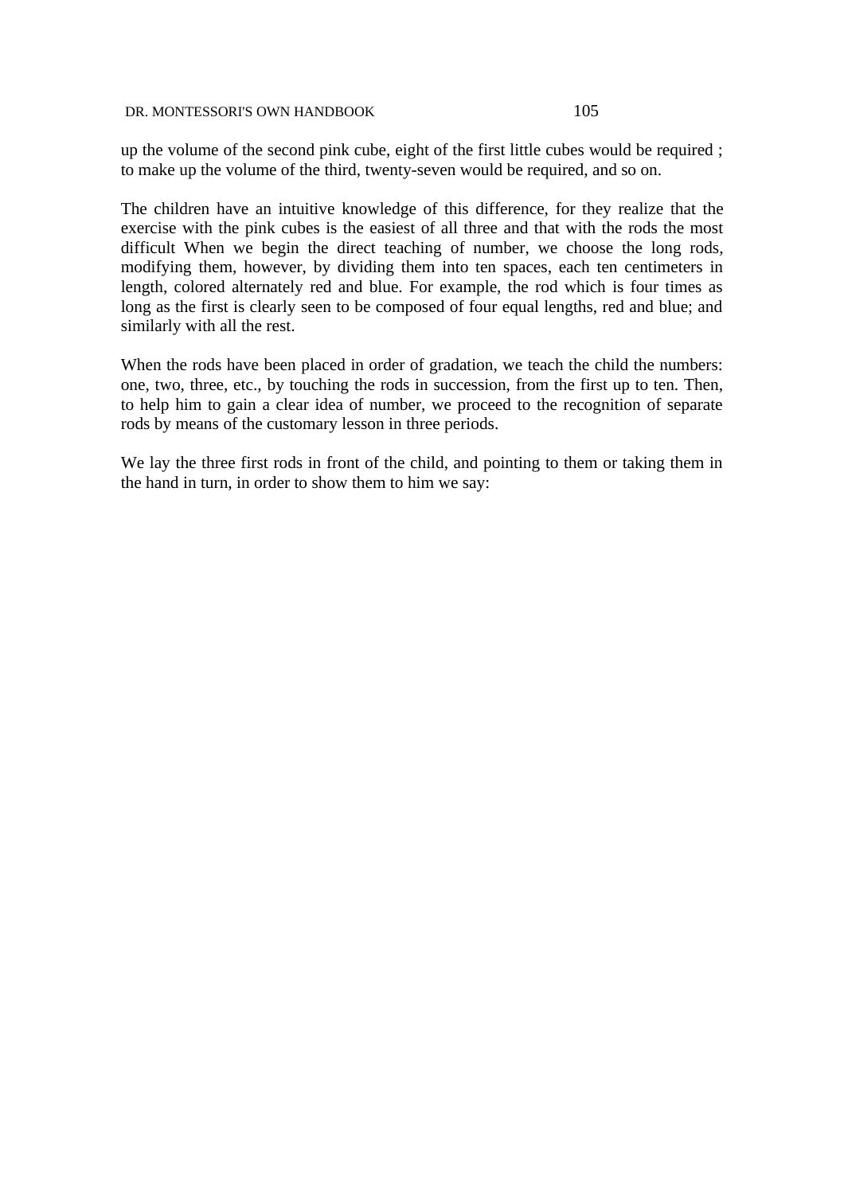up the volume of the second pink cube, eight of the first little cubes would be required ; to make up the volume of the third, twenty-seven would be required, and so on.

The children have an intuitive knowledge of this difference, for they realize that the exercise with the pink cubes is the easiest of all three and that with the rods the most difficult When we begin the direct teaching of number, we choose the long rods, modifying them, however, by dividing them into ten spaces, each ten centimeters in length, colored alternately red and blue. For example, the rod which is four times as long as the first is clearly seen to be composed of four equal lengths, red and blue; and similarly with all the rest.

When the rods have been placed in order of gradation, we teach the child the numbers: one, two, three, etc., by touching the rods in succession, from the first up to ten. Then, to help him to gain a clear idea of number, we proceed to the recognition of separate rods by means of the customary lesson in three periods.

We lay the three first rods in front of the child, and pointing to them or taking them in the hand in turn, in order to show them to him we say: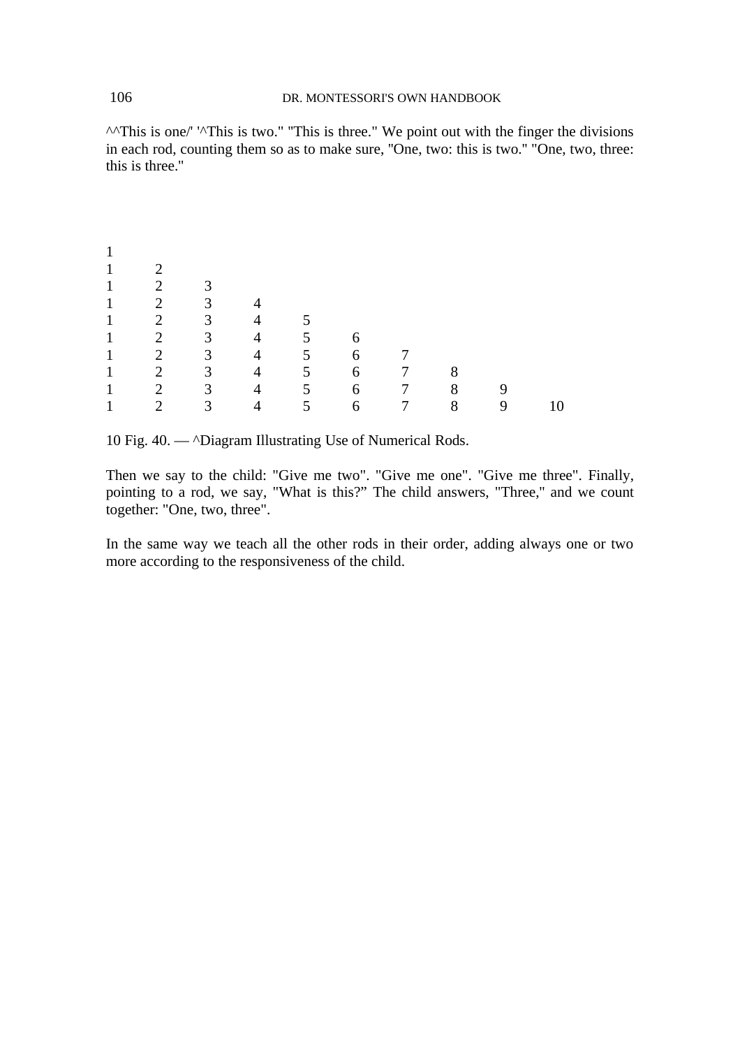^^This is one/' '^This is two." "This is three." We point out with the finger the divisions in each rod, counting them so as to make sure, "One, two: this is two." "One, two, three: this is three."

```
1
1    2
1    2    3
1    2    3    4
1    2    3    4    5
1    2    3    4    5    6
1    2    3    4    5    6    7
1    2    3    4    5    6    7    8
1    2    3    4    5    6    7    8    9
1    2    3    4    5    6    7    8    9    10
```

10 Fig. 40. — ^Diagram Illustrating Use of Numerical Rods.

Then we say to the child: "Give me two". "Give me one". "Give me three". Finally, pointing to a rod, we say, "What is this?" The child answers, "Three," and we count together: "One, two, three".

In the same way we teach all the other rods in their order, adding always one or two more according to the responsiveness of the child.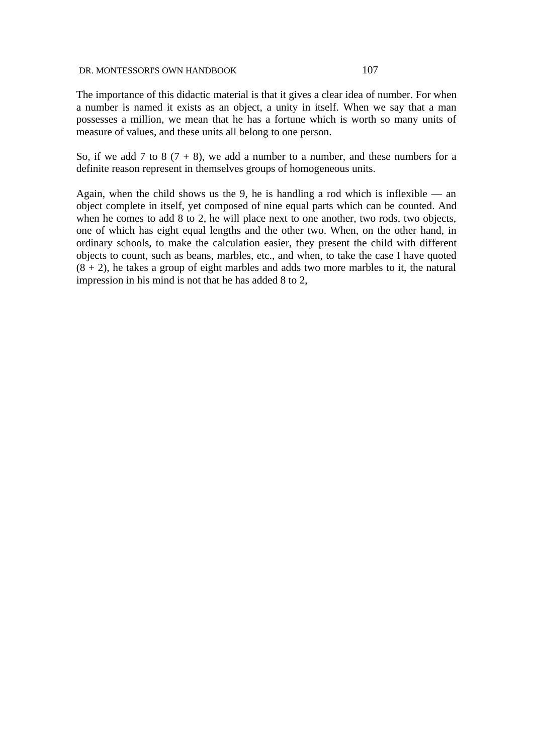The importance of this didactic material is that it gives a clear idea of number. For when a number is named it exists as an object, a unity in itself. When we say that a man possesses a million, we mean that he has a fortune which is worth so many units of measure of values, and these units all belong to one person.

So, if we add 7 to 8 (7 + 8), we add a number to a number, and these numbers for a definite reason represent in themselves groups of homogeneous units.

Again, when the child shows us the 9, he is handling a rod which is inflexible — an object complete in itself, yet composed of nine equal parts which can be counted. And when he comes to add 8 to 2, he will place next to one another, two rods, two objects, one of which has eight equal lengths and the other two. When, on the other hand, in ordinary schools, to make the calculation easier, they present the child with different objects to count, such as beans, marbles, etc., and when, to take the case I have quoted (8 + 2), he takes a group of eight marbles and adds two more marbles to it, the natural impression in his mind is not that he has added 8 to 2,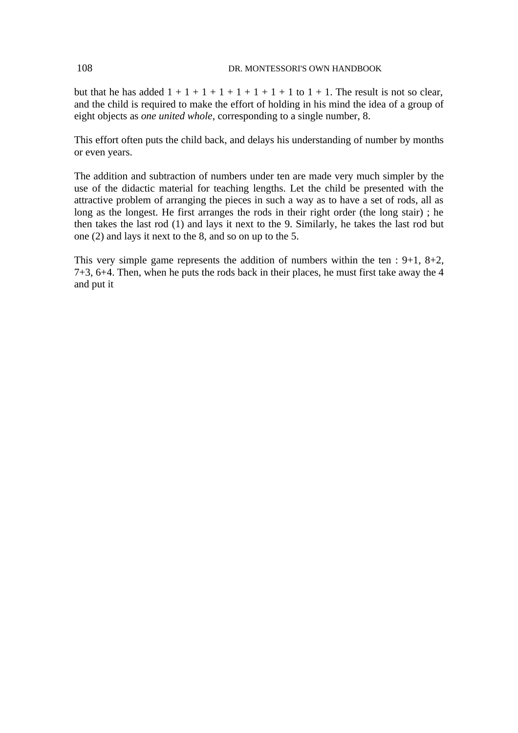but that he has added 1 + 1 + 1 + 1 + 1 + 1 + 1 + 1 to 1 + 1. The result is not so clear, and the child is required to make the effort of holding in his mind the idea of a group of eight objects as *one united whole*, corresponding to a single number, 8.

This effort often puts the child back, and delays his understanding of number by months or even years.

The addition and subtraction of numbers under ten are made very much simpler by the use of the didactic material for teaching lengths. Let the child be presented with the attractive problem of arranging the pieces in such a way as to have a set of rods, all as long as the longest. He first arranges the rods in their right order (the long stair) ; he then takes the last rod (1) and lays it next to the 9. Similarly, he takes the last rod but one (2) and lays it next to the 8, and so on up to the 5.

This very simple game represents the addition of numbers within the ten : 9+1, 8+2, 7+3, 6+4. Then, when he puts the rods back in their places, he must first take away the 4 and put it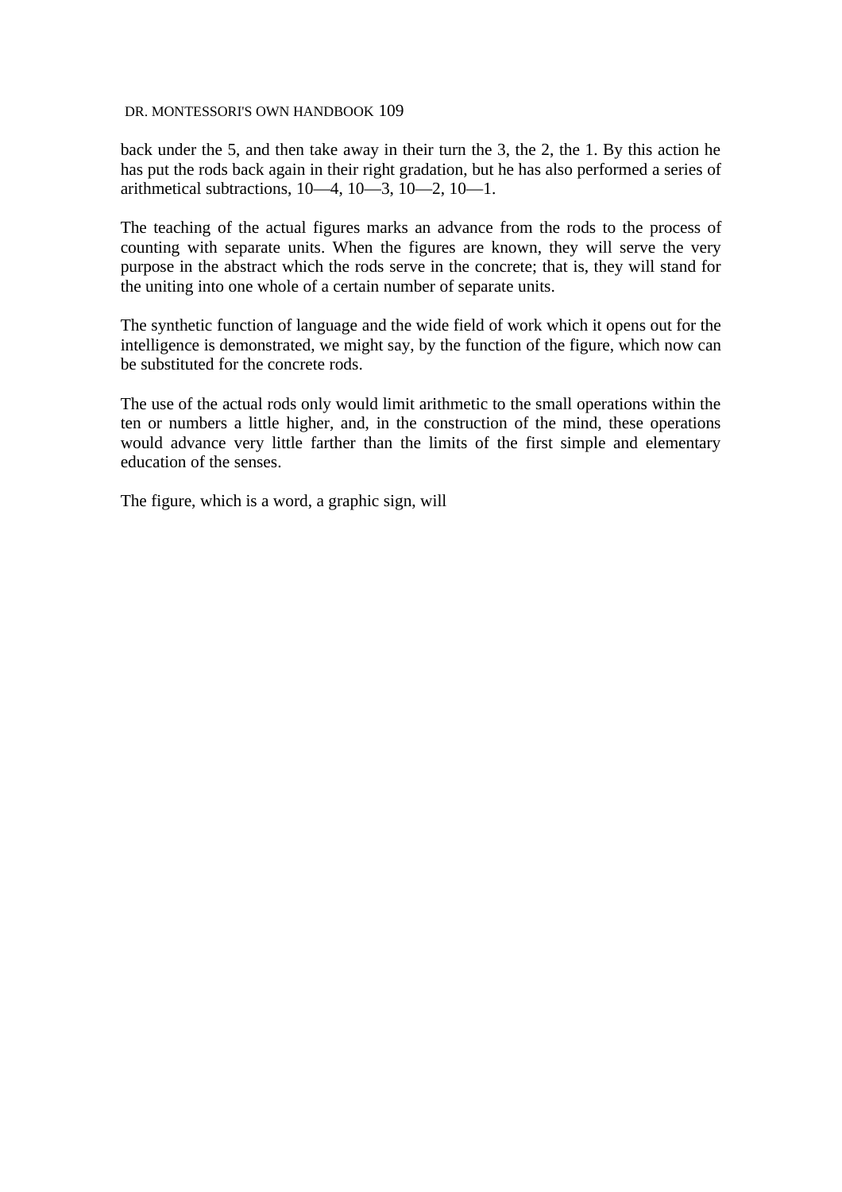back under the 5, and then take away in their turn the 3, the 2, the 1. By this action he has put the rods back again in their right gradation, but he has also performed a series of arithmetical subtractions, 10—4, 10—3, 10—2, 10—1.

The teaching of the actual figures marks an advance from the rods to the process of counting with separate units. When the figures are known, they will serve the very purpose in the abstract which the rods serve in the concrete; that is, they will stand for the uniting into one whole of a certain number of separate units.

The synthetic function of language and the wide field of work which it opens out for the intelligence is demonstrated, we might say, by the function of the figure, which now can be substituted for the concrete rods.

The use of the actual rods only would limit arithmetic to the small operations within the ten or numbers a little higher, and, in the construction of the mind, these operations would advance very little farther than the limits of the first simple and elementary education of the senses.

The figure, which is a word, a graphic sign, will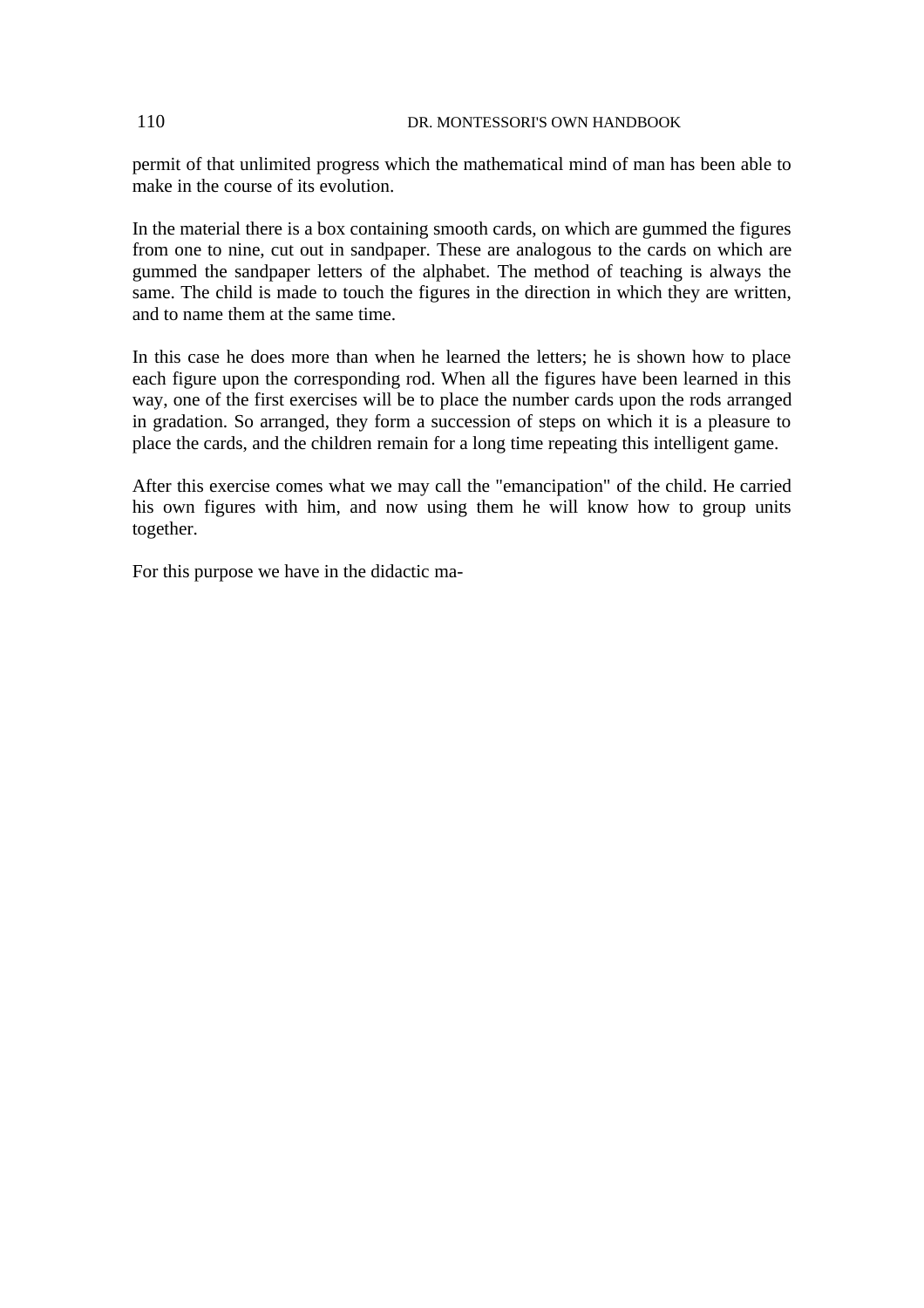permit of that unlimited progress which the mathematical mind of man has been able to make in the course of its evolution.

In the material there is a box containing smooth cards, on which are gummed the figures from one to nine, cut out in sandpaper. These are analogous to the cards on which are gummed the sandpaper letters of the alphabet. The method of teaching is always the same. The child is made to touch the figures in the direction in which they are written, and to name them at the same time.

In this case he does more than when he learned the letters; he is shown how to place each figure upon the corresponding rod. When all the figures have been learned in this way, one of the first exercises will be to place the number cards upon the rods arranged in gradation. So arranged, they form a succession of steps on which it is a pleasure to place the cards, and the children remain for a long time repeating this intelligent game.

After this exercise comes what we may call the "emancipation" of the child. He carried his own figures with him, and now using them he will know how to group units together.

For this purpose we have in the didactic ma-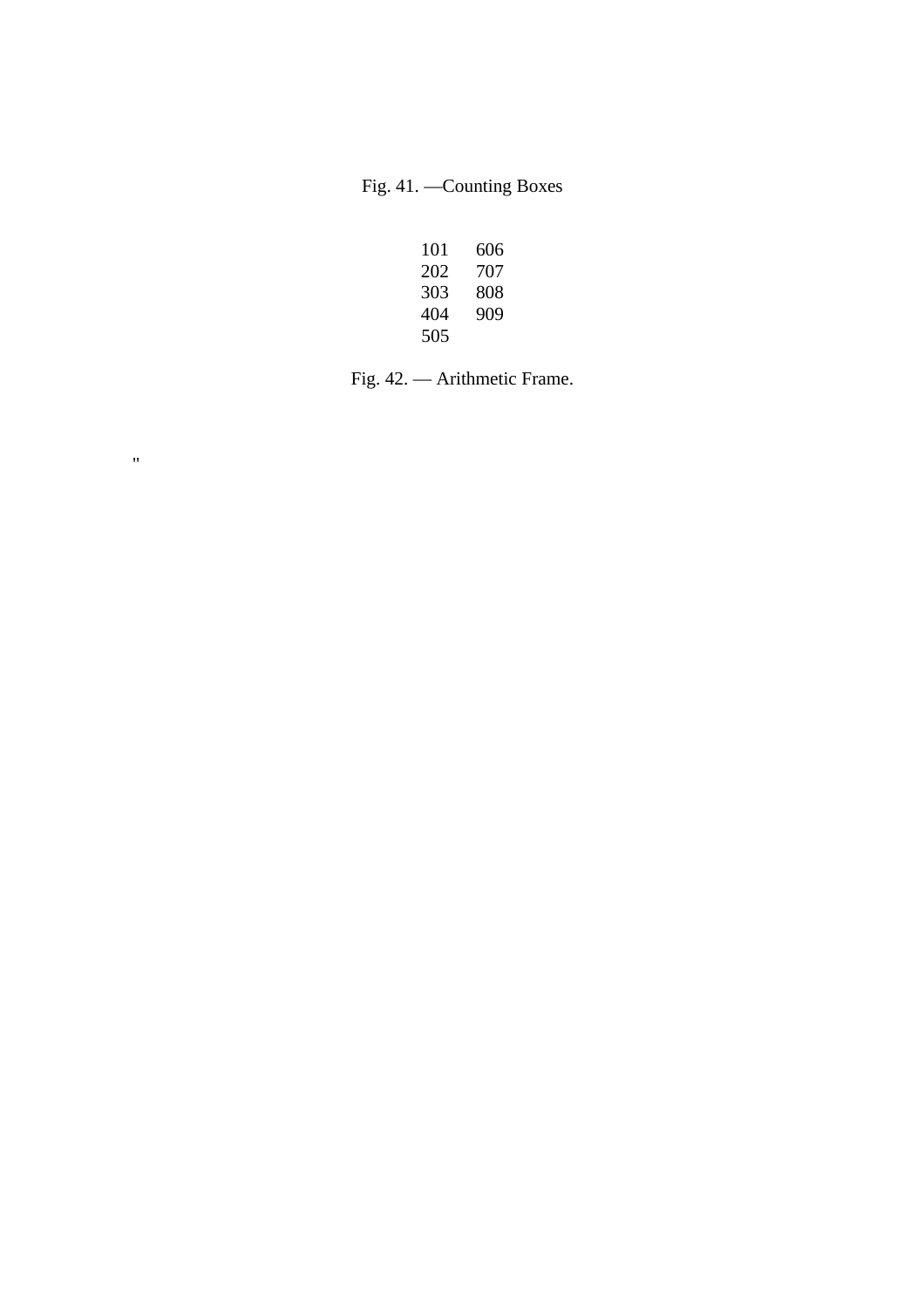Fig. 41. —Counting Boxes

| | |
|---|---|
| 101 | 606 |
| 202 | 707 |
| 303 | 808 |
| 404 | 909 |
| 505 | |

Fig. 42. — Arithmetic Frame.

"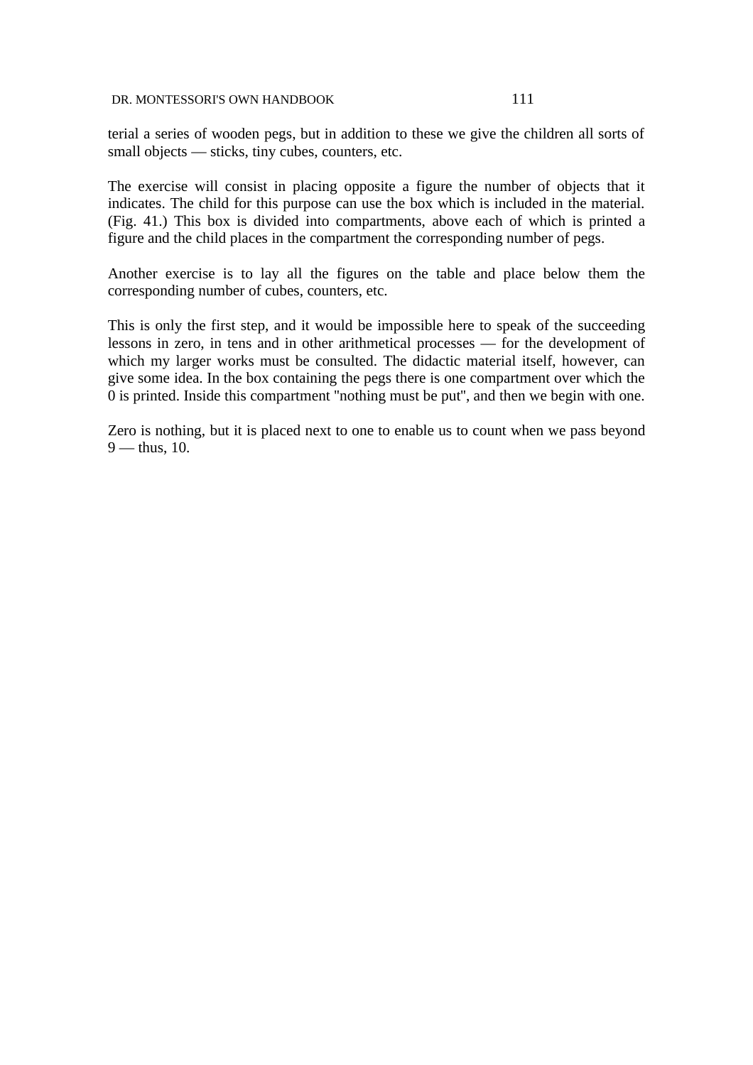terial a series of wooden pegs, but in addition to these we give the children all sorts of small objects — sticks, tiny cubes, counters, etc.

The exercise will consist in placing opposite a figure the number of objects that it indicates. The child for this purpose can use the box which is included in the material. (Fig. 41.) This box is divided into compartments, above each of which is printed a figure and the child places in the compartment the corresponding number of pegs.

Another exercise is to lay all the figures on the table and place below them the corresponding number of cubes, counters, etc.

This is only the first step, and it would be impossible here to speak of the succeeding lessons in zero, in tens and in other arithmetical processes — for the development of which my larger works must be consulted. The didactic material itself, however, can give some idea. In the box containing the pegs there is one compartment over which the 0 is printed. Inside this compartment "nothing must be put", and then we begin with one.

Zero is nothing, but it is placed next to one to enable us to count when we pass beyond 9 — thus, 10.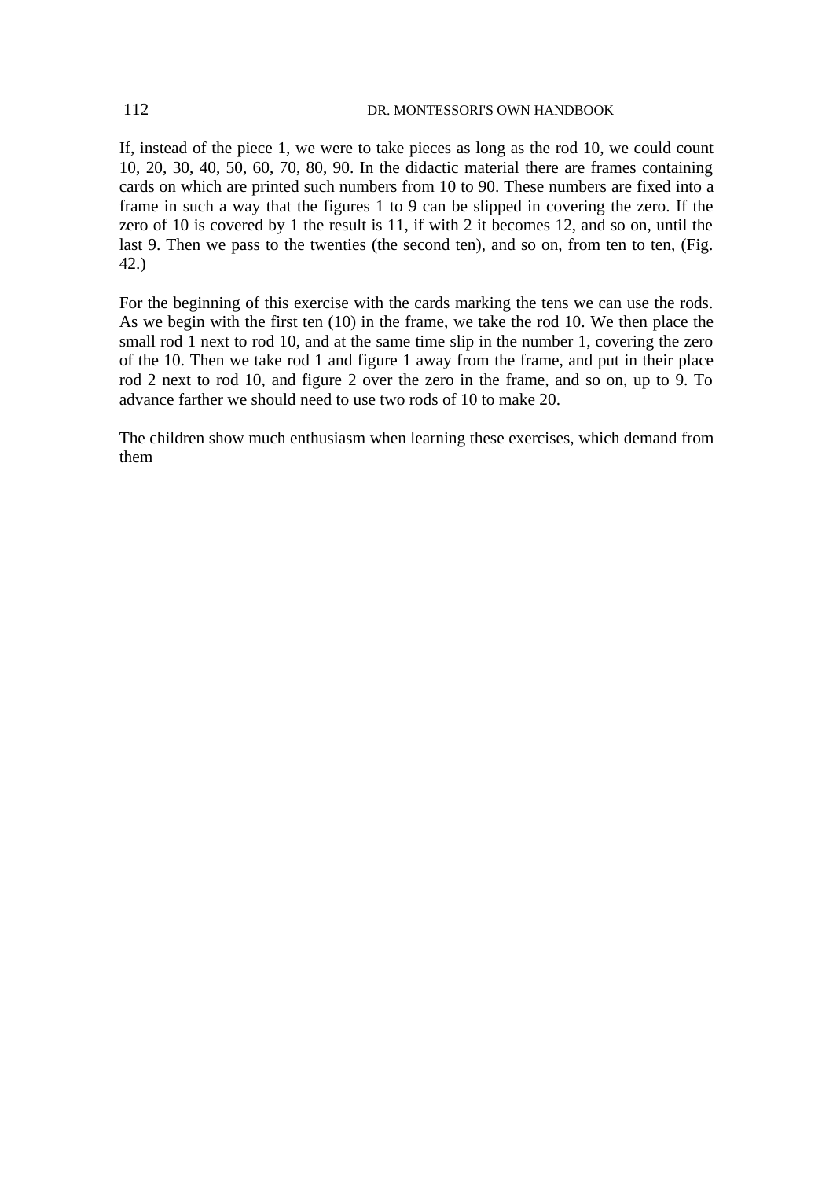If, instead of the piece 1, we were to take pieces as long as the rod 10, we could count 10, 20, 30, 40, 50, 60, 70, 80, 90. In the didactic material there are frames containing cards on which are printed such numbers from 10 to 90. These numbers are fixed into a frame in such a way that the figures 1 to 9 can be slipped in covering the zero. If the zero of 10 is covered by 1 the result is 11, if with 2 it becomes 12, and so on, until the last 9. Then we pass to the twenties (the second ten), and so on, from ten to ten, (Fig. 42.)

For the beginning of this exercise with the cards marking the tens we can use the rods. As we begin with the first ten (10) in the frame, we take the rod 10. We then place the small rod 1 next to rod 10, and at the same time slip in the number 1, covering the zero of the 10. Then we take rod 1 and figure 1 away from the frame, and put in their place rod 2 next to rod 10, and figure 2 over the zero in the frame, and so on, up to 9. To advance farther we should need to use two rods of 10 to make 20.

The children show much enthusiasm when learning these exercises, which demand from them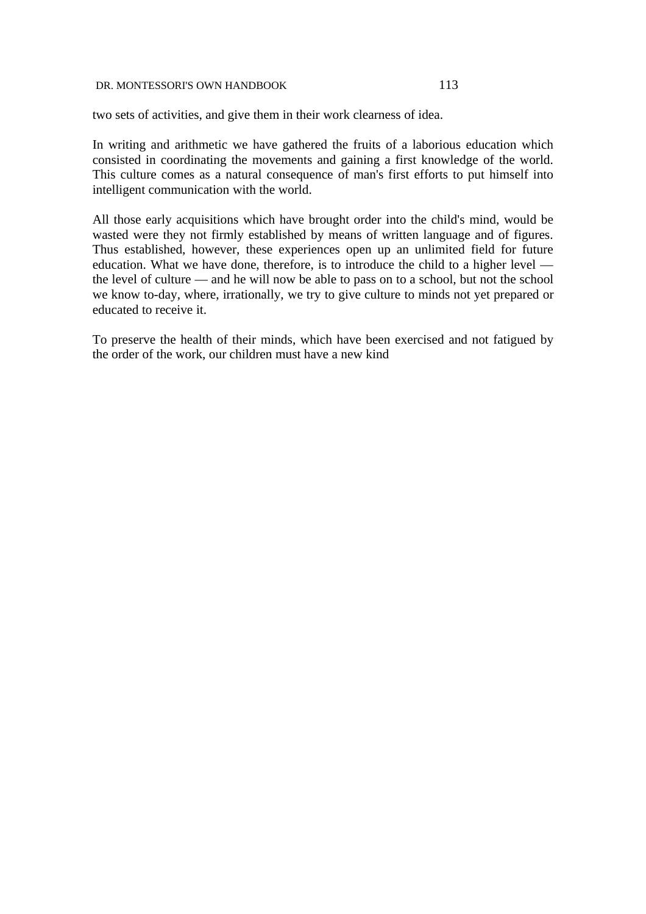two sets of activities, and give them in their work clearness of idea.

In writing and arithmetic we have gathered the fruits of a laborious education which consisted in coordinating the movements and gaining a first knowledge of the world. This culture comes as a natural consequence of man's first efforts to put himself into intelligent communication with the world.

All those early acquisitions which have brought order into the child's mind, would be wasted were they not firmly established by means of written language and of figures. Thus established, however, these experiences open up an unlimited field for future education. What we have done, therefore, is to introduce the child to a higher level — the level of culture — and he will now be able to pass on to a school, but not the school we know to-day, where, irrationally, we try to give culture to minds not yet prepared or educated to receive it.

To preserve the health of their minds, which have been exercised and not fatigued by the order of the work, our children must have a new kind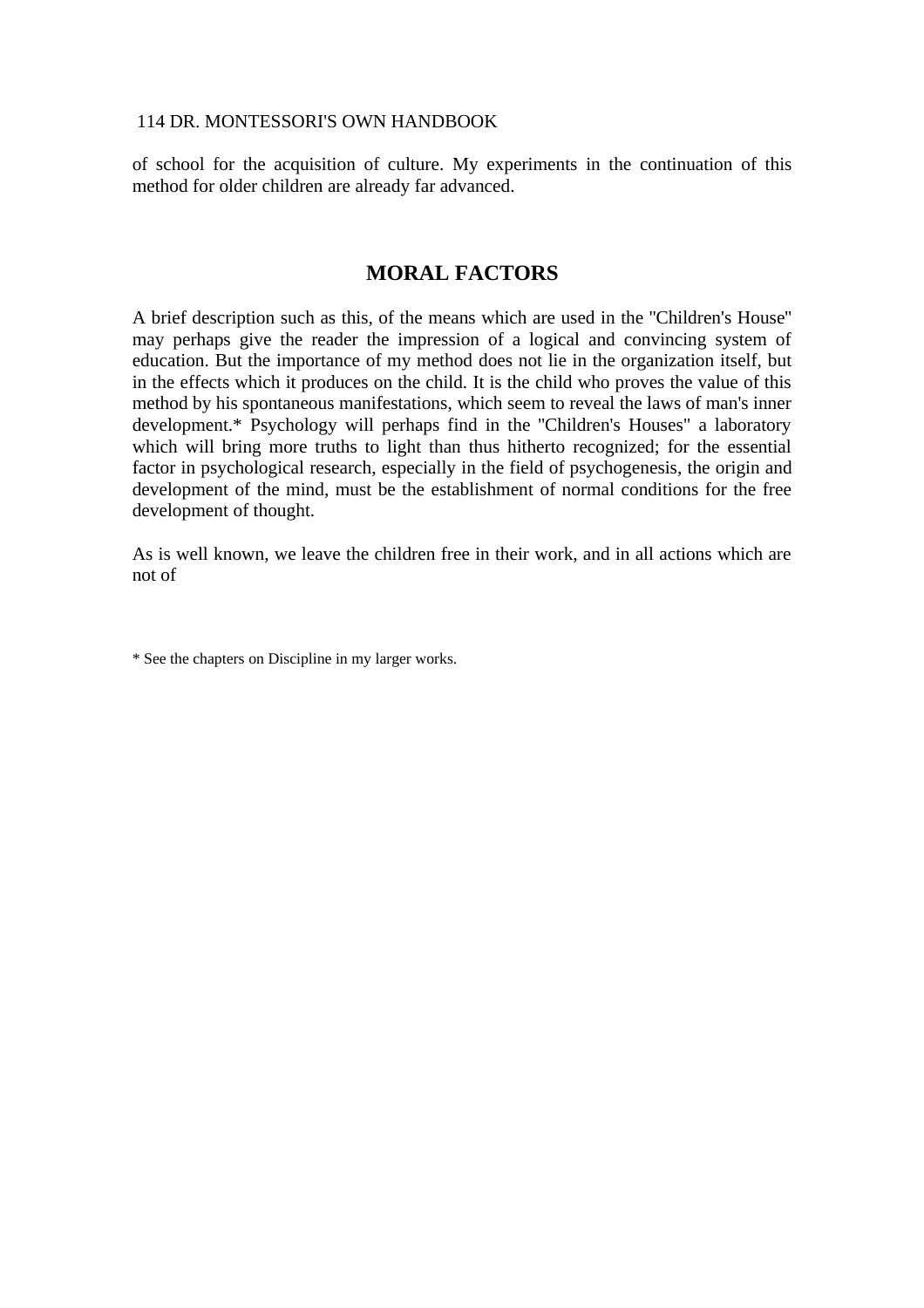of school for the acquisition of culture. My experiments in the continuation of this method for older children are already far advanced.

## MORAL FACTORS

A brief description such as this, of the means which are used in the "Children's House" may perhaps give the reader the impression of a logical and convincing system of education. But the importance of my method does not lie in the organization itself, but in the effects which it produces on the child. It is the child who proves the value of this method by his spontaneous manifestations, which seem to reveal the laws of man's inner development.* Psychology will perhaps find in the "Children's Houses" a laboratory which will bring more truths to light than thus hitherto recognized; for the essential factor in psychological research, especially in the field of psychogenesis, the origin and development of the mind, must be the establishment of normal conditions for the free development of thought.

As is well known, we leave the children free in their work, and in all actions which are not of

* See the chapters on Discipline in my larger works.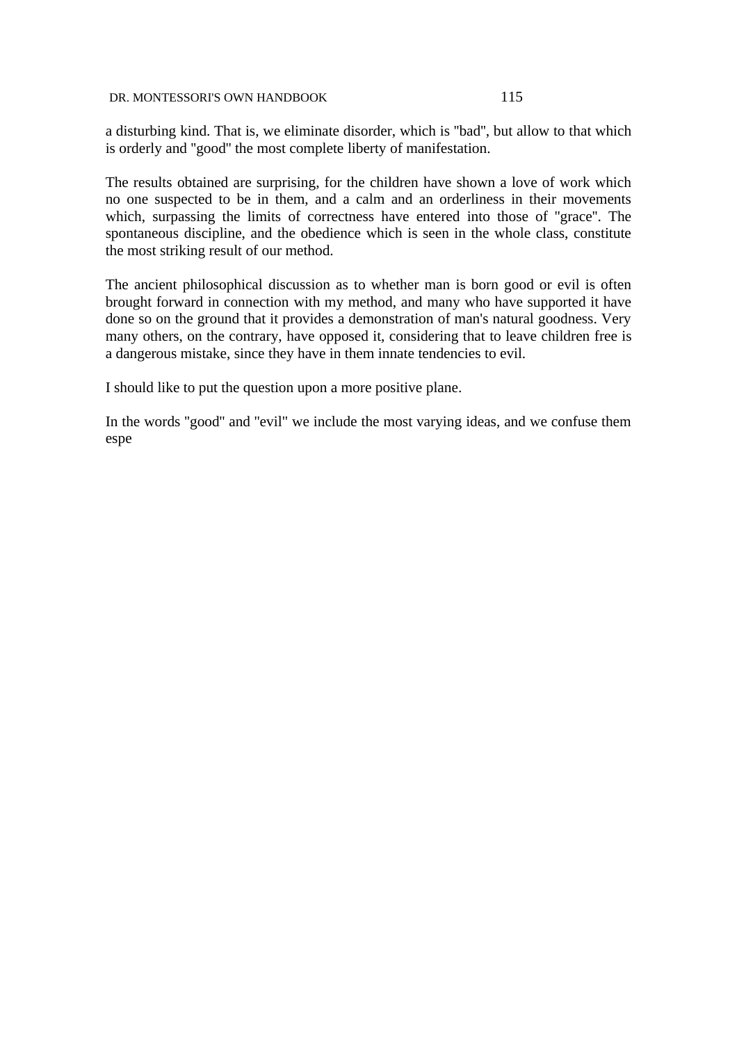a disturbing kind. That is, we eliminate disorder, which is "bad", but allow to that which is orderly and "good" the most complete liberty of manifestation.

The results obtained are surprising, for the children have shown a love of work which no one suspected to be in them, and a calm and an orderliness in their movements which, surpassing the limits of correctness have entered into those of "grace". The spontaneous discipline, and the obedience which is seen in the whole class, constitute the most striking result of our method.

The ancient philosophical discussion as to whether man is born good or evil is often brought forward in connection with my method, and many who have supported it have done so on the ground that it provides a demonstration of man's natural goodness. Very many others, on the contrary, have opposed it, considering that to leave children free is a dangerous mistake, since they have in them innate tendencies to evil.

I should like to put the question upon a more positive plane.

In the words "good" and "evil" we include the most varying ideas, and we confuse them espe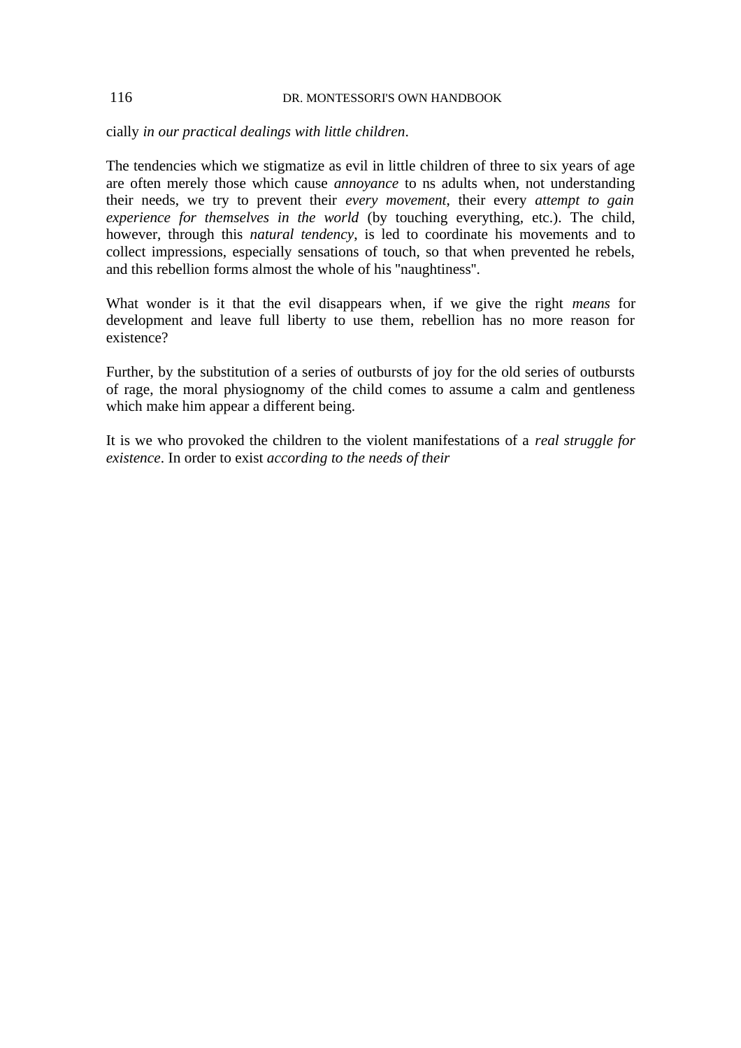cially *in our practical dealings with little children*.

The tendencies which we stigmatize as evil in little children of three to six years of age are often merely those which cause *annoyance* to ns adults when, not understanding their needs, we try to prevent their *every movement*, their every *attempt to gain experience for themselves in the world* (by touching everything, etc.). The child, however, through this *natural tendency*, is led to coordinate his movements and to collect impressions, especially sensations of touch, so that when prevented he rebels, and this rebellion forms almost the whole of his "naughtiness".

What wonder is it that the evil disappears when, if we give the right *means* for development and leave full liberty to use them, rebellion has no more reason for existence?

Further, by the substitution of a series of outbursts of joy for the old series of outbursts of rage, the moral physiognomy of the child comes to assume a calm and gentleness which make him appear a different being.

It is we who provoked the children to the violent manifestations of a *real struggle for existence*. In order to exist *according to the needs of their*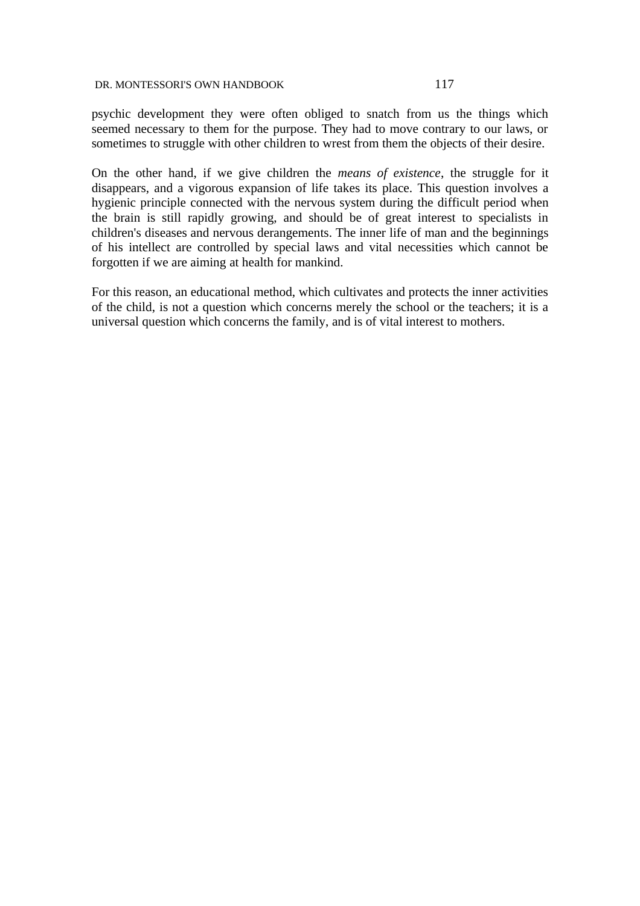psychic development they were often obliged to snatch from us the things which seemed necessary to them for the purpose. They had to move contrary to our laws, or sometimes to struggle with other children to wrest from them the objects of their desire.

On the other hand, if we give children the *means of existence*, the struggle for it disappears, and a vigorous expansion of life takes its place. This question involves a hygienic principle connected with the nervous system during the difficult period when the brain is still rapidly growing, and should be of great interest to specialists in children's diseases and nervous derangements. The inner life of man and the beginnings of his intellect are controlled by special laws and vital necessities which cannot be forgotten if we are aiming at health for mankind.

For this reason, an educational method, which cultivates and protects the inner activities of the child, is not a question which concerns merely the school or the teachers; it is a universal question which concerns the family, and is of vital interest to mothers.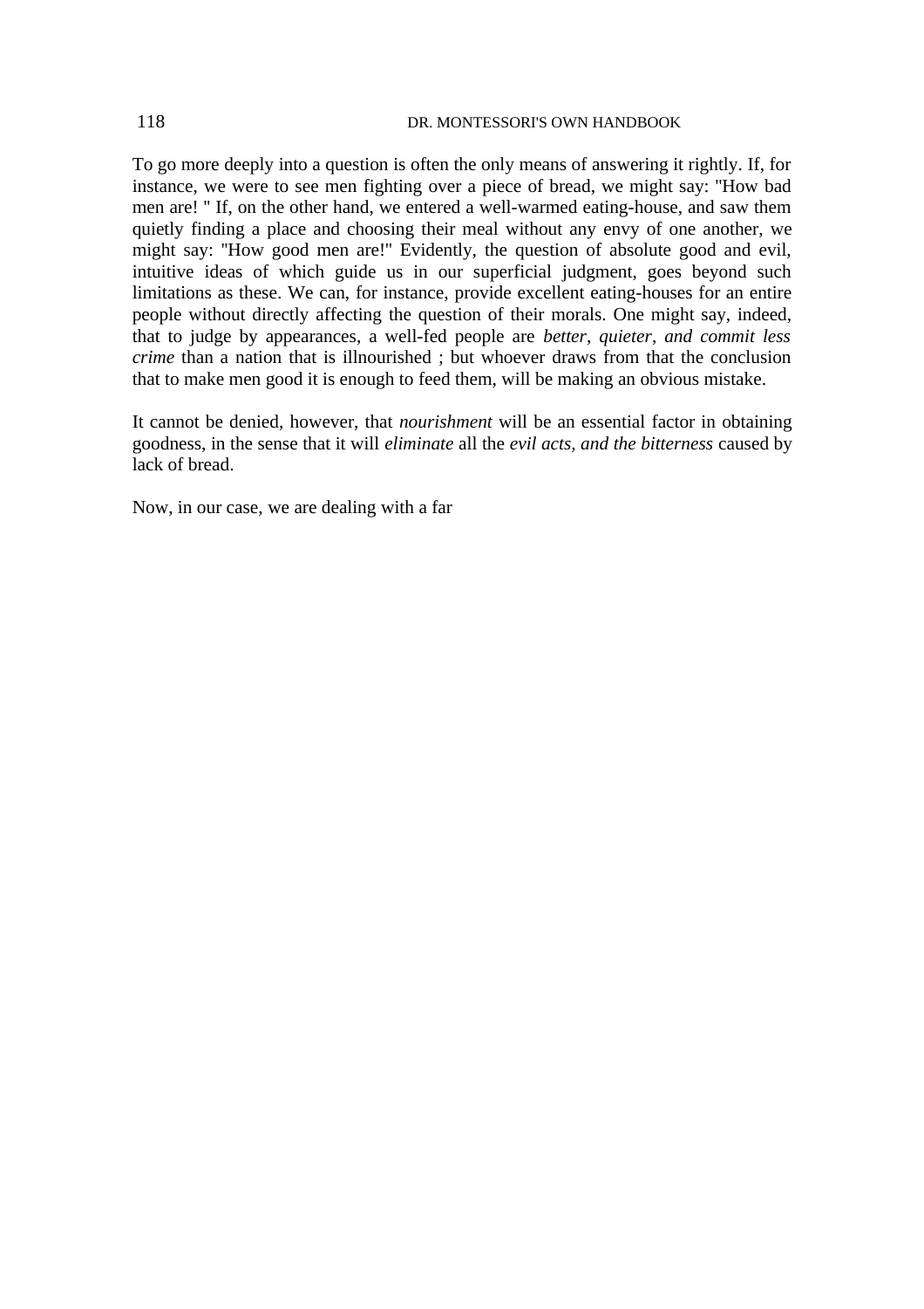To go more deeply into a question is often the only means of answering it rightly. If, for instance, we were to see men fighting over a piece of bread, we might say: "How bad men are! " If, on the other hand, we entered a well-warmed eating-house, and saw them quietly finding a place and choosing their meal without any envy of one another, we might say: "How good men are!" Evidently, the question of absolute good and evil, intuitive ideas of which guide us in our superficial judgment, goes beyond such limitations as these. We can, for instance, provide excellent eating-houses for an entire people without directly affecting the question of their morals. One might say, indeed, that to judge by appearances, a well-fed people are *better, quieter, and commit less crime* than a nation that is illnourished ; but whoever draws from that the conclusion that to make men good it is enough to feed them, will be making an obvious mistake.

It cannot be denied, however, that *nourishment* will be an essential factor in obtaining goodness, in the sense that it will *eliminate* all the *evil acts, and the bitterness* caused by lack of bread.

Now, in our case, we are dealing with a far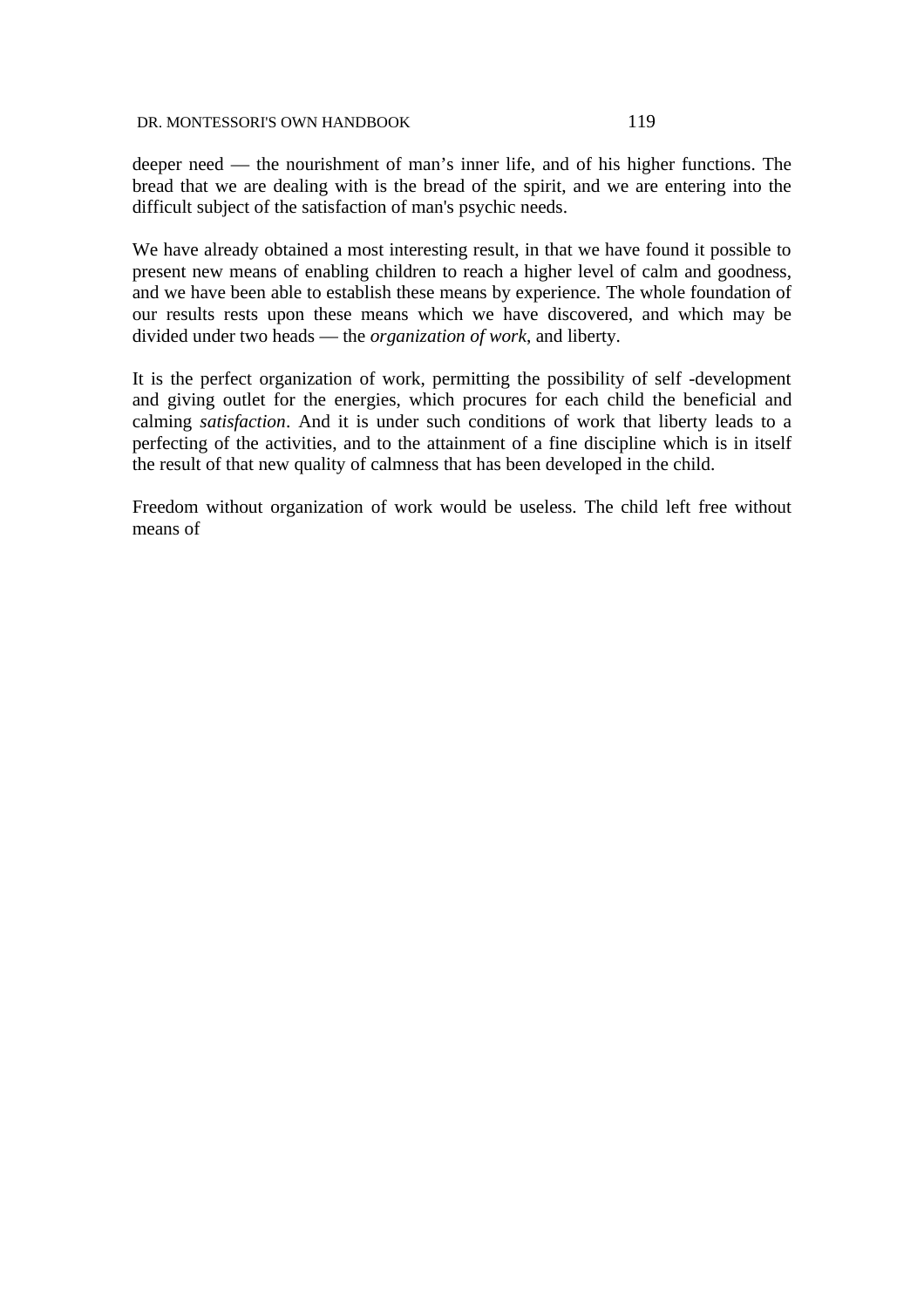deeper need — the nourishment of man’s inner life, and of his higher functions. The bread that we are dealing with is the bread of the spirit, and we are entering into the difficult subject of the satisfaction of man's psychic needs.

We have already obtained a most interesting result, in that we have found it possible to present new means of enabling children to reach a higher level of calm and goodness, and we have been able to establish these means by experience. The whole foundation of our results rests upon these means which we have discovered, and which may be divided under two heads — the *organization of work*, and liberty.

It is the perfect organization of work, permitting the possibility of self -development and giving outlet for the energies, which procures for each child the beneficial and calming *satisfaction*. And it is under such conditions of work that liberty leads to a perfecting of the activities, and to the attainment of a fine discipline which is in itself the result of that new quality of calmness that has been developed in the child.

Freedom without organization of work would be useless. The child left free without means of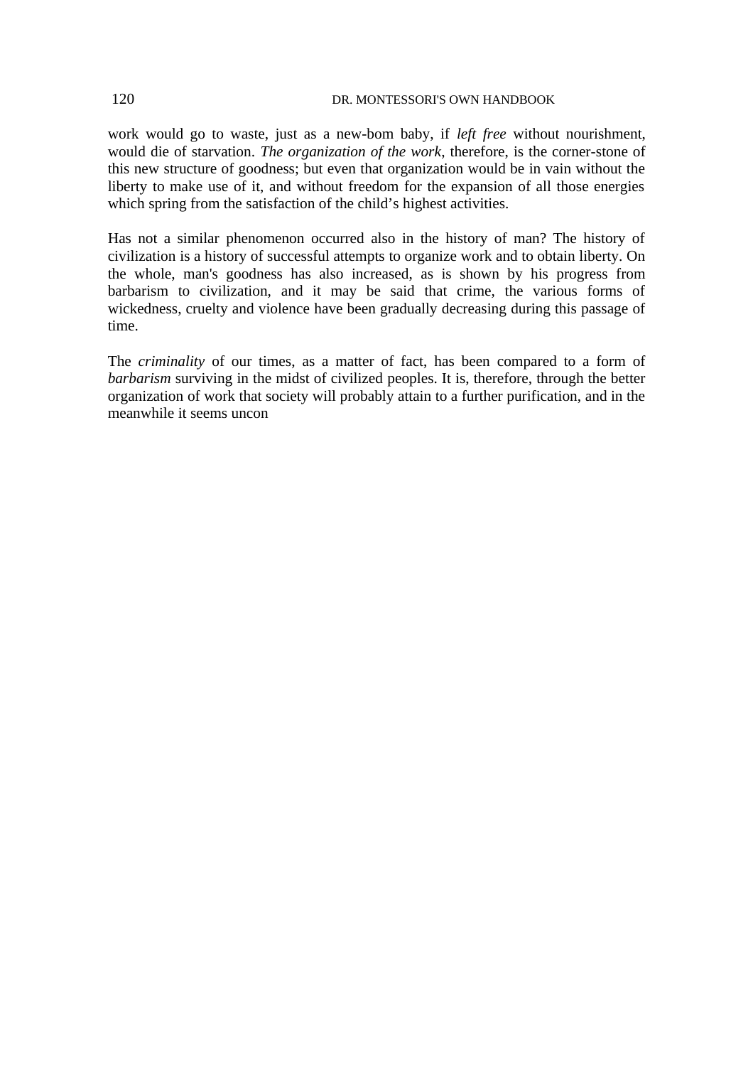work would go to waste, just as a new-bom baby, if *left free* without nourishment, would die of starvation. *The organization of the work*, therefore, is the corner-stone of this new structure of goodness; but even that organization would be in vain without the liberty to make use of it, and without freedom for the expansion of all those energies which spring from the satisfaction of the child's highest activities.

Has not a similar phenomenon occurred also in the history of man? The history of civilization is a history of successful attempts to organize work and to obtain liberty. On the whole, man's goodness has also increased, as is shown by his progress from barbarism to civilization, and it may be said that crime, the various forms of wickedness, cruelty and violence have been gradually decreasing during this passage of time.

The *criminality* of our times, as a matter of fact, has been compared to a form of *barbarism* surviving in the midst of civilized peoples. It is, therefore, through the better organization of work that society will probably attain to a further purification, and in the meanwhile it seems uncon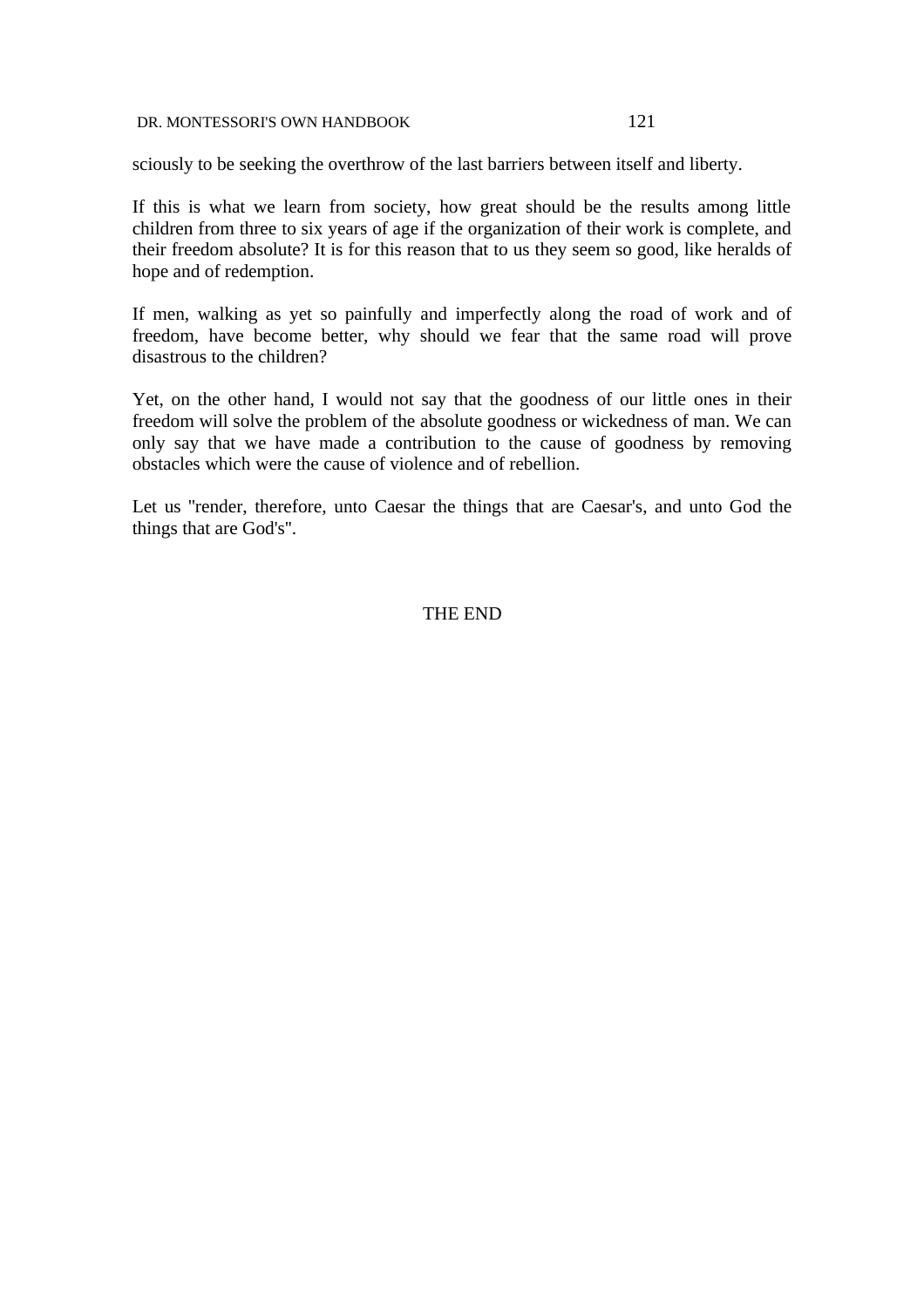sciously to be seeking the overthrow of the last barriers between itself and liberty.

If this is what we learn from society, how great should be the results among little children from three to six years of age if the organization of their work is complete, and their freedom absolute? It is for this reason that to us they seem so good, like heralds of hope and of redemption.

If men, walking as yet so painfully and imperfectly along the road of work and of freedom, have become better, why should we fear that the same road will prove disastrous to the children?

Yet, on the other hand, I would not say that the goodness of our little ones in their freedom will solve the problem of the absolute goodness or wickedness of man. We can only say that we have made a contribution to the cause of goodness by removing obstacles which were the cause of violence and of rebellion.

Let us "render, therefore, unto Caesar the things that are Caesar's, and unto God the things that are God's".

THE END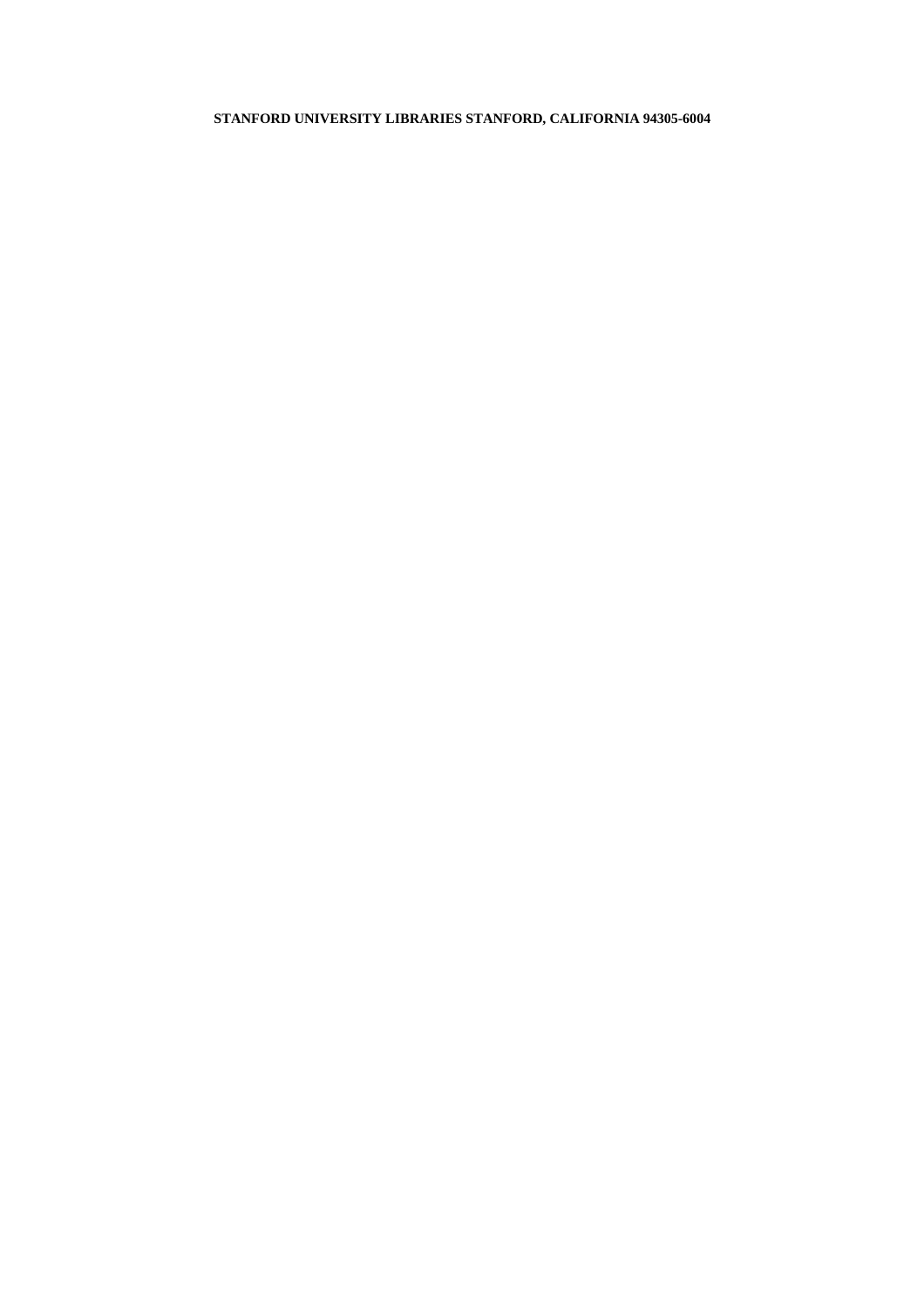**STANFORD UNIVERSITY LIBRARIES STANFORD, CALIFORNIA 94305-6004**